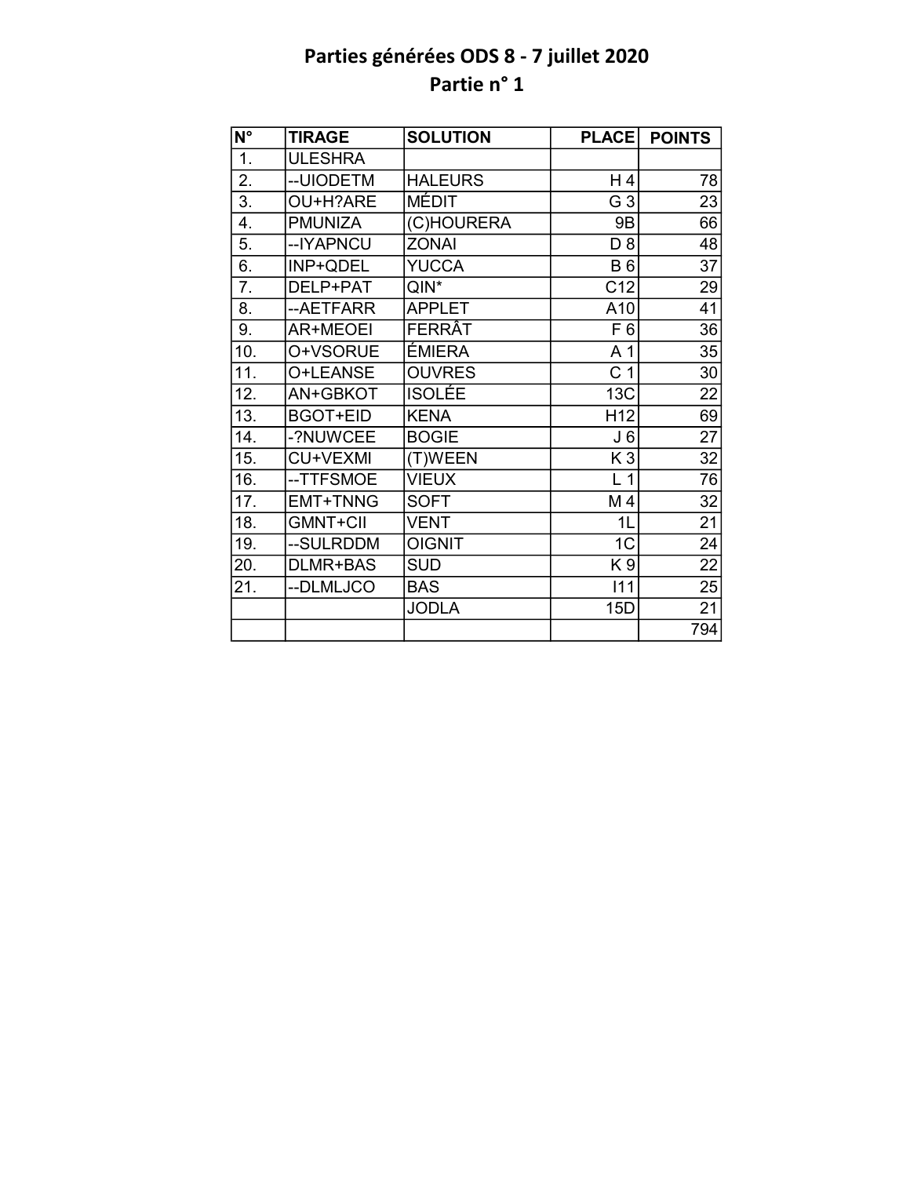# Parties générées ODS 8 - 7 juillet 2020

## Partie n° 1

| N° | TIRAGE | SOLUTION | PLACE | POINTS |
|---|---|---|---|---|
| 1. | ULESHRA | | | |
| 2. | --UIODETM | HALEURS | H 4 | 78 |
| 3. | OU+H?ARE | MÉDIT | G 3 | 23 |
| 4. | PMUNIZA | (C)HOURERA | 9B | 66 |
| 5. | --IYAPNCU | ZONAI | D 8 | 48 |
| 6. | INP+QDEL | YUCCA | B 6 | 37 |
| 7. | DELP+PAT | QIN* | C12 | 29 |
| 8. | --AETFARR | APPLET | A10 | 41 |
| 9. | AR+MEOEI | FERRÂT | F 6 | 36 |
| 10. | O+VSORUE | ÉMIERA | A 1 | 35 |
| 11. | O+LEANSE | OUVRES | C 1 | 30 |
| 12. | AN+GBKOT | ISOLÉE | 13C | 22 |
| 13. | BGOT+EID | KENA | H12 | 69 |
| 14. | -?NUWCEE | BOGIE | J 6 | 27 |
| 15. | CU+VEXMI | (T)WEEN | K 3 | 32 |
| 16. | --TTFSMOE | VIEUX | L 1 | 76 |
| 17. | EMT+TNNG | SOFT | M 4 | 32 |
| 18. | GMNT+CII | VENT | 1L | 21 |
| 19. | --SULRDDM | OIGNIT | 1C | 24 |
| 20. | DLMR+BAS | SUD | K 9 | 22 |
| 21. | --DLMLJCO | BAS | I11 | 25 |
| | | JODLA | 15D | 21 |
| | | | | 794 |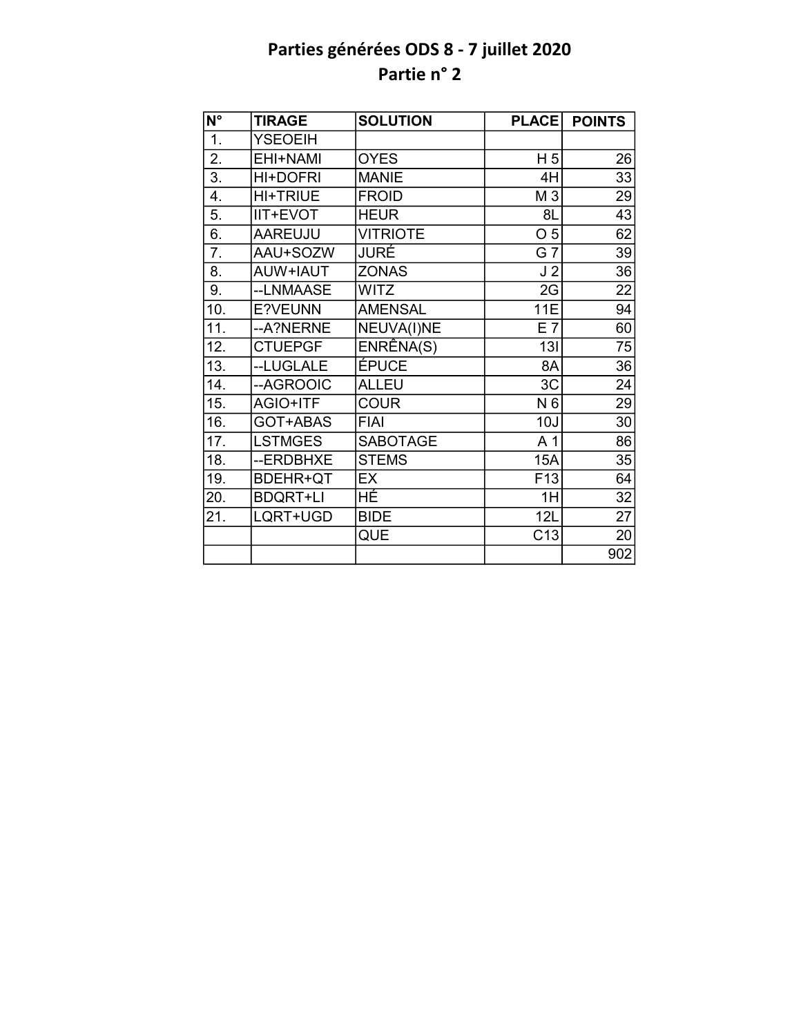# Parties générées ODS 8 - 7 juillet 2020
## Partie n° 2

| N° | TIRAGE | SOLUTION | PLACE | POINTS |
|---|---|---|---|---|
| 1. | YSEOEIH | | | |
| 2. | EHI+NAMI | OYES | H 5 | 26 |
| 3. | HI+DOFRI | MANIE | 4H | 33 |
| 4. | HI+TRIUE | FROID | M 3 | 29 |
| 5. | IIT+EVOT | HEUR | 8L | 43 |
| 6. | AAREUJU | VITRIOTE | O 5 | 62 |
| 7. | AAU+SOZW | JURÉ | G 7 | 39 |
| 8. | AUW+IAUT | ZONAS | J 2 | 36 |
| 9. | --LNMAASE | WITZ | 2G | 22 |
| 10. | E?VEUNN | AMENSAL | 11E | 94 |
| 11. | --A?NERNE | NEUVA(I)NE | E 7 | 60 |
| 12. | CTUEPGF | ENRÊNA(S) | 13I | 75 |
| 13. | --LUGLALE | ÉPUCE | 8A | 36 |
| 14. | --AGROOIC | ALLEU | 3C | 24 |
| 15. | AGIO+ITF | COUR | N 6 | 29 |
| 16. | GOT+ABAS | FIAI | 10J | 30 |
| 17. | LSTMGES | SABOTAGE | A 1 | 86 |
| 18. | --ERDBHXE | STEMS | 15A | 35 |
| 19. | BDEHR+QT | EX | F13 | 64 |
| 20. | BDQRT+LI | HÉ | 1H | 32 |
| 21. | LQRT+UGD | BIDE | 12L | 27 |
| | | QUE | C13 | 20 |
| | | | | 902 |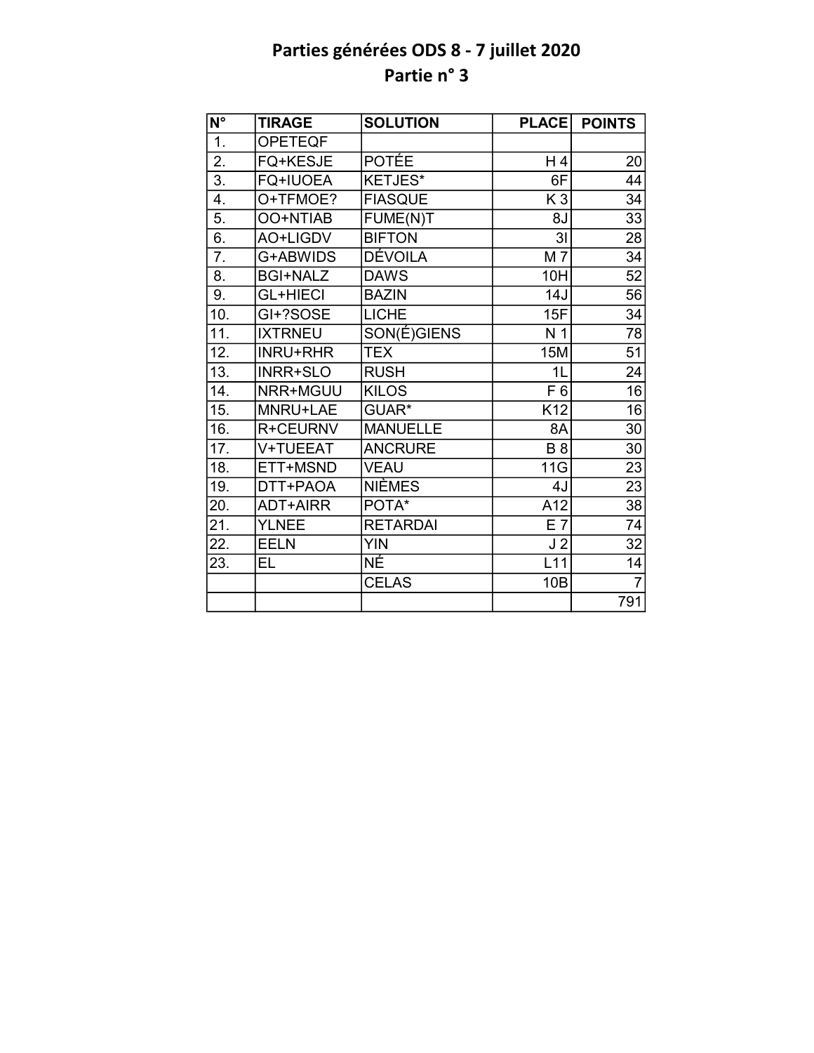# Parties générées ODS 8 - 7 juillet 2020
## Partie n° 3

| N° | TIRAGE | SOLUTION | PLACE | POINTS |
|---|---|---|---|---|
| 1. | OPETEQF | | | |
| 2. | FQ+KESJE | POTÉE | H 4 | 20 |
| 3. | FQ+IUOEA | KETJES* | 6F | 44 |
| 4. | O+TFMOE? | FIASQUE | K 3 | 34 |
| 5. | OO+NTIAB | FUME(N)T | 8J | 33 |
| 6. | AO+LIGDV | BIFTON | 3I | 28 |
| 7. | G+ABWIDS | DÉVOILA | M 7 | 34 |
| 8. | BGI+NALZ | DAWS | 10H | 52 |
| 9. | GL+HIECI | BAZIN | 14J | 56 |
| 10. | GI+?SOSE | LICHE | 15F | 34 |
| 11. | IXTRNEU | SON(É)GIENS | N 1 | 78 |
| 12. | INRU+RHR | TEX | 15M | 51 |
| 13. | INRR+SLO | RUSH | 1L | 24 |
| 14. | NRR+MGUU | KILOS | F 6 | 16 |
| 15. | MNRU+LAE | GUAR* | K12 | 16 |
| 16. | R+CEURNV | MANUELLE | 8A | 30 |
| 17. | V+TUEEAT | ANCRURE | B 8 | 30 |
| 18. | ETT+MSND | VEAU | 11G | 23 |
| 19. | DTT+PAOA | NIÈMES | 4J | 23 |
| 20. | ADT+AIRR | POTA* | A12 | 38 |
| 21. | YLNEE | RETARDAI | E 7 | 74 |
| 22. | EELN | YIN | J 2 | 32 |
| 23. | EL | NÉ | L11 | 14 |
| | | CELAS | 10B | 7 |
| | | | | 791 |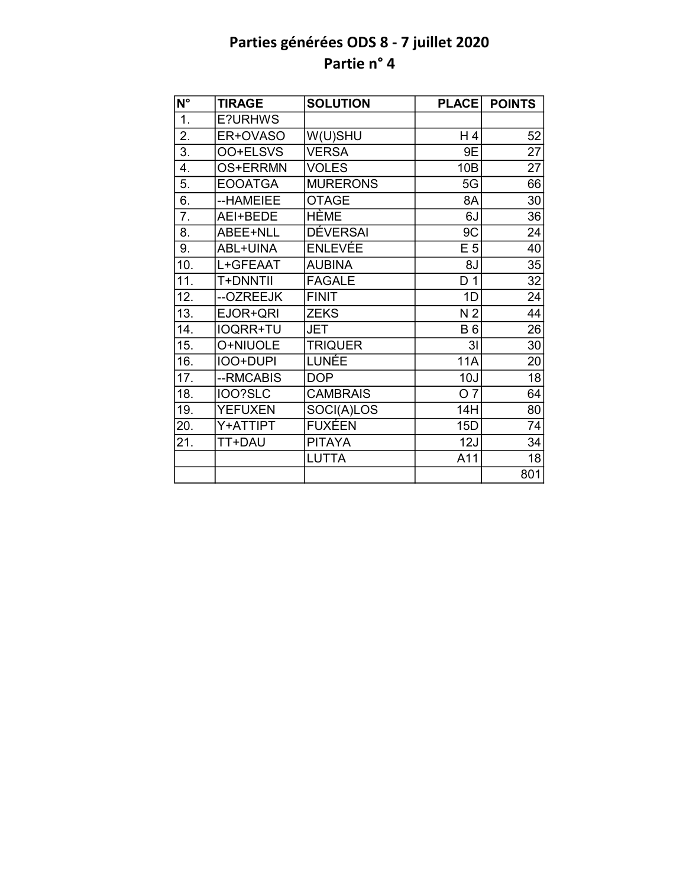# Parties générées ODS 8 - 7 juillet 2020
## Partie n° 4

| N° | TIRAGE | SOLUTION | PLACE | POINTS |
|---|---|---|---|---|
| 1. | E?URHWS | | | |
| 2. | ER+OVASO | W(U)SHU | H 4 | 52 |
| 3. | OO+ELSVS | VERSA | 9E | 27 |
| 4. | OS+ERRMN | VOLES | 10B | 27 |
| 5. | EOOATGA | MURERONS | 5G | 66 |
| 6. | --HAMEIEE | OTAGE | 8A | 30 |
| 7. | AEI+BEDE | HÈME | 6J | 36 |
| 8. | ABEE+NLL | DÉVERSAI | 9C | 24 |
| 9. | ABL+UINA | ENLEVÉE | E 5 | 40 |
| 10. | L+GFEAAT | AUBINA | 8J | 35 |
| 11. | T+DNNTII | FAGALE | D 1 | 32 |
| 12. | --OZREEJK | FINIT | 1D | 24 |
| 13. | EJOR+QRI | ZEKS | N 2 | 44 |
| 14. | IOQRR+TU | JET | B 6 | 26 |
| 15. | O+NIUOLE | TRIQUER | 3I | 30 |
| 16. | IOO+DUPI | LUNÉE | 11A | 20 |
| 17. | --RMCABIS | DOP | 10J | 18 |
| 18. | IOO?SLC | CAMBRAIS | O 7 | 64 |
| 19. | YEFUXEN | SOCI(A)LOS | 14H | 80 |
| 20. | Y+ATTIPT | FUXÉEN | 15D | 74 |
| 21. | TT+DAU | PITAYA | 12J | 34 |
| | | LUTTA | A11 | 18 |
| | | | | 801 |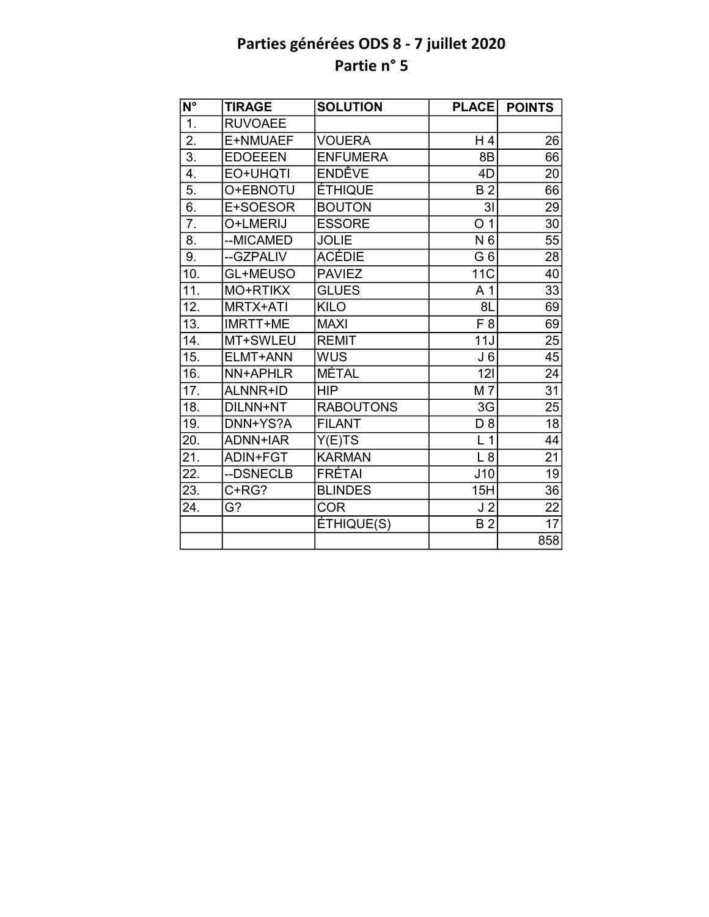# Parties générées ODS 8 - 7 juillet 2020
## Partie n° 5

| N° | TIRAGE | SOLUTION | PLACE | POINTS |
|---|---|---|---|---|
| 1. | RUVOAEE | | | |
| 2. | E+NMUAEF | VOUERA | H 4 | 26 |
| 3. | EDOEEEN | ENFUMERA | 8B | 66 |
| 4. | EO+UHQTI | ENDÊVE | 4D | 20 |
| 5. | O+EBNOTU | ÉTHIQUE | B 2 | 66 |
| 6. | E+SOESOR | BOUTON | 3I | 29 |
| 7. | O+LMERIJ | ESSORE | O 1 | 30 |
| 8. | --MICAMED | JOLIE | N 6 | 55 |
| 9. | --GZPALIV | ACÉDIE | G 6 | 28 |
| 10. | GL+MEUSO | PAVIEZ | 11C | 40 |
| 11. | MO+RTIKX | GLUES | A 1 | 33 |
| 12. | MRTX+ATI | KILO | 8L | 69 |
| 13. | IMRTT+ME | MAXI | F 8 | 69 |
| 14. | MT+SWLEU | REMIT | 11J | 25 |
| 15. | ELMT+ANN | WUS | J 6 | 45 |
| 16. | NN+APHLR | MÉTAL | 12I | 24 |
| 17. | ALNNR+ID | HIP | M 7 | 31 |
| 18. | DILNN+NT | RABOUTONS | 3G | 25 |
| 19. | DNN+YS?A | FILANT | D 8 | 18 |
| 20. | ADNN+IAR | Y(E)TS | L 1 | 44 |
| 21. | ADIN+FGT | KARMAN | L 8 | 21 |
| 22. | --DSNECLB | FRÉTAI | J10 | 19 |
| 23. | C+RG? | BLINDES | 15H | 36 |
| 24. | G? | COR | J 2 | 22 |
| | | ÉTHIQUE(S) | B 2 | 17 |
| | | | | 858 |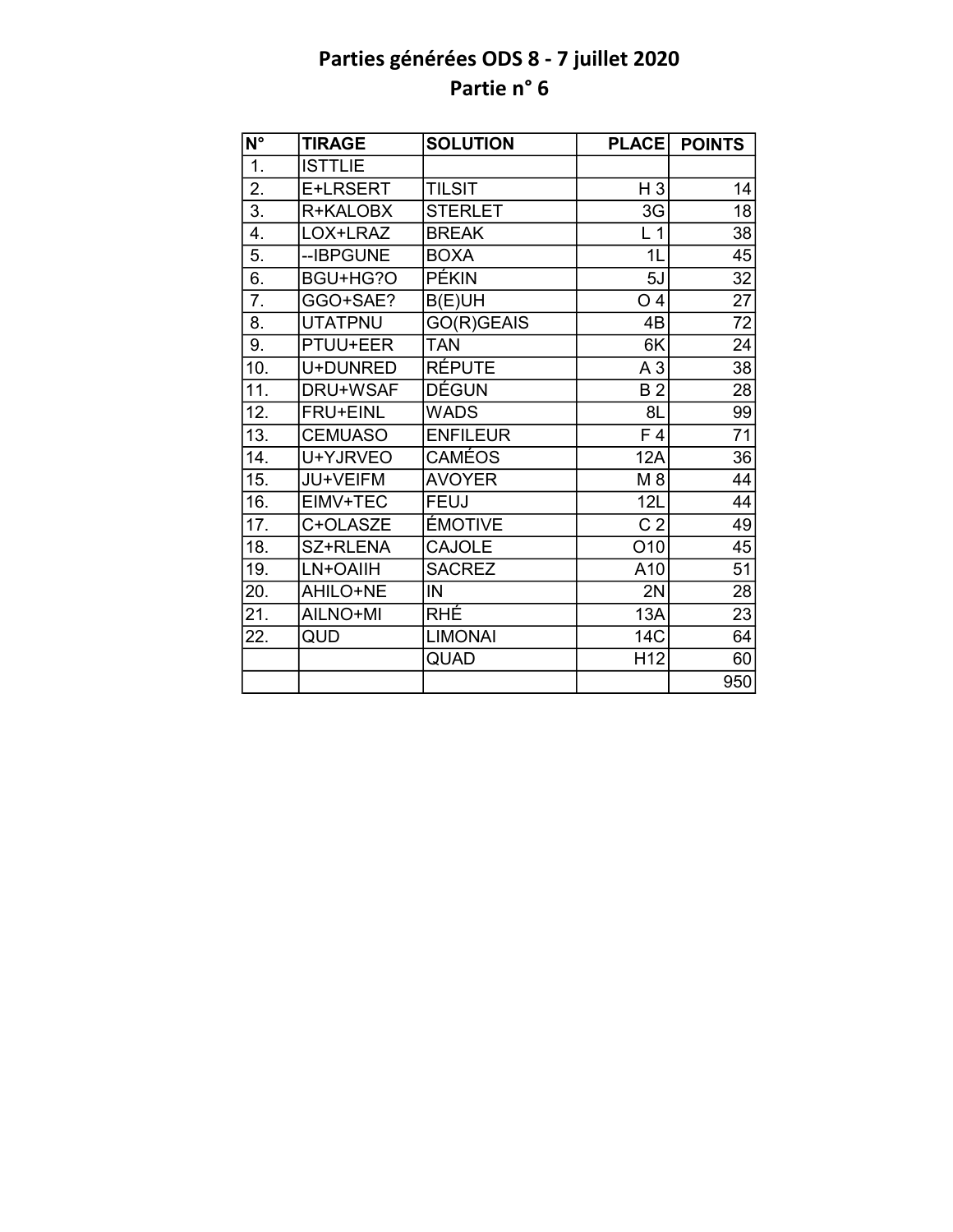# Parties générées ODS 8 - 7 juillet 2020
## Partie n° 6

| N° | TIRAGE | SOLUTION | PLACE | POINTS |
|---|---|---|---|---|
| 1. | ISTTLIE | | | |
| 2. | E+LRSERT | TILSIT | H 3 | 14 |
| 3. | R+KALOBX | STERLET | 3G | 18 |
| 4. | LOX+LRAZ | BREAK | L 1 | 38 |
| 5. | --IBPGUNE | BOXA | 1L | 45 |
| 6. | BGU+HG?O | PÉKIN | 5J | 32 |
| 7. | GGO+SAE? | B(E)UH | O 4 | 27 |
| 8. | UTATPNU | GO(R)GEAIS | 4B | 72 |
| 9. | PTUU+EER | TAN | 6K | 24 |
| 10. | U+DUNRED | RÉPUTE | A 3 | 38 |
| 11. | DRU+WSAF | DÉGUN | B 2 | 28 |
| 12. | FRU+EINL | WADS | 8L | 99 |
| 13. | CEMUASO | ENFILEUR | F 4 | 71 |
| 14. | U+YJRVEO | CAMÉOS | 12A | 36 |
| 15. | JU+VEIFM | AVOYER | M 8 | 44 |
| 16. | EIMV+TEC | FEUJ | 12L | 44 |
| 17. | C+OLASZE | ÉMOTIVE | C 2 | 49 |
| 18. | SZ+RLENA | CAJOLE | O10 | 45 |
| 19. | LN+OAIIH | SACREZ | A10 | 51 |
| 20. | AHILO+NE | IN | 2N | 28 |
| 21. | AILNO+MI | RHÉ | 13A | 23 |
| 22. | QUD | LIMONAI | 14C | 64 |
| | | QUAD | H12 | 60 |
| | | | | 950 |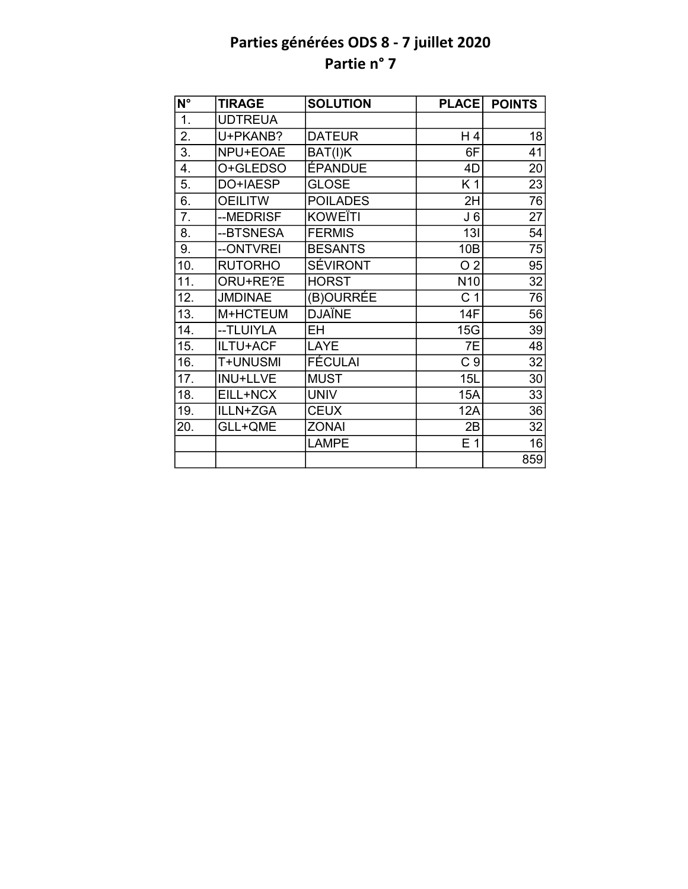# Parties générées ODS 8 - 7 juillet 2020
## Partie n° 7

| N° | TIRAGE | SOLUTION | PLACE | POINTS |
|---|---|---|---|---|
| 1. | UDTREUA | | | |
| 2. | U+PKANB? | DATEUR | H 4 | 18 |
| 3. | NPU+EOAE | BAT(I)K | 6F | 41 |
| 4. | O+GLEDSO | ÉPANDUE | 4D | 20 |
| 5. | DO+IAESP | GLOSE | K 1 | 23 |
| 6. | OEILITW | POILADES | 2H | 76 |
| 7. | --MEDRISF | KOWEÏTI | J 6 | 27 |
| 8. | --BTSNESA | FERMIS | 13I | 54 |
| 9. | --ONTVREI | BESANTS | 10B | 75 |
| 10. | RUTORHO | SÉVIRONT | O 2 | 95 |
| 11. | ORU+RE?E | HORST | N10 | 32 |
| 12. | JMDINAE | (B)OURRÉE | C 1 | 76 |
| 13. | M+HCTEUM | DJAÏNE | 14F | 56 |
| 14. | --TLUIYLA | EH | 15G | 39 |
| 15. | ILTU+ACF | LAYE | 7E | 48 |
| 16. | T+UNUSMI | FÉCULAI | C 9 | 32 |
| 17. | INU+LLVE | MUST | 15L | 30 |
| 18. | EILL+NCX | UNIV | 15A | 33 |
| 19. | ILLN+ZGA | CEUX | 12A | 36 |
| 20. | GLL+QME | ZONAI | 2B | 32 |
| | | LAMPE | E 1 | 16 |
| | | | | 859 |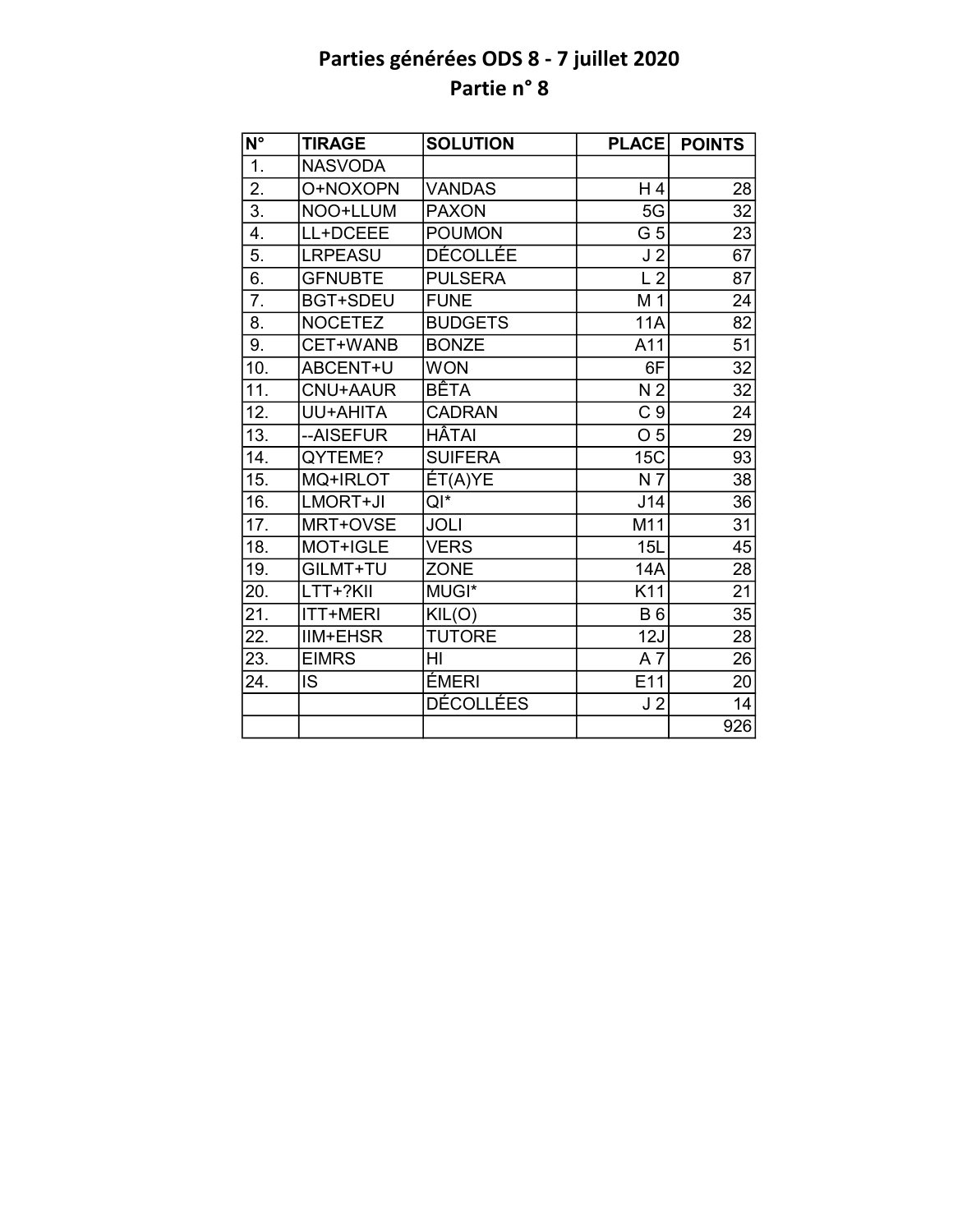# Parties générées ODS 8 - 7 juillet 2020
## Partie n° 8

| N° | TIRAGE | SOLUTION | PLACE | POINTS |
|---|---|---|---|---|
| 1. | NASVODA | | | |
| 2. | O+NOXOPN | VANDAS | H 4 | 28 |
| 3. | NOO+LLUM | PAXON | 5G | 32 |
| 4. | LL+DCEEE | POUMON | G 5 | 23 |
| 5. | LRPEASU | DÉCOLLÉE | J 2 | 67 |
| 6. | GFNUBTE | PULSERA | L 2 | 87 |
| 7. | BGT+SDEU | FUNE | M 1 | 24 |
| 8. | NOCETEZ | BUDGETS | 11A | 82 |
| 9. | CET+WANB | BONZE | A11 | 51 |
| 10. | ABCENT+U | WON | 6F | 32 |
| 11. | CNU+AAUR | BÊTA | N 2 | 32 |
| 12. | UU+AHITA | CADRAN | C 9 | 24 |
| 13. | --AISEFUR | HÂTAI | O 5 | 29 |
| 14. | QYTEME? | SUIFERA | 15C | 93 |
| 15. | MQ+IRLOT | ÉT(A)YE | N 7 | 38 |
| 16. | LMORT+JI | QI* | J14 | 36 |
| 17. | MRT+OVSE | JOLI | M11 | 31 |
| 18. | MOT+IGLE | VERS | 15L | 45 |
| 19. | GILMT+TU | ZONE | 14A | 28 |
| 20. | LTT+?KII | MUGI* | K11 | 21 |
| 21. | ITT+MERI | KIL(O) | B 6 | 35 |
| 22. | IIM+EHSR | TUTORE | 12J | 28 |
| 23. | EIMRS | HI | A 7 | 26 |
| 24. | IS | ÉMERI | E11 | 20 |
| | | DÉCOLLÉES | J 2 | 14 |
| | | | | 926 |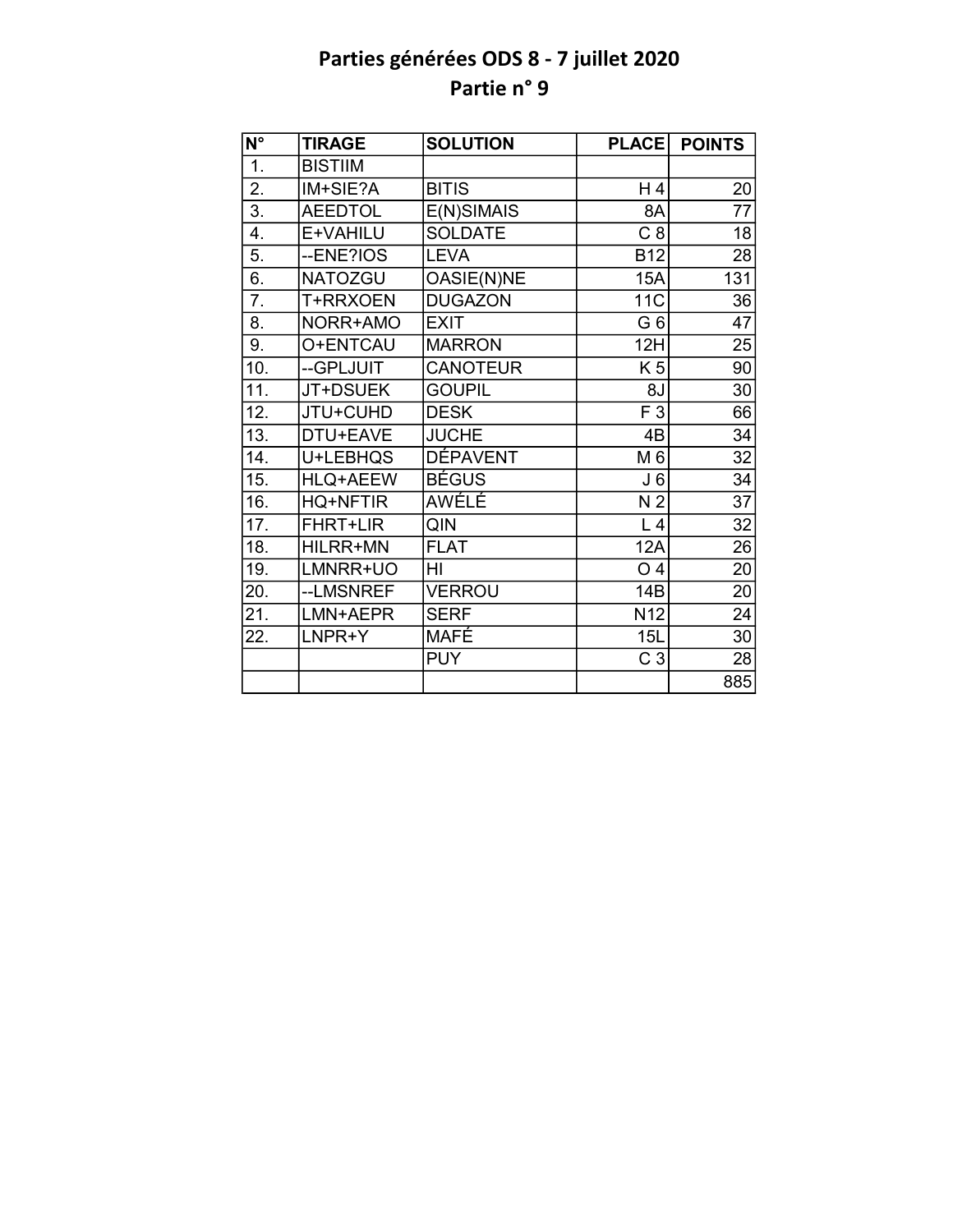# Parties générées ODS 8 - 7 juillet 2020

## Partie n° 9

| N° | TIRAGE | SOLUTION | PLACE | POINTS |
|---|---|---|---|---|
| 1. | BISTIIM | | | |
| 2. | IM+SIE?A | BITIS | H 4 | 20 |
| 3. | AEEDTOL | E(N)SIMAIS | 8A | 77 |
| 4. | E+VAHILU | SOLDATE | C 8 | 18 |
| 5. | --ENE?IOS | LEVA | B12 | 28 |
| 6. | NATOZGU | OASIE(N)NE | 15A | 131 |
| 7. | T+RRXOEN | DUGAZON | 11C | 36 |
| 8. | NORR+AMO | EXIT | G 6 | 47 |
| 9. | O+ENTCAU | MARRON | 12H | 25 |
| 10. | --GPLJUIT | CANOTEUR | K 5 | 90 |
| 11. | JT+DSUEK | GOUPIL | 8J | 30 |
| 12. | JTU+CUHD | DESK | F 3 | 66 |
| 13. | DTU+EAVE | JUCHE | 4B | 34 |
| 14. | U+LEBHQS | DÉPAVENT | M 6 | 32 |
| 15. | HLQ+AEEW | BÉGUS | J 6 | 34 |
| 16. | HQ+NFTIR | AWÉLÉ | N 2 | 37 |
| 17. | FHRT+LIR | QIN | L 4 | 32 |
| 18. | HILRR+MN | FLAT | 12A | 26 |
| 19. | LMNRR+UO | HI | O 4 | 20 |
| 20. | --LMSNREF | VERROU | 14B | 20 |
| 21. | LMN+AEPR | SERF | N12 | 24 |
| 22. | LNPR+Y | MAFÉ | 15L | 30 |
| | | PUY | C 3 | 28 |
| | | | | 885 |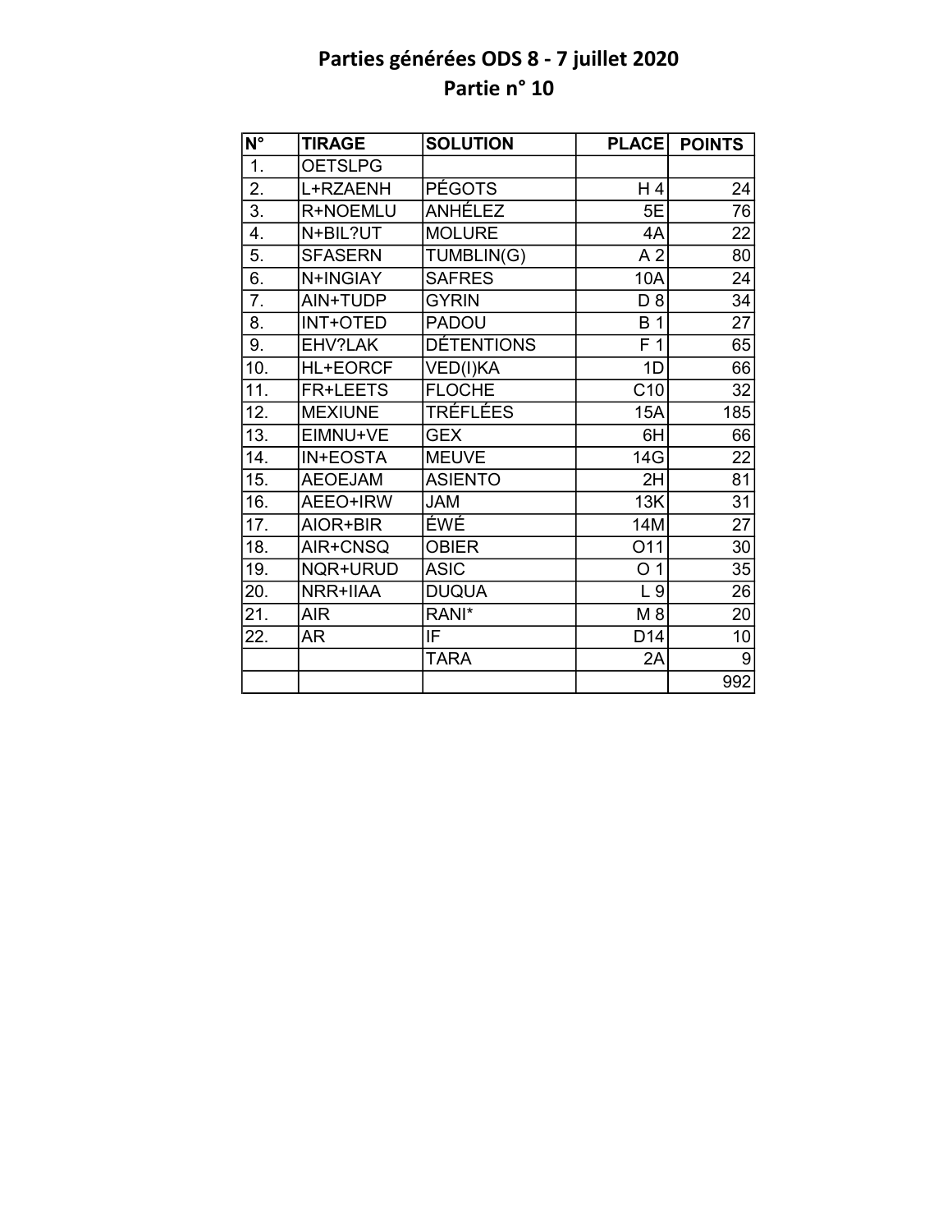# Parties générées ODS 8 - 7 juillet 2020
## Partie n° 10

| N° | TIRAGE | SOLUTION | PLACE | POINTS |
|---|---|---|---|---|
| 1. | OETSLPG | | | |
| 2. | L+RZAENH | PÉGOTS | H 4 | 24 |
| 3. | R+NOEMLU | ANHÉLEZ | 5E | 76 |
| 4. | N+BIL?UT | MOLURE | 4A | 22 |
| 5. | SFASERN | TUMBLIN(G) | A 2 | 80 |
| 6. | N+INGIAY | SAFRES | 10A | 24 |
| 7. | AIN+TUDP | GYRIN | D 8 | 34 |
| 8. | INT+OTED | PADOU | B 1 | 27 |
| 9. | EHV?LAK | DÉTENTIONS | F 1 | 65 |
| 10. | HL+EORCF | VED(I)KA | 1D | 66 |
| 11. | FR+LEETS | FLOCHE | C10 | 32 |
| 12. | MEXIUNE | TRÉFLÉES | 15A | 185 |
| 13. | EIMNU+VE | GEX | 6H | 66 |
| 14. | IN+EOSTA | MEUVE | 14G | 22 |
| 15. | AEOEJAM | ASIENTO | 2H | 81 |
| 16. | AEEO+IRW | JAM | 13K | 31 |
| 17. | AIOR+BIR | ÉWÉ | 14M | 27 |
| 18. | AIR+CNSQ | OBIER | O11 | 30 |
| 19. | NQR+URUD | ASIC | O 1 | 35 |
| 20. | NRR+IIAA | DUQUA | L 9 | 26 |
| 21. | AIR | RANI* | M 8 | 20 |
| 22. | AR | IF | D14 | 10 |
| | | TARA | 2A | 9 |
| | | | | 992 |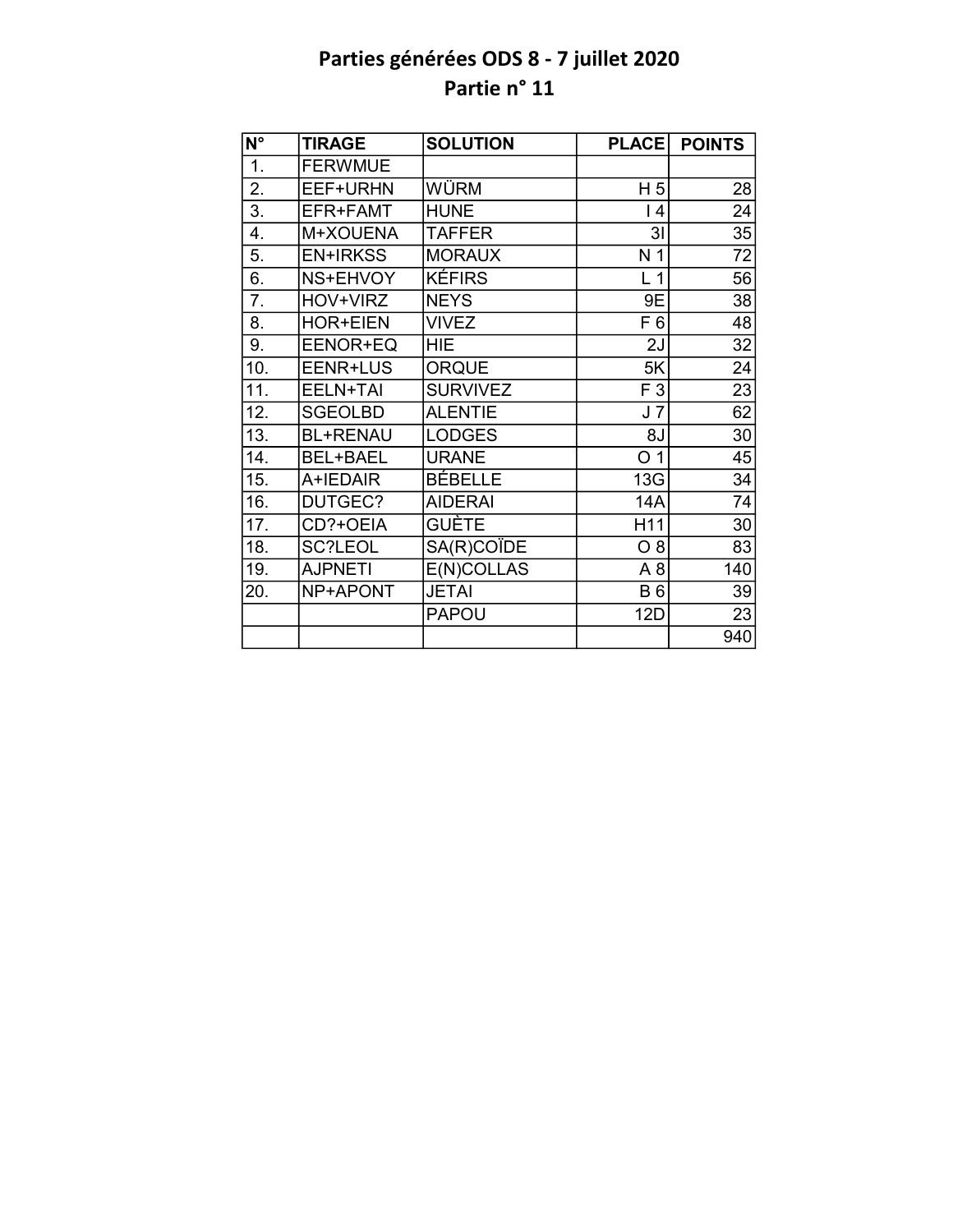# Parties générées ODS 8 - 7 juillet 2020

## Partie n° 11

| N° | TIRAGE | SOLUTION | PLACE | POINTS |
|---|---|---|---|---|
| 1. | FERWMUE | | | |
| 2. | EEF+URHN | WÜRM | H 5 | 28 |
| 3. | EFR+FAMT | HUNE | I 4 | 24 |
| 4. | M+XOUENA | TAFFER | 3I | 35 |
| 5. | EN+IRKSS | MORAUX | N 1 | 72 |
| 6. | NS+EHVOY | KÉFIRS | L 1 | 56 |
| 7. | HOV+VIRZ | NEYS | 9E | 38 |
| 8. | HOR+EIEN | VIVEZ | F 6 | 48 |
| 9. | EENOR+EQ | HIE | 2J | 32 |
| 10. | EENR+LUS | ORQUE | 5K | 24 |
| 11. | EELN+TAI | SURVIVEZ | F 3 | 23 |
| 12. | SGEOLBD | ALENTIE | J 7 | 62 |
| 13. | BL+RENAU | LODGES | 8J | 30 |
| 14. | BEL+BAEL | URANE | O 1 | 45 |
| 15. | A+IEDAIR | BÉBELLE | 13G | 34 |
| 16. | DUTGEC? | AIDERAI | 14A | 74 |
| 17. | CD?+OEIA | GUÈTE | H11 | 30 |
| 18. | SC?LEOL | SA(R)COÏDE | O 8 | 83 |
| 19. | AJPNETI | E(N)COLLAS | A 8 | 140 |
| 20. | NP+APONT | JETAI | B 6 | 39 |
| | | PAPOU | 12D | 23 |
| | | | | 940 |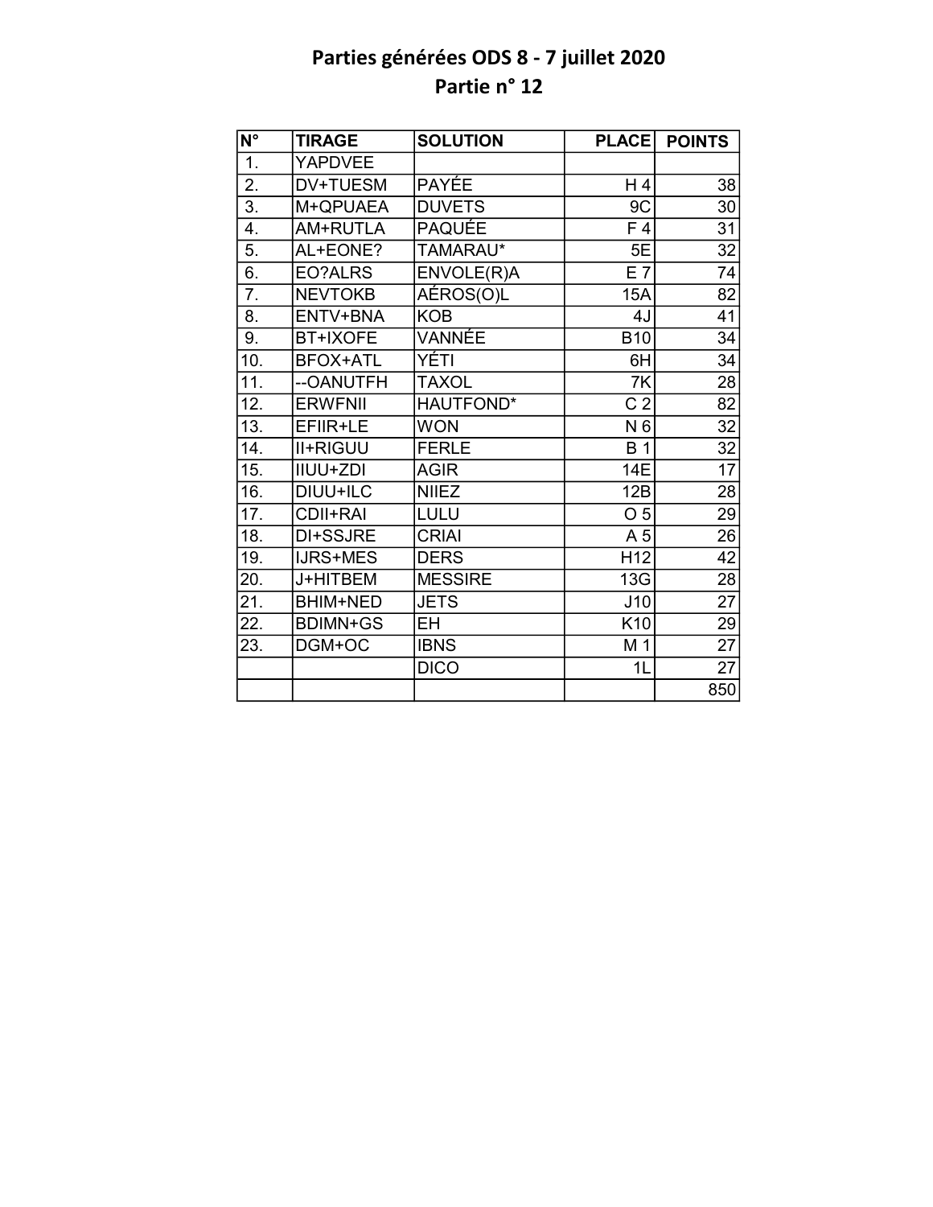# Parties générées ODS 8 - 7 juillet 2020

## Partie n° 12

| N° | TIRAGE | SOLUTION | PLACE | POINTS |
|---|---|---|---|---|
| 1. | YAPDVEE | | | |
| 2. | DV+TUESM | PAYÉE | H 4 | 38 |
| 3. | M+QPUAEA | DUVETS | 9C | 30 |
| 4. | AM+RUTLA | PAQUÉE | F 4 | 31 |
| 5. | AL+EONE? | TAMARAU* | 5E | 32 |
| 6. | EO?ALRS | ENVOLE(R)A | E 7 | 74 |
| 7. | NEVTOKB | AÉROS(O)L | 15A | 82 |
| 8. | ENTV+BNA | KOB | 4J | 41 |
| 9. | BT+IXOFE | VANNÉE | B10 | 34 |
| 10. | BFOX+ATL | YÉTI | 6H | 34 |
| 11. | --OANUTFH | TAXOL | 7K | 28 |
| 12. | ERWFNII | HAUTFOND* | C 2 | 82 |
| 13. | EFIIR+LE | WON | N 6 | 32 |
| 14. | II+RIGUU | FERLE | B 1 | 32 |
| 15. | IIUU+ZDI | AGIR | 14E | 17 |
| 16. | DIUU+ILC | NIIEZ | 12B | 28 |
| 17. | CDII+RAI | LULU | O 5 | 29 |
| 18. | DI+SSJRE | CRIAI | A 5 | 26 |
| 19. | IJRS+MES | DERS | H12 | 42 |
| 20. | J+HITBEM | MESSIRE | 13G | 28 |
| 21. | BHIM+NED | JETS | J10 | 27 |
| 22. | BDIMN+GS | EH | K10 | 29 |
| 23. | DGM+OC | IBNS | M 1 | 27 |
| | | DICO | 1L | 27 |
| | | | | 850 |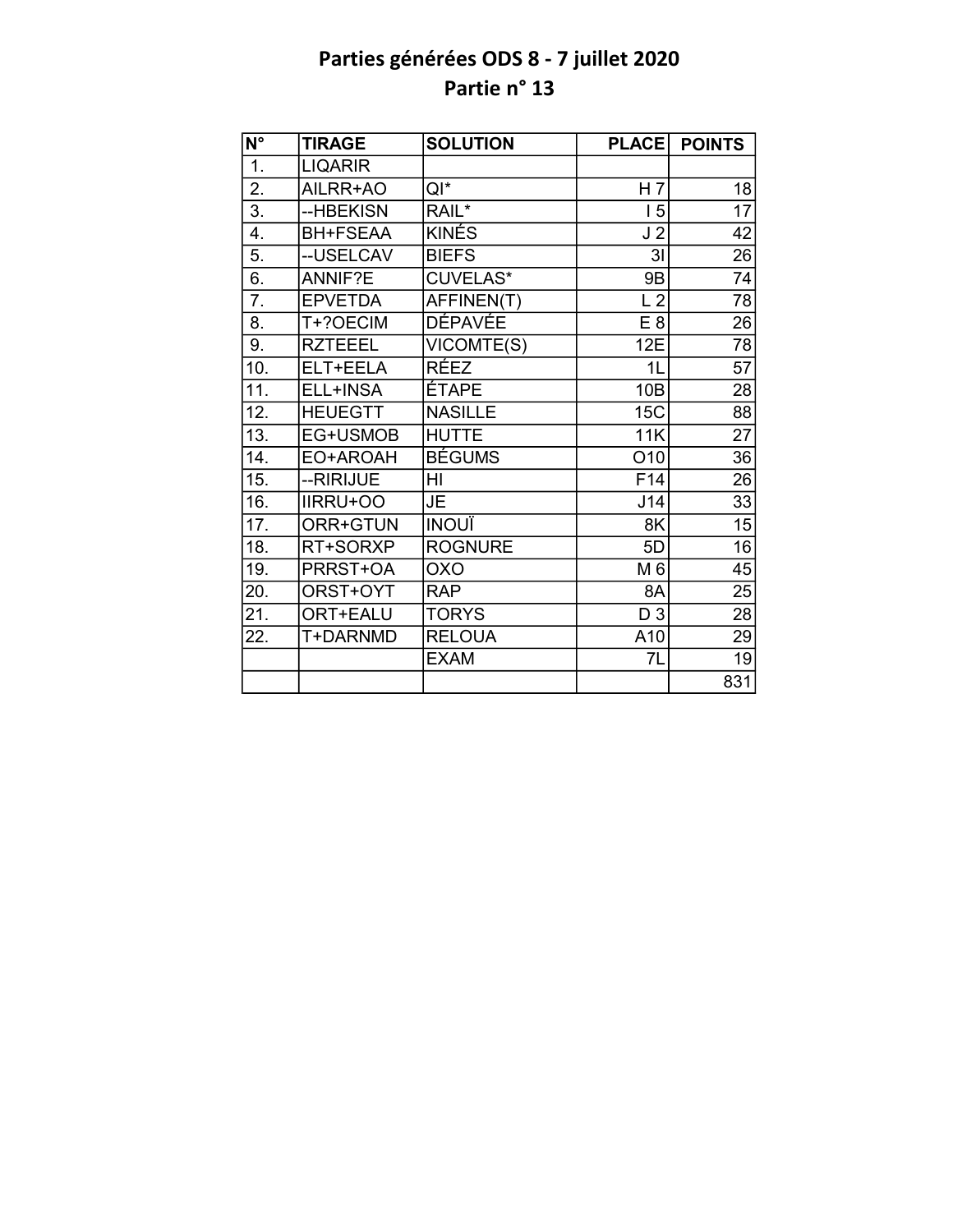# Parties générées ODS 8 - 7 juillet 2020
## Partie n° 13

| N° | TIRAGE | SOLUTION | PLACE | POINTS |
|---|---|---|---|---|
| 1. | LIQARIR | | | |
| 2. | AILRR+AO | QI* | H 7 | 18 |
| 3. | --HBEKISN | RAIL* | I 5 | 17 |
| 4. | BH+FSEAA | KINÉS | J 2 | 42 |
| 5. | --USELCAV | BIEFS | 3I | 26 |
| 6. | ANNIF?E | CUVELAS* | 9B | 74 |
| 7. | EPVETDA | AFFINEN(T) | L 2 | 78 |
| 8. | T+?OECIM | DÉPAVÉE | E 8 | 26 |
| 9. | RZTEEEL | VICOMTE(S) | 12E | 78 |
| 10. | ELT+EELA | RÉEZ | 1L | 57 |
| 11. | ELL+INSA | ÉTAPE | 10B | 28 |
| 12. | HEUEGTT | NASILLE | 15C | 88 |
| 13. | EG+USMOB | HUTTE | 11K | 27 |
| 14. | EO+AROAH | BÉGUMS | O10 | 36 |
| 15. | --RIRIJUE | HI | F14 | 26 |
| 16. | IIRRU+OO | JE | J14 | 33 |
| 17. | ORR+GTUN | INOUÏ | 8K | 15 |
| 18. | RT+SORXP | ROGNURE | 5D | 16 |
| 19. | PRRST+OA | OXO | M 6 | 45 |
| 20. | ORST+OYT | RAP | 8A | 25 |
| 21. | ORT+EALU | TORYS | D 3 | 28 |
| 22. | T+DARNMD | RELOUA | A10 | 29 |
| | | EXAM | 7L | 19 |
| | | | | 831 |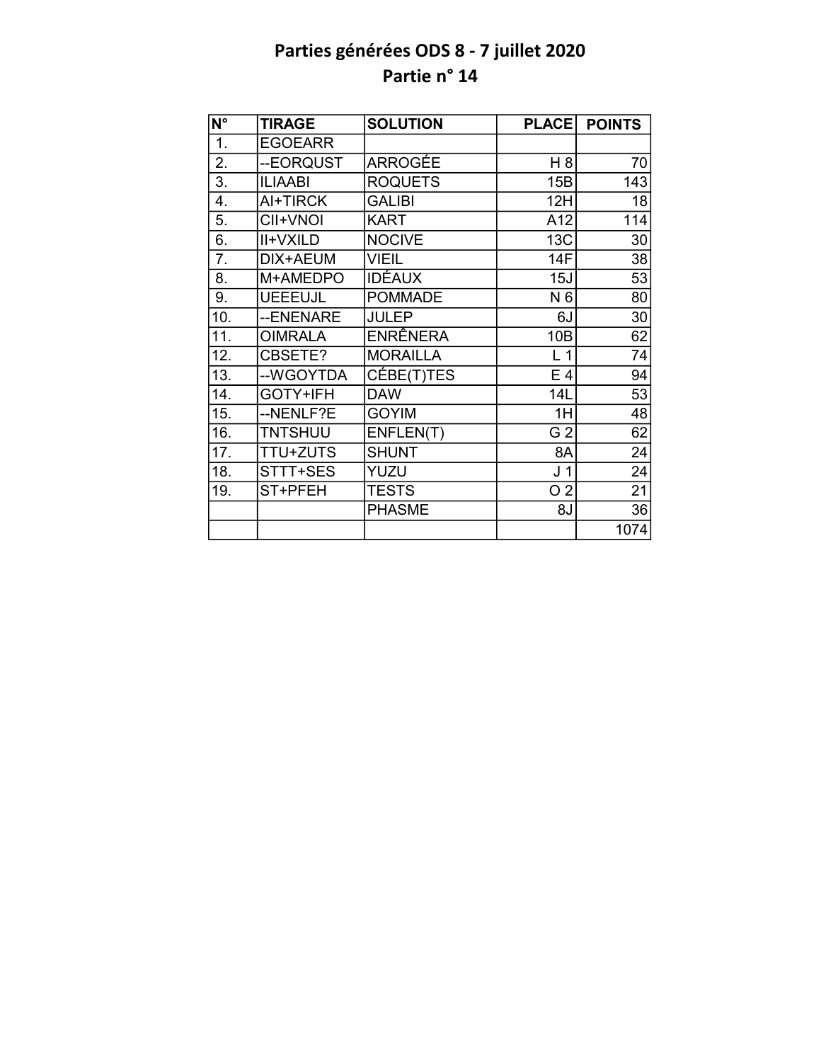# Parties générées ODS 8 - 7 juillet 2020

## Partie n° 14

| N° | TIRAGE | SOLUTION | PLACE | POINTS |
|---|---|---|---|---|
| 1. | EGOEARR | | | |
| 2. | --EORQUST | ARROGÉE | H 8 | 70 |
| 3. | ILIAABI | ROQUETS | 15B | 143 |
| 4. | AI+TIRCK | GALIBI | 12H | 18 |
| 5. | CII+VNOI | KART | A12 | 114 |
| 6. | II+VXILD | NOCIVE | 13C | 30 |
| 7. | DIX+AEUM | VIEIL | 14F | 38 |
| 8. | M+AMEDPO | IDÉAUX | 15J | 53 |
| 9. | UEEEUJL | POMMADE | N 6 | 80 |
| 10. | --ENENARE | JULEP | 6J | 30 |
| 11. | OIMRALA | ENRÊNERA | 10B | 62 |
| 12. | CBSETE? | MORAILLA | L 1 | 74 |
| 13. | --WGOYTDA | CÉBE(T)TES | E 4 | 94 |
| 14. | GOTY+IFH | DAW | 14L | 53 |
| 15. | --NENLF?E | GOYIM | 1H | 48 |
| 16. | TNTSHUU | ENFLEN(T) | G 2 | 62 |
| 17. | TTU+ZUTS | SHUNT | 8A | 24 |
| 18. | STTT+SES | YUZU | J 1 | 24 |
| 19. | ST+PFEH | TESTS | O 2 | 21 |
| | | PHASME | 8J | 36 |
| | | | | 1074 |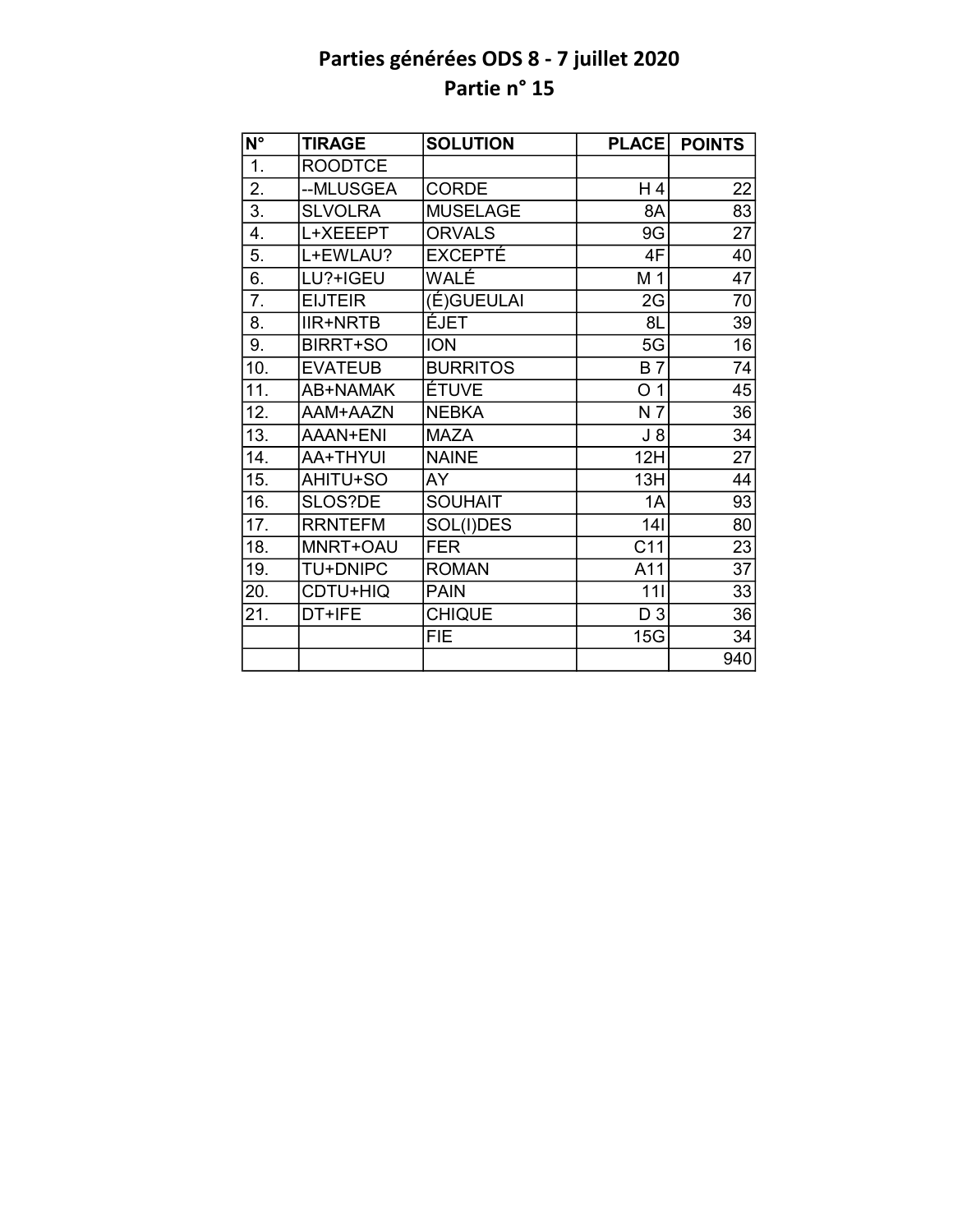# Parties générées ODS 8 - 7 juillet 2020
## Partie n° 15

| N° | TIRAGE | SOLUTION | PLACE | POINTS |
|---|---|---|---|---|
| 1. | ROODTCE | | | |
| 2. | --MLUSGEA | CORDE | H 4 | 22 |
| 3. | SLVOLRA | MUSELAGE | 8A | 83 |
| 4. | L+XEEEPT | ORVALS | 9G | 27 |
| 5. | L+EWLAU? | EXCEPTÉ | 4F | 40 |
| 6. | LU?+IGEU | WALÉ | M 1 | 47 |
| 7. | EIJTEIR | (É)GUEULAI | 2G | 70 |
| 8. | IIR+NRTB | ÉJET | 8L | 39 |
| 9. | BIRRT+SO | ION | 5G | 16 |
| 10. | EVATEUB | BURRITOS | B 7 | 74 |
| 11. | AB+NAMAK | ÉTUVE | O 1 | 45 |
| 12. | AAM+AAZN | NEBKA | N 7 | 36 |
| 13. | AAAN+ENI | MAZA | J 8 | 34 |
| 14. | AA+THYUI | NAINE | 12H | 27 |
| 15. | AHITU+SO | AY | 13H | 44 |
| 16. | SLOS?DE | SOUHAIT | 1A | 93 |
| 17. | RRNTEFM | SOL(I)DES | 14I | 80 |
| 18. | MNRT+OAU | FER | C11 | 23 |
| 19. | TU+DNIPC | ROMAN | A11 | 37 |
| 20. | CDTU+HIQ | PAIN | 11I | 33 |
| 21. | DT+IFE | CHIQUE | D 3 | 36 |
| | | FIE | 15G | 34 |
| | | | | 940 |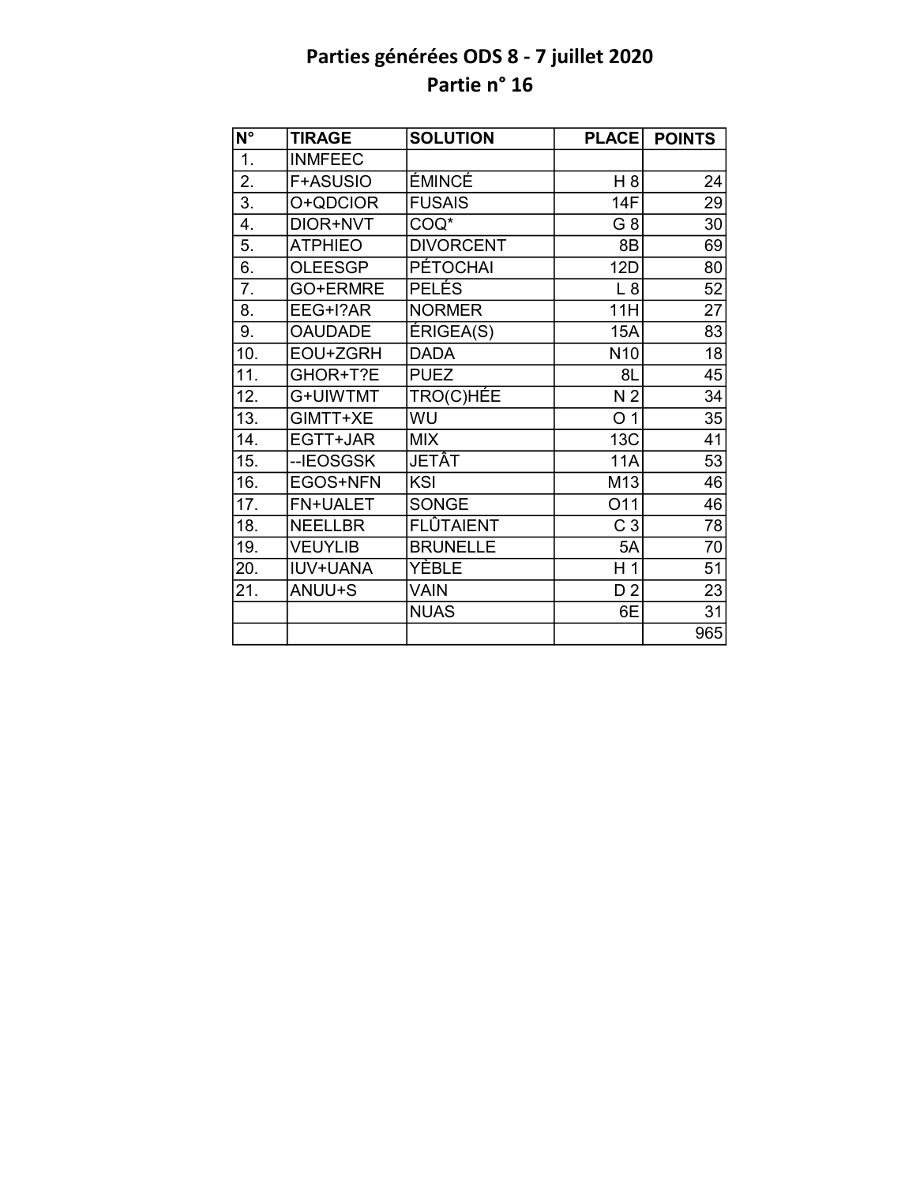# Parties générées ODS 8 - 7 juillet 2020

## Partie n° 16

| N° | TIRAGE | SOLUTION | PLACE | POINTS |
|---|---|---|---|---|
| 1. | INMFEEC | | | |
| 2. | F+ASUSIO | ÉMINCÉ | H 8 | 24 |
| 3. | O+QDCIOR | FUSAIS | 14F | 29 |
| 4. | DIOR+NVT | COQ* | G 8 | 30 |
| 5. | ATPHIEO | DIVORCENT | 8B | 69 |
| 6. | OLEESGP | PÉTOCHAI | 12D | 80 |
| 7. | GO+ERMRE | PELÉS | L 8 | 52 |
| 8. | EEG+I?AR | NORMER | 11H | 27 |
| 9. | OAUDADE | ÉRIGEA(S) | 15A | 83 |
| 10. | EOU+ZGRH | DADA | N10 | 18 |
| 11. | GHOR+T?E | PUEZ | 8L | 45 |
| 12. | G+UIWTMT | TRO(C)HÉE | N 2 | 34 |
| 13. | GIMTT+XE | WU | O 1 | 35 |
| 14. | EGTT+JAR | MIX | 13C | 41 |
| 15. | --IEOSGSK | JETÂT | 11A | 53 |
| 16. | EGOS+NFN | KSI | M13 | 46 |
| 17. | FN+UALET | SONGE | O11 | 46 |
| 18. | NEELLBR | FLÛTAIENT | C 3 | 78 |
| 19. | VEUYLIB | BRUNELLE | 5A | 70 |
| 20. | IUV+UANA | YÈBLE | H 1 | 51 |
| 21. | ANUU+S | VAIN | D 2 | 23 |
| | | NUAS | 6E | 31 |
| | | | | 965 |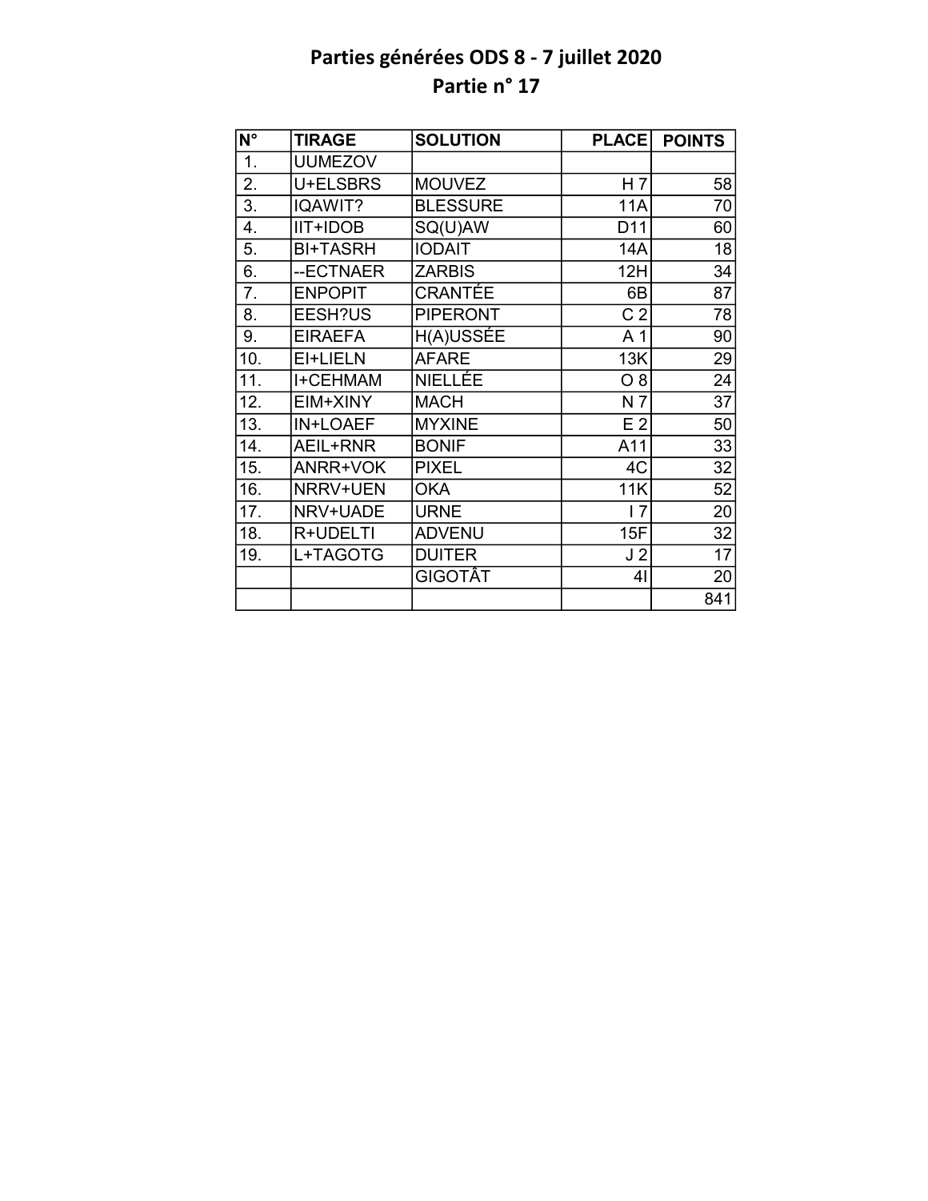# Parties générées ODS 8 - 7 juillet 2020

## Partie n° 17

| N° | TIRAGE | SOLUTION | PLACE | POINTS |
|---|---|---|---|---|
| 1. | UUMEZOV | | | |
| 2. | U+ELSBRS | MOUVEZ | H 7 | 58 |
| 3. | IQAWIT? | BLESSURE | 11A | 70 |
| 4. | IIT+IDOB | SQ(U)AW | D11 | 60 |
| 5. | BI+TASRH | IODAIT | 14A | 18 |
| 6. | --ECTNAER | ZARBIS | 12H | 34 |
| 7. | ENPOPIT | CRANTÉE | 6B | 87 |
| 8. | EESH?US | PIPERONT | C 2 | 78 |
| 9. | EIRAEFA | H(A)USSÉE | A 1 | 90 |
| 10. | EI+LIELN | AFARE | 13K | 29 |
| 11. | I+CEHMAM | NIELLÉE | O 8 | 24 |
| 12. | EIM+XINY | MACH | N 7 | 37 |
| 13. | IN+LOAEF | MYXINE | E 2 | 50 |
| 14. | AEIL+RNR | BONIF | A11 | 33 |
| 15. | ANRR+VOK | PIXEL | 4C | 32 |
| 16. | NRRV+UEN | OKA | 11K | 52 |
| 17. | NRV+UADE | URNE | I 7 | 20 |
| 18. | R+UDELTI | ADVENU | 15F | 32 |
| 19. | L+TAGOTG | DUITER | J 2 | 17 |
| | | GIGOTÂT | 4I | 20 |
| | | | | 841 |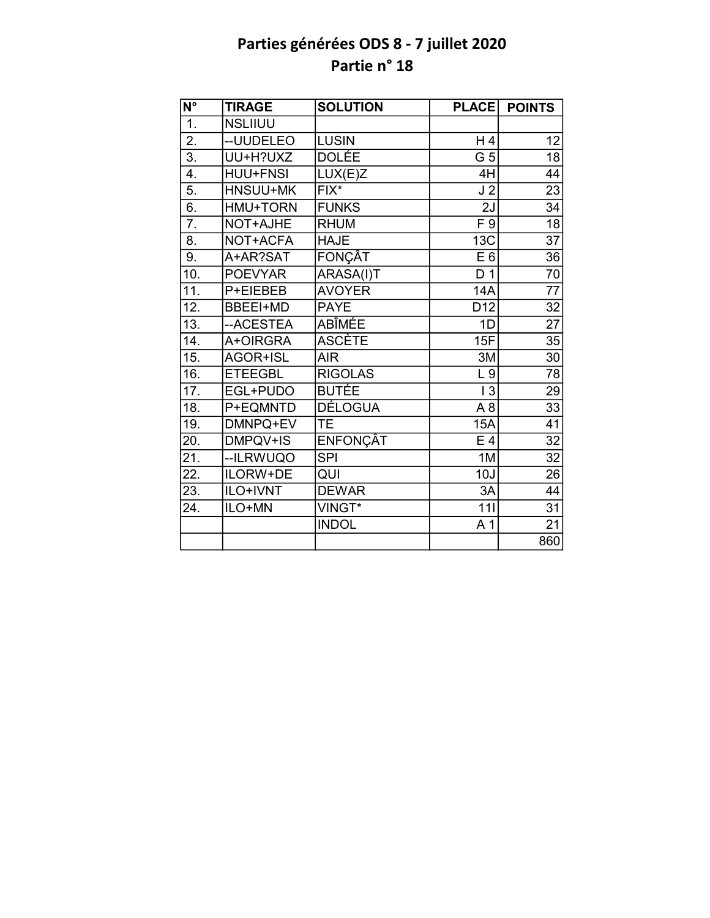# Parties générées ODS 8 - 7 juillet 2020
## Partie n° 18

| N° | TIRAGE | SOLUTION | PLACE | POINTS |
|---|---|---|---|---|
| 1. | NSLIIUU | | | |
| 2. | --UUDELEO | LUSIN | H 4 | 12 |
| 3. | UU+H?UXZ | DOLÉE | G 5 | 18 |
| 4. | HUU+FNSI | LUX(E)Z | 4H | 44 |
| 5. | HNSUU+MK | FIX* | J 2 | 23 |
| 6. | HMU+TORN | FUNKS | 2J | 34 |
| 7. | NOT+AJHE | RHUM | F 9 | 18 |
| 8. | NOT+ACFA | HAJE | 13C | 37 |
| 9. | A+AR?SAT | FONÇÂT | E 6 | 36 |
| 10. | POEVYAR | ARASA(I)T | D 1 | 70 |
| 11. | P+EIEBEB | AVOYER | 14A | 77 |
| 12. | BBEEI+MD | PAYE | D12 | 32 |
| 13. | --ACESTEA | ABÎMÉE | 1D | 27 |
| 14. | A+OIRGRA | ASCÈTE | 15F | 35 |
| 15. | AGOR+ISL | AIR | 3M | 30 |
| 16. | ETEEGBL | RIGOLAS | L 9 | 78 |
| 17. | EGL+PUDO | BUTÉE | I 3 | 29 |
| 18. | P+EQMNTD | DÉLOGUA | A 8 | 33 |
| 19. | DMNPQ+EV | TE | 15A | 41 |
| 20. | DMPQV+IS | ENFONÇÂT | E 4 | 32 |
| 21. | --ILRWUQO | SPI | 1M | 32 |
| 22. | ILORW+DE | QUI | 10J | 26 |
| 23. | ILO+IVNT | DEWAR | 3A | 44 |
| 24. | ILO+MN | VINGT* | 11I | 31 |
| | | INDOL | A 1 | 21 |
| | | | | 860 |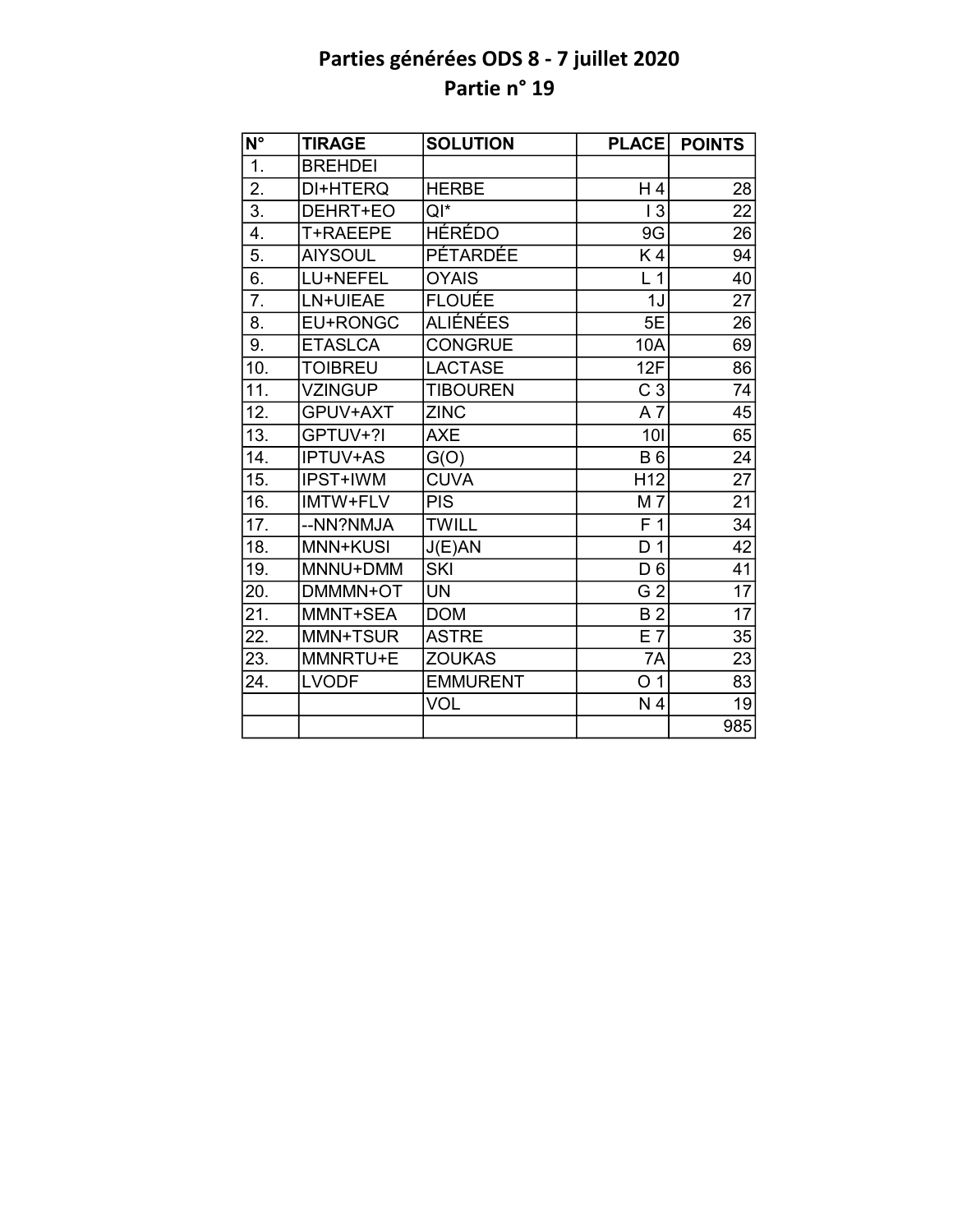# Parties générées ODS 8 - 7 juillet 2020
## Partie n° 19

| N° | TIRAGE | SOLUTION | PLACE | POINTS |
|---|---|---|---|---|
| 1. | BREHDEI | | | |
| 2. | DI+HTERQ | HERBE | H 4 | 28 |
| 3. | DEHRT+EO | QI* | I 3 | 22 |
| 4. | T+RAEEPE | HÉRÉDO | 9G | 26 |
| 5. | AIYSOUL | PÉTARDÉE | K 4 | 94 |
| 6. | LU+NEFEL | OYAIS | L 1 | 40 |
| 7. | LN+UIEAE | FLOUÉE | 1J | 27 |
| 8. | EU+RONGC | ALIÉNÉES | 5E | 26 |
| 9. | ETASLCA | CONGRUE | 10A | 69 |
| 10. | TOIBREU | LACTASE | 12F | 86 |
| 11. | VZINGUP | TIBOUREN | C 3 | 74 |
| 12. | GPUV+AXT | ZINC | A 7 | 45 |
| 13. | GPTUV+?I | AXE | 10I | 65 |
| 14. | IPTUV+AS | G(O) | B 6 | 24 |
| 15. | IPST+IWM | CUVA | H12 | 27 |
| 16. | IMTW+FLV | PIS | M 7 | 21 |
| 17. | --NN?NMJA | TWILL | F 1 | 34 |
| 18. | MNN+KUSI | J(E)AN | D 1 | 42 |
| 19. | MNNU+DMM | SKI | D 6 | 41 |
| 20. | DMMMN+OT | UN | G 2 | 17 |
| 21. | MMNT+SEA | DOM | B 2 | 17 |
| 22. | MMN+TSUR | ASTRE | E 7 | 35 |
| 23. | MMNRTU+E | ZOUKAS | 7A | 23 |
| 24. | LVODF | EMMURENT | O 1 | 83 |
| | | VOL | N 4 | 19 |
| | | | | 985 |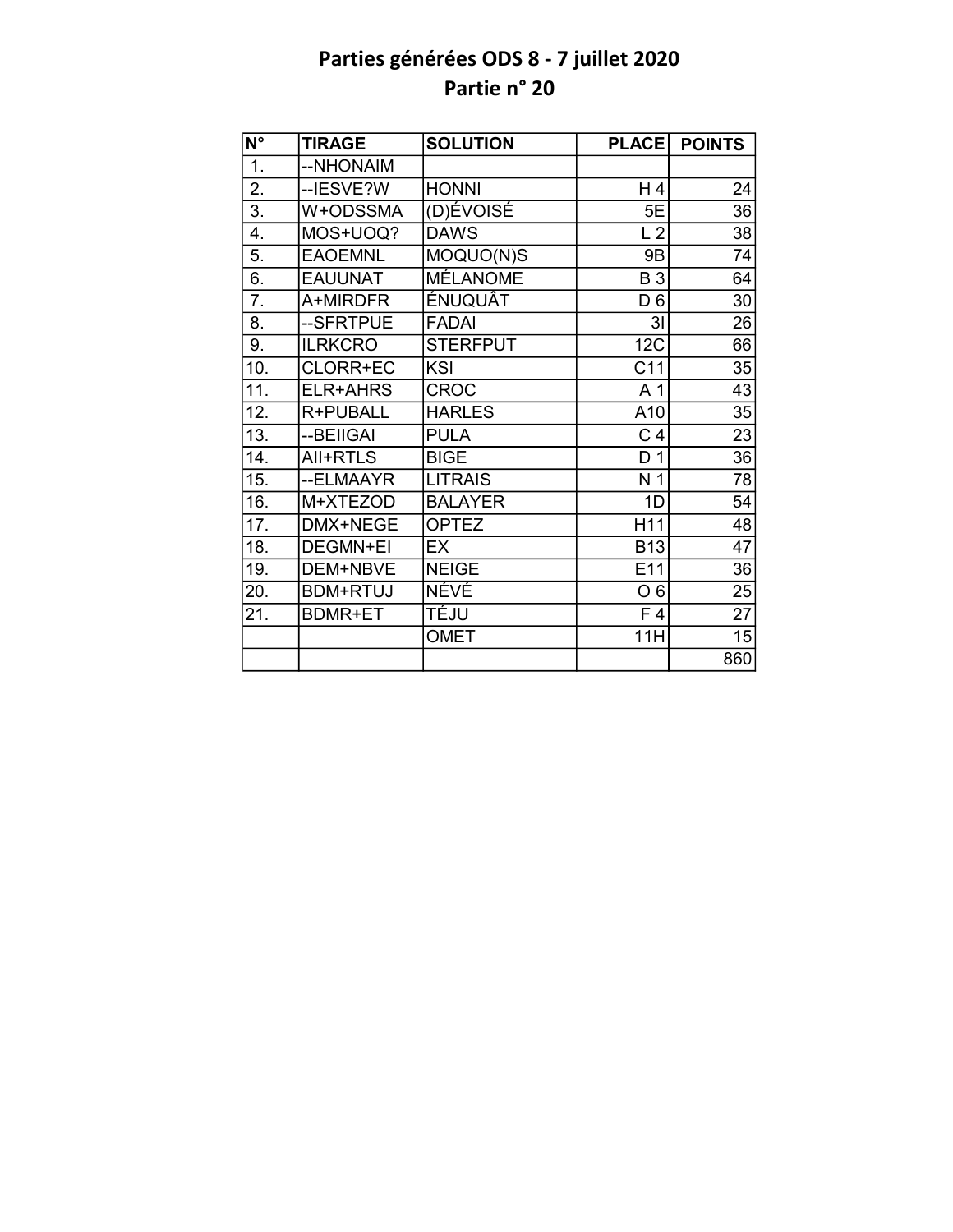# Parties générées ODS 8 - 7 juillet 2020
## Partie n° 20

| N° | TIRAGE | SOLUTION | PLACE | POINTS |
|---|---|---|---|---|
| 1. | --NHONAIM | | | |
| 2. | --IESVE?W | HONNI | H 4 | 24 |
| 3. | W+ODSSMA | (D)ÉVOISÉ | 5E | 36 |
| 4. | MOS+UOQ? | DAWS | L 2 | 38 |
| 5. | EAOEMNL | MOQUO(N)S | 9B | 74 |
| 6. | EAUUNAT | MÉLANOME | B 3 | 64 |
| 7. | A+MIRDFR | ÉNUQUÂT | D 6 | 30 |
| 8. | --SFRTPUE | FADAI | 3I | 26 |
| 9. | ILRKCRO | STERFPUT | 12C | 66 |
| 10. | CLORR+EC | KSI | C11 | 35 |
| 11. | ELR+AHRS | CROC | A 1 | 43 |
| 12. | R+PUBALL | HARLES | A10 | 35 |
| 13. | --BEIIGAI | PULA | C 4 | 23 |
| 14. | AII+RTLS | BIGE | D 1 | 36 |
| 15. | --ELMAAYR | LITRAIS | N 1 | 78 |
| 16. | M+XTEZOD | BALAYER | 1D | 54 |
| 17. | DMX+NEGE | OPTEZ | H11 | 48 |
| 18. | DEGMN+EI | EX | B13 | 47 |
| 19. | DEM+NBVE | NEIGE | E11 | 36 |
| 20. | BDM+RTUJ | NÉVÉ | O 6 | 25 |
| 21. | BDMR+ET | TÉJU | F 4 | 27 |
| | | OMET | 11H | 15 |
| | | | | 860 |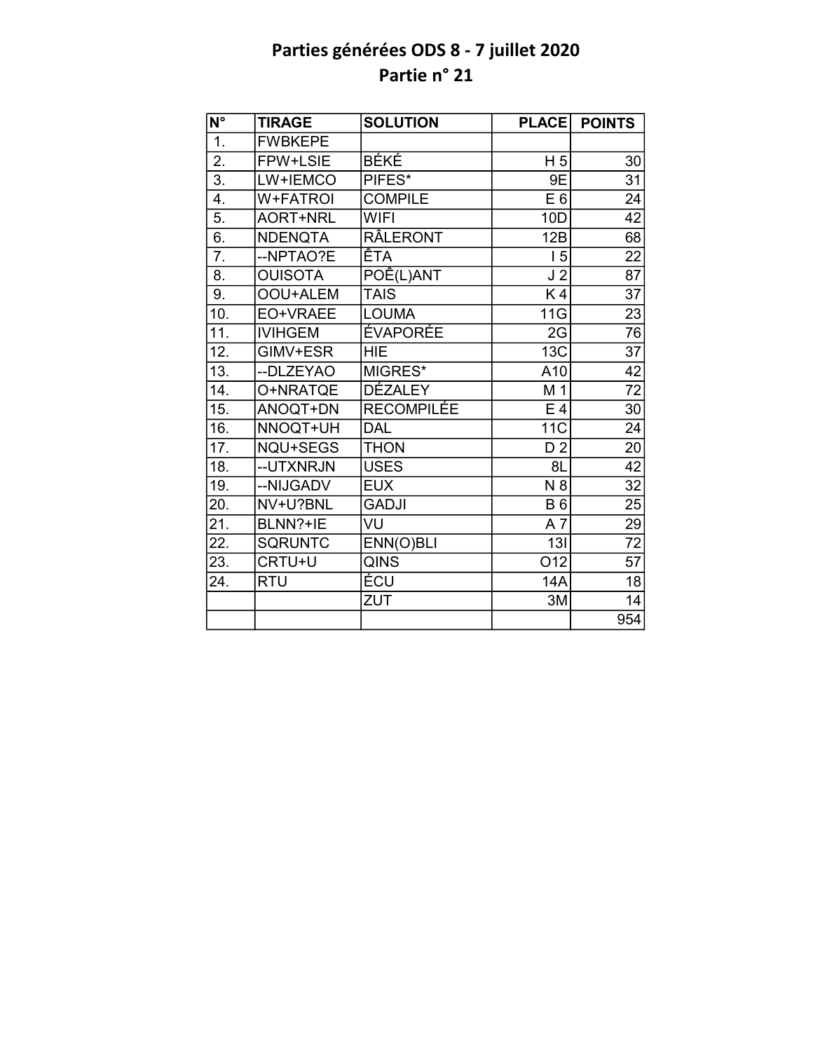# Parties générées ODS 8 - 7 juillet 2020
## Partie n° 21

| N° | TIRAGE | SOLUTION | PLACE | POINTS |
|---|---|---|---|---|
| 1. | FWBKEPE | | | |
| 2. | FPW+LSIE | BÉKÉ | H 5 | 30 |
| 3. | LW+IEMCO | PIFES* | 9E | 31 |
| 4. | W+FATROI | COMPILE | E 6 | 24 |
| 5. | AORT+NRL | WIFI | 10D | 42 |
| 6. | NDENQTA | RÂLERONT | 12B | 68 |
| 7. | --NPTAO?E | ÊTA | I 5 | 22 |
| 8. | OUISOTA | POÊ(L)ANT | J 2 | 87 |
| 9. | OOU+ALEM | TAIS | K 4 | 37 |
| 10. | EO+VRAEE | LOUMA | 11G | 23 |
| 11. | IVIHGEM | ÉVAPORÉE | 2G | 76 |
| 12. | GIMV+ESR | HIE | 13C | 37 |
| 13. | --DLZEYAO | MIGRES* | A10 | 42 |
| 14. | O+NRATQE | DÉZALEY | M 1 | 72 |
| 15. | ANOQT+DN | RECOMPILÉE | E 4 | 30 |
| 16. | NNOQT+UH | DAL | 11C | 24 |
| 17. | NQU+SEGS | THON | D 2 | 20 |
| 18. | --UTXNRJN | USES | 8L | 42 |
| 19. | --NIJGADV | EUX | N 8 | 32 |
| 20. | NV+U?BNL | GADJI | B 6 | 25 |
| 21. | BLNN?+IE | VU | A 7 | 29 |
| 22. | SQRUNTC | ENN(O)BLI | 13I | 72 |
| 23. | CRTU+U | QINS | O12 | 57 |
| 24. | RTU | ÉCU | 14A | 18 |
| | | ZUT | 3M | 14 |
| | | | | 954 |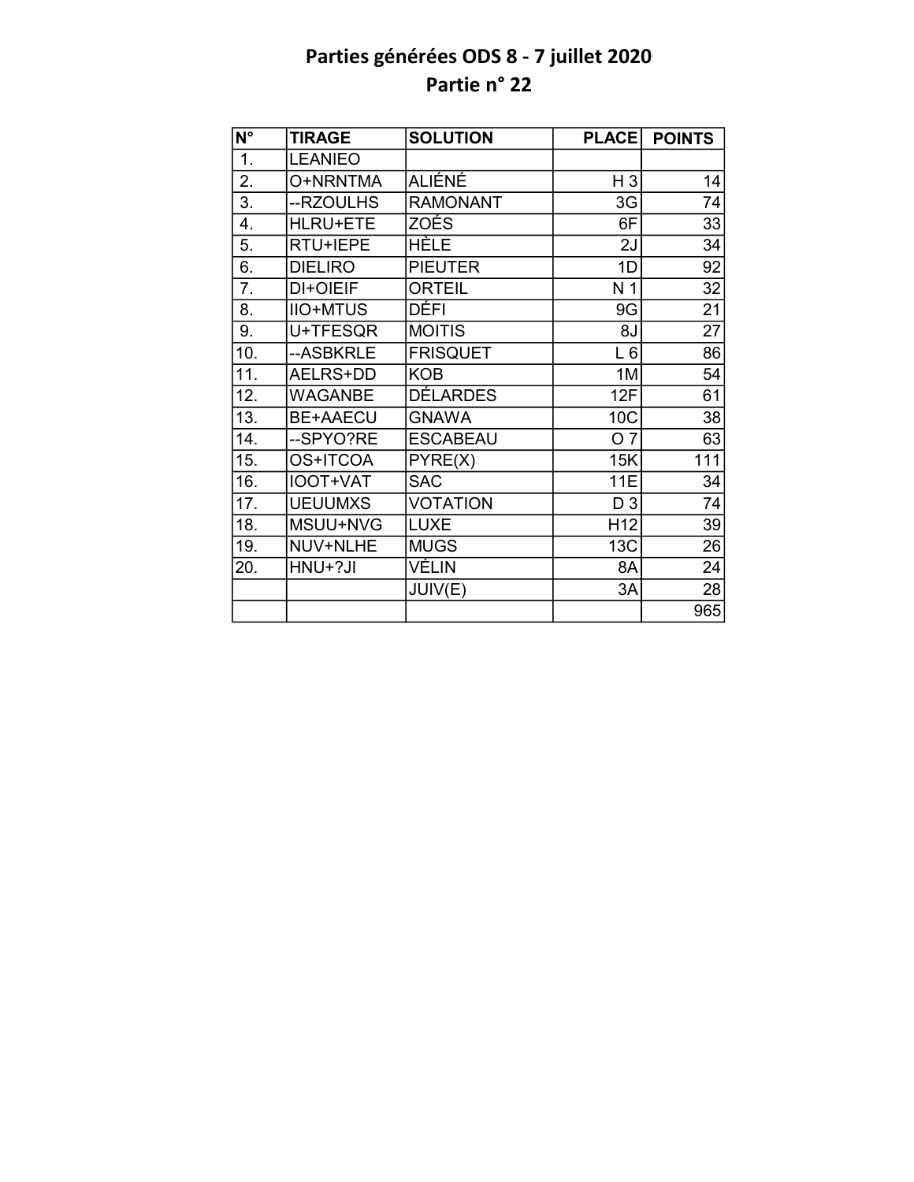# Parties générées ODS 8 - 7 juillet 2020
## Partie n° 22

| N° | TIRAGE | SOLUTION | PLACE | POINTS |
|---|---|---|---|---|
| 1. | LEANIEO | | | |
| 2. | O+NRNTMA | ALIÉNÉ | H 3 | 14 |
| 3. | --RZOULHS | RAMONANT | 3G | 74 |
| 4. | HLRU+ETE | ZOÉS | 6F | 33 |
| 5. | RTU+IEPE | HÈLE | 2J | 34 |
| 6. | DIELIRO | PIEUTER | 1D | 92 |
| 7. | DI+OIEIF | ORTEIL | N 1 | 32 |
| 8. | IIO+MTUS | DÉFI | 9G | 21 |
| 9. | U+TFESQR | MOITIS | 8J | 27 |
| 10. | --ASBKRLE | FRISQUET | L 6 | 86 |
| 11. | AELRS+DD | KOB | 1M | 54 |
| 12. | WAGANBE | DÉLARDES | 12F | 61 |
| 13. | BE+AAECU | GNAWA | 10C | 38 |
| 14. | --SPYO?RE | ESCABEAU | O 7 | 63 |
| 15. | OS+ITCOA | PYRE(X) | 15K | 111 |
| 16. | IOOT+VAT | SAC | 11E | 34 |
| 17. | UEUUMXS | VOTATION | D 3 | 74 |
| 18. | MSUU+NVG | LUXE | H12 | 39 |
| 19. | NUV+NLHE | MUGS | 13C | 26 |
| 20. | HNU+?JI | VÉLIN | 8A | 24 |
| | | JUIV(E) | 3A | 28 |
| | | | | 965 |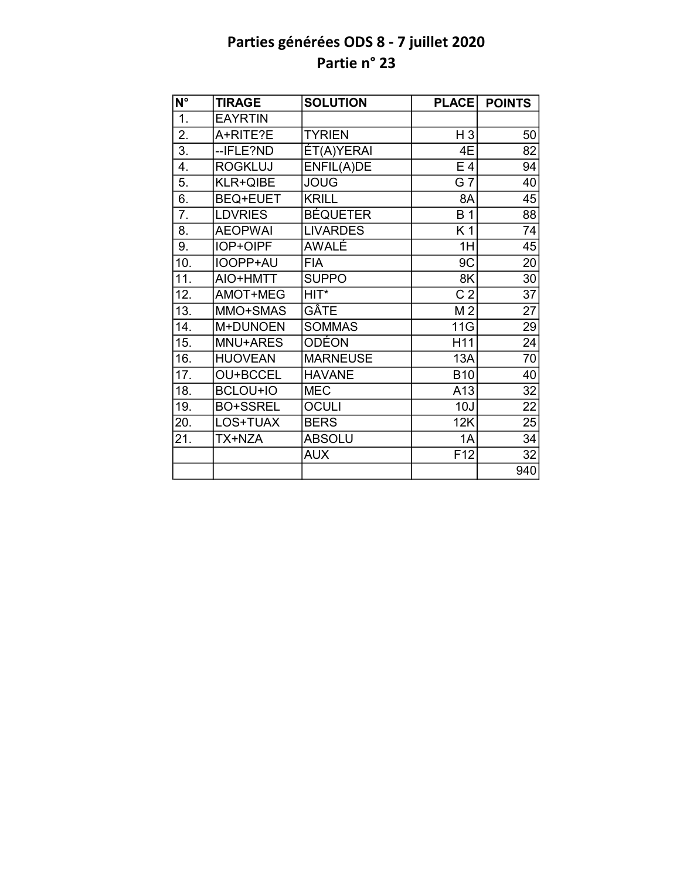# Parties générées ODS 8 - 7 juillet 2020
## Partie n° 23

| N° | TIRAGE | SOLUTION | PLACE | POINTS |
|---|---|---|---|---|
| 1. | EAYRTIN | | | |
| 2. | A+RITE?E | TYRIEN | H 3 | 50 |
| 3. | --IFLE?ND | ÉT(A)YERAI | 4E | 82 |
| 4. | ROGKLUJ | ENFIL(A)DE | E 4 | 94 |
| 5. | KLR+QIBE | JOUG | G 7 | 40 |
| 6. | BEQ+EUET | KRILL | 8A | 45 |
| 7. | LDVRIES | BÉQUETER | B 1 | 88 |
| 8. | AEOPWAI | LIVARDES | K 1 | 74 |
| 9. | IOP+OIPF | AWALÉ | 1H | 45 |
| 10. | IOOPP+AU | FIA | 9C | 20 |
| 11. | AIO+HMTT | SUPPO | 8K | 30 |
| 12. | AMOT+MEG | HIT* | C 2 | 37 |
| 13. | MMO+SMAS | GÂTE | M 2 | 27 |
| 14. | M+DUNOEN | SOMMAS | 11G | 29 |
| 15. | MNU+ARES | ODÉON | H11 | 24 |
| 16. | HUOVEAN | MARNEUSE | 13A | 70 |
| 17. | OU+BCCEL | HAVANE | B10 | 40 |
| 18. | BCLOU+IO | MEC | A13 | 32 |
| 19. | BO+SSREL | OCULI | 10J | 22 |
| 20. | LOS+TUAX | BERS | 12K | 25 |
| 21. | TX+NZA | ABSOLU | 1A | 34 |
| | | AUX | F12 | 32 |
| | | | | 940 |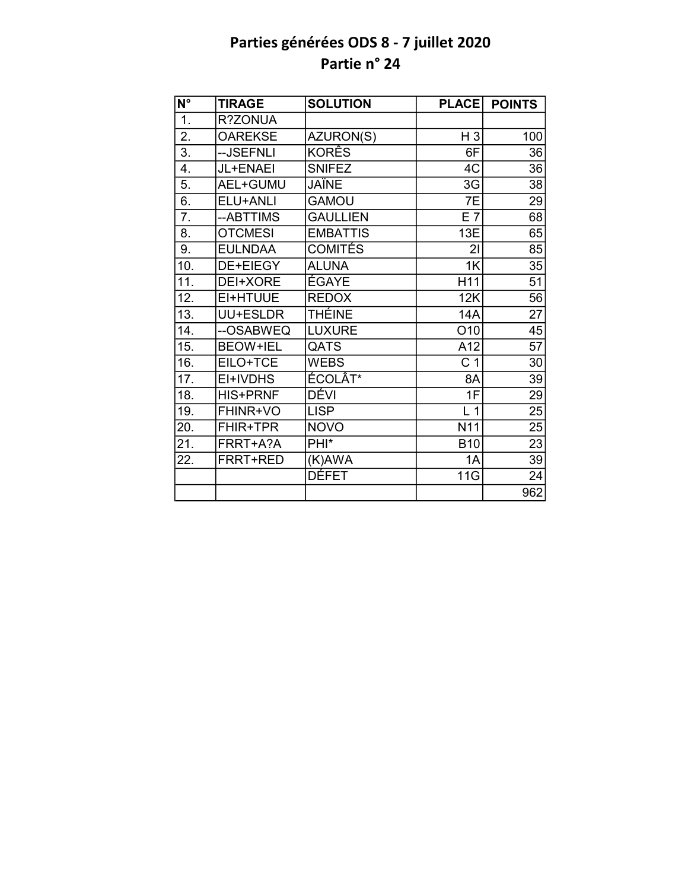# Parties générées ODS 8 - 7 juillet 2020
## Partie n° 24

| N° | TIRAGE | SOLUTION | PLACE | POINTS |
|---|---|---|---|---|
| 1. | R?ZONUA | | | |
| 2. | OAREKSE | AZURON(S) | H 3 | 100 |
| 3. | --JSEFNLI | KORÊS | 6F | 36 |
| 4. | JL+ENAEI | SNIFEZ | 4C | 36 |
| 5. | AEL+GUMU | JAÏNE | 3G | 38 |
| 6. | ELU+ANLI | GAMOU | 7E | 29 |
| 7. | --ABTTIMS | GAULLIEN | E 7 | 68 |
| 8. | OTCMESI | EMBATTIS | 13E | 65 |
| 9. | EULNDAA | COMITÉS | 2I | 85 |
| 10. | DE+EIEGY | ALUNA | 1K | 35 |
| 11. | DEI+XORE | ÉGAYE | H11 | 51 |
| 12. | EI+HTUUE | REDOX | 12K | 56 |
| 13. | UU+ESLDR | THÉINE | 14A | 27 |
| 14. | --OSABWEQ | LUXURE | O10 | 45 |
| 15. | BEOW+IEL | QATS | A12 | 57 |
| 16. | EILO+TCE | WEBS | C 1 | 30 |
| 17. | EI+IVDHS | ÉCOLÂT* | 8A | 39 |
| 18. | HIS+PRNF | DÉVI | 1F | 29 |
| 19. | FHINR+VO | LISP | L 1 | 25 |
| 20. | FHIR+TPR | NOVO | N11 | 25 |
| 21. | FRRT+A?A | PHI* | B10 | 23 |
| 22. | FRRT+RED | (K)AWA | 1A | 39 |
| | | DÉFET | 11G | 24 |
| | | | | 962 |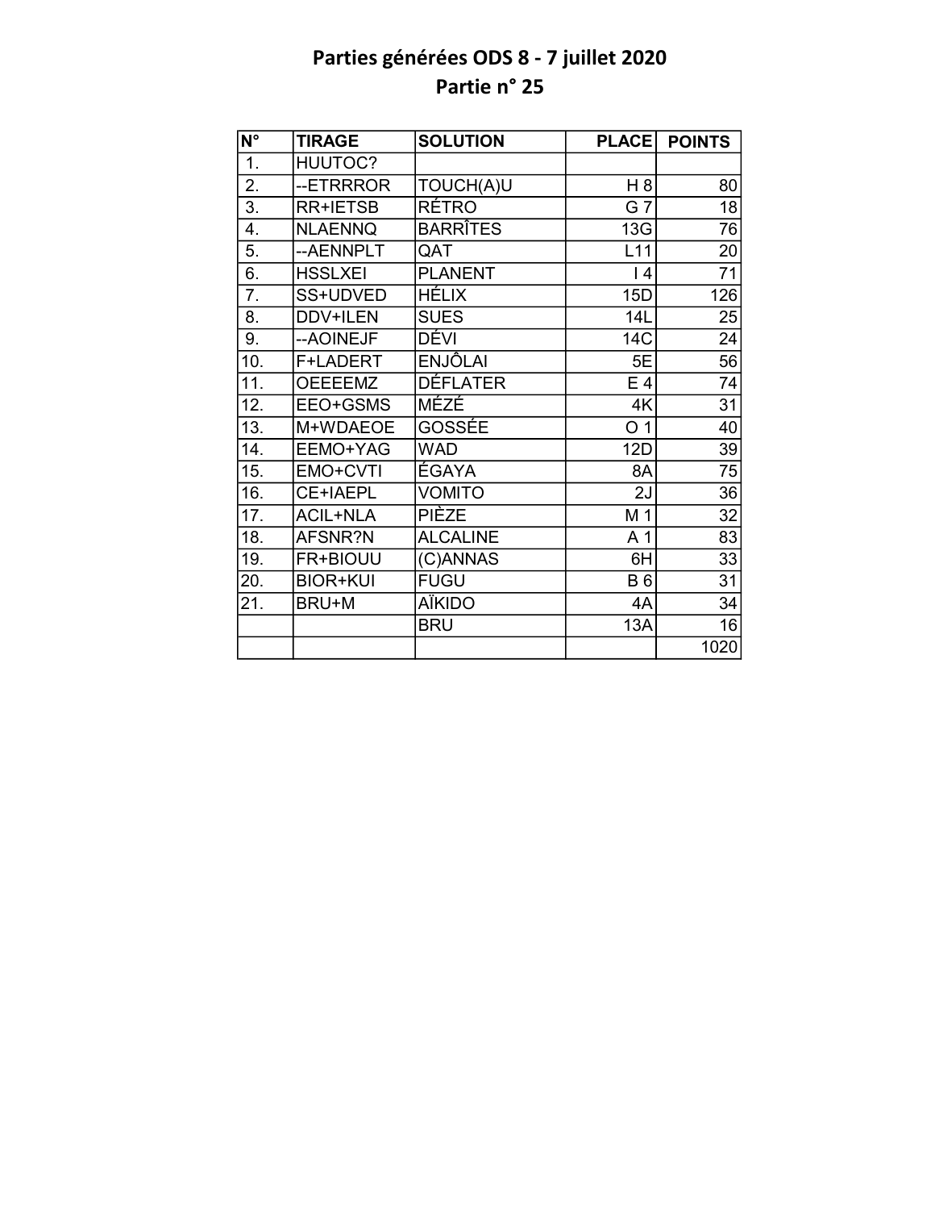# Parties générées ODS 8 - 7 juillet 2020
## Partie n° 25

| N° | TIRAGE | SOLUTION | PLACE | POINTS |
|---|---|---|---|---|
| 1. | HUUTOC? | | | |
| 2. | --ETRRROR | TOUCH(A)U | H 8 | 80 |
| 3. | RR+IETSB | RÉTRO | G 7 | 18 |
| 4. | NLAENNQ | BARRÎTES | 13G | 76 |
| 5. | --AENNPLT | QAT | L11 | 20 |
| 6. | HSSLXEI | PLANENT | I 4 | 71 |
| 7. | SS+UDVED | HÉLIX | 15D | 126 |
| 8. | DDV+ILEN | SUES | 14L | 25 |
| 9. | --AOINEJF | DÉVI | 14C | 24 |
| 10. | F+LADERT | ENJÔLAI | 5E | 56 |
| 11. | OEEEEMZ | DÉFLATER | E 4 | 74 |
| 12. | EEO+GSMS | MÉZÉ | 4K | 31 |
| 13. | M+WDAEOE | GOSSÉE | O 1 | 40 |
| 14. | EEMO+YAG | WAD | 12D | 39 |
| 15. | EMO+CVTI | ÉGAYA | 8A | 75 |
| 16. | CE+IAEPL | VOMITO | 2J | 36 |
| 17. | ACIL+NLA | PIÈZE | M 1 | 32 |
| 18. | AFSNR?N | ALCALINE | A 1 | 83 |
| 19. | FR+BIOUU | (C)ANNAS | 6H | 33 |
| 20. | BIOR+KUI | FUGU | B 6 | 31 |
| 21. | BRU+M | AÏKIDO | 4A | 34 |
| | | BRU | 13A | 16 |
| | | | | 1020 |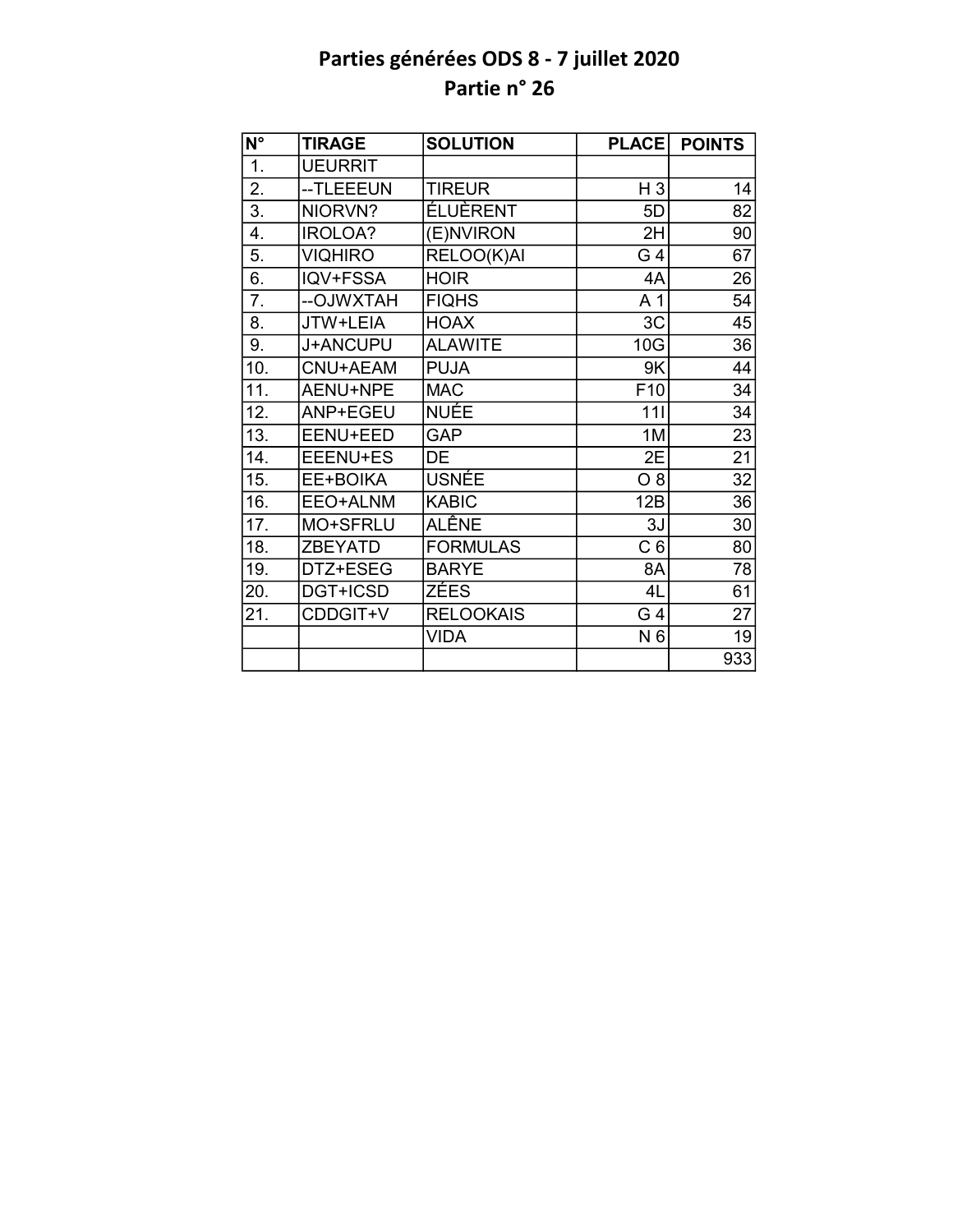# Parties générées ODS 8 - 7 juillet 2020

## Partie n° 26

| N° | TIRAGE | SOLUTION | PLACE | POINTS |
|---|---|---|---|---|
| 1. | UEURRIT | | | |
| 2. | --TLEEEUN | TIREUR | H 3 | 14 |
| 3. | NIORVN? | ÉLUÈRENT | 5D | 82 |
| 4. | IROLOA? | (E)NVIRON | 2H | 90 |
| 5. | VIQHIRO | RELOO(K)AI | G 4 | 67 |
| 6. | IQV+FSSA | HOIR | 4A | 26 |
| 7. | --OJWXTAH | FIQHS | A 1 | 54 |
| 8. | JTW+LEIA | HOAX | 3C | 45 |
| 9. | J+ANCUPU | ALAWITE | 10G | 36 |
| 10. | CNU+AEAM | PUJA | 9K | 44 |
| 11. | AENU+NPE | MAC | F10 | 34 |
| 12. | ANP+EGEU | NUÉE | 11I | 34 |
| 13. | EENU+EED | GAP | 1M | 23 |
| 14. | EEENU+ES | DE | 2E | 21 |
| 15. | EE+BOIKA | USNÉE | O 8 | 32 |
| 16. | EEO+ALNM | KABIC | 12B | 36 |
| 17. | MO+SFRLU | ALÊNE | 3J | 30 |
| 18. | ZBEYATD | FORMULAS | C 6 | 80 |
| 19. | DTZ+ESEG | BARYE | 8A | 78 |
| 20. | DGT+ICSD | ZÉES | 4L | 61 |
| 21. | CDDGIT+V | RELOOKAIS | G 4 | 27 |
| | | VIDA | N 6 | 19 |
| | | | | 933 |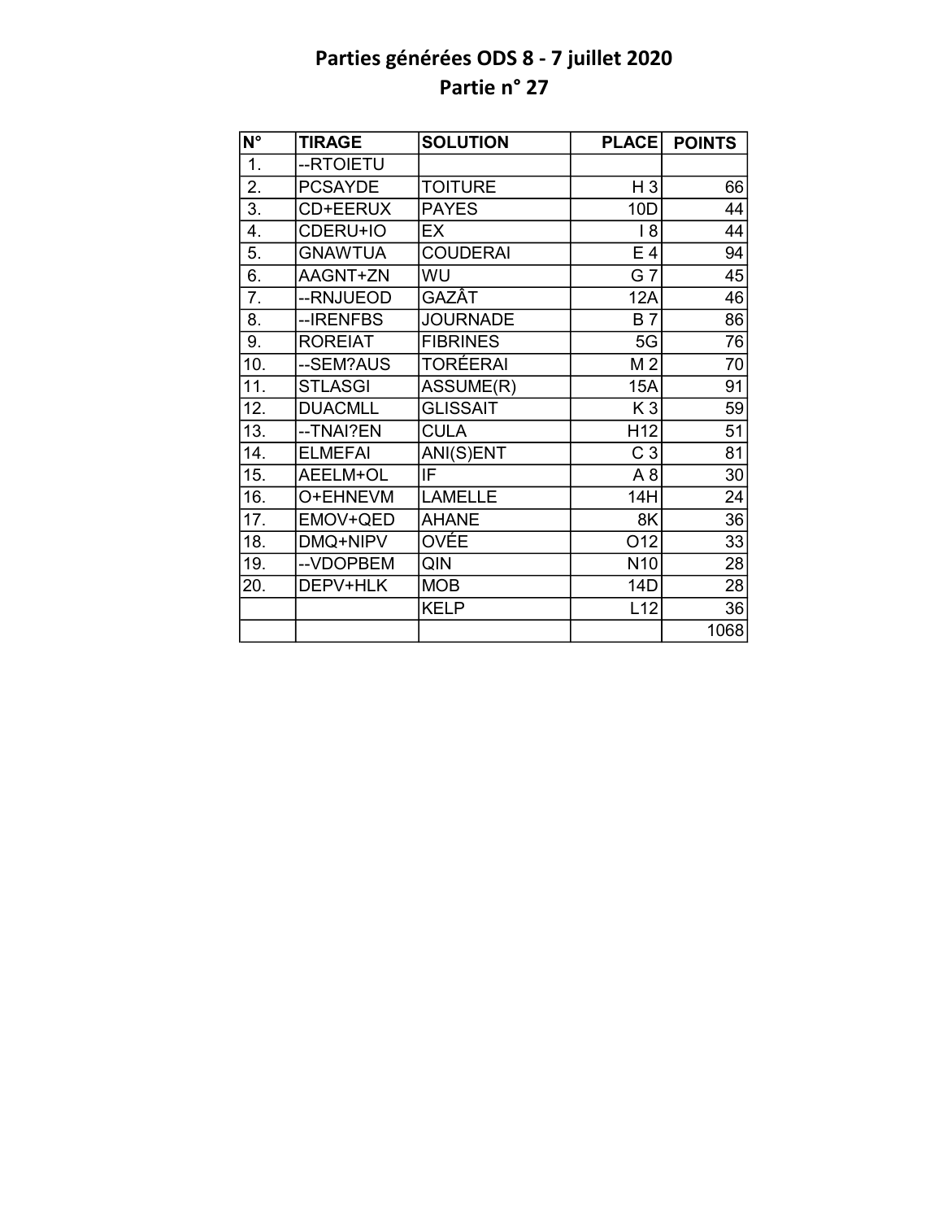# Parties générées ODS 8 - 7 juillet 2020

## Partie n° 27

| N° | TIRAGE | SOLUTION | PLACE | POINTS |
|---|---|---|---|---|
| 1. | --RTOIETU | | | |
| 2. | PCSAYDE | TOITURE | H 3 | 66 |
| 3. | CD+EERUX | PAYES | 10D | 44 |
| 4. | CDERU+IO | EX | I 8 | 44 |
| 5. | GNAWTUA | COUDERAI | E 4 | 94 |
| 6. | AAGNT+ZN | WU | G 7 | 45 |
| 7. | --RNJUEOD | GAZÂT | 12A | 46 |
| 8. | --IRENFBS | JOURNADE | B 7 | 86 |
| 9. | ROREIAT | FIBRINES | 5G | 76 |
| 10. | --SEM?AUS | TORÉERAI | M 2 | 70 |
| 11. | STLASGI | ASSUME(R) | 15A | 91 |
| 12. | DUACMLL | GLISSAIT | K 3 | 59 |
| 13. | --TNAI?EN | CULA | H12 | 51 |
| 14. | ELMEFAI | ANI(S)ENT | C 3 | 81 |
| 15. | AEELM+OL | IF | A 8 | 30 |
| 16. | O+EHNEVM | LAMELLE | 14H | 24 |
| 17. | EMOV+QED | AHANE | 8K | 36 |
| 18. | DMQ+NIPV | OVÉE | O12 | 33 |
| 19. | --VDOPBEM | QIN | N10 | 28 |
| 20. | DEPV+HLK | MOB | 14D | 28 |
| | | KELP | L12 | 36 |
| | | | | 1068 |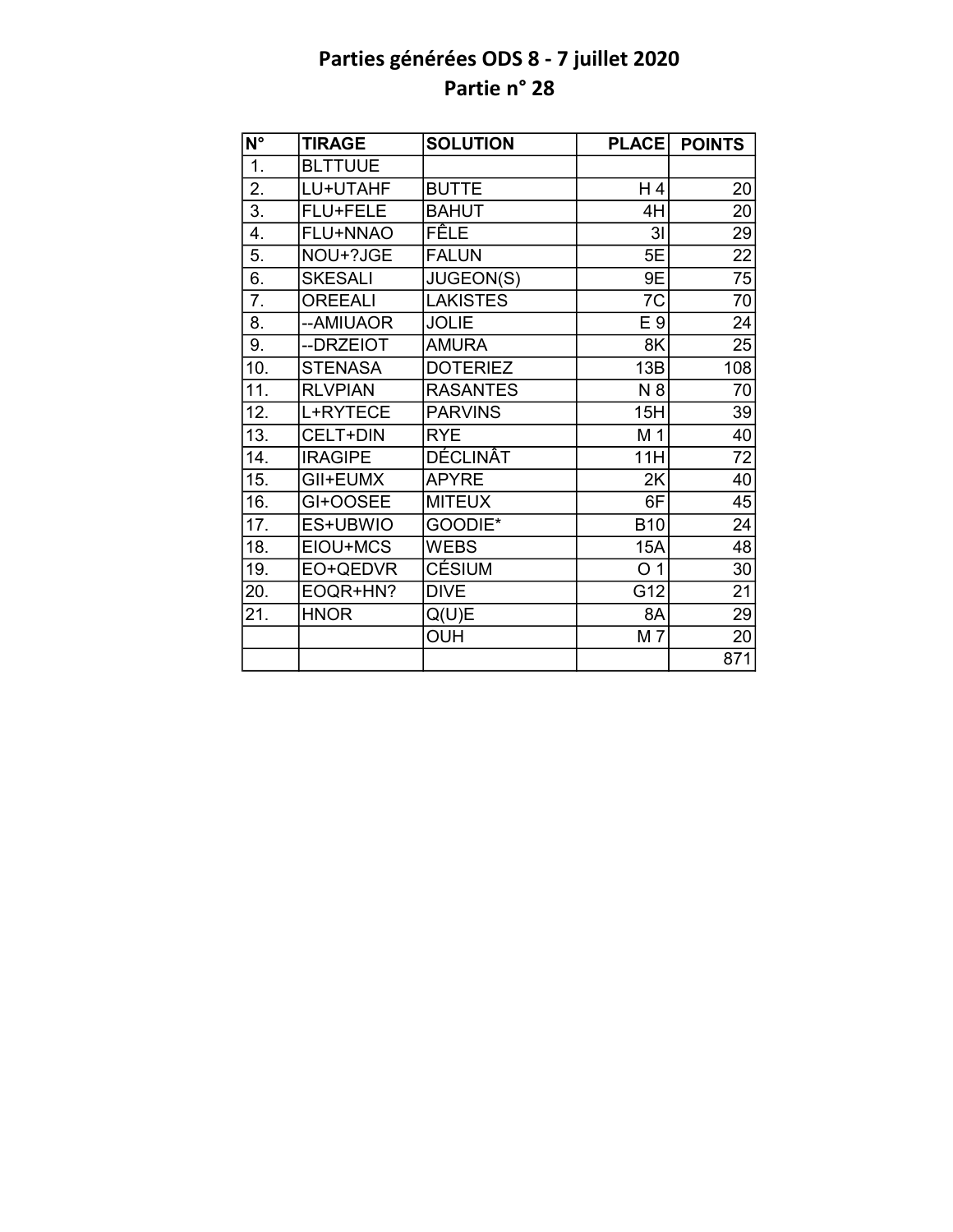# Parties générées ODS 8 - 7 juillet 2020
## Partie n° 28

| N° | TIRAGE | SOLUTION | PLACE | POINTS |
|---|---|---|---|---|
| 1. | BLTTUUE | | | |
| 2. | LU+UTAHF | BUTTE | H 4 | 20 |
| 3. | FLU+FELE | BAHUT | 4H | 20 |
| 4. | FLU+NNAO | FÊLE | 3I | 29 |
| 5. | NOU+?JGE | FALUN | 5E | 22 |
| 6. | SKESALI | JUGEON(S) | 9E | 75 |
| 7. | OREEALI | LAKISTES | 7C | 70 |
| 8. | --AMIUAOR | JOLIE | E 9 | 24 |
| 9. | --DRZEIOT | AMURA | 8K | 25 |
| 10. | STENASA | DOTERIEZ | 13B | 108 |
| 11. | RLVPIAN | RASANTES | N 8 | 70 |
| 12. | L+RYTECE | PARVINS | 15H | 39 |
| 13. | CELT+DIN | RYE | M 1 | 40 |
| 14. | IRAGIPE | DÉCLINÂT | 11H | 72 |
| 15. | GII+EUMX | APYRE | 2K | 40 |
| 16. | GI+OOSEE | MITEUX | 6F | 45 |
| 17. | ES+UBWIO | GOODIE* | B10 | 24 |
| 18. | EIOU+MCS | WEBS | 15A | 48 |
| 19. | EO+QEDVR | CÉSIUM | O 1 | 30 |
| 20. | EOQR+HN? | DIVE | G12 | 21 |
| 21. | HNOR | Q(U)E | 8A | 29 |
| | | OUH | M 7 | 20 |
| | | | | 871 |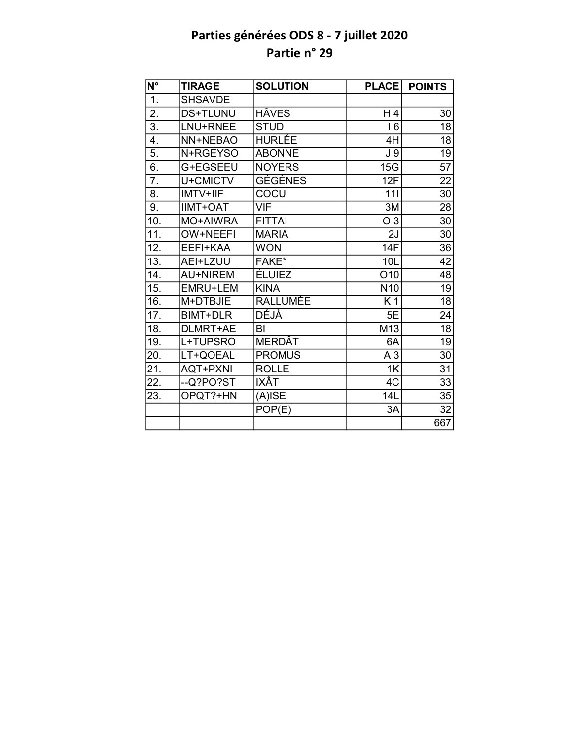# Parties générées ODS 8 - 7 juillet 2020
## Partie n° 29

| N° | TIRAGE | SOLUTION | PLACE | POINTS |
|---|---|---|---|---|
| 1. | SHSAVDE | | | |
| 2. | DS+TLUNU | HÂVES | H 4 | 30 |
| 3. | LNU+RNEE | STUD | I 6 | 18 |
| 4. | NN+NEBAO | HURLÉE | 4H | 18 |
| 5. | N+RGEYSO | ABONNE | J 9 | 19 |
| 6. | G+EGSEEU | NOYERS | 15G | 57 |
| 7. | U+CMICTV | GÉGÈNES | 12F | 22 |
| 8. | IMTV+IIF | COCU | 11I | 30 |
| 9. | IIMT+OAT | VIF | 3M | 28 |
| 10. | MO+AIWRA | FITTAI | O 3 | 30 |
| 11. | OW+NEEFI | MARIA | 2J | 30 |
| 12. | EEFI+KAA | WON | 14F | 36 |
| 13. | AEI+LZUU | FAKE* | 10L | 42 |
| 14. | AU+NIREM | ÉLUIEZ | O10 | 48 |
| 15. | EMRU+LEM | KINA | N10 | 19 |
| 16. | M+DTBJIE | RALLUMÉE | K 1 | 18 |
| 17. | BIMT+DLR | DÉJÀ | 5E | 24 |
| 18. | DLMRT+AE | BI | M13 | 18 |
| 19. | L+TUPSRO | MERDÂT | 6A | 19 |
| 20. | LT+QOEAL | PROMUS | A 3 | 30 |
| 21. | AQT+PXNI | ROLLE | 1K | 31 |
| 22. | --Q?PO?ST | IXÂT | 4C | 33 |
| 23. | OPQT?+HN | (A)ISE | 14L | 35 |
| | | POP(E) | 3A | 32 |
| | | | | 667 |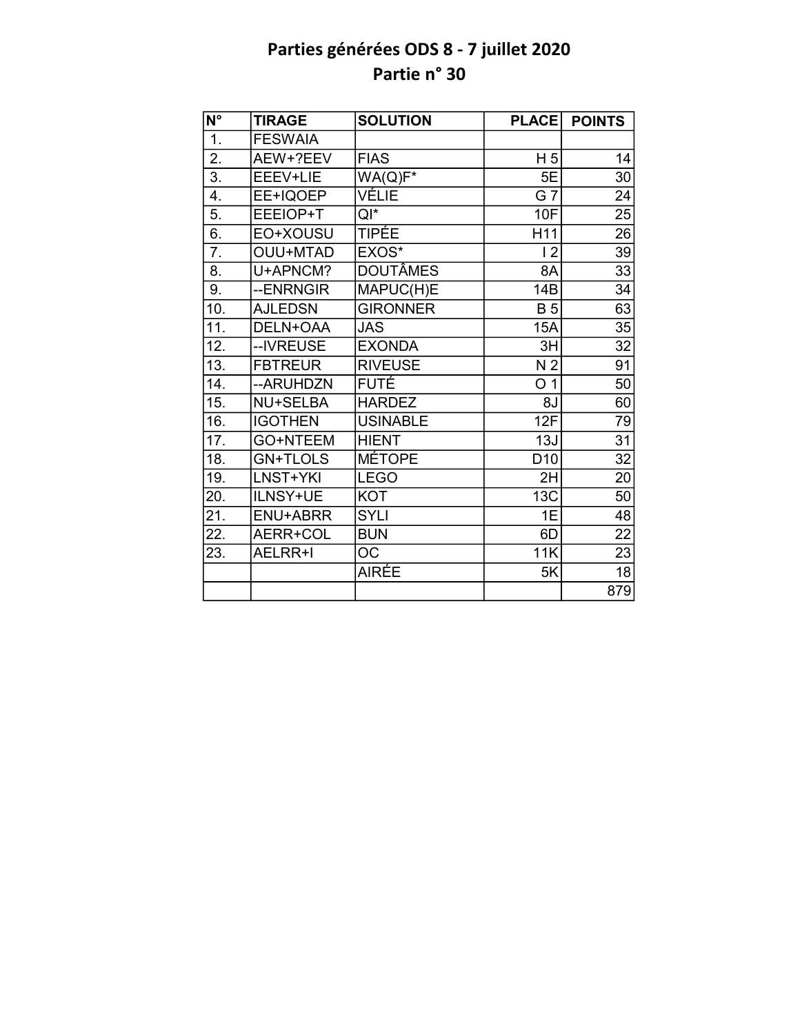# Parties générées ODS 8 - 7 juillet 2020
## Partie n° 30

| N° | TIRAGE | SOLUTION | PLACE | POINTS |
|---|---|---|---|---|
| 1. | FESWAIA | | | |
| 2. | AEW+?EEV | FIAS | H 5 | 14 |
| 3. | EEEV+LIE | WA(Q)F* | 5E | 30 |
| 4. | EE+IQOEP | VÉLIE | G 7 | 24 |
| 5. | EEEIOP+T | QI* | 10F | 25 |
| 6. | EO+XOUSU | TIPÉE | H11 | 26 |
| 7. | OUU+MTAD | EXOS* | I 2 | 39 |
| 8. | U+APNCM? | DOUTÂMES | 8A | 33 |
| 9. | --ENRNGIR | MAPUC(H)E | 14B | 34 |
| 10. | AJLEDSN | GIRONNER | B 5 | 63 |
| 11. | DELN+OAA | JAS | 15A | 35 |
| 12. | --IVREUSE | EXONDA | 3H | 32 |
| 13. | FBTREUR | RIVEUSE | N 2 | 91 |
| 14. | --ARUHDZN | FUTÉ | O 1 | 50 |
| 15. | NU+SELBA | HARDEZ | 8J | 60 |
| 16. | IGOTHEN | USINABLE | 12F | 79 |
| 17. | GO+NTEEM | HIENT | 13J | 31 |
| 18. | GN+TLOLS | MÉTOPE | D10 | 32 |
| 19. | LNST+YKI | LEGO | 2H | 20 |
| 20. | ILNSY+UE | KOT | 13C | 50 |
| 21. | ENU+ABRR | SYLI | 1E | 48 |
| 22. | AERR+COL | BUN | 6D | 22 |
| 23. | AELRR+I | OC | 11K | 23 |
| | | AIRÉE | 5K | 18 |
| | | | | 879 |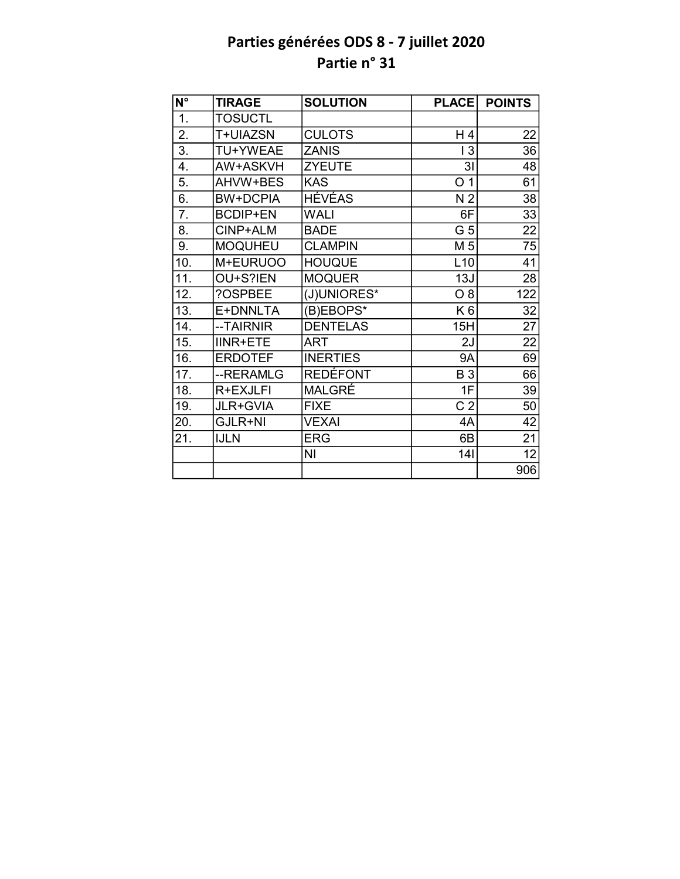# Parties générées ODS 8 - 7 juillet 2020

## Partie n° 31

| N° | TIRAGE | SOLUTION | PLACE | POINTS |
|---|---|---|---|---|
| 1. | TOSUCTL | | | |
| 2. | T+UIAZSN | CULOTS | H 4 | 22 |
| 3. | TU+YWEAE | ZANIS | I 3 | 36 |
| 4. | AW+ASKVH | ZYEUTE | 3I | 48 |
| 5. | AHVW+BES | KAS | O 1 | 61 |
| 6. | BW+DCPIA | HÉVÉAS | N 2 | 38 |
| 7. | BCDIP+EN | WALI | 6F | 33 |
| 8. | CINP+ALM | BADE | G 5 | 22 |
| 9. | MOQUHEU | CLAMPIN | M 5 | 75 |
| 10. | M+EURUOO | HOUQUE | L10 | 41 |
| 11. | OU+S?IEN | MOQUER | 13J | 28 |
| 12. | ?OSPBEE | (J)UNIORES* | O 8 | 122 |
| 13. | E+DNNLTA | (B)EBOPS* | K 6 | 32 |
| 14. | --TAIRNIR | DENTELAS | 15H | 27 |
| 15. | IINR+ETE | ART | 2J | 22 |
| 16. | ERDOTEF | INERTIES | 9A | 69 |
| 17. | --RERAMLG | REDÉFONT | B 3 | 66 |
| 18. | R+EXJLFI | MALGRÉ | 1F | 39 |
| 19. | JLR+GVIA | FIXE | C 2 | 50 |
| 20. | GJLR+NI | VEXAI | 4A | 42 |
| 21. | IJLN | ERG | 6B | 21 |
| | | NI | 14I | 12 |
| | | | | 906 |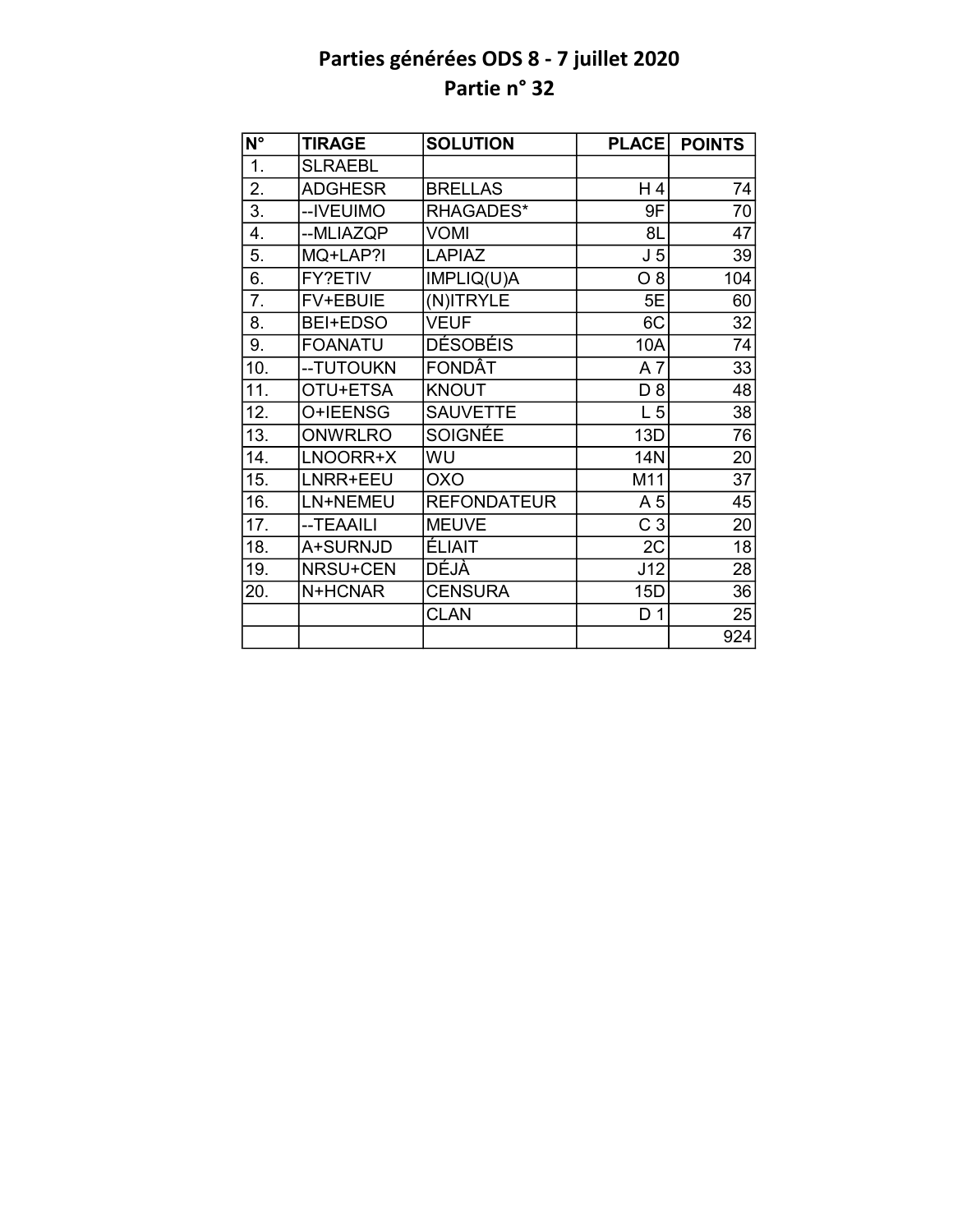# Parties générées ODS 8 - 7 juillet 2020
## Partie n° 32

| N° | TIRAGE | SOLUTION | PLACE | POINTS |
|---|---|---|---|---|
| 1. | SLRAEBL | | | |
| 2. | ADGHESR | BRELLAS | H 4 | 74 |
| 3. | --IVEUIMO | RHAGADES* | 9F | 70 |
| 4. | --MLIAZQP | VOMI | 8L | 47 |
| 5. | MQ+LAP?I | LAPIAZ | J 5 | 39 |
| 6. | FY?ETIV | IMPLIQ(U)A | O 8 | 104 |
| 7. | FV+EBUIE | (N)ITRYLE | 5E | 60 |
| 8. | BEI+EDSO | VEUF | 6C | 32 |
| 9. | FOANATU | DÉSOBÉIS | 10A | 74 |
| 10. | --TUTOUKN | FONDÂT | A 7 | 33 |
| 11. | OTU+ETSA | KNOUT | D 8 | 48 |
| 12. | O+IEENSG | SAUVETTE | L 5 | 38 |
| 13. | ONWRLRO | SOIGNÉE | 13D | 76 |
| 14. | LNOORR+X | WU | 14N | 20 |
| 15. | LNRR+EEU | OXO | M11 | 37 |
| 16. | LN+NEMEU | REFONDATEUR | A 5 | 45 |
| 17. | --TEAAILI | MEUVE | C 3 | 20 |
| 18. | A+SURNJD | ÉLIAIT | 2C | 18 |
| 19. | NRSU+CEN | DÉJÀ | J12 | 28 |
| 20. | N+HCNAR | CENSURA | 15D | 36 |
| | | CLAN | D 1 | 25 |
| | | | | 924 |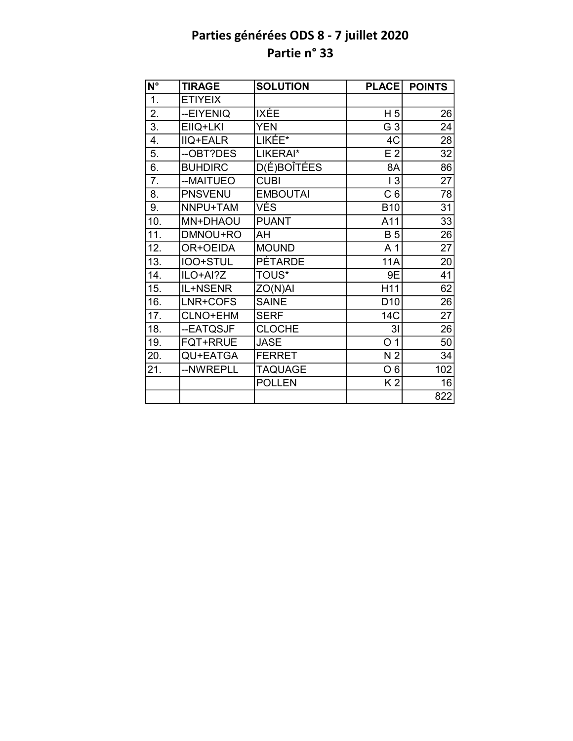# Parties générées ODS 8 - 7 juillet 2020
## Partie n° 33

| N° | TIRAGE | SOLUTION | PLACE | POINTS |
|---|---|---|---|---|
| 1. | ETIYEIX | | | |
| 2. | --EIYENIQ | IXÉE | H 5 | 26 |
| 3. | EIIQ+LKI | YEN | G 3 | 24 |
| 4. | IIQ+EALR | LIKÉE* | 4C | 28 |
| 5. | --OBT?DES | LIKERAI* | E 2 | 32 |
| 6. | BUHDIRC | D(É)BOÎTÉES | 8A | 86 |
| 7. | --MAITUEO | CUBI | I 3 | 27 |
| 8. | PNSVENU | EMBOUTAI | C 6 | 78 |
| 9. | NNPU+TAM | VÉS | B10 | 31 |
| 10. | MN+DHAOU | PUANT | A11 | 33 |
| 11. | DMNOU+RO | AH | B 5 | 26 |
| 12. | OR+OEIDA | MOUND | A 1 | 27 |
| 13. | IOO+STUL | PÉTARDE | 11A | 20 |
| 14. | ILO+AI?Z | TOUS* | 9E | 41 |
| 15. | IL+NSENR | ZO(N)AI | H11 | 62 |
| 16. | LNR+COFS | SAINE | D10 | 26 |
| 17. | CLNO+EHM | SERF | 14C | 27 |
| 18. | --EATQSJF | CLOCHE | 3I | 26 |
| 19. | FQT+RRUE | JASE | O 1 | 50 |
| 20. | QU+EATGA | FERRET | N 2 | 34 |
| 21. | --NWREPLL | TAQUAGE | O 6 | 102 |
| | | POLLEN | K 2 | 16 |
| | | | | 822 |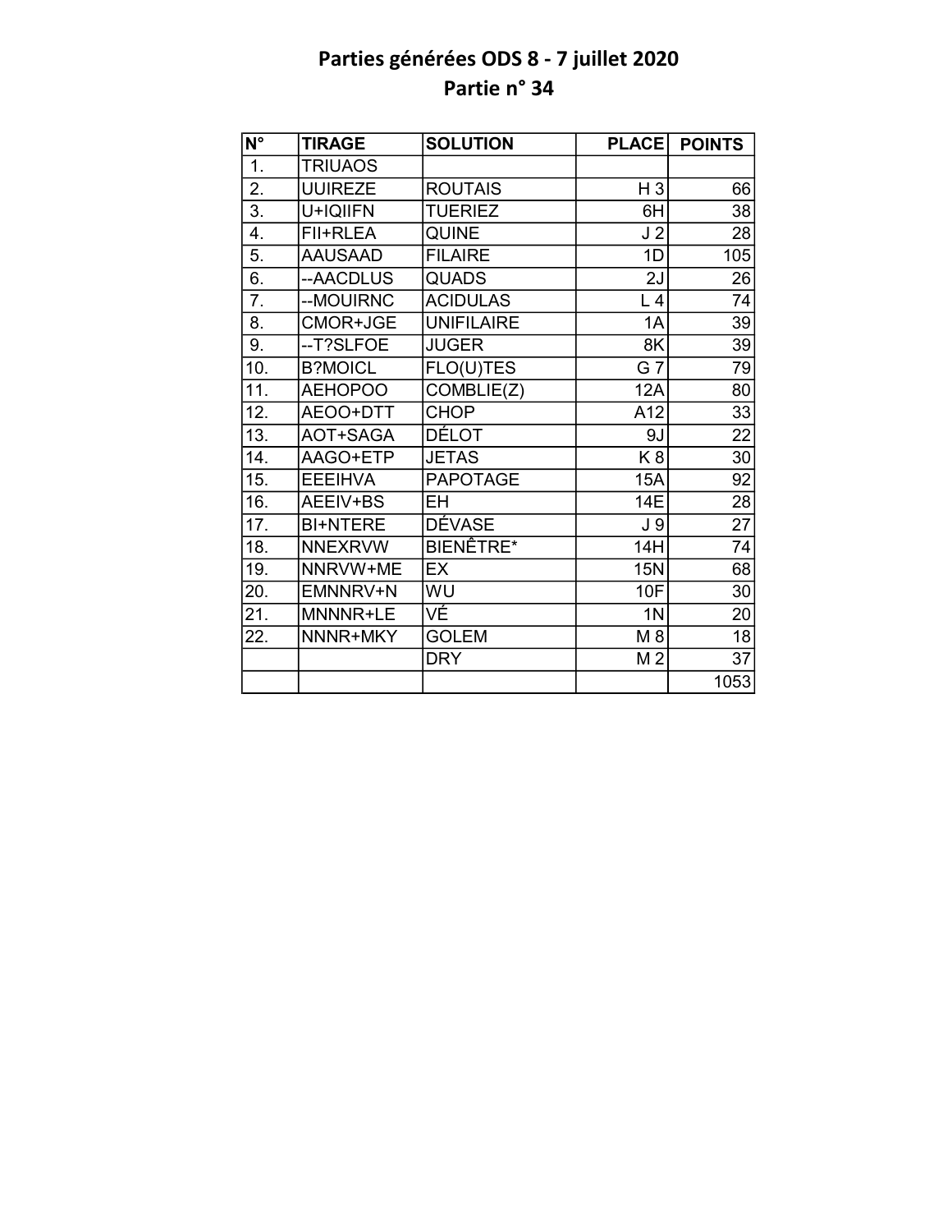# Parties générées ODS 8 - 7 juillet 2020
## Partie n° 34

| N° | TIRAGE | SOLUTION | PLACE | POINTS |
|---|---|---|---|---|
| 1. | TRIUAOS | | | |
| 2. | UUIREZE | ROUTAIS | H 3 | 66 |
| 3. | U+IQIIFN | TUERIEZ | 6H | 38 |
| 4. | FII+RLEA | QUINE | J 2 | 28 |
| 5. | AAUSAAD | FILAIRE | 1D | 105 |
| 6. | --AACDLUS | QUADS | 2J | 26 |
| 7. | --MOUIRNC | ACIDULAS | L 4 | 74 |
| 8. | CMOR+JGE | UNIFILAIRE | 1A | 39 |
| 9. | --T?SLFOE | JUGER | 8K | 39 |
| 10. | B?MOICL | FLO(U)TES | G 7 | 79 |
| 11. | AEHOPOO | COMBLIE(Z) | 12A | 80 |
| 12. | AEOO+DTT | CHOP | A12 | 33 |
| 13. | AOT+SAGA | DÉLOT | 9J | 22 |
| 14. | AAGO+ETP | JETAS | K 8 | 30 |
| 15. | EEEIHVA | PAPOTAGE | 15A | 92 |
| 16. | AEEIV+BS | EH | 14E | 28 |
| 17. | BI+NTERE | DÉVASE | J 9 | 27 |
| 18. | NNEXRVW | BIENÊTRE* | 14H | 74 |
| 19. | NNRVW+ME | EX | 15N | 68 |
| 20. | EMNNRV+N | WU | 10F | 30 |
| 21. | MNNNR+LE | VÉ | 1N | 20 |
| 22. | NNNR+MKY | GOLEM | M 8 | 18 |
| | | DRY | M 2 | 37 |
| | | | | 1053 |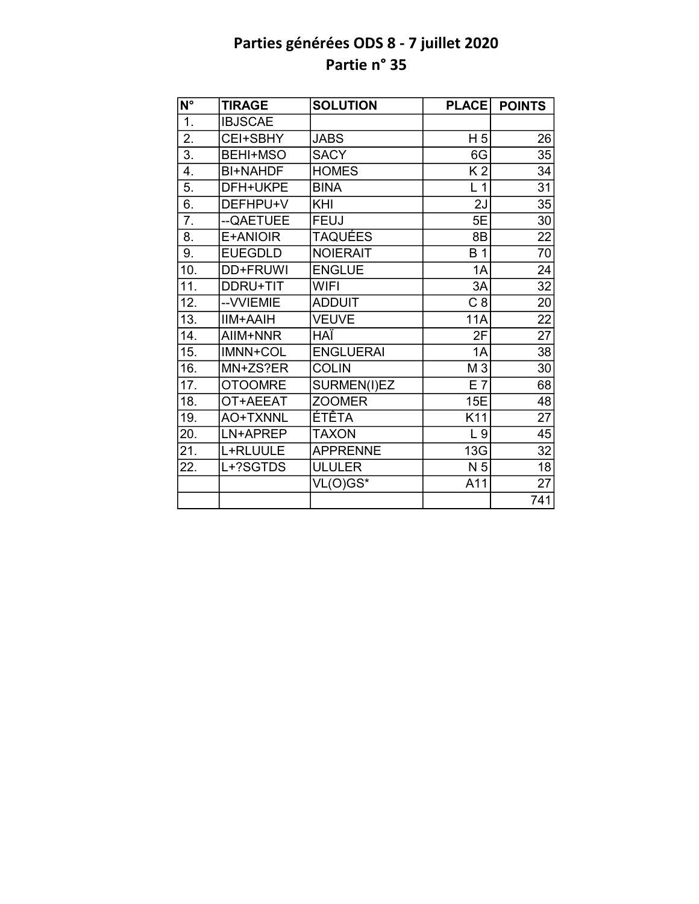# Parties générées ODS 8 - 7 juillet 2020
## Partie n° 35

| N° | TIRAGE | SOLUTION | PLACE | POINTS |
|---|---|---|---|---|
| 1. | IBJSCAE | | | |
| 2. | CEI+SBHY | JABS | H 5 | 26 |
| 3. | BEHI+MSO | SACY | 6G | 35 |
| 4. | BI+NAHDF | HOMES | K 2 | 34 |
| 5. | DFH+UKPE | BINA | L 1 | 31 |
| 6. | DEFHPU+V | KHI | 2J | 35 |
| 7. | --QAETUEE | FEUJ | 5E | 30 |
| 8. | E+ANIOIR | TAQUÉES | 8B | 22 |
| 9. | EUEGDLD | NOIERAIT | B 1 | 70 |
| 10. | DD+FRUWI | ENGLUE | 1A | 24 |
| 11. | DDRU+TIT | WIFI | 3A | 32 |
| 12. | --VVIEMIE | ADDUIT | C 8 | 20 |
| 13. | IIM+AAIH | VEUVE | 11A | 22 |
| 14. | AIIM+NNR | HAÏ | 2F | 27 |
| 15. | IMNN+COL | ENGLUERAI | 1A | 38 |
| 16. | MN+ZS?ER | COLIN | M 3 | 30 |
| 17. | OTOOMRE | SURMEN(I)EZ | E 7 | 68 |
| 18. | OT+AEEAT | ZOOMER | 15E | 48 |
| 19. | AO+TXNNL | ÉTÊTA | K11 | 27 |
| 20. | LN+APREP | TAXON | L 9 | 45 |
| 21. | L+RLUULE | APPRENNE | 13G | 32 |
| 22. | L+?SGTDS | ULULER | N 5 | 18 |
| | | VL(O)GS* | A11 | 27 |
| | | | | 741 |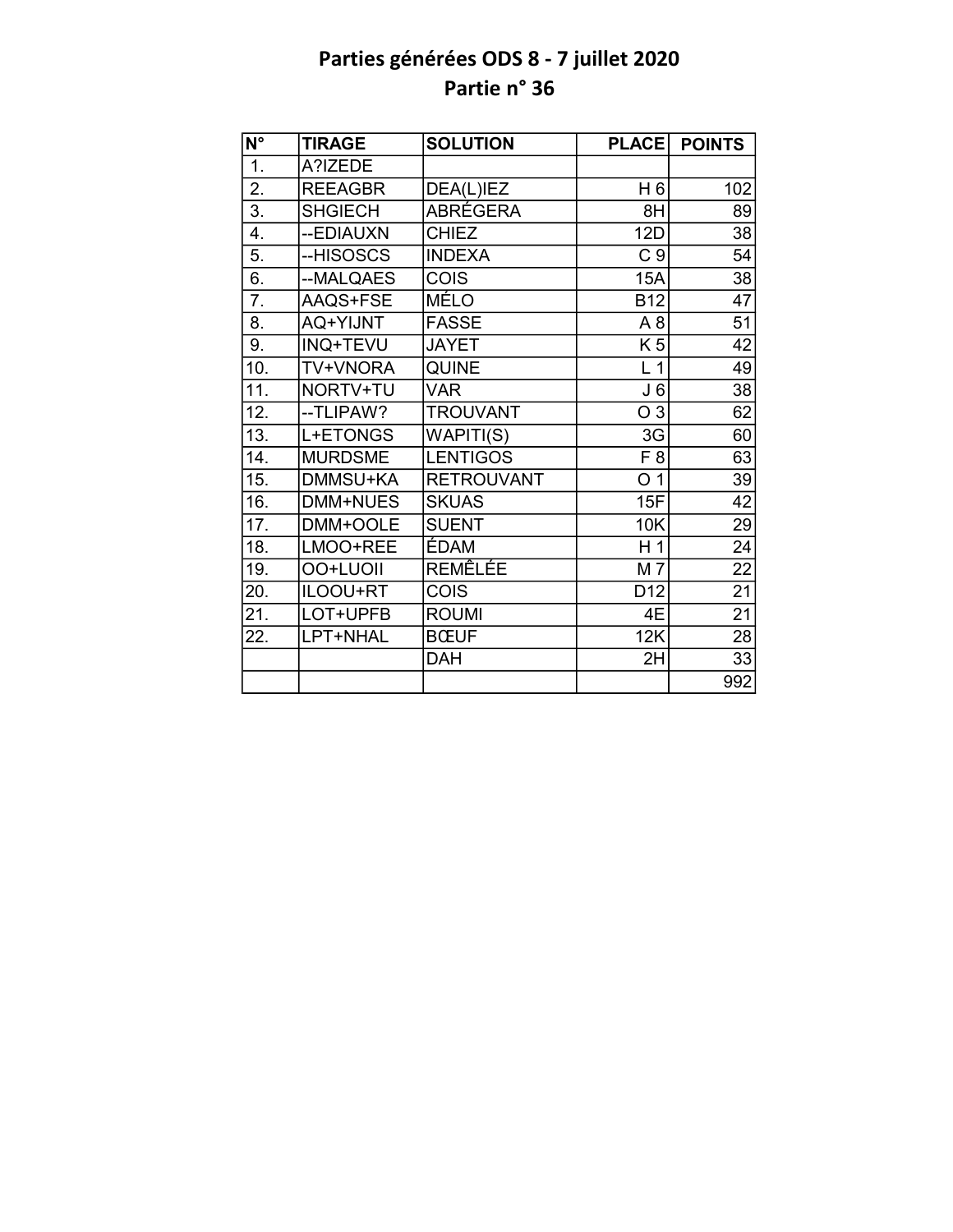# Parties générées ODS 8 - 7 juillet 2020

## Partie n° 36

| N° | TIRAGE | SOLUTION | PLACE | POINTS |
|---|---|---|---|---|
| 1. | A?IZEDE | | | |
| 2. | REEAGBR | DEA(L)IEZ | H 6 | 102 |
| 3. | SHGIECH | ABRÉGERA | 8H | 89 |
| 4. | --EDIAUXN | CHIEZ | 12D | 38 |
| 5. | --HISOSCS | INDEXA | C 9 | 54 |
| 6. | --MALQAES | COIS | 15A | 38 |
| 7. | AAQS+FSE | MÉLO | B12 | 47 |
| 8. | AQ+YIJNT | FASSE | A 8 | 51 |
| 9. | INQ+TEVU | JAYET | K 5 | 42 |
| 10. | TV+VNORA | QUINE | L 1 | 49 |
| 11. | NORTV+TU | VAR | J 6 | 38 |
| 12. | --TLIPAW? | TROUVANT | O 3 | 62 |
| 13. | L+ETONGS | WAPITI(S) | 3G | 60 |
| 14. | MURDSME | LENTIGOS | F 8 | 63 |
| 15. | DMMSU+KA | RETROUVANT | O 1 | 39 |
| 16. | DMM+NUES | SKUAS | 15F | 42 |
| 17. | DMM+OOLE | SUENT | 10K | 29 |
| 18. | LMOO+REE | ÉDAM | H 1 | 24 |
| 19. | OO+LUOII | REMÊLÉE | M 7 | 22 |
| 20. | ILOOU+RT | COIS | D12 | 21 |
| 21. | LOT+UPFB | ROUMI | 4E | 21 |
| 22. | LPT+NHAL | BŒUF | 12K | 28 |
| | | DAH | 2H | 33 |
| | | | | 992 |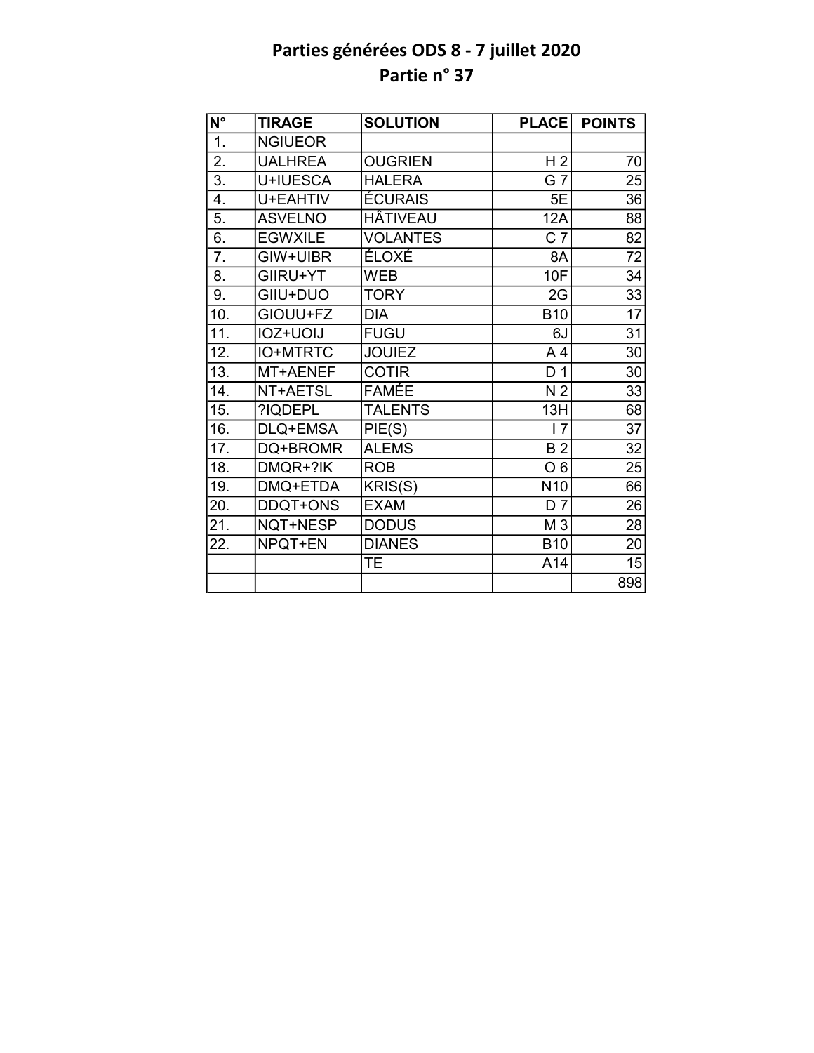# Parties générées ODS 8 - 7 juillet 2020

## Partie n° 37

| N° | TIRAGE | SOLUTION | PLACE | POINTS |
|---|---|---|---|---|
| 1. | NGIUEOR | | | |
| 2. | UALHREA | OUGRIEN | H 2 | 70 |
| 3. | U+IUESCA | HALERA | G 7 | 25 |
| 4. | U+EAHTIV | ÉCURAIS | 5E | 36 |
| 5. | ASVELNO | HÂTIVEAU | 12A | 88 |
| 6. | EGWXILE | VOLANTES | C 7 | 82 |
| 7. | GIW+UIBR | ÉLOXÉ | 8A | 72 |
| 8. | GIIRU+YT | WEB | 10F | 34 |
| 9. | GIIU+DUO | TORY | 2G | 33 |
| 10. | GIOUU+FZ | DIA | B10 | 17 |
| 11. | IOZ+UOIJ | FUGU | 6J | 31 |
| 12. | IO+MTRTC | JOUIEZ | A 4 | 30 |
| 13. | MT+AENEF | COTIR | D 1 | 30 |
| 14. | NT+AETSL | FAMÉE | N 2 | 33 |
| 15. | ?IQDEPL | TALENTS | 13H | 68 |
| 16. | DLQ+EMSA | PIE(S) | I 7 | 37 |
| 17. | DQ+BROMR | ALEMS | B 2 | 32 |
| 18. | DMQR+?IK | ROB | O 6 | 25 |
| 19. | DMQ+ETDA | KRIS(S) | N10 | 66 |
| 20. | DDQT+ONS | EXAM | D 7 | 26 |
| 21. | NQT+NESP | DODUS | M 3 | 28 |
| 22. | NPQT+EN | DIANES | B10 | 20 |
| | | TE | A14 | 15 |
| | | | | 898 |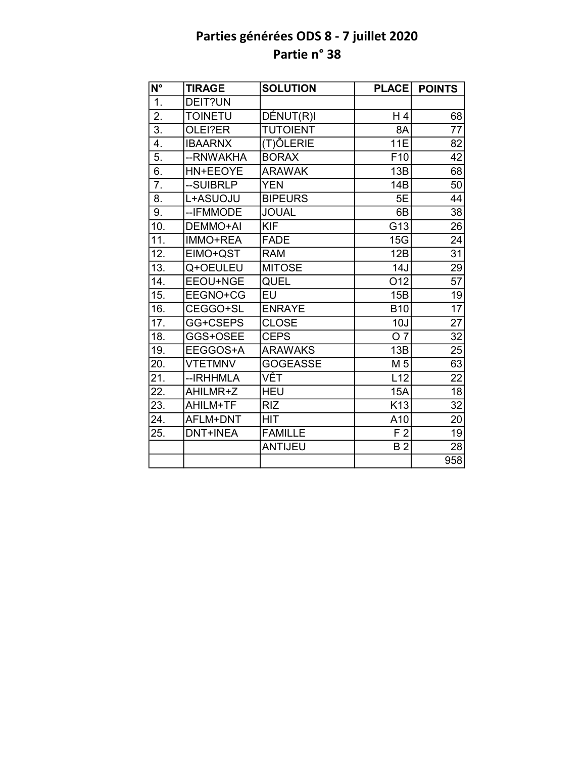# Parties générées ODS 8 - 7 juillet 2020
## Partie n° 38

| N° | TIRAGE | SOLUTION | PLACE | POINTS |
|---|---|---|---|---|
| 1. | DEIT?UN | | | |
| 2. | TOINETU | DÉNUT(R)I | H 4 | 68 |
| 3. | OLEI?ER | TUTOIENT | 8A | 77 |
| 4. | IBAARNX | (T)ÔLERIE | 11E | 82 |
| 5. | --RNWAKHA | BORAX | F10 | 42 |
| 6. | HN+EEOYE | ARAWAK | 13B | 68 |
| 7. | --SUIBRLP | YEN | 14B | 50 |
| 8. | L+ASUOJU | BIPEURS | 5E | 44 |
| 9. | --IFMMODE | JOUAL | 6B | 38 |
| 10. | DEMMO+AI | KIF | G13 | 26 |
| 11. | IMMO+REA | FADE | 15G | 24 |
| 12. | EIMO+QST | RAM | 12B | 31 |
| 13. | Q+OEULEU | MITOSE | 14J | 29 |
| 14. | EEOU+NGE | QUEL | O12 | 57 |
| 15. | EEGNO+CG | EU | 15B | 19 |
| 16. | CEGGO+SL | ENRAYE | B10 | 17 |
| 17. | GG+CSEPS | CLOSE | 10J | 27 |
| 18. | GGS+OSEE | CEPS | O 7 | 32 |
| 19. | EEGGOS+A | ARAWAKS | 13B | 25 |
| 20. | VTETMNV | GOGEASSE | M 5 | 63 |
| 21. | --IRHHMLA | VÊT | L12 | 22 |
| 22. | AHILMR+Z | HEU | 15A | 18 |
| 23. | AHILM+TF | RIZ | K13 | 32 |
| 24. | AFLM+DNT | HIT | A10 | 20 |
| 25. | DNT+INEA | FAMILLE | F 2 | 19 |
| | | ANTIJEU | B 2 | 28 |
| | | | | 958 |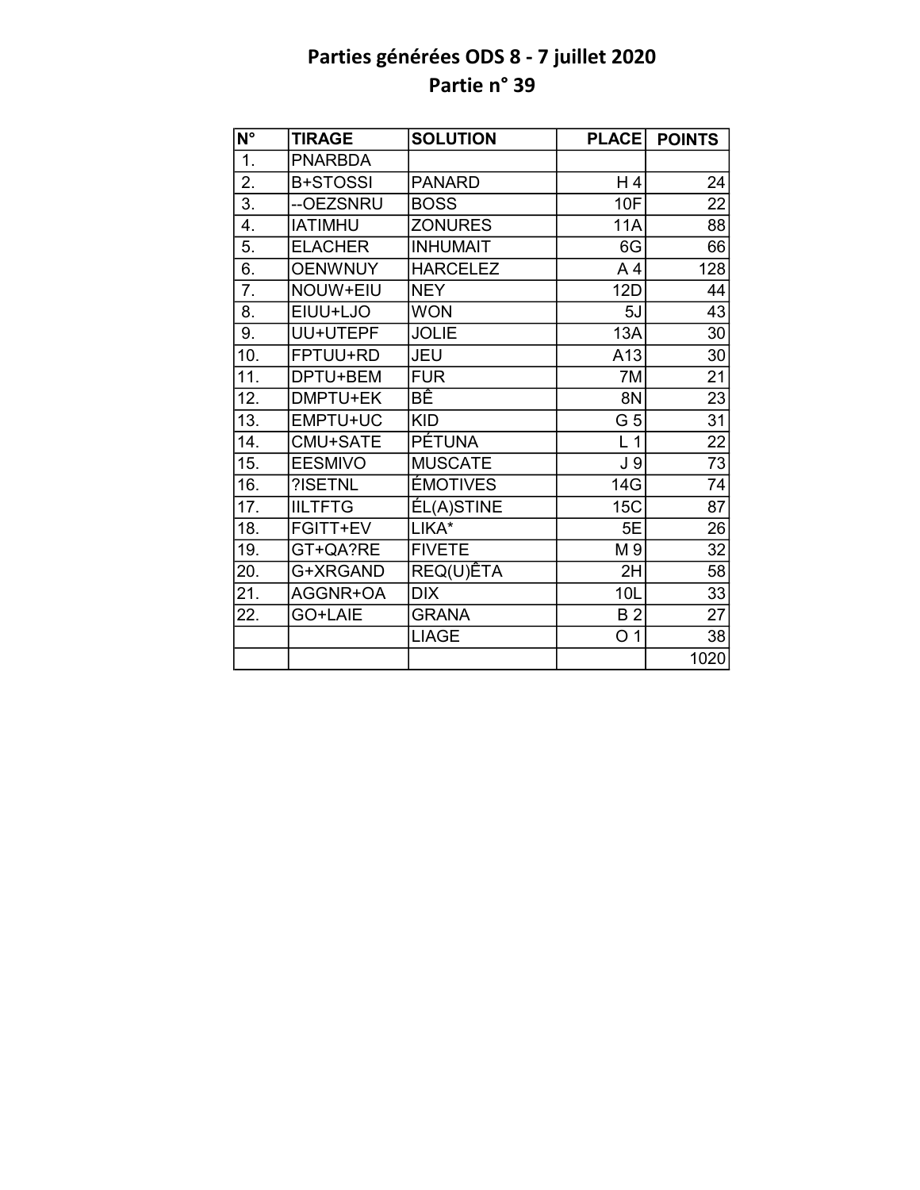# Parties générées ODS 8 - 7 juillet 2020
## Partie n° 39

| N° | TIRAGE | SOLUTION | PLACE | POINTS |
|---|---|---|---|---|
| 1. | PNARBDA | | | |
| 2. | B+STOSSI | PANARD | H 4 | 24 |
| 3. | --OEZSNRU | BOSS | 10F | 22 |
| 4. | IATIMHU | ZONURES | 11A | 88 |
| 5. | ELACHER | INHUMAIT | 6G | 66 |
| 6. | OENWNUY | HARCELEZ | A 4 | 128 |
| 7. | NOUW+EIU | NEY | 12D | 44 |
| 8. | EIUU+LJO | WON | 5J | 43 |
| 9. | UU+UTEPF | JOLIE | 13A | 30 |
| 10. | FPTUU+RD | JEU | A13 | 30 |
| 11. | DPTU+BEM | FUR | 7M | 21 |
| 12. | DMPTU+EK | BÊ | 8N | 23 |
| 13. | EMPTU+UC | KID | G 5 | 31 |
| 14. | CMU+SATE | PÉTUNA | L 1 | 22 |
| 15. | EESMIVO | MUSCATE | J 9 | 73 |
| 16. | ?ISETNL | ÉMOTIVES | 14G | 74 |
| 17. | IILTFTG | ÉL(A)STINE | 15C | 87 |
| 18. | FGITT+EV | LIKA* | 5E | 26 |
| 19. | GT+QA?RE | FIVETE | M 9 | 32 |
| 20. | G+XRGAND | REQ(U)ÊTA | 2H | 58 |
| 21. | AGGNR+OA | DIX | 10L | 33 |
| 22. | GO+LAIE | GRANA | B 2 | 27 |
| | | LIAGE | O 1 | 38 |
| | | | | 1020 |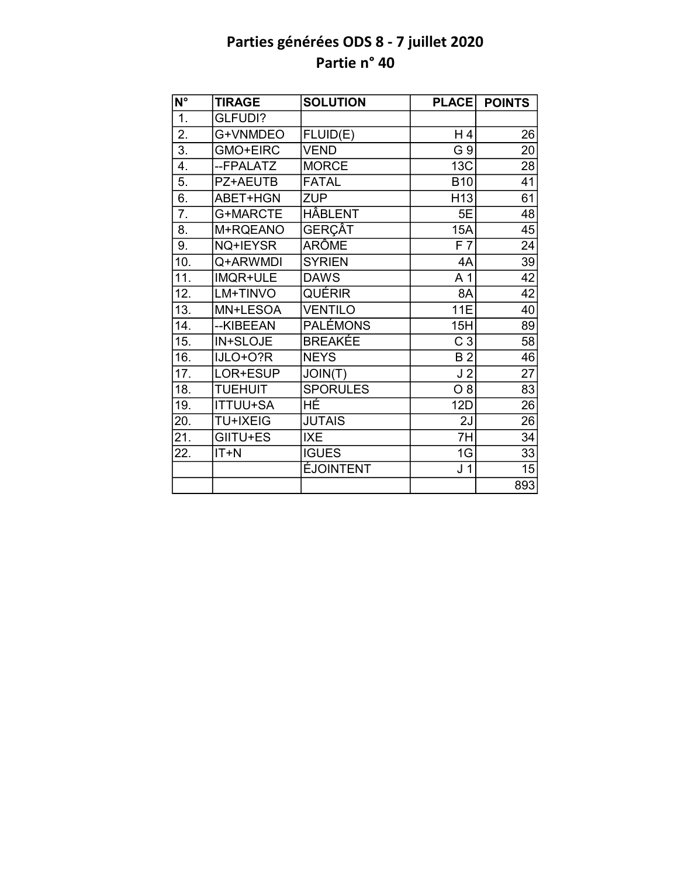# Parties générées ODS 8 - 7 juillet 2020
## Partie n° 40

| N° | TIRAGE | SOLUTION | PLACE | POINTS |
|---|---|---|---|---|
| 1. | GLFUDI? | | | |
| 2. | G+VNMDEO | FLUID(E) | H 4 | 26 |
| 3. | GMO+EIRC | VEND | G 9 | 20 |
| 4. | --FPALATZ | MORCE | 13C | 28 |
| 5. | PZ+AEUTB | FATAL | B10 | 41 |
| 6. | ABET+HGN | ZUP | H13 | 61 |
| 7. | G+MARCTE | HÂBLENT | 5E | 48 |
| 8. | M+RQEANO | GERÇÂT | 15A | 45 |
| 9. | NQ+IEYSR | ARÔME | F 7 | 24 |
| 10. | Q+ARWMDI | SYRIEN | 4A | 39 |
| 11. | IMQR+ULE | DAWS | A 1 | 42 |
| 12. | LM+TINVO | QUÉRIR | 8A | 42 |
| 13. | MN+LESOA | VENTILO | 11E | 40 |
| 14. | --KIBEEAN | PALÉMONS | 15H | 89 |
| 15. | IN+SLOJE | BREAKÉE | C 3 | 58 |
| 16. | IJLO+O?R | NEYS | B 2 | 46 |
| 17. | LOR+ESUP | JOIN(T) | J 2 | 27 |
| 18. | TUEHUIT | SPORULES | O 8 | 83 |
| 19. | ITTUU+SA | HÉ | 12D | 26 |
| 20. | TU+IXEIG | JUTAIS | 2J | 26 |
| 21. | GIITU+ES | IXE | 7H | 34 |
| 22. | IT+N | IGUES | 1G | 33 |
| | | ÉJOINTENT | J 1 | 15 |
| | | | | 893 |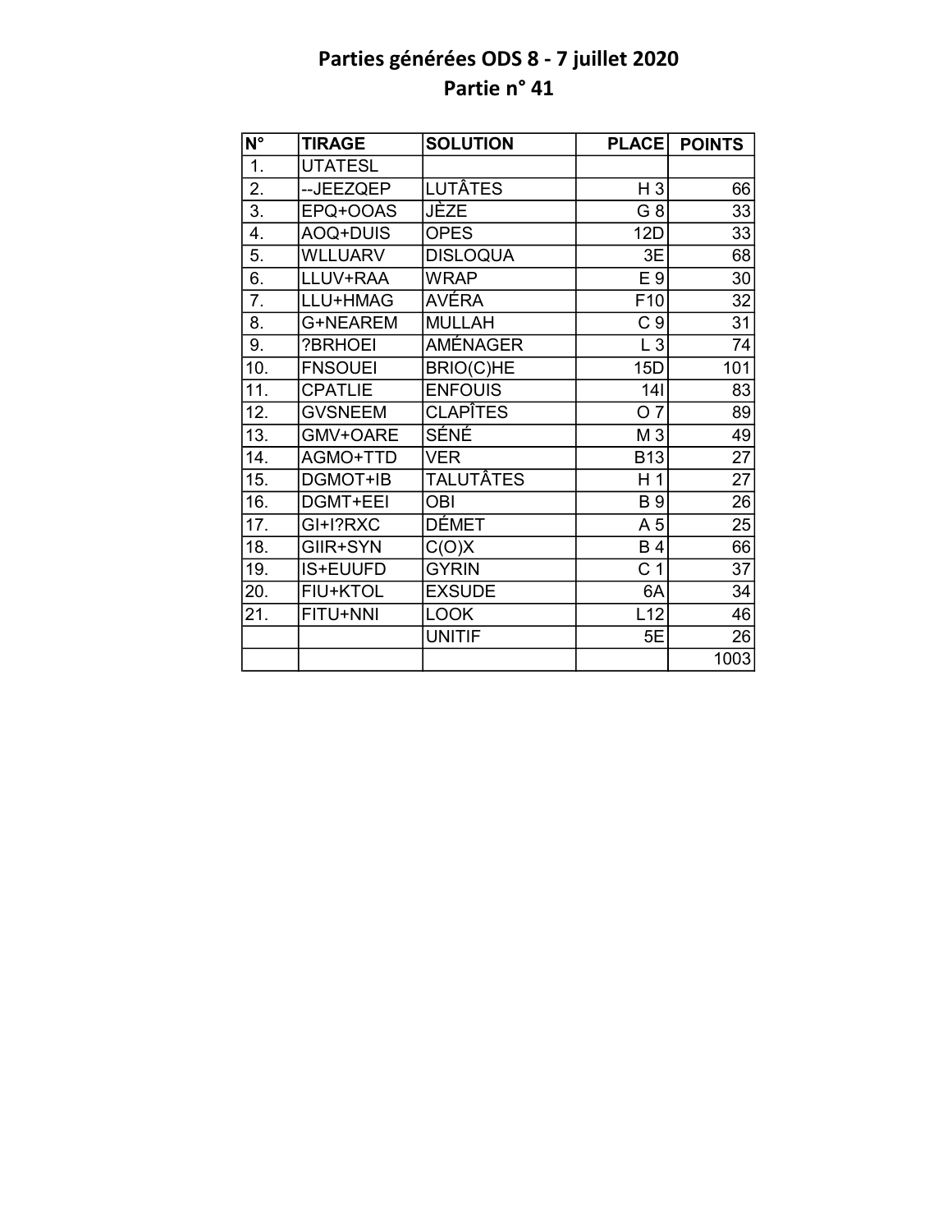# Parties générées ODS 8 - 7 juillet 2020
## Partie n° 41

| N° | TIRAGE | SOLUTION | PLACE | POINTS |
|---|---|---|---|---|
| 1. | UTATESL | | | |
| 2. | --JEEZQEP | LUTÂTES | H 3 | 66 |
| 3. | EPQ+OOAS | JÈZE | G 8 | 33 |
| 4. | AOQ+DUIS | OPES | 12D | 33 |
| 5. | WLLUARV | DISLOQUA | 3E | 68 |
| 6. | LLUV+RAA | WRAP | E 9 | 30 |
| 7. | LLU+HMAG | AVÉRA | F10 | 32 |
| 8. | G+NEAREM | MULLAH | C 9 | 31 |
| 9. | ?BRHOEI | AMÉNAGER | L 3 | 74 |
| 10. | FNSOUEI | BRIO(C)HE | 15D | 101 |
| 11. | CPATLIE | ENFOUIS | 14I | 83 |
| 12. | GVSNEEM | CLAPÎTES | O 7 | 89 |
| 13. | GMV+OARE | SÉNÉ | M 3 | 49 |
| 14. | AGMO+TTD | VER | B13 | 27 |
| 15. | DGMOT+IB | TALUTÂTES | H 1 | 27 |
| 16. | DGMT+EEI | OBI | B 9 | 26 |
| 17. | GI+I?RXC | DÉMET | A 5 | 25 |
| 18. | GIIR+SYN | C(O)X | B 4 | 66 |
| 19. | IS+EUUFD | GYRIN | C 1 | 37 |
| 20. | FIU+KTOL | EXSUDE | 6A | 34 |
| 21. | FITU+NNI | LOOK | L12 | 46 |
| | | UNITIF | 5E | 26 |
| | | | | 1003 |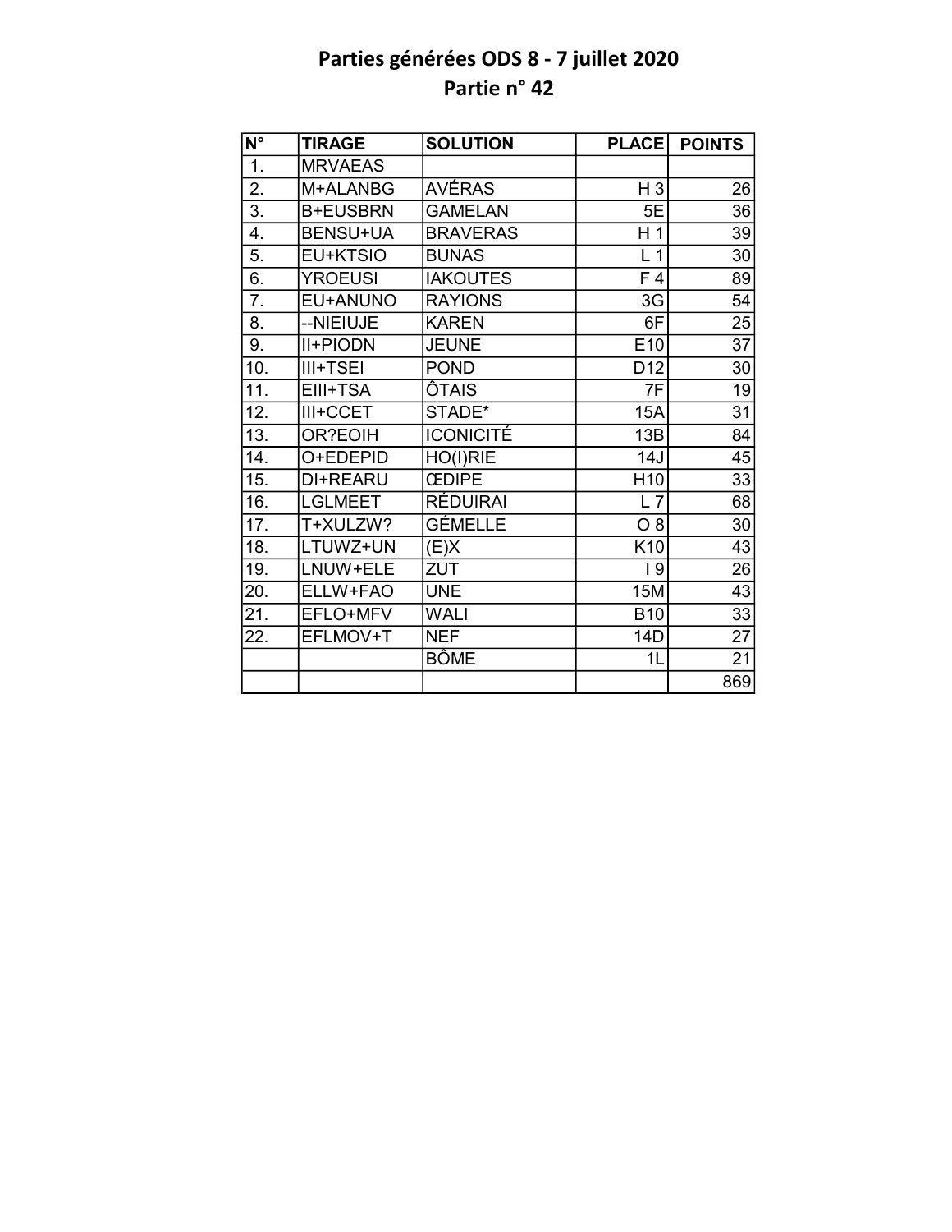# Parties générées ODS 8 - 7 juillet 2020
## Partie n° 42

| N° | TIRAGE | SOLUTION | PLACE | POINTS |
|---|---|---|---|---|
| 1. | MRVAEAS | | | |
| 2. | M+ALANBG | AVÉRAS | H 3 | 26 |
| 3. | B+EUSBRN | GAMELAN | 5E | 36 |
| 4. | BENSU+UA | BRAVERAS | H 1 | 39 |
| 5. | EU+KTSIO | BUNAS | L 1 | 30 |
| 6. | YROEUSI | IAKOUTES | F 4 | 89 |
| 7. | EU+ANUNO | RAYIONS | 3G | 54 |
| 8. | --NIEIUJE | KAREN | 6F | 25 |
| 9. | II+PIODN | JEUNE | E10 | 37 |
| 10. | III+TSEI | POND | D12 | 30 |
| 11. | EIII+TSA | ÔTAIS | 7F | 19 |
| 12. | III+CCET | STADE* | 15A | 31 |
| 13. | OR?EOIH | ICONICITÉ | 13B | 84 |
| 14. | O+EDEPID | HO(I)RIE | 14J | 45 |
| 15. | DI+REARU | ŒDIPE | H10 | 33 |
| 16. | LGLMEET | RÉDUIRAI | L 7 | 68 |
| 17. | T+XULZW? | GÉMELLE | O 8 | 30 |
| 18. | LTUWZ+UN | (E)X | K10 | 43 |
| 19. | LNUW+ELE | ZUT | I 9 | 26 |
| 20. | ELLW+FAO | UNE | 15M | 43 |
| 21. | EFLO+MFV | WALI | B10 | 33 |
| 22. | EFLMOV+T | NEF | 14D | 27 |
| | | BÔME | 1L | 21 |
| | | | | 869 |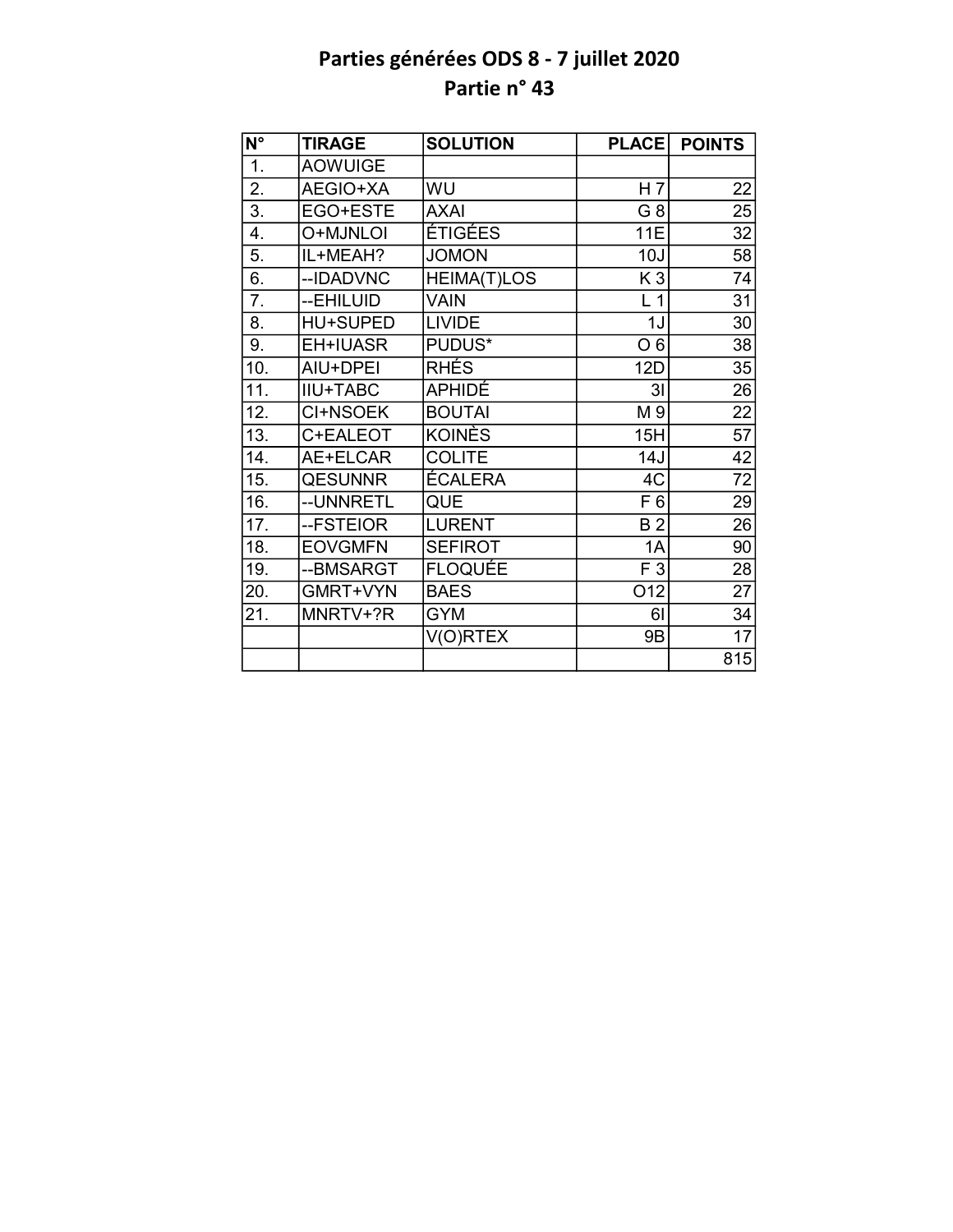# Parties générées ODS 8 - 7 juillet 2020
## Partie n° 43

| N° | TIRAGE | SOLUTION | PLACE | POINTS |
|---|---|---|---|---|
| 1. | AOWUIGE | | | |
| 2. | AEGIO+XA | WU | H 7 | 22 |
| 3. | EGO+ESTE | AXAI | G 8 | 25 |
| 4. | O+MJNLOI | ÉTIGÉES | 11E | 32 |
| 5. | IL+MEAH? | JOMON | 10J | 58 |
| 6. | --IDADVNC | HEIMA(T)LOS | K 3 | 74 |
| 7. | --EHILUID | VAIN | L 1 | 31 |
| 8. | HU+SUPED | LIVIDE | 1J | 30 |
| 9. | EH+IUASR | PUDUS* | O 6 | 38 |
| 10. | AIU+DPEI | RHÉS | 12D | 35 |
| 11. | IIU+TABC | APHIDÉ | 3I | 26 |
| 12. | CI+NSOEK | BOUTAI | M 9 | 22 |
| 13. | C+EALEOT | KOINÈS | 15H | 57 |
| 14. | AE+ELCAR | COLITE | 14J | 42 |
| 15. | QESUNNR | ÉCALERA | 4C | 72 |
| 16. | --UNNRETL | QUE | F 6 | 29 |
| 17. | --FSTEIOR | LURENT | B 2 | 26 |
| 18. | EOVGMFN | SEFIROT | 1A | 90 |
| 19. | --BMSARGT | FLOQUÉE | F 3 | 28 |
| 20. | GMRT+VYN | BAES | O12 | 27 |
| 21. | MNRTV+?R | GYM | 6I | 34 |
| | | V(O)RTEX | 9B | 17 |
| | | | | 815 |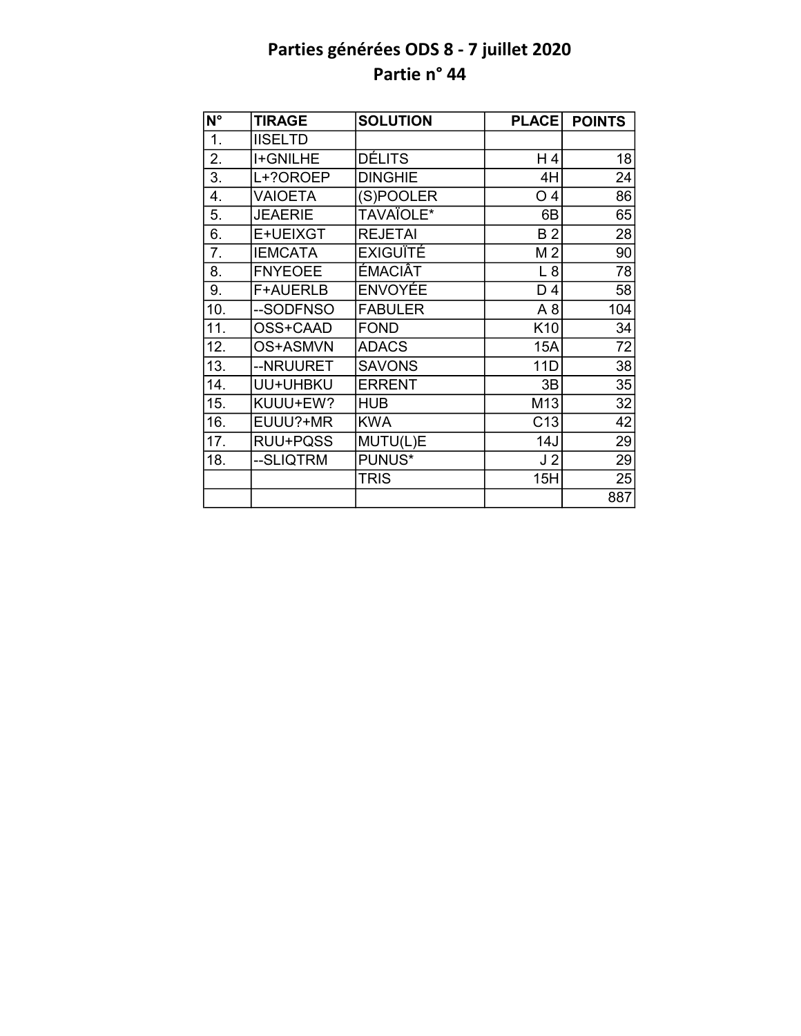# Parties générées ODS 8 - 7 juillet 2020
## Partie n° 44

| N° | TIRAGE | SOLUTION | PLACE | POINTS |
|---|---|---|---|---|
| 1. | IISELTD | | | |
| 2. | I+GNILHE | DÉLITS | H 4 | 18 |
| 3. | L+?OROEP | DINGHIE | 4H | 24 |
| 4. | VAIOETA | (S)POOLER | O 4 | 86 |
| 5. | JEAERIE | TAVAÏOLE* | 6B | 65 |
| 6. | E+UEIXGT | REJETAI | B 2 | 28 |
| 7. | IEMCATA | EXIGUÏTÉ | M 2 | 90 |
| 8. | FNYEOEE | ÉMACIÂT | L 8 | 78 |
| 9. | F+AUERLB | ENVOYÉE | D 4 | 58 |
| 10. | --SODFNSO | FABULER | A 8 | 104 |
| 11. | OSS+CAAD | FOND | K10 | 34 |
| 12. | OS+ASMVN | ADACS | 15A | 72 |
| 13. | --NRUURET | SAVONS | 11D | 38 |
| 14. | UU+UHBKU | ERRENT | 3B | 35 |
| 15. | KUUU+EW? | HUB | M13 | 32 |
| 16. | EUUU?+MR | KWA | C13 | 42 |
| 17. | RUU+PQSS | MUTU(L)E | 14J | 29 |
| 18. | --SLIQTRM | PUNUS* | J 2 | 29 |
| | | TRIS | 15H | 25 |
| | | | | 887 |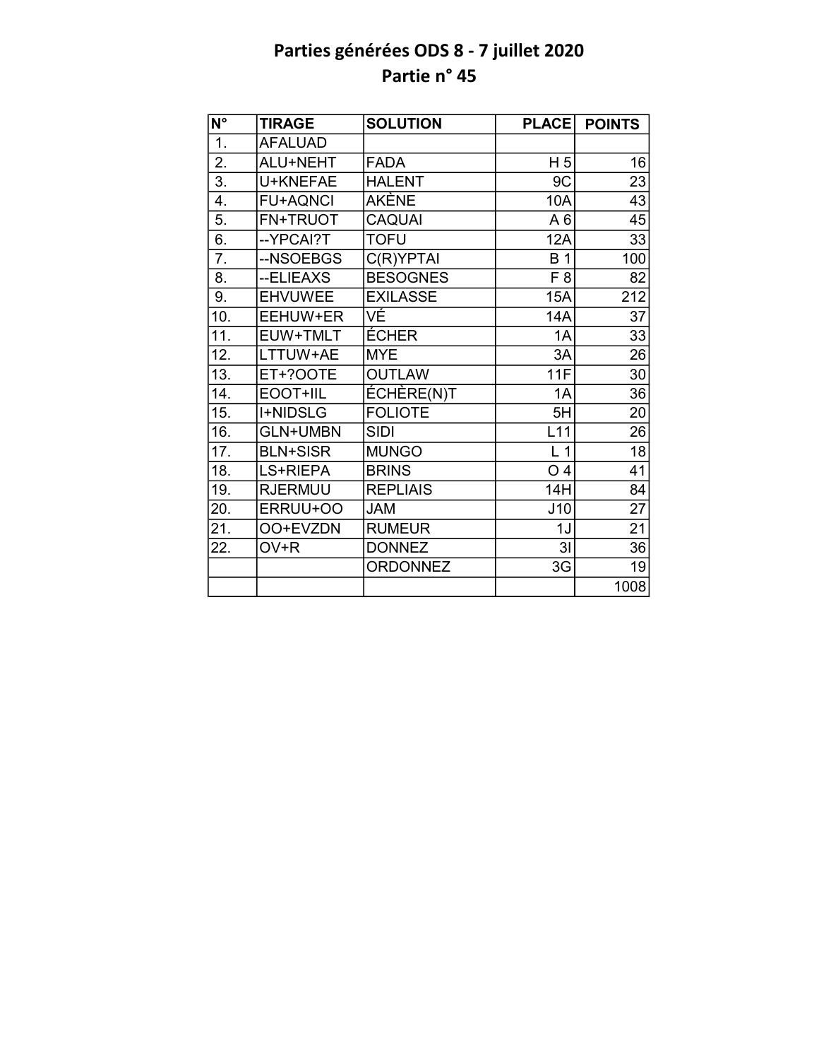# Parties générées ODS 8 - 7 juillet 2020
## Partie n° 45

| N° | TIRAGE | SOLUTION | PLACE | POINTS |
|---|---|---|---|---|
| 1. | AFALUAD | | | |
| 2. | ALU+NEHT | FADA | H 5 | 16 |
| 3. | U+KNEFAE | HALENT | 9C | 23 |
| 4. | FU+AQNCI | AKÈNE | 10A | 43 |
| 5. | FN+TRUOT | CAQUAI | A 6 | 45 |
| 6. | --YPCAI?T | TOFU | 12A | 33 |
| 7. | --NSOEBGS | C(R)YPTAI | B 1 | 100 |
| 8. | --ELIEAXS | BESOGNES | F 8 | 82 |
| 9. | EHVUWEE | EXILASSE | 15A | 212 |
| 10. | EEHUW+ER | VÉ | 14A | 37 |
| 11. | EUW+TMLT | ÉCHER | 1A | 33 |
| 12. | LTTUW+AE | MYE | 3A | 26 |
| 13. | ET+?OOTE | OUTLAW | 11F | 30 |
| 14. | EOOT+IIL | ÉCHÈRE(N)T | 1A | 36 |
| 15. | I+NIDSLG | FOLIOTE | 5H | 20 |
| 16. | GLN+UMBN | SIDI | L11 | 26 |
| 17. | BLN+SISR | MUNGO | L 1 | 18 |
| 18. | LS+RIEPA | BRINS | O 4 | 41 |
| 19. | RJERMUU | REPLIAIS | 14H | 84 |
| 20. | ERRUU+OO | JAM | J10 | 27 |
| 21. | OO+EVZDN | RUMEUR | 1J | 21 |
| 22. | OV+R | DONNEZ | 3I | 36 |
| | | ORDONNEZ | 3G | 19 |
| | | | | 1008 |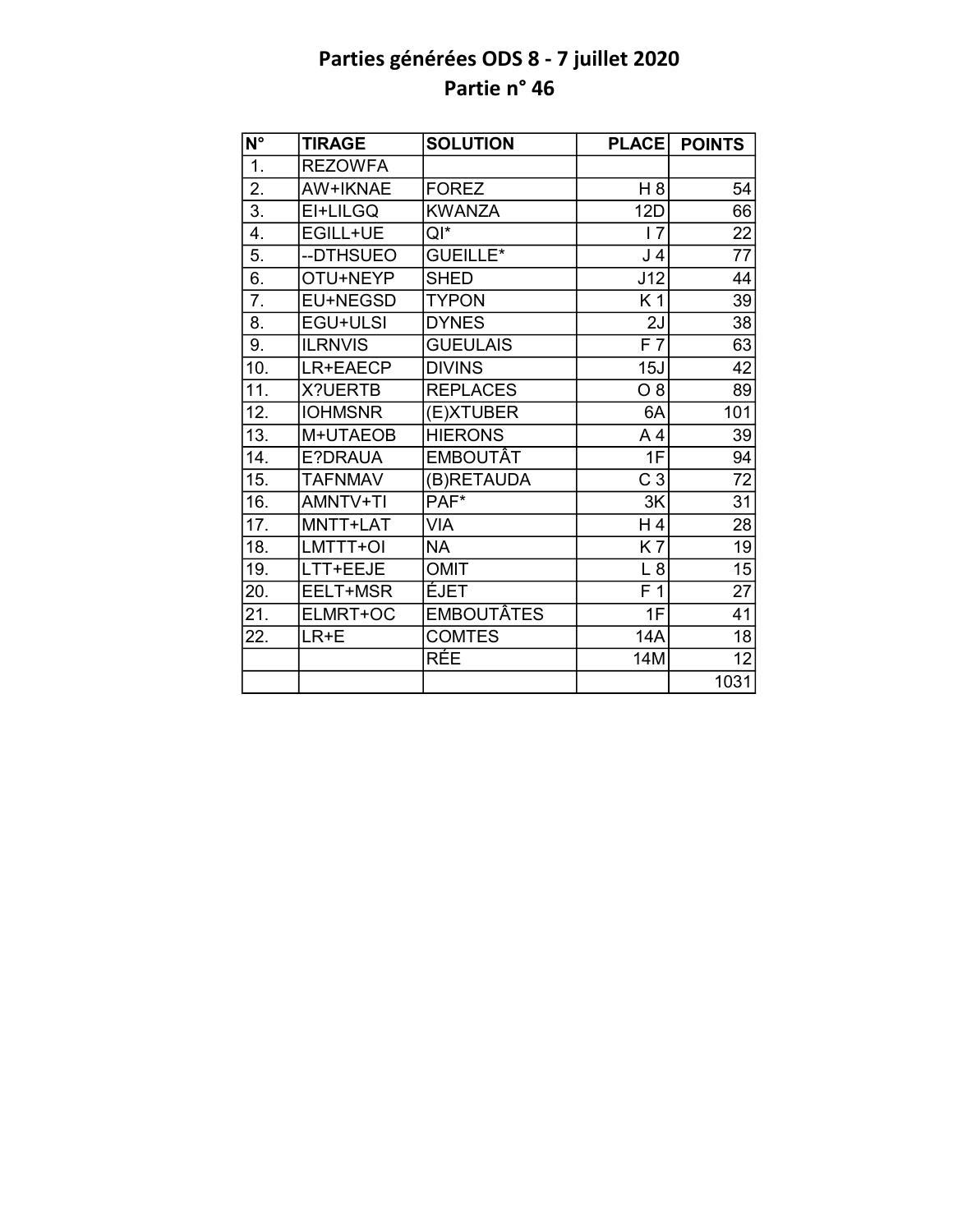# Parties générées ODS 8 - 7 juillet 2020
## Partie n° 46

| N° | TIRAGE | SOLUTION | PLACE | POINTS |
|---|---|---|---|---|
| 1. | REZOWFA | | | |
| 2. | AW+IKNAE | FOREZ | H 8 | 54 |
| 3. | EI+LILGQ | KWANZA | 12D | 66 |
| 4. | EGILL+UE | QI* | I 7 | 22 |
| 5. | --DTHSUEO | GUEILLE* | J 4 | 77 |
| 6. | OTU+NEYP | SHED | J12 | 44 |
| 7. | EU+NEGSD | TYPON | K 1 | 39 |
| 8. | EGU+ULSI | DYNES | 2J | 38 |
| 9. | ILRNVIS | GUEULAIS | F 7 | 63 |
| 10. | LR+EAECP | DIVINS | 15J | 42 |
| 11. | X?UERTB | REPLACES | O 8 | 89 |
| 12. | IOHMSNR | (E)XTUBER | 6A | 101 |
| 13. | M+UTAEOB | HIERONS | A 4 | 39 |
| 14. | E?DRAUA | EMBOUTÂT | 1F | 94 |
| 15. | TAFNMAV | (B)RETAUDA | C 3 | 72 |
| 16. | AMNTV+TI | PAF* | 3K | 31 |
| 17. | MNTT+LAT | VIA | H 4 | 28 |
| 18. | LMTTT+OI | NA | K 7 | 19 |
| 19. | LTT+EEJE | OMIT | L 8 | 15 |
| 20. | EELT+MSR | ÉJET | F 1 | 27 |
| 21. | ELMRT+OC | EMBOUTÂTES | 1F | 41 |
| 22. | LR+E | COMTES | 14A | 18 |
| | | RÉE | 14M | 12 |
| | | | | 1031 |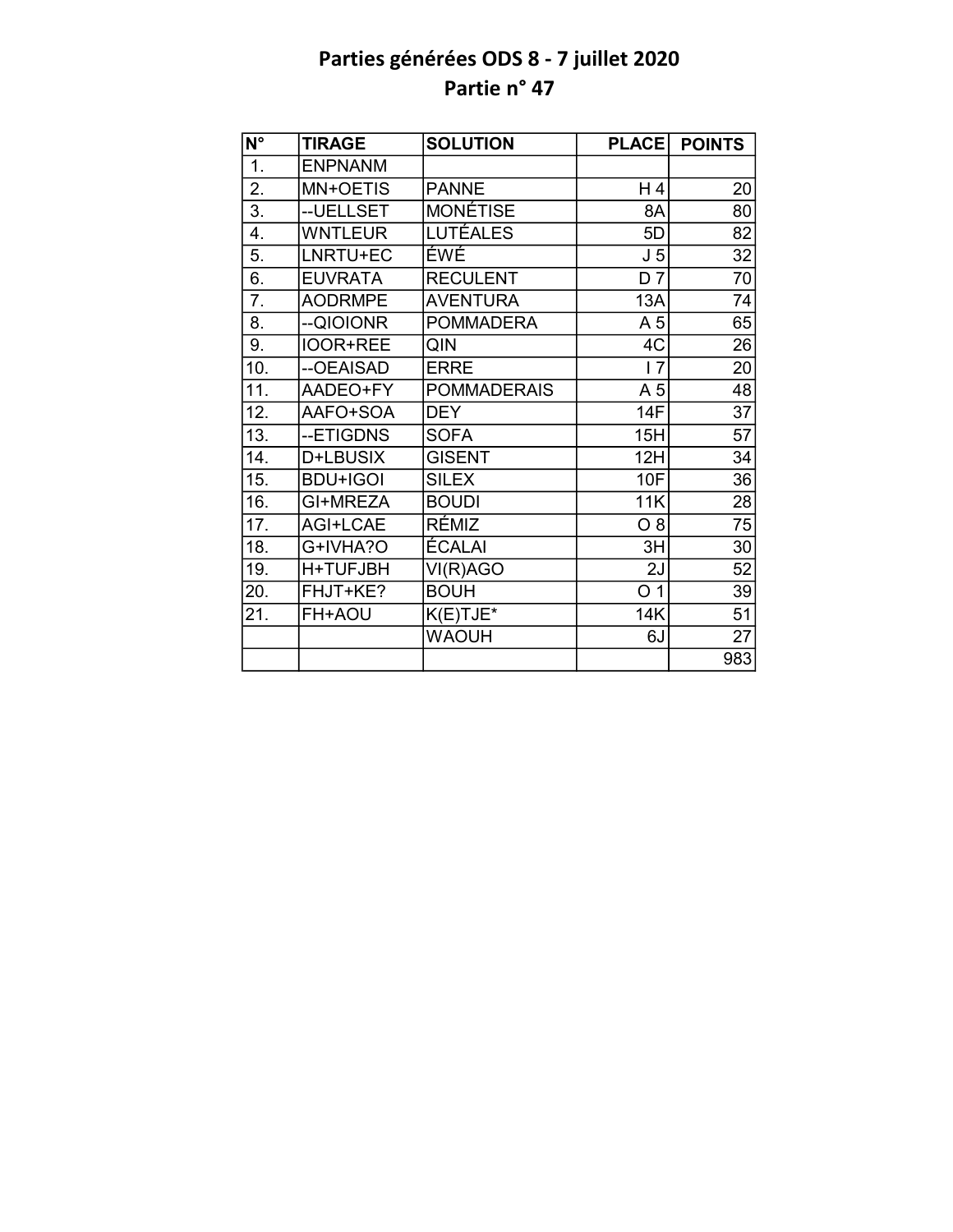# Parties générées ODS 8 - 7 juillet 2020
## Partie n° 47

| N° | TIRAGE | SOLUTION | PLACE | POINTS |
|---|---|---|---|---|
| 1. | ENPNANM | | | |
| 2. | MN+OETIS | PANNE | H 4 | 20 |
| 3. | --UELLSET | MONÉTISE | 8A | 80 |
| 4. | WNTLEUR | LUTÉALES | 5D | 82 |
| 5. | LNRTU+EC | ÉWÉ | J 5 | 32 |
| 6. | EUVRATA | RECULENT | D 7 | 70 |
| 7. | AODRMPE | AVENTURA | 13A | 74 |
| 8. | --QIOIONR | POMMADERA | A 5 | 65 |
| 9. | IOOR+REE | QIN | 4C | 26 |
| 10. | --OEAISAD | ERRE | I 7 | 20 |
| 11. | AADEO+FY | POMMADERAIS | A 5 | 48 |
| 12. | AAFO+SOA | DEY | 14F | 37 |
| 13. | --ETIGDNS | SOFA | 15H | 57 |
| 14. | D+LBUSIX | GISENT | 12H | 34 |
| 15. | BDU+IGOI | SILEX | 10F | 36 |
| 16. | GI+MREZA | BOUDI | 11K | 28 |
| 17. | AGI+LCAE | RÉMIZ | O 8 | 75 |
| 18. | G+IVHA?O | ÉCALAI | 3H | 30 |
| 19. | H+TUFJBH | VI(R)AGO | 2J | 52 |
| 20. | FHJT+KE? | BOUH | O 1 | 39 |
| 21. | FH+AOU | K(E)TJE* | 14K | 51 |
| | | WAOUH | 6J | 27 |
| | | | | 983 |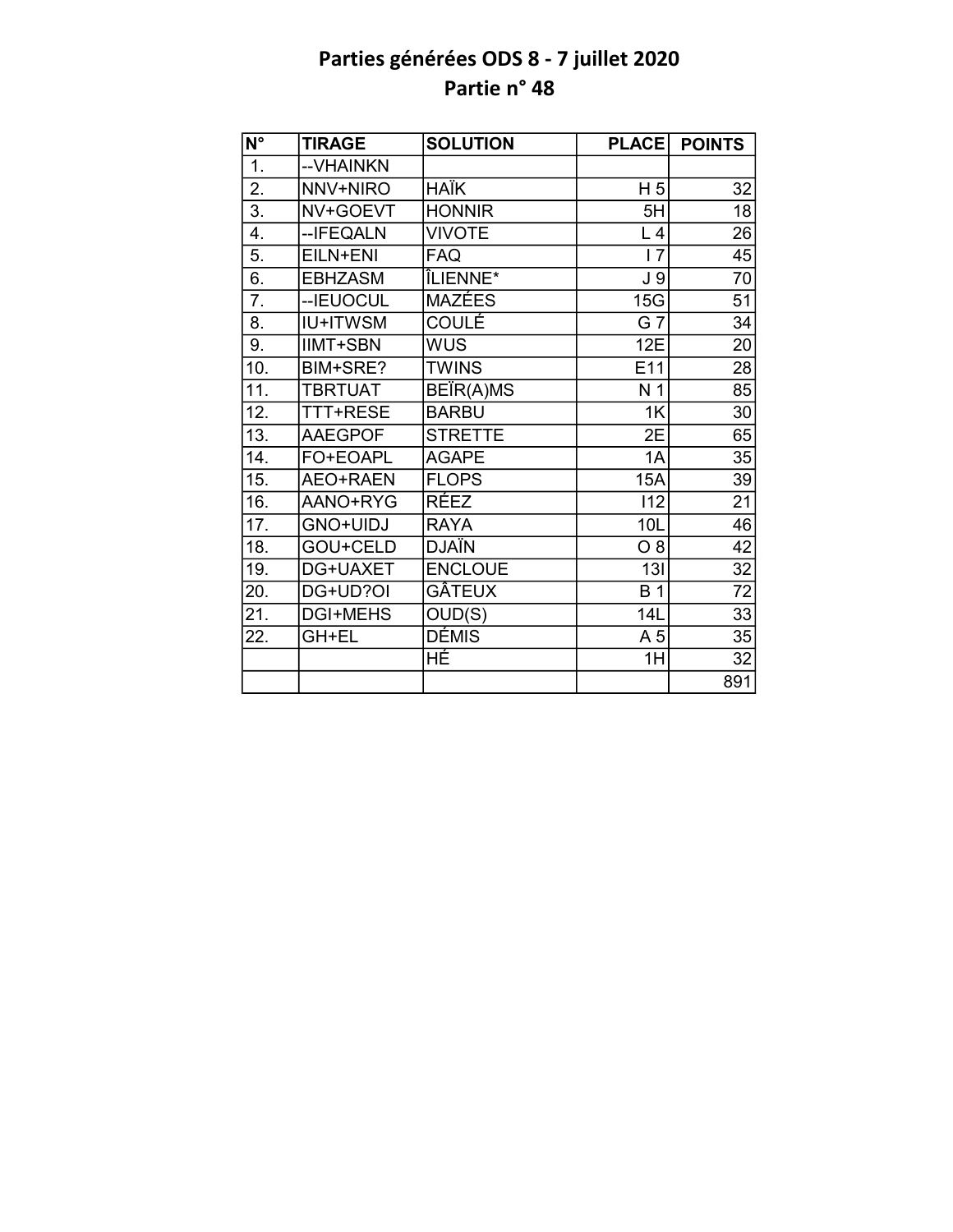# Parties générées ODS 8 - 7 juillet 2020

## Partie n° 48

| N° | TIRAGE | SOLUTION | PLACE | POINTS |
|---|---|---|---|---|
| 1. | --VHAINKN | | | |
| 2. | NNV+NIRO | HAÏK | H 5 | 32 |
| 3. | NV+GOEVT | HONNIR | 5H | 18 |
| 4. | --IFEQALN | VIVOTE | L 4 | 26 |
| 5. | EILN+ENI | FAQ | I 7 | 45 |
| 6. | EBHZASM | ÎLIENNE* | J 9 | 70 |
| 7. | --IEUOCUL | MAZÉES | 15G | 51 |
| 8. | IU+ITWSM | COULÉ | G 7 | 34 |
| 9. | IIMT+SBN | WUS | 12E | 20 |
| 10. | BIM+SRE? | TWINS | E11 | 28 |
| 11. | TBRTUAT | BEÏR(A)MS | N 1 | 85 |
| 12. | TTT+RESE | BARBU | 1K | 30 |
| 13. | AAEGPOF | STRETTE | 2E | 65 |
| 14. | FO+EOAPL | AGAPE | 1A | 35 |
| 15. | AEO+RAEN | FLOPS | 15A | 39 |
| 16. | AANO+RYG | RÉEZ | I12 | 21 |
| 17. | GNO+UIDJ | RAYA | 10L | 46 |
| 18. | GOU+CELD | DJAÏN | O 8 | 42 |
| 19. | DG+UAXET | ENCLOUE | 13I | 32 |
| 20. | DG+UD?OI | GÂTEUX | B 1 | 72 |
| 21. | DGI+MEHS | OUD(S) | 14L | 33 |
| 22. | GH+EL | DÉMIS | A 5 | 35 |
| | | HÉ | 1H | 32 |
| | | | | 891 |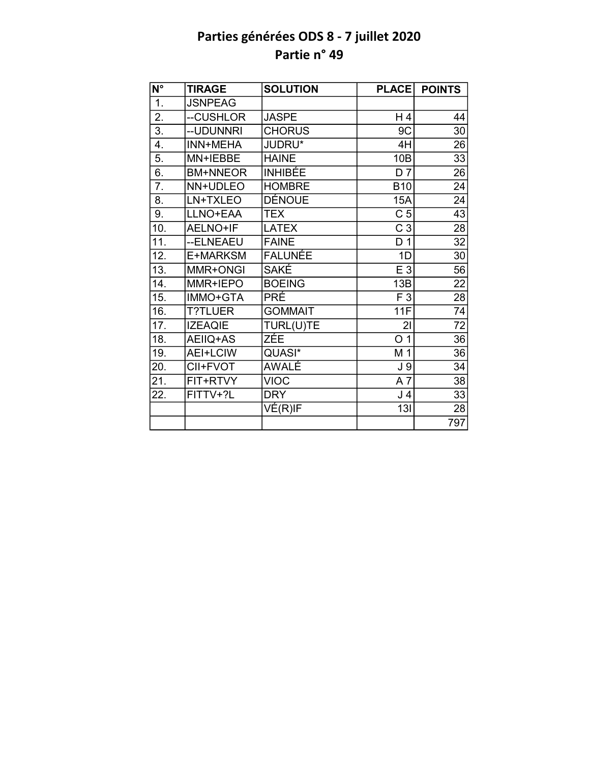# Parties générées ODS 8 - 7 juillet 2020
## Partie n° 49

| N° | TIRAGE | SOLUTION | PLACE | POINTS |
|---|---|---|---|---|
| 1. | JSNPEAG | | | |
| 2. | --CUSHLOR | JASPE | H 4 | 44 |
| 3. | --UDUNNRI | CHORUS | 9C | 30 |
| 4. | INN+MEHA | JUDRU* | 4H | 26 |
| 5. | MN+IEBBE | HAINE | 10B | 33 |
| 6. | BM+NNEOR | INHIBÉE | D 7 | 26 |
| 7. | NN+UDLEO | HOMBRE | B10 | 24 |
| 8. | LN+TXLEO | DÉNOUE | 15A | 24 |
| 9. | LLNO+EAA | TEX | C 5 | 43 |
| 10. | AELNO+IF | LATEX | C 3 | 28 |
| 11. | --ELNEAEU | FAINE | D 1 | 32 |
| 12. | E+MARKSM | FALUNÉE | 1D | 30 |
| 13. | MMR+ONGI | SAKÉ | E 3 | 56 |
| 14. | MMR+IEPO | BOEING | 13B | 22 |
| 15. | IMMO+GTA | PRÉ | F 3 | 28 |
| 16. | T?TLUER | GOMMAIT | 11F | 74 |
| 17. | IZEAQIE | TURL(U)TE | 2I | 72 |
| 18. | AEIIQ+AS | ZÉE | O 1 | 36 |
| 19. | AEI+LCIW | QUASI* | M 1 | 36 |
| 20. | CII+FVOT | AWALÉ | J 9 | 34 |
| 21. | FIT+RTVY | VIOC | A 7 | 38 |
| 22. | FITTV+?L | DRY | J 4 | 33 |
| | | VÉ(R)IF | 13I | 28 |
| | | | | 797 |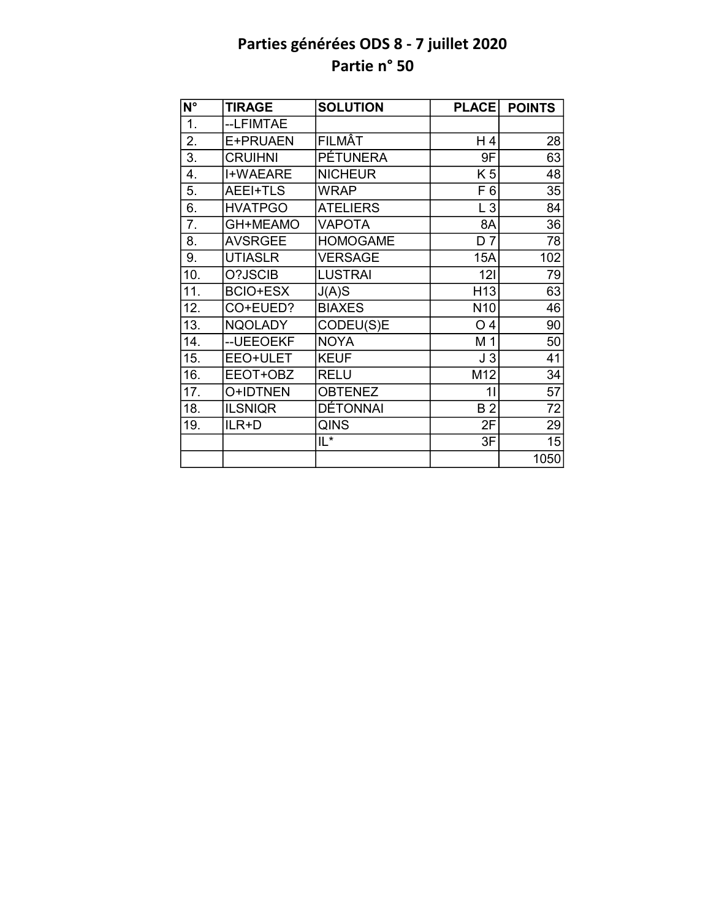# Parties générées ODS 8 - 7 juillet 2020
## Partie n° 50

| N° | TIRAGE | SOLUTION | PLACE | POINTS |
|---|---|---|---|---|
| 1. | --LFIMTAE | | | |
| 2. | E+PRUAEN | FILMÂT | H 4 | 28 |
| 3. | CRUIHNI | PÉTUNERA | 9F | 63 |
| 4. | I+WAEARE | NICHEUR | K 5 | 48 |
| 5. | AEEI+TLS | WRAP | F 6 | 35 |
| 6. | HVATPGO | ATELIERS | L 3 | 84 |
| 7. | GH+MEAMO | VAPOTA | 8A | 36 |
| 8. | AVSRGEE | HOMOGAME | D 7 | 78 |
| 9. | UTIASLR | VERSAGE | 15A | 102 |
| 10. | O?JSCIB | LUSTRAI | 12I | 79 |
| 11. | BCIO+ESX | J(A)S | H13 | 63 |
| 12. | CO+EUED? | BIAXES | N10 | 46 |
| 13. | NQOLADY | CODEU(S)E | O 4 | 90 |
| 14. | --UEEOEKF | NOYA | M 1 | 50 |
| 15. | EEO+ULET | KEUF | J 3 | 41 |
| 16. | EEOT+OBZ | RELU | M12 | 34 |
| 17. | O+IDTNEN | OBTENEZ | 1I | 57 |
| 18. | ILSNIQR | DÉTONNAI | B 2 | 72 |
| 19. | ILR+D | QINS | 2F | 29 |
| | | IL* | 3F | 15 |
| | | | | 1050 |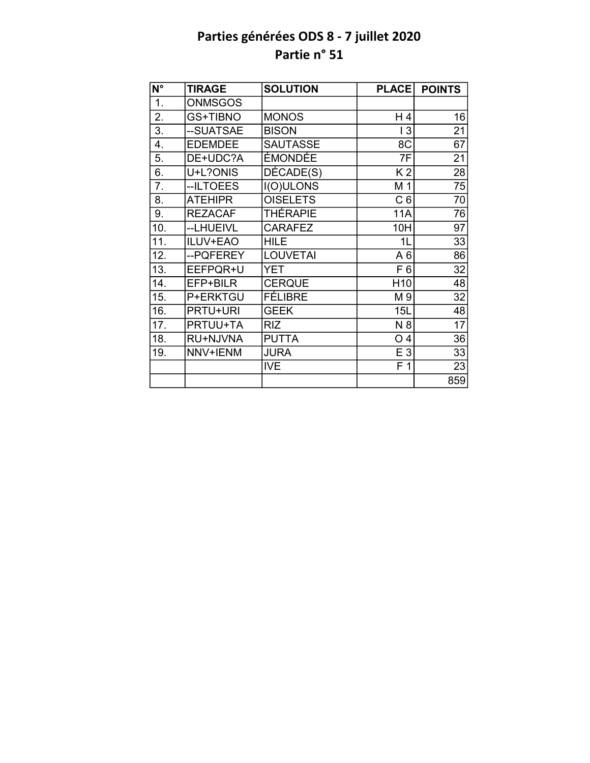# Parties générées ODS 8 - 7 juillet 2020
## Partie n° 51

| N° | TIRAGE | SOLUTION | PLACE | POINTS |
|---|---|---|---|---|
| 1. | ONMSGOS | | | |
| 2. | GS+TIBNO | MONOS | H 4 | 16 |
| 3. | --SUATSAE | BISON | I 3 | 21 |
| 4. | EDEMDEE | SAUTASSE | 8C | 67 |
| 5. | DE+UDC?A | ÉMONDÉE | 7F | 21 |
| 6. | U+L?ONIS | DÉCADE(S) | K 2 | 28 |
| 7. | --ILTOEES | I(O)ULONS | M 1 | 75 |
| 8. | ATEHIPR | OISELETS | C 6 | 70 |
| 9. | REZACAF | THÉRAPIE | 11A | 76 |
| 10. | --LHUEIVL | CARAFEZ | 10H | 97 |
| 11. | ILUV+EAO | HILE | 1L | 33 |
| 12. | --PQFEREY | LOUVETAI | A 6 | 86 |
| 13. | EEFPQR+U | YET | F 6 | 32 |
| 14. | EFP+BILR | CERQUE | H10 | 48 |
| 15. | P+ERKTGU | FÉLIBRE | M 9 | 32 |
| 16. | PRTU+URI | GEEK | 15L | 48 |
| 17. | PRTUU+TA | RIZ | N 8 | 17 |
| 18. | RU+NJVNA | PUTTA | O 4 | 36 |
| 19. | NNV+IENM | JURA | E 3 | 33 |
| | | IVE | F 1 | 23 |
| | | | | 859 |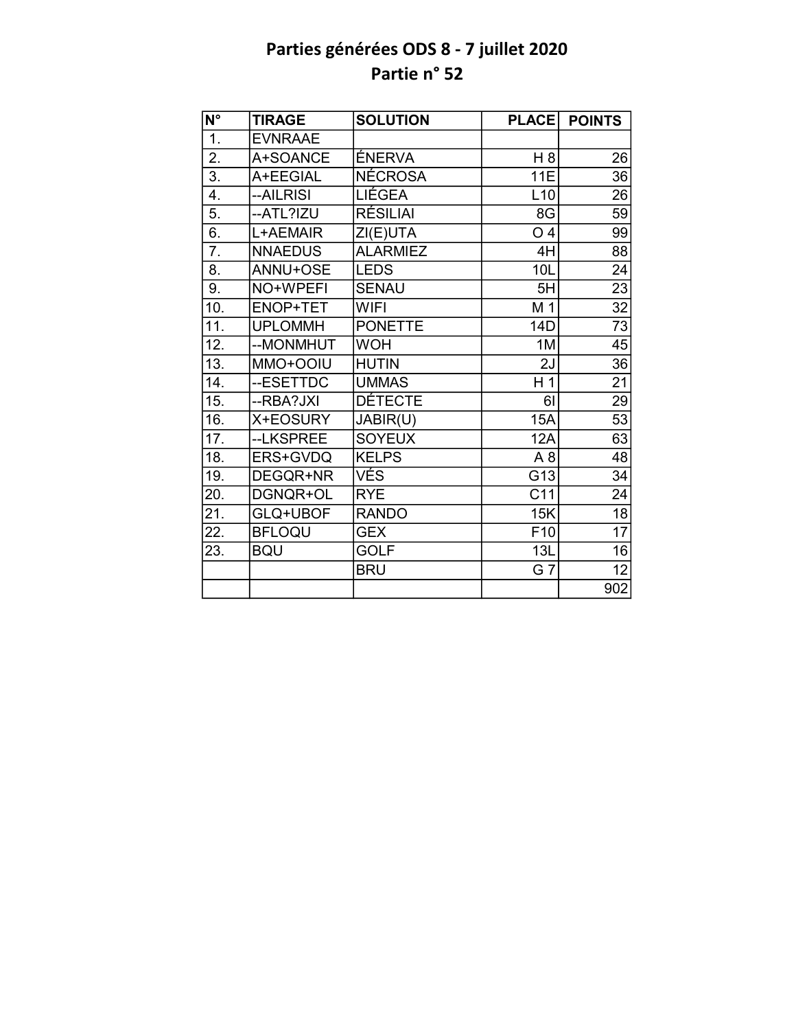# Parties générées ODS 8 - 7 juillet 2020

## Partie n° 52

| N° | TIRAGE | SOLUTION | PLACE | POINTS |
|---|---|---|---|---|
| 1. | EVNRAAE | | | |
| 2. | A+SOANCE | ÉNERVA | H 8 | 26 |
| 3. | A+EEGIAL | NÉCROSA | 11E | 36 |
| 4. | --AILRISI | LIÉGEA | L10 | 26 |
| 5. | --ATL?IZU | RÉSILIAI | 8G | 59 |
| 6. | L+AEMAIR | ZI(E)UTA | O 4 | 99 |
| 7. | NNAEDUS | ALARMIEZ | 4H | 88 |
| 8. | ANNU+OSE | LEDS | 10L | 24 |
| 9. | NO+WPEFI | SENAU | 5H | 23 |
| 10. | ENOP+TET | WIFI | M 1 | 32 |
| 11. | UPLOMMH | PONETTE | 14D | 73 |
| 12. | --MONMHUT | WOH | 1M | 45 |
| 13. | MMO+OOIU | HUTIN | 2J | 36 |
| 14. | --ESETTDC | UMMAS | H 1 | 21 |
| 15. | --RBA?JXI | DÉTECTE | 6I | 29 |
| 16. | X+EOSURY | JABIR(U) | 15A | 53 |
| 17. | --LKSPREE | SOYEUX | 12A | 63 |
| 18. | ERS+GVDQ | KELPS | A 8 | 48 |
| 19. | DEGQR+NR | VÉS | G13 | 34 |
| 20. | DGNQR+OL | RYE | C11 | 24 |
| 21. | GLQ+UBOF | RANDO | 15K | 18 |
| 22. | BFLOQU | GEX | F10 | 17 |
| 23. | BQU | GOLF | 13L | 16 |
| | | BRU | G 7 | 12 |
| | | | | 902 |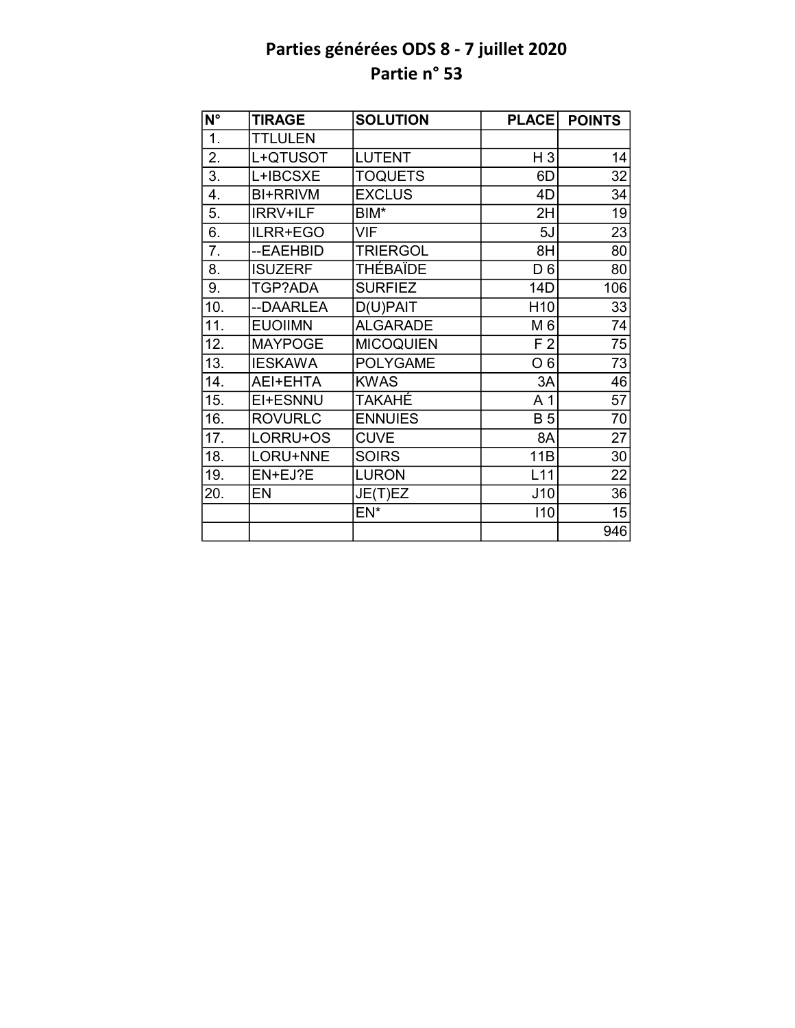# Parties générées ODS 8 - 7 juillet 2020
## Partie n° 53

| N° | TIRAGE | SOLUTION | PLACE | POINTS |
|---|---|---|---|---|
| 1. | TTLULEN | | | |
| 2. | L+QTUSOT | LUTENT | H 3 | 14 |
| 3. | L+IBCSXE | TOQUETS | 6D | 32 |
| 4. | BI+RRIVM | EXCLUS | 4D | 34 |
| 5. | IRRV+ILF | BIM* | 2H | 19 |
| 6. | ILRR+EGO | VIF | 5J | 23 |
| 7. | --EAEHBID | TRIERGOL | 8H | 80 |
| 8. | ISUZERF | THÉBAÏDE | D 6 | 80 |
| 9. | TGP?ADA | SURFIEZ | 14D | 106 |
| 10. | --DAARLEA | D(U)PAIT | H10 | 33 |
| 11. | EUOIIMN | ALGARADE | M 6 | 74 |
| 12. | MAYPOGE | MICOQUIEN | F 2 | 75 |
| 13. | IESKAWA | POLYGAME | O 6 | 73 |
| 14. | AEI+EHTA | KWAS | 3A | 46 |
| 15. | EI+ESNNU | TAKAHÉ | A 1 | 57 |
| 16. | ROVURLC | ENNUIES | B 5 | 70 |
| 17. | LORRU+OS | CUVE | 8A | 27 |
| 18. | LORU+NNE | SOIRS | 11B | 30 |
| 19. | EN+EJ?E | LURON | L11 | 22 |
| 20. | EN | JE(T)EZ | J10 | 36 |
| | | EN* | I10 | 15 |
| | | | | 946 |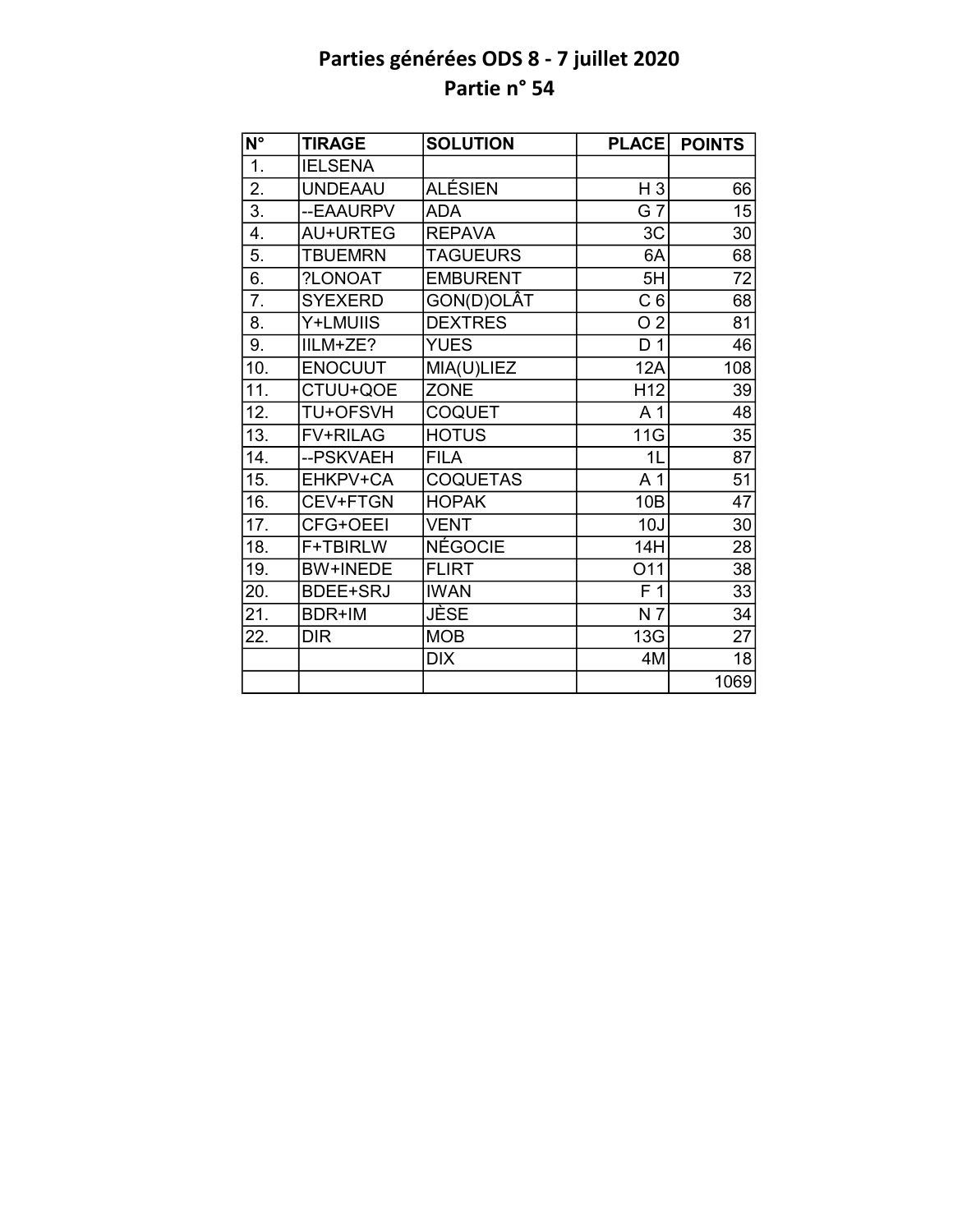# Parties générées ODS 8 - 7 juillet 2020
## Partie n° 54

| N° | TIRAGE | SOLUTION | PLACE | POINTS |
|---|---|---|---|---|
| 1. | IELSENA | | | |
| 2. | UNDEAAU | ALÉSIEN | H 3 | 66 |
| 3. | --EAAURPV | ADA | G 7 | 15 |
| 4. | AU+URTEG | REPAVA | 3C | 30 |
| 5. | TBUEMRN | TAGUEURS | 6A | 68 |
| 6. | ?LONOAT | EMBURENT | 5H | 72 |
| 7. | SYEXERD | GON(D)OLÂT | C 6 | 68 |
| 8. | Y+LMUIIS | DEXTRES | O 2 | 81 |
| 9. | IILM+ZE? | YUES | D 1 | 46 |
| 10. | ENOCUUT | MIA(U)LIEZ | 12A | 108 |
| 11. | CTUU+QOE | ZONE | H12 | 39 |
| 12. | TU+OFSVH | COQUET | A 1 | 48 |
| 13. | FV+RILAG | HOTUS | 11G | 35 |
| 14. | --PSKVAEH | FILA | 1L | 87 |
| 15. | EHKPV+CA | COQUETAS | A 1 | 51 |
| 16. | CEV+FTGN | HOPAK | 10B | 47 |
| 17. | CFG+OEEI | VENT | 10J | 30 |
| 18. | F+TBIRLW | NÉGOCIE | 14H | 28 |
| 19. | BW+INEDE | FLIRT | O11 | 38 |
| 20. | BDEE+SRJ | IWAN | F 1 | 33 |
| 21. | BDR+IM | JÈSE | N 7 | 34 |
| 22. | DIR | MOB | 13G | 27 |
| | | DIX | 4M | 18 |
| | | | | 1069 |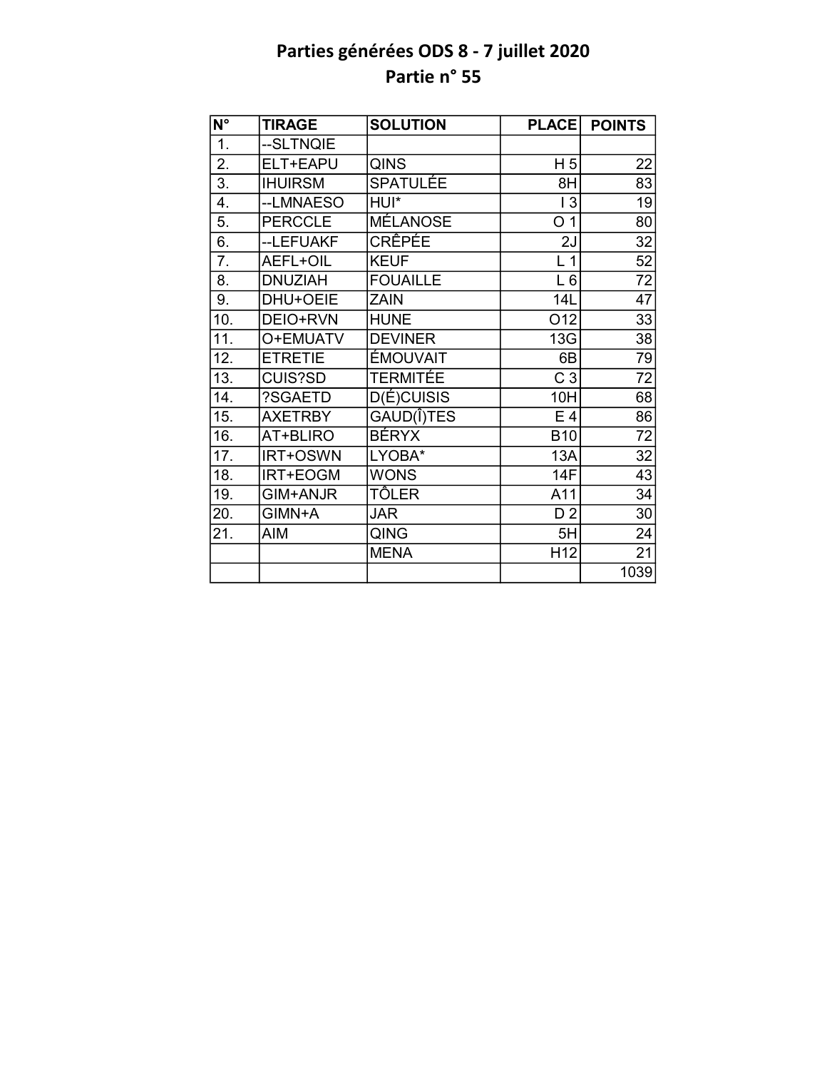# Parties générées ODS 8 - 7 juillet 2020

## Partie n° 55

| N° | TIRAGE | SOLUTION | PLACE | POINTS |
|---|---|---|---|---|
| 1. | --SLTNQIE | | | |
| 2. | ELT+EAPU | QINS | H 5 | 22 |
| 3. | IHUIRSM | SPATULÉE | 8H | 83 |
| 4. | --LMNAESO | HUI* | I 3 | 19 |
| 5. | PERCCLE | MÉLANOSE | O 1 | 80 |
| 6. | --LEFUAKF | CRÊPÉE | 2J | 32 |
| 7. | AEFL+OIL | KEUF | L 1 | 52 |
| 8. | DNUZIAH | FOUAILLE | L 6 | 72 |
| 9. | DHU+OEIE | ZAIN | 14L | 47 |
| 10. | DEIO+RVN | HUNE | O12 | 33 |
| 11. | O+EMUATV | DEVINER | 13G | 38 |
| 12. | ETRETIE | ÉMOUVAIT | 6B | 79 |
| 13. | CUIS?SD | TERMITÉE | C 3 | 72 |
| 14. | ?SGAETD | D(É)CUISIS | 10H | 68 |
| 15. | AXETRBY | GAUD(Î)TES | E 4 | 86 |
| 16. | AT+BLIRO | BÉRYX | B10 | 72 |
| 17. | IRT+OSWN | LYOBA* | 13A | 32 |
| 18. | IRT+EOGM | WONS | 14F | 43 |
| 19. | GIM+ANJR | TÔLER | A11 | 34 |
| 20. | GIMN+A | JAR | D 2 | 30 |
| 21. | AIM | QING | 5H | 24 |
| | | MENA | H12 | 21 |
| | | | | 1039 |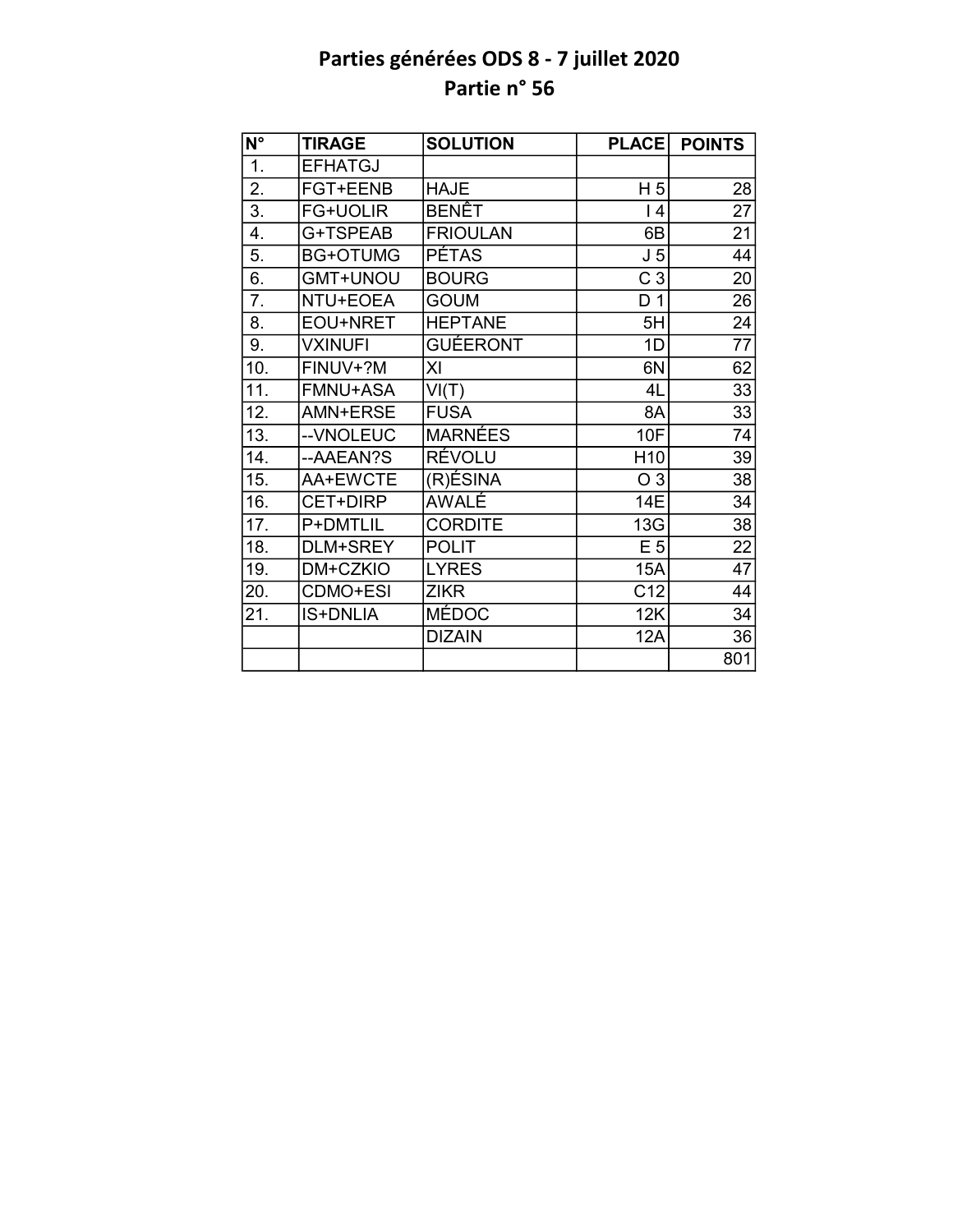# Parties générées ODS 8 - 7 juillet 2020
## Partie n° 56

| N° | TIRAGE | SOLUTION | PLACE | POINTS |
|---|---|---|---|---|
| 1. | EFHATGJ | | | |
| 2. | FGT+EENB | HAJE | H 5 | 28 |
| 3. | FG+UOLIR | BENÊT | I 4 | 27 |
| 4. | G+TSPEAB | FRIOULAN | 6B | 21 |
| 5. | BG+OTUMG | PÉTAS | J 5 | 44 |
| 6. | GMT+UNOU | BOURG | C 3 | 20 |
| 7. | NTU+EOEA | GOUM | D 1 | 26 |
| 8. | EOU+NRET | HEPTANE | 5H | 24 |
| 9. | VXINUFI | GUÉERONT | 1D | 77 |
| 10. | FINUV+?M | XI | 6N | 62 |
| 11. | FMNU+ASA | VI(T) | 4L | 33 |
| 12. | AMN+ERSE | FUSA | 8A | 33 |
| 13. | --VNOLEUC | MARNÉES | 10F | 74 |
| 14. | --AAEAN?S | RÉVOLU | H10 | 39 |
| 15. | AA+EWCTE | (R)ÉSINA | O 3 | 38 |
| 16. | CET+DIRP | AWALÉ | 14E | 34 |
| 17. | P+DMTLIL | CORDITE | 13G | 38 |
| 18. | DLM+SREY | POLIT | E 5 | 22 |
| 19. | DM+CZKIO | LYRES | 15A | 47 |
| 20. | CDMO+ESI | ZIKR | C12 | 44 |
| 21. | IS+DNLIA | MÉDOC | 12K | 34 |
| | | DIZAIN | 12A | 36 |
| | | | | 801 |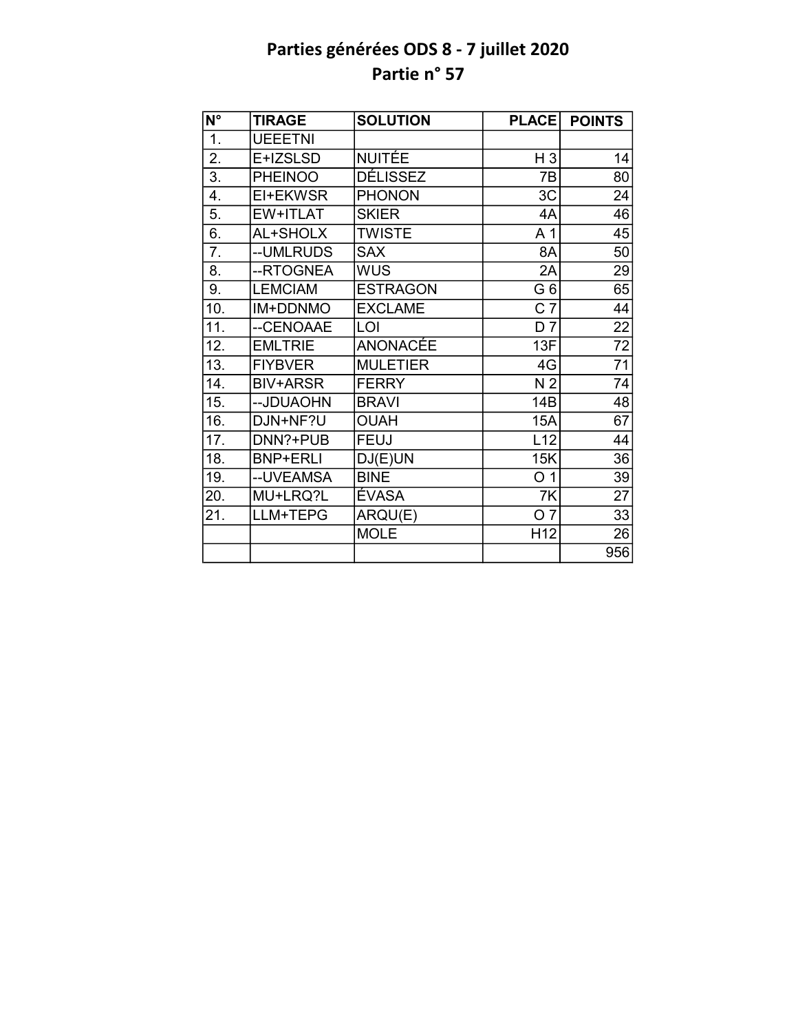# Parties générées ODS 8 - 7 juillet 2020
## Partie n° 57

| N° | TIRAGE | SOLUTION | PLACE | POINTS |
|---|---|---|---|---|
| 1. | UEEETNI | | | |
| 2. | E+IZSLSD | NUITÉE | H 3 | 14 |
| 3. | PHEINOO | DÉLISSEZ | 7B | 80 |
| 4. | EI+EKWSR | PHONON | 3C | 24 |
| 5. | EW+ITLAT | SKIER | 4A | 46 |
| 6. | AL+SHOLX | TWISTE | A 1 | 45 |
| 7. | --UMLRUDS | SAX | 8A | 50 |
| 8. | --RTOGNEA | WUS | 2A | 29 |
| 9. | LEMCIAM | ESTRAGON | G 6 | 65 |
| 10. | IM+DDNMO | EXCLAME | C 7 | 44 |
| 11. | --CENOAAE | LOI | D 7 | 22 |
| 12. | EMLTRIE | ANONACÉE | 13F | 72 |
| 13. | FIYBVER | MULETIER | 4G | 71 |
| 14. | BIV+ARSR | FERRY | N 2 | 74 |
| 15. | --JDUAOHN | BRAVI | 14B | 48 |
| 16. | DJN+NF?U | OUAH | 15A | 67 |
| 17. | DNN?+PUB | FEUJ | L12 | 44 |
| 18. | BNP+ERLI | DJ(E)UN | 15K | 36 |
| 19. | --UVEAMSA | BINE | O 1 | 39 |
| 20. | MU+LRQ?L | ÉVASA | 7K | 27 |
| 21. | LLM+TEPG | ARQU(E) | O 7 | 33 |
| | | MOLE | H12 | 26 |
| | | | | 956 |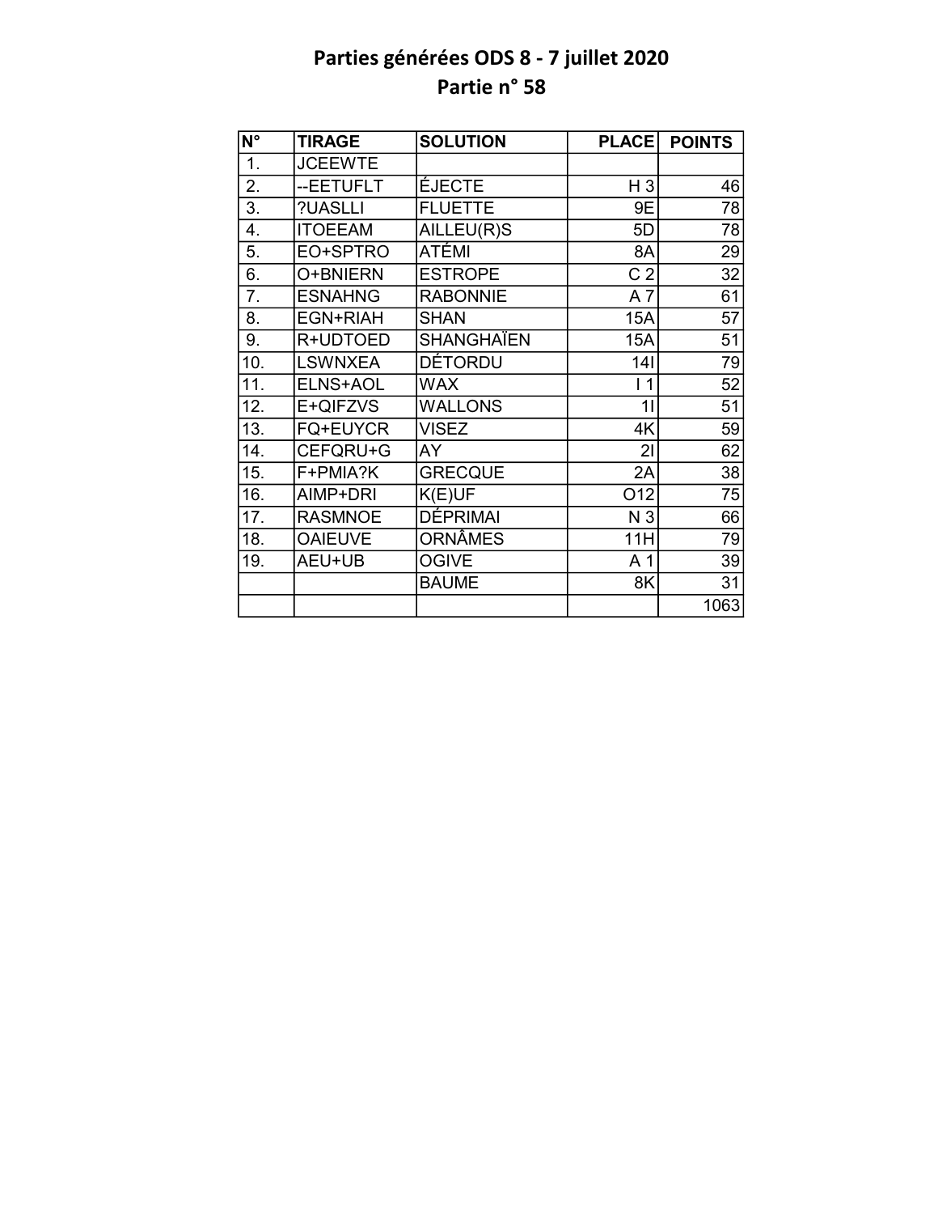# Parties générées ODS 8 - 7 juillet 2020

## Partie n° 58

| N° | TIRAGE | SOLUTION | PLACE | POINTS |
|---|---|---|---|---|
| 1. | JCEEWTE | | | |
| 2. | --EETUFLT | ÉJECTE | H 3 | 46 |
| 3. | ?UASLLI | FLUETTE | 9E | 78 |
| 4. | ITOEEAM | AILLEU(R)S | 5D | 78 |
| 5. | EO+SPTRO | ATÉMI | 8A | 29 |
| 6. | O+BNIERN | ESTROPE | C 2 | 32 |
| 7. | ESNAHNG | RABONNIE | A 7 | 61 |
| 8. | EGN+RIAH | SHAN | 15A | 57 |
| 9. | R+UDTOED | SHANGHAÏEN | 15A | 51 |
| 10. | LSWNXEA | DÉTORDU | 14I | 79 |
| 11. | ELNS+AOL | WAX | I 1 | 52 |
| 12. | E+QIFZVS | WALLONS | 1I | 51 |
| 13. | FQ+EUYCR | VISEZ | 4K | 59 |
| 14. | CEFQRU+G | AY | 2I | 62 |
| 15. | F+PMIA?K | GRECQUE | 2A | 38 |
| 16. | AIMP+DRI | K(E)UF | O12 | 75 |
| 17. | RASMNOE | DÉPRIMAI | N 3 | 66 |
| 18. | OAIEUVE | ORNÂMES | 11H | 79 |
| 19. | AEU+UB | OGIVE | A 1 | 39 |
| | | BAUME | 8K | 31 |
| | | | | 1063 |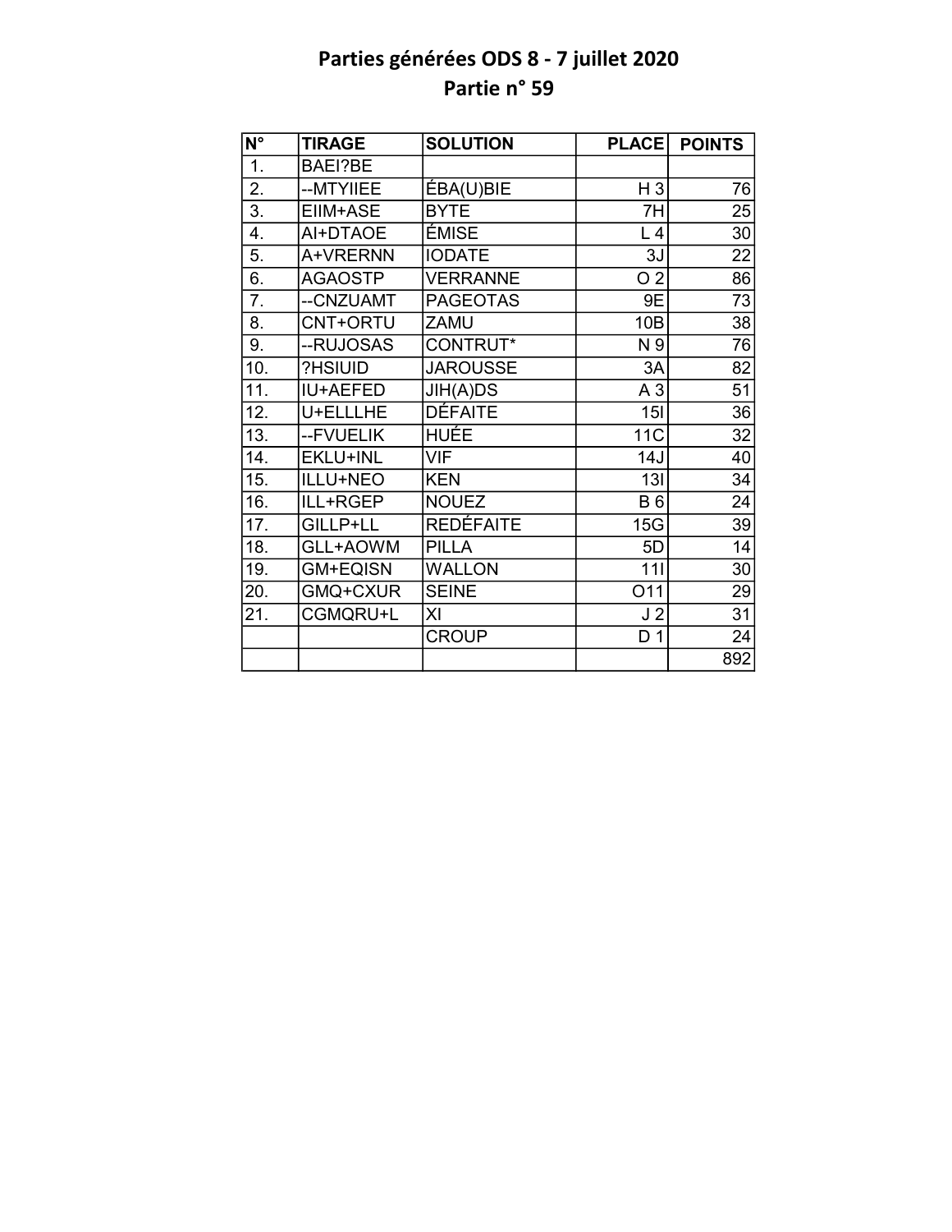# Parties générées ODS 8 - 7 juillet 2020
## Partie n° 59

| N° | TIRAGE | SOLUTION | PLACE | POINTS |
|---|---|---|---|---|
| 1. | BAEI?BE | | | |
| 2. | --MTYIIEE | ÉBA(U)BIE | H 3 | 76 |
| 3. | EIIM+ASE | BYTE | 7H | 25 |
| 4. | AI+DTAOE | ÉMISE | L 4 | 30 |
| 5. | A+VRERNN | IODATE | 3J | 22 |
| 6. | AGAOSTP | VERRANNE | O 2 | 86 |
| 7. | --CNZUAMT | PAGEOTAS | 9E | 73 |
| 8. | CNT+ORTU | ZAMU | 10B | 38 |
| 9. | --RUJOSAS | CONTRUT* | N 9 | 76 |
| 10. | ?HSIUID | JAROUSSE | 3A | 82 |
| 11. | IU+AEFED | JIH(A)DS | A 3 | 51 |
| 12. | U+ELLLHE | DÉFAITE | 15I | 36 |
| 13. | --FVUELIK | HUÉE | 11C | 32 |
| 14. | EKLU+INL | VIF | 14J | 40 |
| 15. | ILLU+NEO | KEN | 13I | 34 |
| 16. | ILL+RGEP | NOUEZ | B 6 | 24 |
| 17. | GILLP+LL | REDÉFAITE | 15G | 39 |
| 18. | GLL+AOWM | PILLA | 5D | 14 |
| 19. | GM+EQISN | WALLON | 11I | 30 |
| 20. | GMQ+CXUR | SEINE | O11 | 29 |
| 21. | CGMQRU+L | XI | J 2 | 31 |
| | | CROUP | D 1 | 24 |
| | | | | 892 |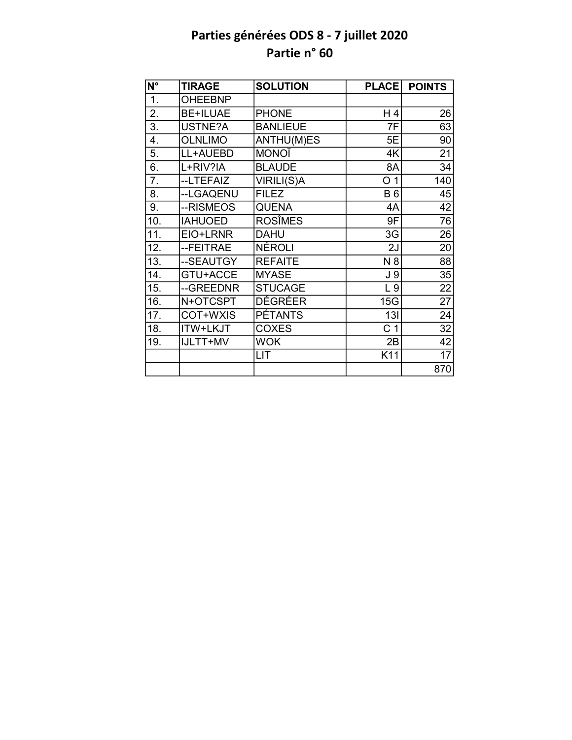# Parties générées ODS 8 - 7 juillet 2020
## Partie n° 60

| N° | TIRAGE | SOLUTION | PLACE | POINTS |
|---|---|---|---|---|
| 1. | OHEEBNP | | | |
| 2. | BE+ILUAE | PHONE | H 4 | 26 |
| 3. | USTNE?A | BANLIEUE | 7F | 63 |
| 4. | OLNLIMO | ANTHU(M)ES | 5E | 90 |
| 5. | LL+AUEBD | MONOÏ | 4K | 21 |
| 6. | L+RIV?IA | BLAUDE | 8A | 34 |
| 7. | --LTEFAIZ | VIRILI(S)A | O 1 | 140 |
| 8. | --LGAQENU | FILEZ | B 6 | 45 |
| 9. | --RISMEOS | QUENA | 4A | 42 |
| 10. | IAHUOED | ROSÎMES | 9F | 76 |
| 11. | EIO+LRNR | DAHU | 3G | 26 |
| 12. | --FEITRAE | NÉROLI | 2J | 20 |
| 13. | --SEAUTGY | REFAITE | N 8 | 88 |
| 14. | GTU+ACCE | MYASE | J 9 | 35 |
| 15. | --GREEDNR | STUCAGE | L 9 | 22 |
| 16. | N+OTCSPT | DÉGRÉER | 15G | 27 |
| 17. | COT+WXIS | PÉTANTS | 13I | 24 |
| 18. | ITW+LKJT | COXES | C 1 | 32 |
| 19. | IJLTT+MV | WOK | 2B | 42 |
| | | LIT | K11 | 17 |
| | | | | 870 |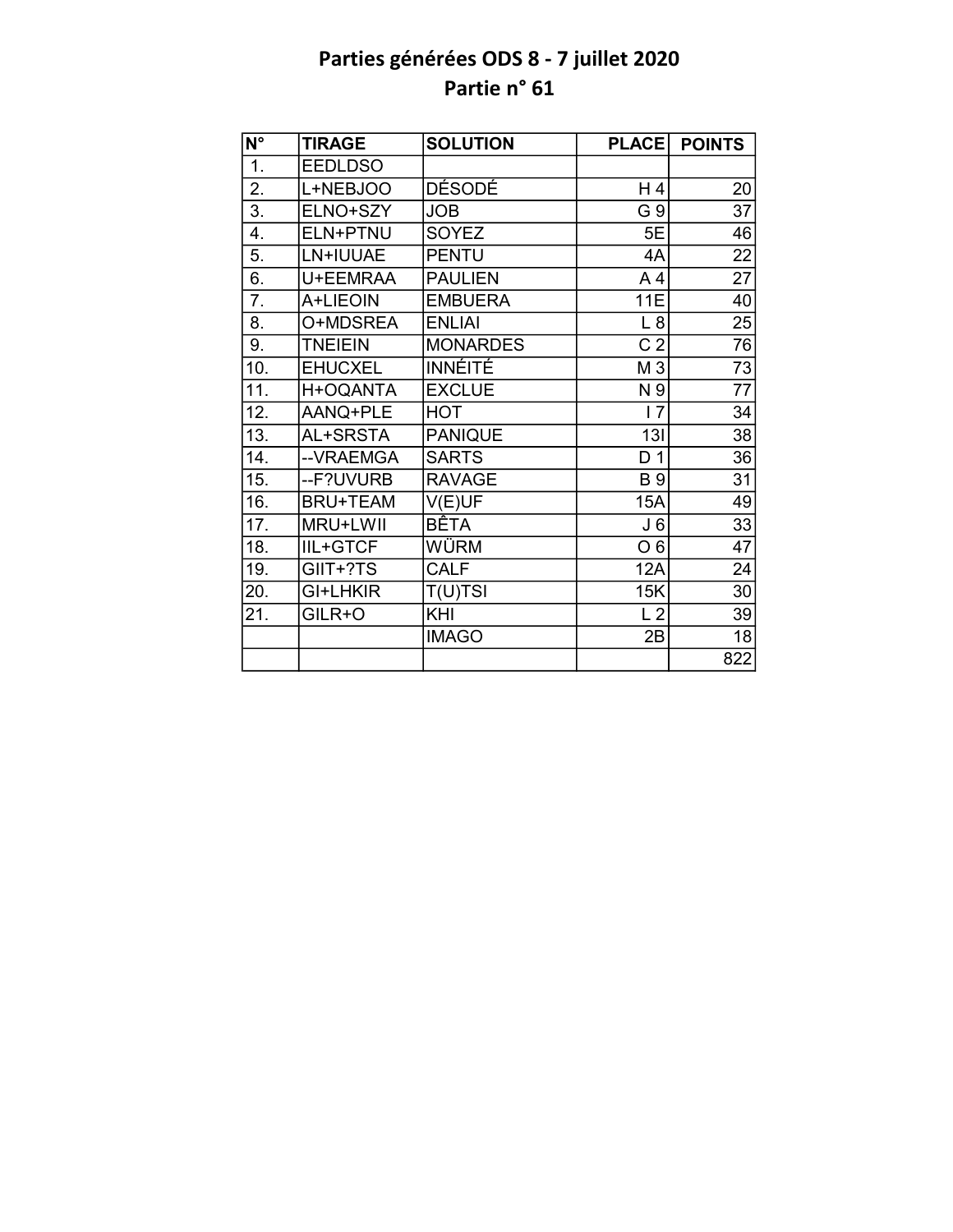# Parties générées ODS 8 - 7 juillet 2020

## Partie n° 61

| N° | TIRAGE | SOLUTION | PLACE | POINTS |
|---|---|---|---|---|
| 1. | EEDLDSO | | | |
| 2. | L+NEBJOO | DÉSODÉ | H 4 | 20 |
| 3. | ELNO+SZY | JOB | G 9 | 37 |
| 4. | ELN+PTNU | SOYEZ | 5E | 46 |
| 5. | LN+IUUAE | PENTU | 4A | 22 |
| 6. | U+EEMRAA | PAULIEN | A 4 | 27 |
| 7. | A+LIEOIN | EMBUERA | 11E | 40 |
| 8. | O+MDSREA | ENLIAI | L 8 | 25 |
| 9. | TNEIEIN | MONARDES | C 2 | 76 |
| 10. | EHUCXEL | INNÉITÉ | M 3 | 73 |
| 11. | H+OQANTA | EXCLUE | N 9 | 77 |
| 12. | AANQ+PLE | HOT | I 7 | 34 |
| 13. | AL+SRSTA | PANIQUE | 13I | 38 |
| 14. | --VRAEMGA | SARTS | D 1 | 36 |
| 15. | --F?UVURB | RAVAGE | B 9 | 31 |
| 16. | BRU+TEAM | V(E)UF | 15A | 49 |
| 17. | MRU+LWII | BÊTA | J 6 | 33 |
| 18. | IIL+GTCF | WÜRM | O 6 | 47 |
| 19. | GIIT+?TS | CALF | 12A | 24 |
| 20. | GI+LHKIR | T(U)TSI | 15K | 30 |
| 21. | GILR+O | KHI | L 2 | 39 |
| | | IMAGO | 2B | 18 |
| | | | | 822 |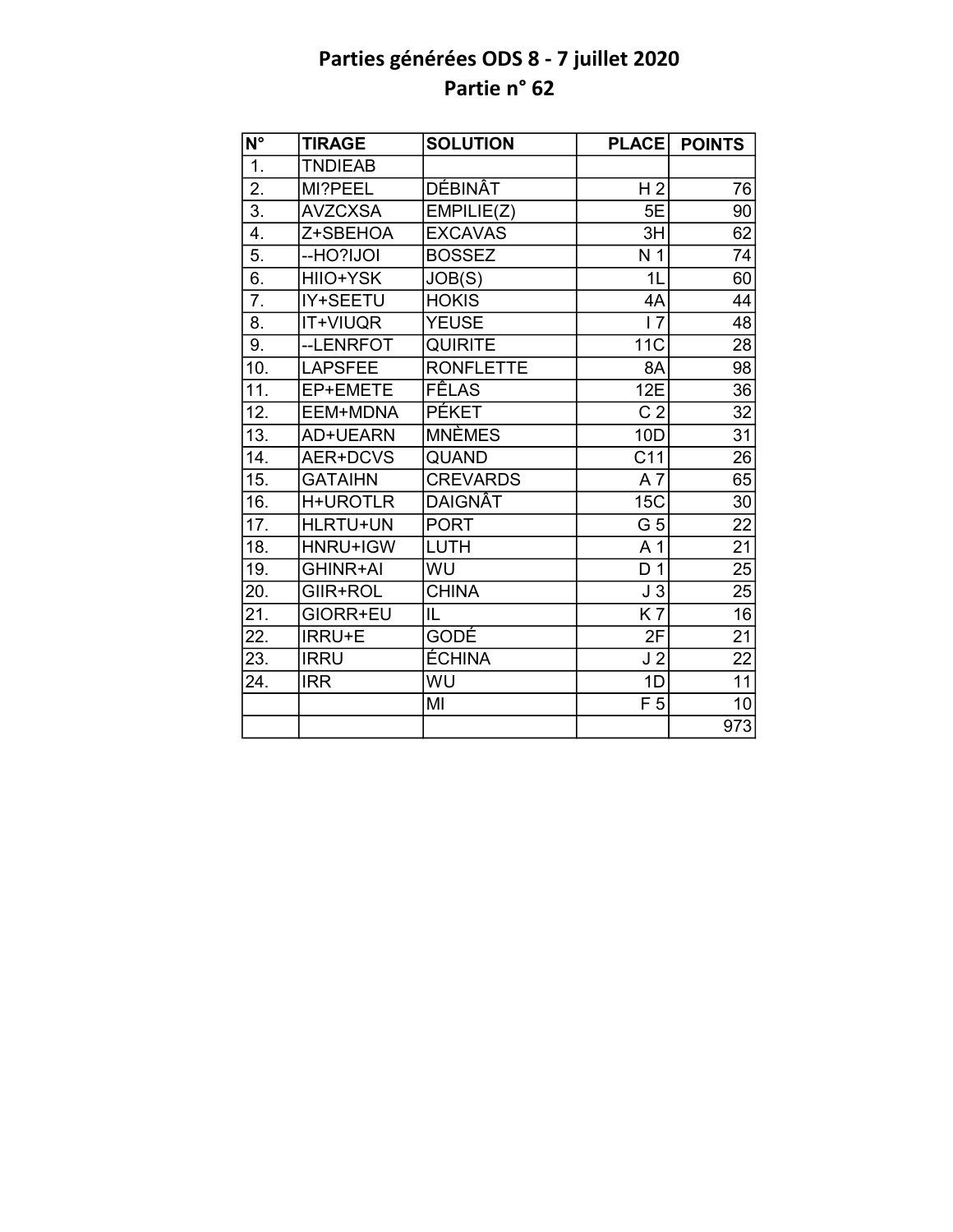# Parties générées ODS 8 - 7 juillet 2020
## Partie n° 62

| N° | TIRAGE | SOLUTION | PLACE | POINTS |
|---|---|---|---|---|
| 1. | TNDIEAB | | | |
| 2. | MI?PEEL | DÉBINÂT | H 2 | 76 |
| 3. | AVZCXSA | EMPILIE(Z) | 5E | 90 |
| 4. | Z+SBEHOA | EXCAVAS | 3H | 62 |
| 5. | --HO?IJOI | BOSSEZ | N 1 | 74 |
| 6. | HIIO+YSK | JOB(S) | 1L | 60 |
| 7. | IY+SEETU | HOKIS | 4A | 44 |
| 8. | IT+VIUQR | YEUSE | I 7 | 48 |
| 9. | --LENRFOT | QUIRITE | 11C | 28 |
| 10. | LAPSFEE | RONFLETTE | 8A | 98 |
| 11. | EP+EMETE | FÊLAS | 12E | 36 |
| 12. | EEM+MDNA | PÉKET | C 2 | 32 |
| 13. | AD+UEARN | MNÈMES | 10D | 31 |
| 14. | AER+DCVS | QUAND | C11 | 26 |
| 15. | GATAIHN | CREVARDS | A 7 | 65 |
| 16. | H+UROTLR | DAIGNÂT | 15C | 30 |
| 17. | HLRTU+UN | PORT | G 5 | 22 |
| 18. | HNRU+IGW | LUTH | A 1 | 21 |
| 19. | GHINR+AI | WU | D 1 | 25 |
| 20. | GIIR+ROL | CHINA | J 3 | 25 |
| 21. | GIORR+EU | IL | K 7 | 16 |
| 22. | IRRU+E | GODÉ | 2F | 21 |
| 23. | IRRU | ÉCHINA | J 2 | 22 |
| 24. | IRR | WU | 1D | 11 |
| | | MI | F 5 | 10 |
| | | | | 973 |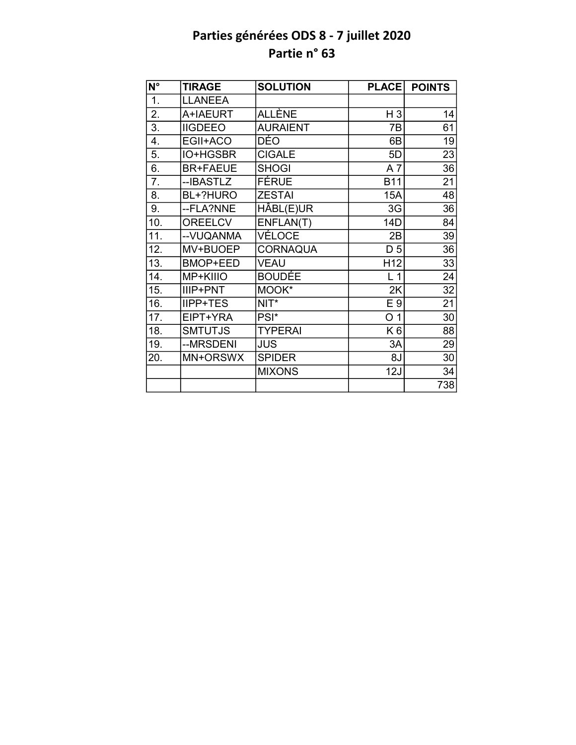# Parties générées ODS 8 - 7 juillet 2020
## Partie n° 63

| N° | TIRAGE | SOLUTION | PLACE | POINTS |
|---|---|---|---|---|
| 1. | LLANEEA | | | |
| 2. | A+IAEURT | ALLÈNE | H 3 | 14 |
| 3. | IIGDEEO | AURAIENT | 7B | 61 |
| 4. | EGII+ACO | DÉO | 6B | 19 |
| 5. | IO+HGSBR | CIGALE | 5D | 23 |
| 6. | BR+FAEUE | SHOGI | A 7 | 36 |
| 7. | --IBASTLZ | FÉRUE | B11 | 21 |
| 8. | BL+?HURO | ZESTAI | 15A | 48 |
| 9. | --FLA?NNE | HÂBL(E)UR | 3G | 36 |
| 10. | OREELCV | ENFLAN(T) | 14D | 84 |
| 11. | --VUQANMA | VÉLOCE | 2B | 39 |
| 12. | MV+BUOEP | CORNAQUA | D 5 | 36 |
| 13. | BMOP+EED | VEAU | H12 | 33 |
| 14. | MP+KIIIO | BOUDÉE | L 1 | 24 |
| 15. | IIIP+PNT | MOOK* | 2K | 32 |
| 16. | IIPP+TES | NIT* | E 9 | 21 |
| 17. | EIPT+YRA | PSI* | O 1 | 30 |
| 18. | SMTUTJS | TYPERAI | K 6 | 88 |
| 19. | --MRSDENI | JUS | 3A | 29 |
| 20. | MN+ORSWX | SPIDER | 8J | 30 |
| | | MIXONS | 12J | 34 |
| | | | | 738 |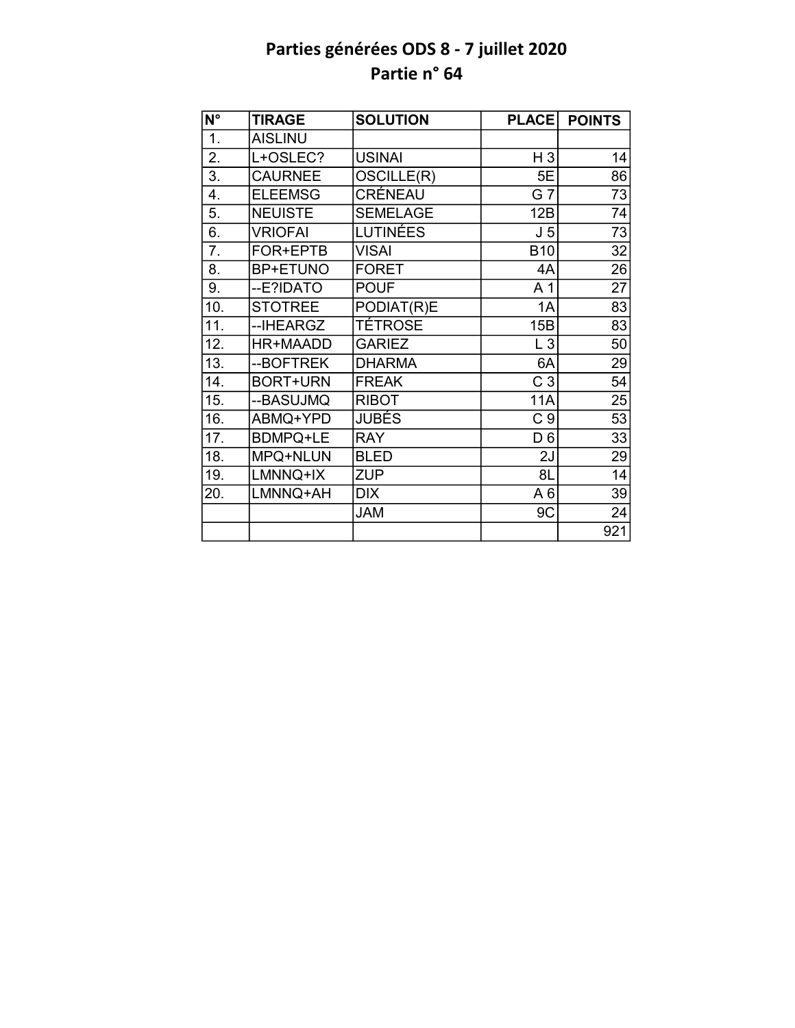# Parties générées ODS 8 - 7 juillet 2020
## Partie n° 64

| N° | TIRAGE | SOLUTION | PLACE | POINTS |
|---|---|---|---|---|
| 1. | AISLINU | | | |
| 2. | L+OSLEC? | USINAI | H 3 | 14 |
| 3. | CAURNEE | OSCILLE(R) | 5E | 86 |
| 4. | ELEEMSG | CRÉNEAU | G 7 | 73 |
| 5. | NEUISTE | SEMELAGE | 12B | 74 |
| 6. | VRIOFAI | LUTINÉES | J 5 | 73 |
| 7. | FOR+EPTB | VISAI | B10 | 32 |
| 8. | BP+ETUNO | FORET | 4A | 26 |
| 9. | --E?IDATO | POUF | A 1 | 27 |
| 10. | STOTREE | PODIAT(R)E | 1A | 83 |
| 11. | --IHEARGZ | TÉTROSE | 15B | 83 |
| 12. | HR+MAADD | GARIEZ | L 3 | 50 |
| 13. | --BOFTREK | DHARMA | 6A | 29 |
| 14. | BORT+URN | FREAK | C 3 | 54 |
| 15. | --BASUJMQ | RIBOT | 11A | 25 |
| 16. | ABMQ+YPD | JUBÉS | C 9 | 53 |
| 17. | BDMPQ+LE | RAY | D 6 | 33 |
| 18. | MPQ+NLUN | BLED | 2J | 29 |
| 19. | LMNNQ+IX | ZUP | 8L | 14 |
| 20. | LMNNQ+AH | DIX | A 6 | 39 |
| | | JAM | 9C | 24 |
| | | | | 921 |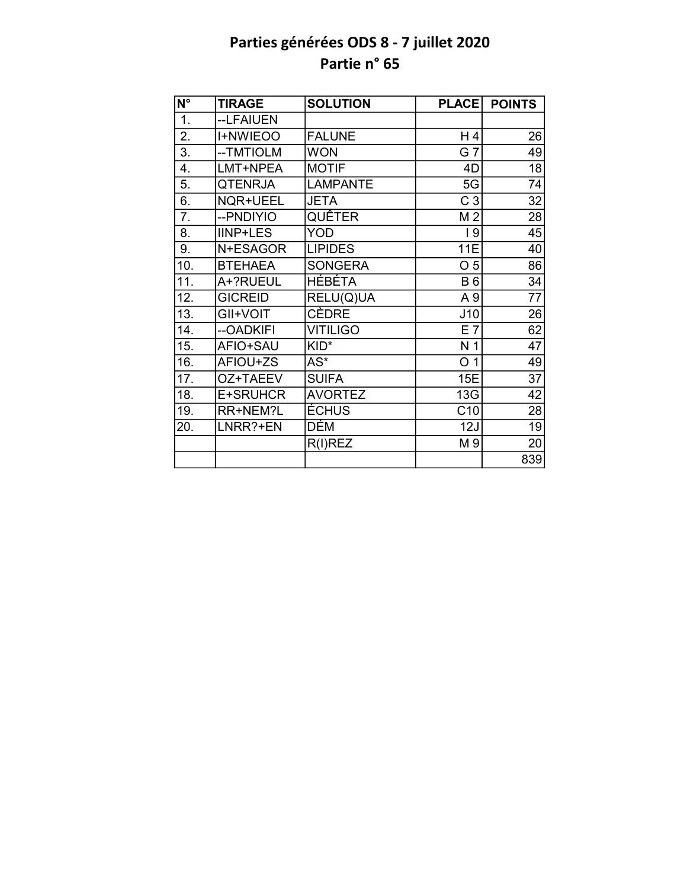# Parties générées ODS 8 - 7 juillet 2020
## Partie n° 65

| N° | TIRAGE | SOLUTION | PLACE | POINTS |
|---|---|---|---|---|
| 1. | --LFAIUEN | | | |
| 2. | I+NWIEOO | FALUNE | H 4 | 26 |
| 3. | --TMTIOLM | WON | G 7 | 49 |
| 4. | LMT+NPEA | MOTIF | 4D | 18 |
| 5. | QTENRJA | LAMPANTE | 5G | 74 |
| 6. | NQR+UEEL | JETA | C 3 | 32 |
| 7. | --PNDIYIO | QUÊTER | M 2 | 28 |
| 8. | IINP+LES | YOD | I 9 | 45 |
| 9. | N+ESAGOR | LIPIDES | 11E | 40 |
| 10. | BTEHAEA | SONGERA | O 5 | 86 |
| 11. | A+?RUEUL | HÉBÉTA | B 6 | 34 |
| 12. | GICREID | RELU(Q)UA | A 9 | 77 |
| 13. | GII+VOIT | CÈDRE | J10 | 26 |
| 14. | --OADKIFI | VITILIGO | E 7 | 62 |
| 15. | AFIO+SAU | KID* | N 1 | 47 |
| 16. | AFIOU+ZS | AS* | O 1 | 49 |
| 17. | OZ+TAEEV | SUIFA | 15E | 37 |
| 18. | E+SRUHCR | AVORTEZ | 13G | 42 |
| 19. | RR+NEM?L | ÉCHUS | C10 | 28 |
| 20. | LNRR?+EN | DÉM | 12J | 19 |
| | | R(I)REZ | M 9 | 20 |
| | | | | 839 |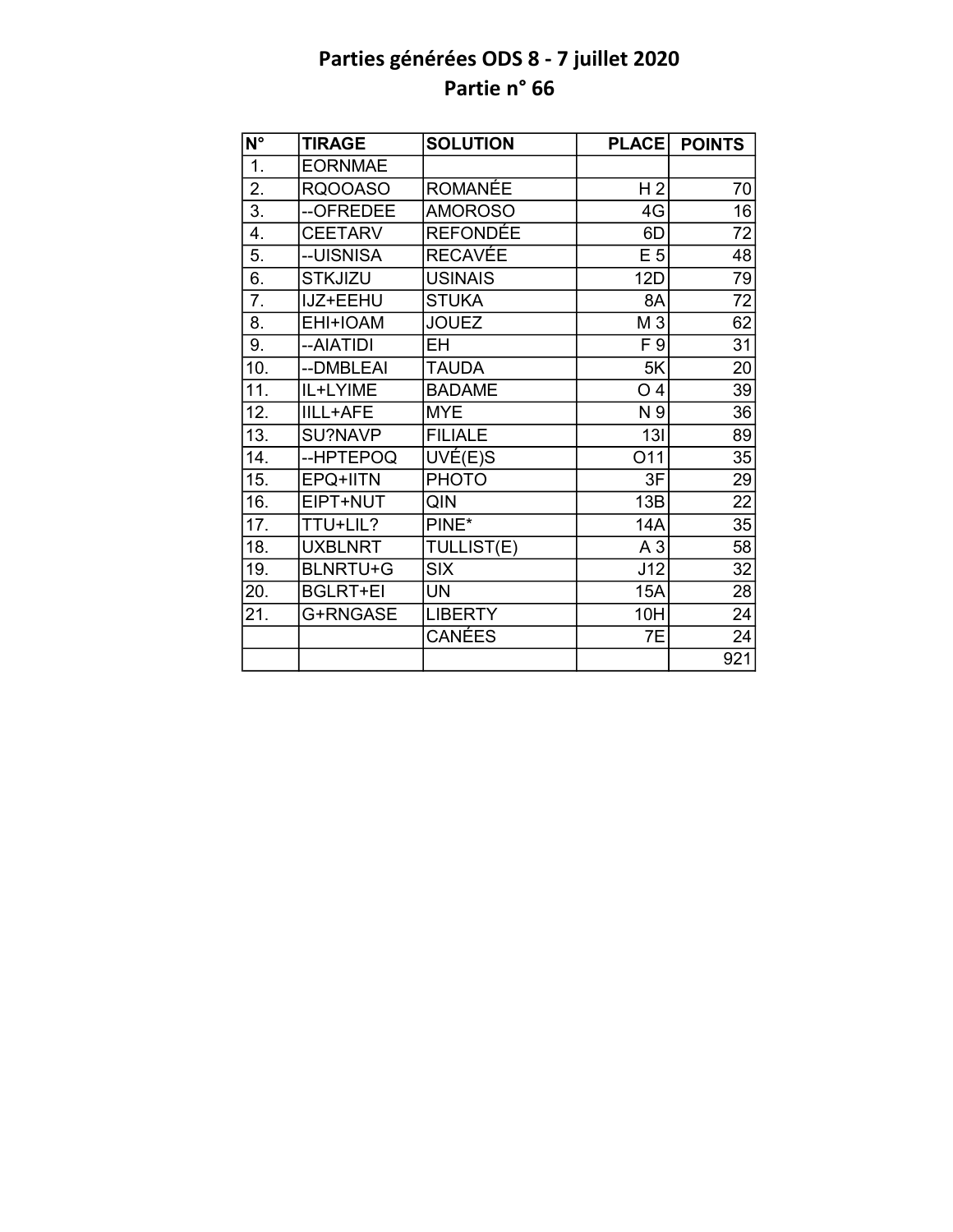# Parties générées ODS 8 - 7 juillet 2020
## Partie n° 66

| N° | TIRAGE | SOLUTION | PLACE | POINTS |
|---|---|---|---|---|
| 1. | EORNMAE | | | |
| 2. | RQOOASO | ROMANÉE | H 2 | 70 |
| 3. | --OFREDEE | AMOROSO | 4G | 16 |
| 4. | CEETARV | REFONDÉE | 6D | 72 |
| 5. | --UISNISA | RECAVÉE | E 5 | 48 |
| 6. | STKJIZU | USINAIS | 12D | 79 |
| 7. | IJZ+EEHU | STUKA | 8A | 72 |
| 8. | EHI+IOAM | JOUEZ | M 3 | 62 |
| 9. | --AIATIDI | EH | F 9 | 31 |
| 10. | --DMBLEAI | TAUDA | 5K | 20 |
| 11. | IL+LYIME | BADAME | O 4 | 39 |
| 12. | IILL+AFE | MYE | N 9 | 36 |
| 13. | SU?NAVP | FILIALE | 13I | 89 |
| 14. | --HPTEPOQ | UVÉ(E)S | O11 | 35 |
| 15. | EPQ+IITN | PHOTO | 3F | 29 |
| 16. | EIPT+NUT | QIN | 13B | 22 |
| 17. | TTU+LIL? | PINE* | 14A | 35 |
| 18. | UXBLNRT | TULLIST(E) | A 3 | 58 |
| 19. | BLNRTU+G | SIX | J12 | 32 |
| 20. | BGLRT+EI | UN | 15A | 28 |
| 21. | G+RNGASE | LIBERTY | 10H | 24 |
| | | CANÉES | 7E | 24 |
| | | | | 921 |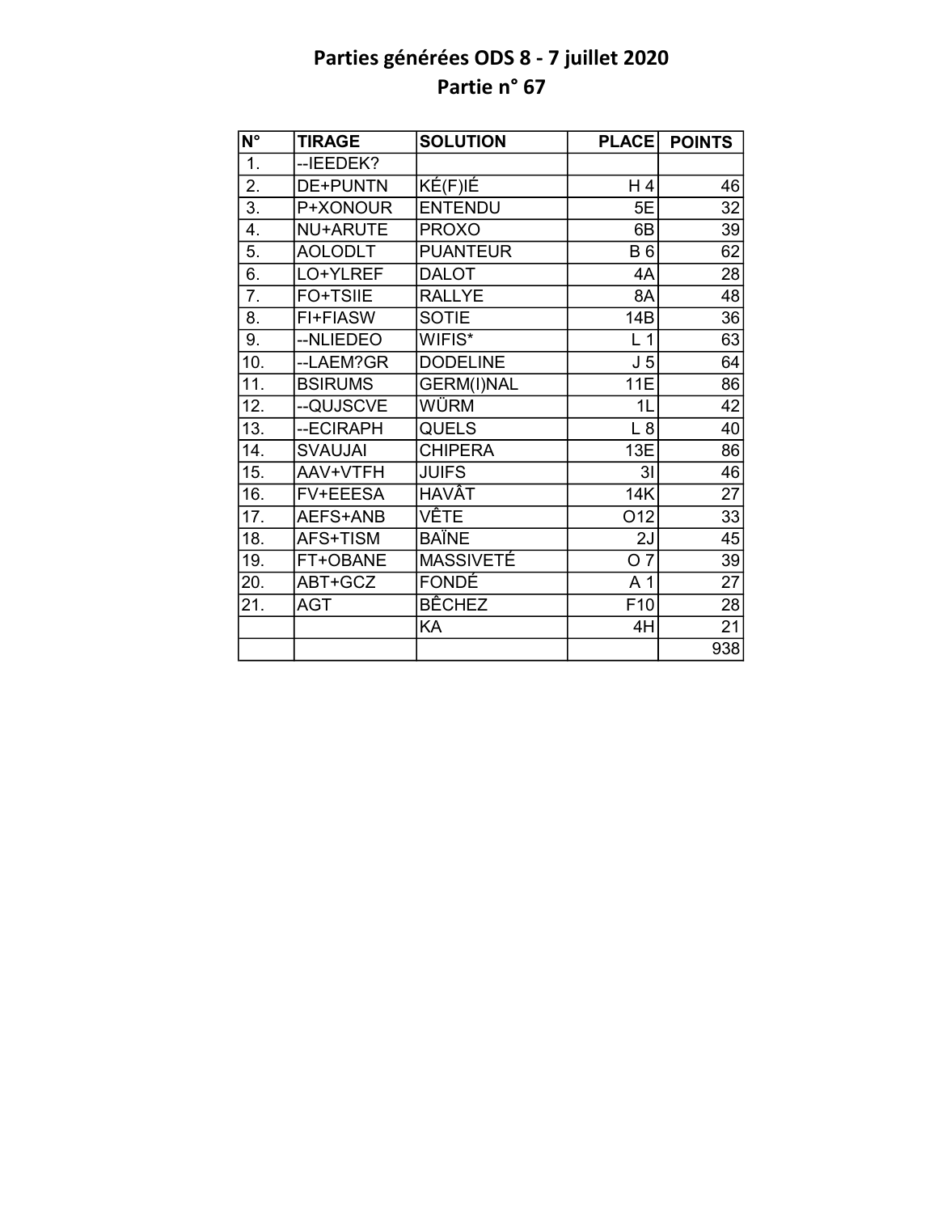# Parties générées ODS 8 - 7 juillet 2020
## Partie n° 67

| N° | TIRAGE | SOLUTION | PLACE | POINTS |
|---|---|---|---|---|
| 1. | --IEEDEK? | | | |
| 2. | DE+PUNTN | KÉ(F)IÉ | H 4 | 46 |
| 3. | P+XONOUR | ENTENDU | 5E | 32 |
| 4. | NU+ARUTE | PROXO | 6B | 39 |
| 5. | AOLODLT | PUANTEUR | B 6 | 62 |
| 6. | LO+YLREF | DALOT | 4A | 28 |
| 7. | FO+TSIIE | RALLYE | 8A | 48 |
| 8. | FI+FIASW | SOTIE | 14B | 36 |
| 9. | --NLIEDEO | WIFIS* | L 1 | 63 |
| 10. | --LAEM?GR | DODELINE | J 5 | 64 |
| 11. | BSIRUMS | GERM(I)NAL | 11E | 86 |
| 12. | --QUJSCVE | WÜRM | 1L | 42 |
| 13. | --ECIRAPH | QUELS | L 8 | 40 |
| 14. | SVAUJAI | CHIPERA | 13E | 86 |
| 15. | AAV+VTFH | JUIFS | 3I | 46 |
| 16. | FV+EEESA | HAVÂT | 14K | 27 |
| 17. | AEFS+ANB | VÊTE | O12 | 33 |
| 18. | AFS+TISM | BAÏNE | 2J | 45 |
| 19. | FT+OBANE | MASSIVETÉ | O 7 | 39 |
| 20. | ABT+GCZ | FONDÉ | A 1 | 27 |
| 21. | AGT | BÊCHEZ | F10 | 28 |
| | | KA | 4H | 21 |
| | | | | 938 |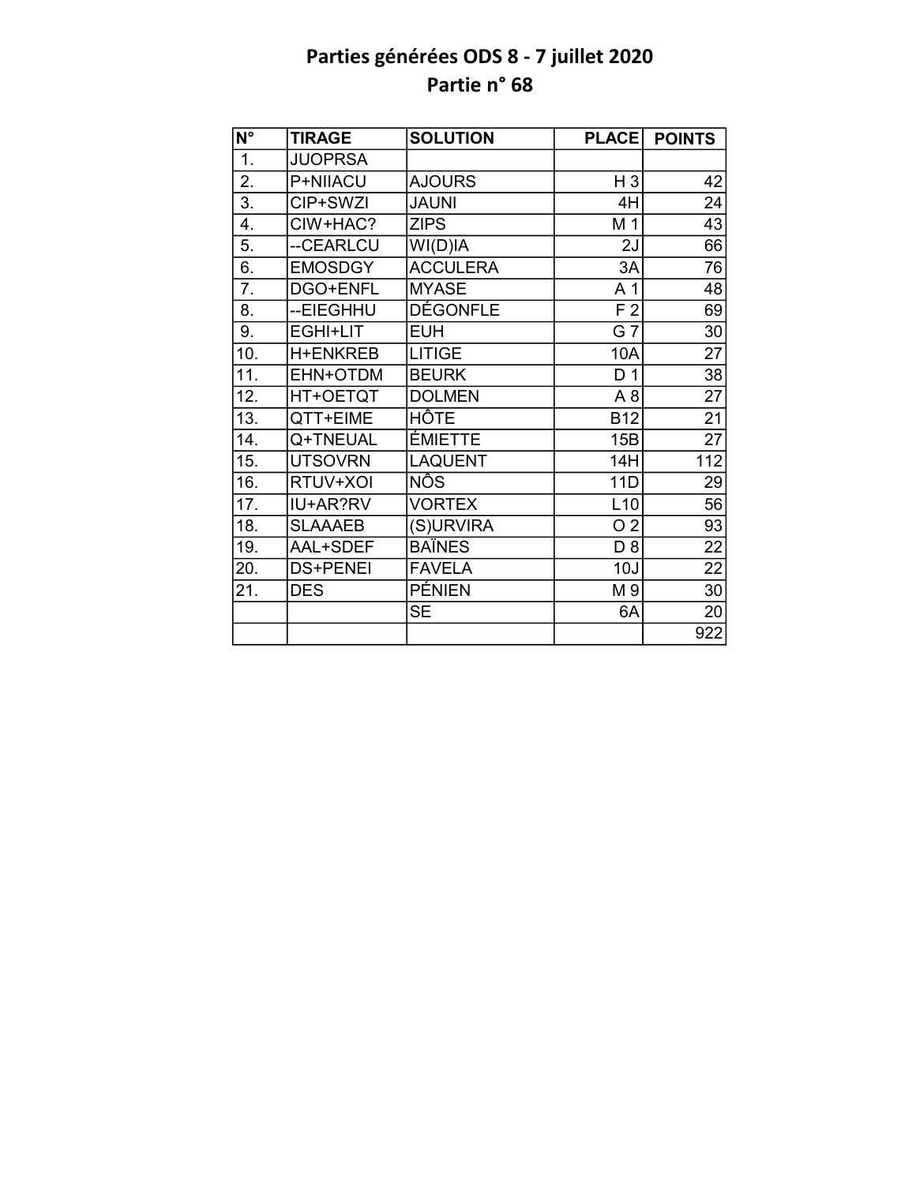# Parties générées ODS 8 - 7 juillet 2020
## Partie n° 68

| N° | TIRAGE | SOLUTION | PLACE | POINTS |
|---|---|---|---|---|
| 1. | JUOPRSA | | | |
| 2. | P+NIIACU | AJOURS | H 3 | 42 |
| 3. | CIP+SWZI | JAUNI | 4H | 24 |
| 4. | CIW+HAC? | ZIPS | M 1 | 43 |
| 5. | --CEARLCU | WI(D)IA | 2J | 66 |
| 6. | EMOSDGY | ACCULERA | 3A | 76 |
| 7. | DGO+ENFL | MYASE | A 1 | 48 |
| 8. | --EIEGHHU | DÉGONFLE | F 2 | 69 |
| 9. | EGHI+LIT | EUH | G 7 | 30 |
| 10. | H+ENKREB | LITIGE | 10A | 27 |
| 11. | EHN+OTDM | BEURK | D 1 | 38 |
| 12. | HT+OETQT | DOLMEN | A 8 | 27 |
| 13. | QTT+EIME | HÔTE | B12 | 21 |
| 14. | Q+TNEUAL | ÉMIETTE | 15B | 27 |
| 15. | UTSOVRN | LAQUENT | 14H | 112 |
| 16. | RTUV+XOI | NÔS | 11D | 29 |
| 17. | IU+AR?RV | VORTEX | L10 | 56 |
| 18. | SLAAAEB | (S)URVIRA | O 2 | 93 |
| 19. | AAL+SDEF | BAÏNES | D 8 | 22 |
| 20. | DS+PENEI | FAVELA | 10J | 22 |
| 21. | DES | PÉNIEN | M 9 | 30 |
| | | SE | 6A | 20 |
| | | | | 922 |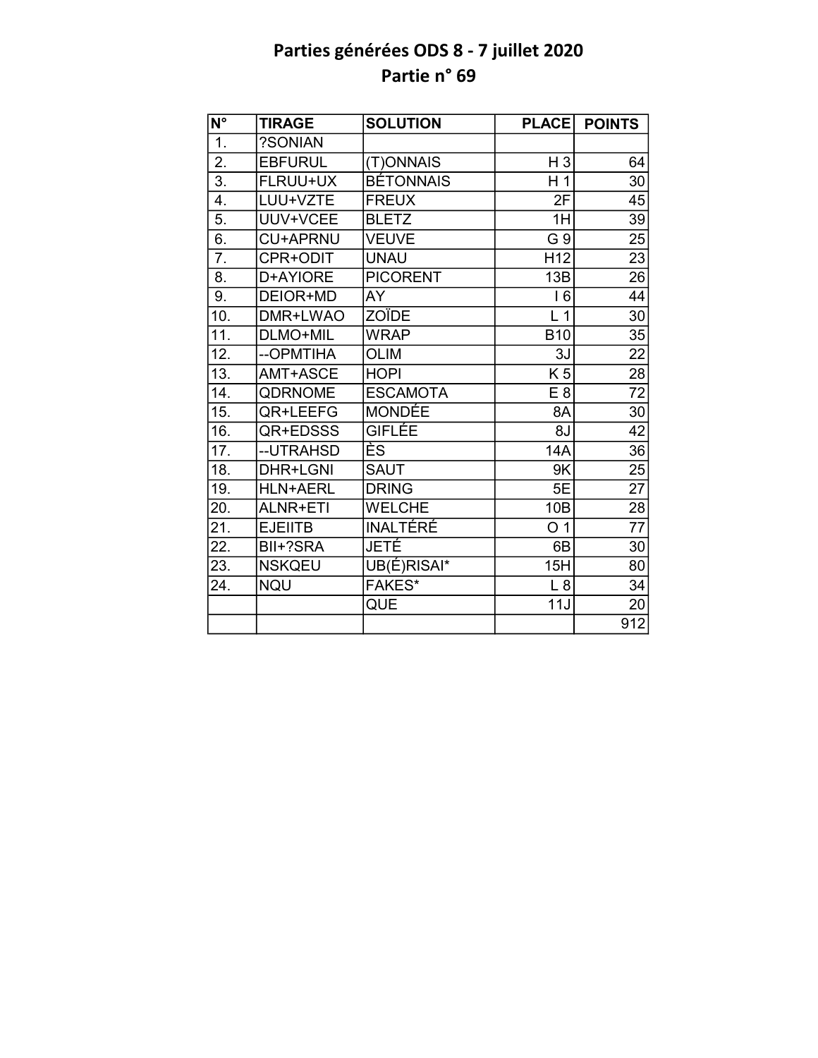# Parties générées ODS 8 - 7 juillet 2020
## Partie n° 69

| N° | TIRAGE | SOLUTION | PLACE | POINTS |
|---|---|---|---|---|
| 1. | ?SONIAN | | | |
| 2. | EBFURUL | (T)ONNAIS | H 3 | 64 |
| 3. | FLRUU+UX | BÉTONNAIS | H 1 | 30 |
| 4. | LUU+VZTE | FREUX | 2F | 45 |
| 5. | UUV+VCEE | BLETZ | 1H | 39 |
| 6. | CU+APRNU | VEUVE | G 9 | 25 |
| 7. | CPR+ODIT | UNAU | H12 | 23 |
| 8. | D+AYIORE | PICORENT | 13B | 26 |
| 9. | DEIOR+MD | AY | I 6 | 44 |
| 10. | DMR+LWAO | ZOÏDE | L 1 | 30 |
| 11. | DLMO+MIL | WRAP | B10 | 35 |
| 12. | --OPMTIHA | OLIM | 3J | 22 |
| 13. | AMT+ASCE | HOPI | K 5 | 28 |
| 14. | QDRNOME | ESCAMOTA | E 8 | 72 |
| 15. | QR+LEEFG | MONDÉE | 8A | 30 |
| 16. | QR+EDSSS | GIFLÉE | 8J | 42 |
| 17. | --UTRAHSD | ÈS | 14A | 36 |
| 18. | DHR+LGNI | SAUT | 9K | 25 |
| 19. | HLN+AERL | DRING | 5E | 27 |
| 20. | ALNR+ETI | WELCHE | 10B | 28 |
| 21. | EJEIITB | INALTÉRÉ | O 1 | 77 |
| 22. | BII+?SRA | JETÉ | 6B | 30 |
| 23. | NSKQEU | UB(É)RISAI* | 15H | 80 |
| 24. | NQU | FAKES* | L 8 | 34 |
| | | QUE | 11J | 20 |
| | | | | 912 |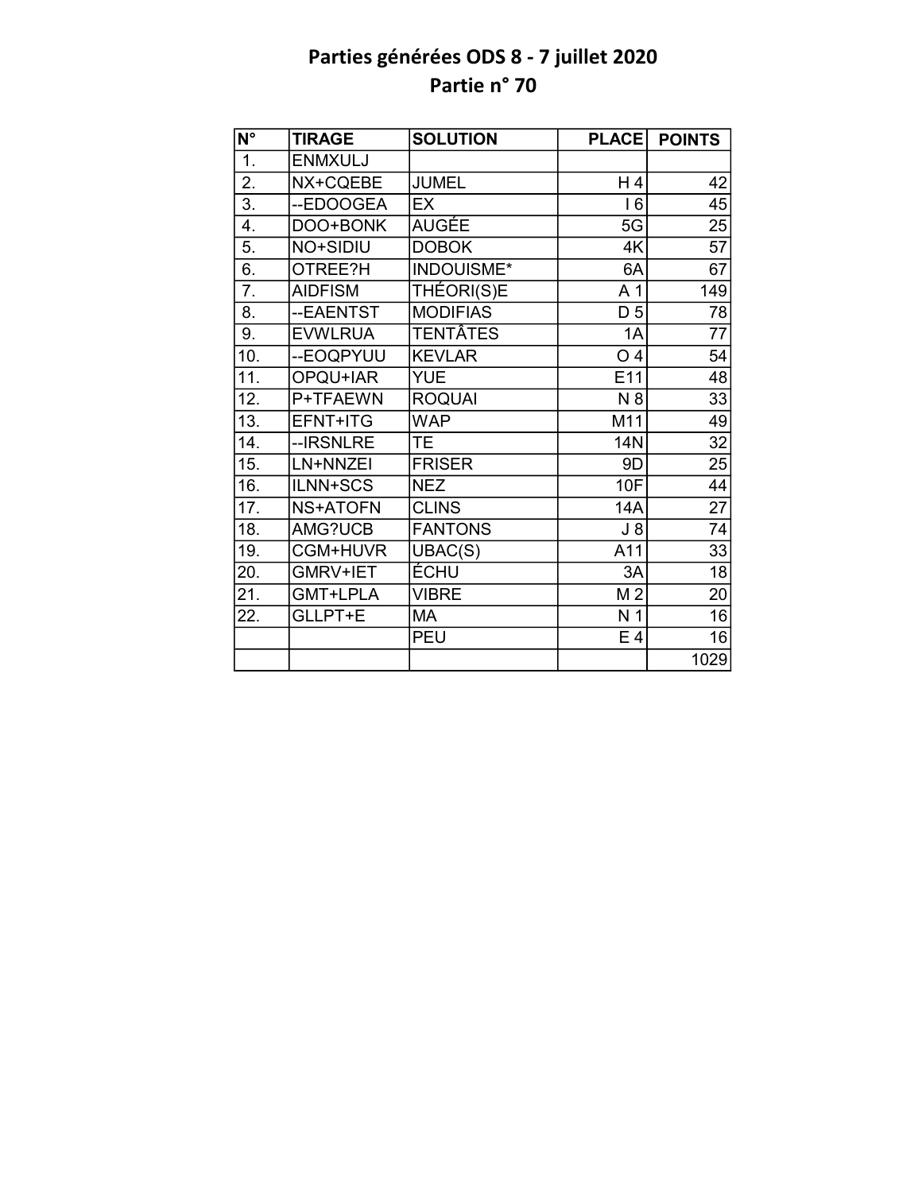# Parties générées ODS 8 - 7 juillet 2020
## Partie n° 70

| N° | TIRAGE | SOLUTION | PLACE | POINTS |
|---|---|---|---|---|
| 1. | ENMXULJ | | | |
| 2. | NX+CQEBE | JUMEL | H 4 | 42 |
| 3. | --EDOOGEA | EX | I 6 | 45 |
| 4. | DOO+BONK | AUGÉE | 5G | 25 |
| 5. | NO+SIDIU | DOBOK | 4K | 57 |
| 6. | OTREE?H | INDOUISME* | 6A | 67 |
| 7. | AIDFISM | THÉORI(S)E | A 1 | 149 |
| 8. | --EAENTST | MODIFIAS | D 5 | 78 |
| 9. | EVWLRUA | TENTÂTES | 1A | 77 |
| 10. | --EOQPYUU | KEVLAR | O 4 | 54 |
| 11. | OPQU+IAR | YUE | E11 | 48 |
| 12. | P+TFAEWN | ROQUAI | N 8 | 33 |
| 13. | EFNT+ITG | WAP | M11 | 49 |
| 14. | --IRSNLRE | TE | 14N | 32 |
| 15. | LN+NNZEI | FRISER | 9D | 25 |
| 16. | ILNN+SCS | NEZ | 10F | 44 |
| 17. | NS+ATOFN | CLINS | 14A | 27 |
| 18. | AMG?UCB | FANTONS | J 8 | 74 |
| 19. | CGM+HUVR | UBAC(S) | A11 | 33 |
| 20. | GMRV+IET | ÉCHU | 3A | 18 |
| 21. | GMT+LPLA | VIBRE | M 2 | 20 |
| 22. | GLLPT+E | MA | N 1 | 16 |
| | | PEU | E 4 | 16 |
| | | | | 1029 |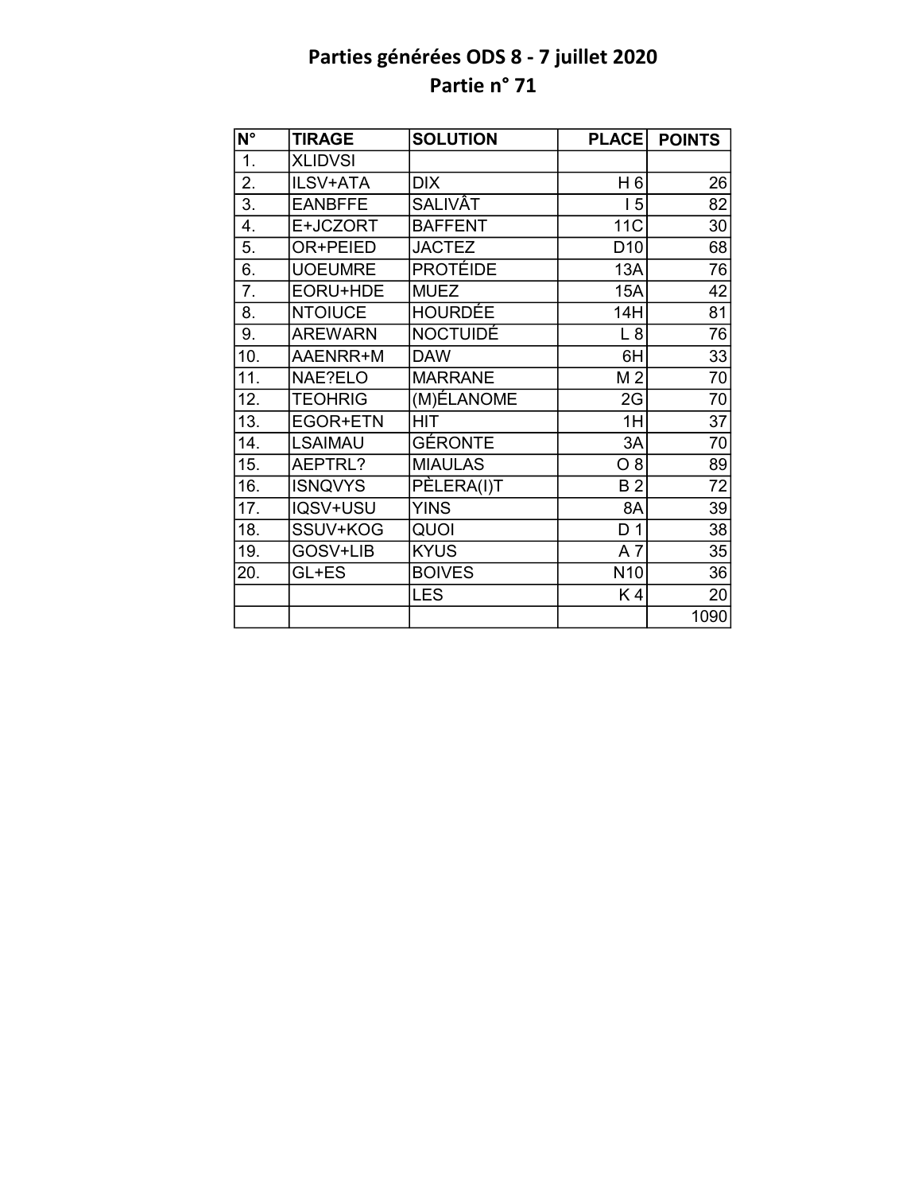# Parties générées ODS 8 - 7 juillet 2020
## Partie n° 71

| N° | TIRAGE | SOLUTION | PLACE | POINTS |
|---|---|---|---|---|
| 1. | XLIDVSI | | | |
| 2. | ILSV+ATA | DIX | H 6 | 26 |
| 3. | EANBFFE | SALIVÂT | I 5 | 82 |
| 4. | E+JCZORT | BAFFENT | 11C | 30 |
| 5. | OR+PEIED | JACTEZ | D10 | 68 |
| 6. | UOEUMRE | PROTÉIDE | 13A | 76 |
| 7. | EORU+HDE | MUEZ | 15A | 42 |
| 8. | NTOIUCE | HOURDÉE | 14H | 81 |
| 9. | AREWARN | NOCTUIDÉ | L 8 | 76 |
| 10. | AAENRR+M | DAW | 6H | 33 |
| 11. | NAE?ELO | MARRANE | M 2 | 70 |
| 12. | TEOHRIG | (M)ÉLANOME | 2G | 70 |
| 13. | EGOR+ETN | HIT | 1H | 37 |
| 14. | LSAIMAU | GÉRONTE | 3A | 70 |
| 15. | AEPTRL? | MIAULAS | O 8 | 89 |
| 16. | ISNQVYS | PÈLERA(I)T | B 2 | 72 |
| 17. | IQSV+USU | YINS | 8A | 39 |
| 18. | SSUV+KOG | QUOI | D 1 | 38 |
| 19. | GOSV+LIB | KYUS | A 7 | 35 |
| 20. | GL+ES | BOIVES | N10 | 36 |
| | | LES | K 4 | 20 |
| | | | | 1090 |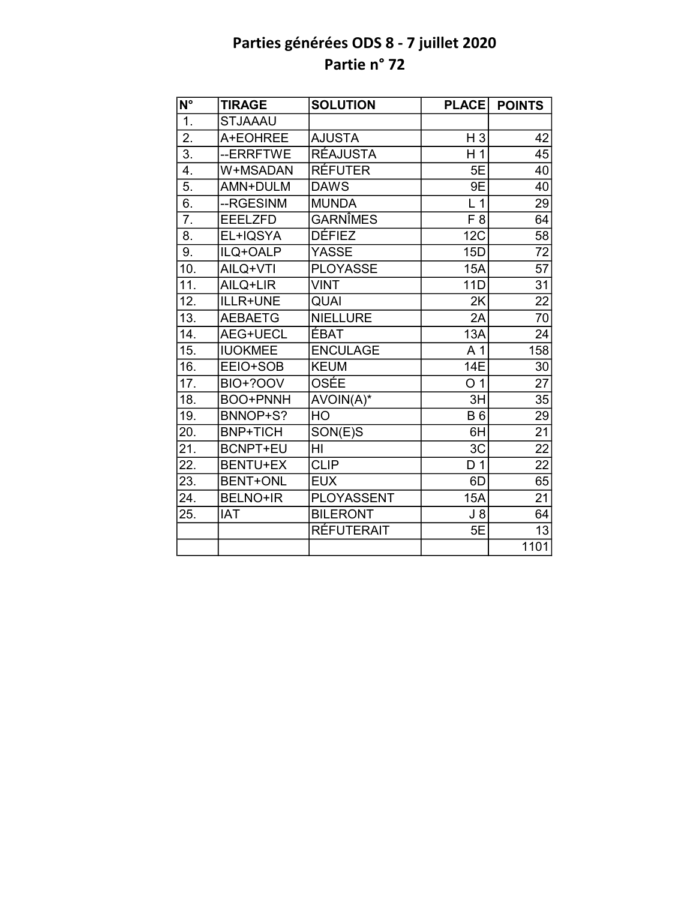# Parties générées ODS 8 - 7 juillet 2020
## Partie n° 72

| N° | TIRAGE | SOLUTION | PLACE | POINTS |
|---|---|---|---|---|
| 1. | STJAAAU | | | |
| 2. | A+EOHREE | AJUSTA | H 3 | 42 |
| 3. | --ERRFTWE | RÉAJUSTA | H 1 | 45 |
| 4. | W+MSADAN | RÉFUTER | 5E | 40 |
| 5. | AMN+DULM | DAWS | 9E | 40 |
| 6. | --RGESINM | MUNDA | L 1 | 29 |
| 7. | EEELZFD | GARNÎMES | F 8 | 64 |
| 8. | EL+IQSYA | DÉFIEZ | 12C | 58 |
| 9. | ILQ+OALP | YASSE | 15D | 72 |
| 10. | AILQ+VTI | PLOYASSE | 15A | 57 |
| 11. | AILQ+LIR | VINT | 11D | 31 |
| 12. | ILLR+UNE | QUAI | 2K | 22 |
| 13. | AEBAETG | NIELLURE | 2A | 70 |
| 14. | AEG+UECL | ÉBAT | 13A | 24 |
| 15. | IUOKMEE | ENCULAGE | A 1 | 158 |
| 16. | EEIO+SOB | KEUM | 14E | 30 |
| 17. | BIO+?OOV | OSÉE | O 1 | 27 |
| 18. | BOO+PNNH | AVOIN(A)* | 3H | 35 |
| 19. | BNNOP+S? | HO | B 6 | 29 |
| 20. | BNP+TICH | SON(E)S | 6H | 21 |
| 21. | BCNPT+EU | HI | 3C | 22 |
| 22. | BENTU+EX | CLIP | D 1 | 22 |
| 23. | BENT+ONL | EUX | 6D | 65 |
| 24. | BELNO+IR | PLOYASSENT | 15A | 21 |
| 25. | IAT | BILERONT | J 8 | 64 |
| | | RÉFUTERAIT | 5E | 13 |
| | | | | 1101 |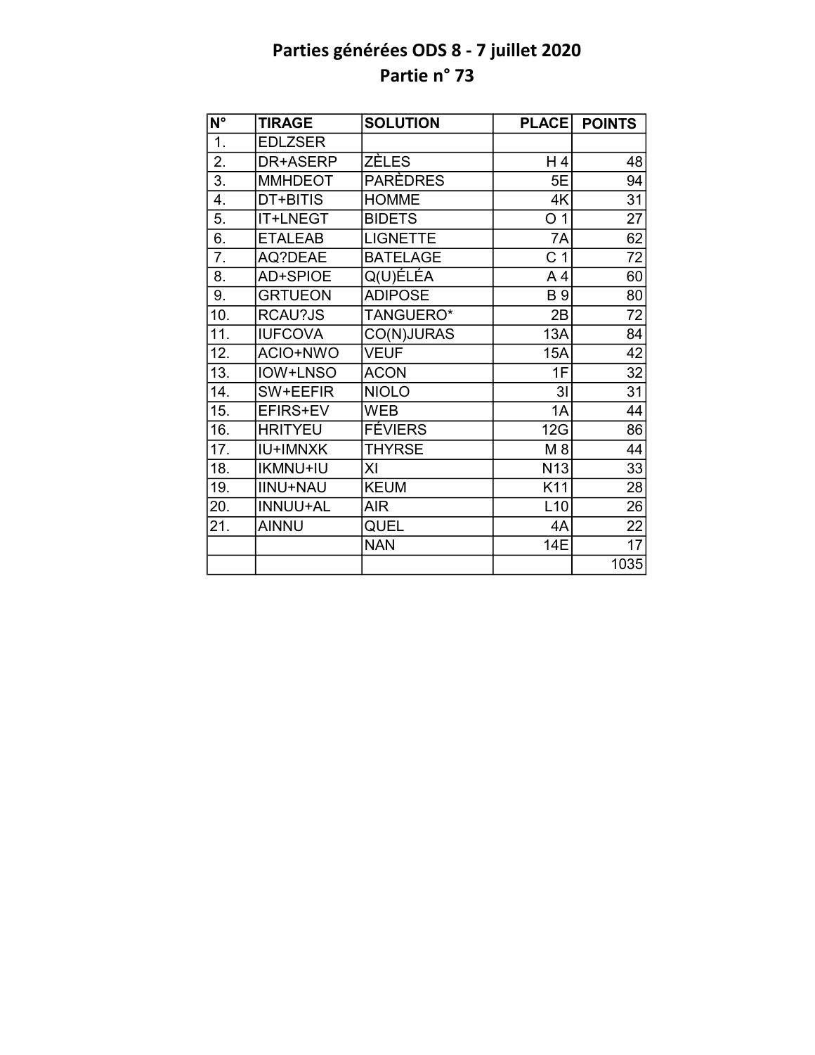# Parties générées ODS 8 - 7 juillet 2020

## Partie n° 73

| N° | TIRAGE | SOLUTION | PLACE | POINTS |
|---|---|---|---|---|
| 1. | EDLZSER | | | |
| 2. | DR+ASERP | ZÈLES | H 4 | 48 |
| 3. | MMHDEOT | PARÈDRES | 5E | 94 |
| 4. | DT+BITIS | HOMME | 4K | 31 |
| 5. | IT+LNEGT | BIDETS | O 1 | 27 |
| 6. | ETALEAB | LIGNETTE | 7A | 62 |
| 7. | AQ?DEAE | BATELAGE | C 1 | 72 |
| 8. | AD+SPIOE | Q(U)ÉLÉA | A 4 | 60 |
| 9. | GRTUEON | ADIPOSE | B 9 | 80 |
| 10. | RCAU?JS | TANGUERO* | 2B | 72 |
| 11. | IUFCOVA | CO(N)JURAS | 13A | 84 |
| 12. | ACIO+NWO | VEUF | 15A | 42 |
| 13. | IOW+LNSO | ACON | 1F | 32 |
| 14. | SW+EEFIR | NIOLO | 3I | 31 |
| 15. | EFIRS+EV | WEB | 1A | 44 |
| 16. | HRITYEU | FÉVIERS | 12G | 86 |
| 17. | IU+IMNXK | THYRSE | M 8 | 44 |
| 18. | IKMNU+IU | XI | N13 | 33 |
| 19. | IINU+NAU | KEUM | K11 | 28 |
| 20. | INNUU+AL | AIR | L10 | 26 |
| 21. | AINNU | QUEL | 4A | 22 |
| | | NAN | 14E | 17 |
| | | | | 1035 |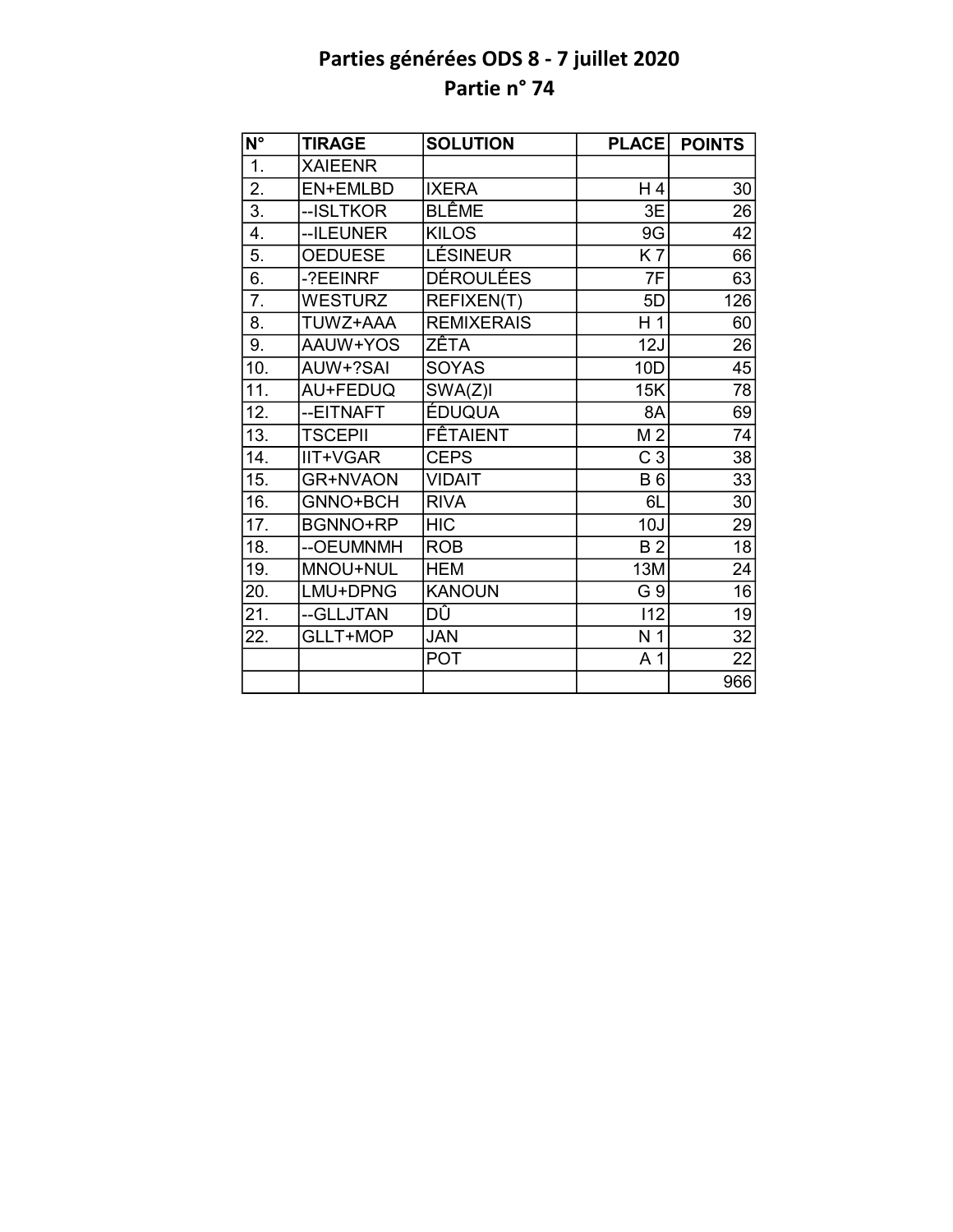# Parties générées ODS 8 - 7 juillet 2020
## Partie n° 74

| N° | TIRAGE | SOLUTION | PLACE | POINTS |
|---|---|---|---|---|
| 1. | XAIEENR | | | |
| 2. | EN+EMLBD | IXERA | H 4 | 30 |
| 3. | --ISLTKOR | BLÊME | 3E | 26 |
| 4. | --ILEUNER | KILOS | 9G | 42 |
| 5. | OEDUESE | LÉSINEUR | K 7 | 66 |
| 6. | -?EEINRF | DÉROULÉES | 7F | 63 |
| 7. | WESTURZ | REFIXEN(T) | 5D | 126 |
| 8. | TUWZ+AAA | REMIXERAIS | H 1 | 60 |
| 9. | AAUW+YOS | ZÊTA | 12J | 26 |
| 10. | AUW+?SAI | SOYAS | 10D | 45 |
| 11. | AU+FEDUQ | SWA(Z)I | 15K | 78 |
| 12. | --EITNAFT | ÉDUQUA | 8A | 69 |
| 13. | TSCEPII | FÊTAIENT | M 2 | 74 |
| 14. | IIT+VGAR | CEPS | C 3 | 38 |
| 15. | GR+NVAON | VIDAIT | B 6 | 33 |
| 16. | GNNO+BCH | RIVA | 6L | 30 |
| 17. | BGNNO+RP | HIC | 10J | 29 |
| 18. | --OEUMNMH | ROB | B 2 | 18 |
| 19. | MNOU+NUL | HEM | 13M | 24 |
| 20. | LMU+DPNG | KANOUN | G 9 | 16 |
| 21. | --GLLJTAN | DÛ | I12 | 19 |
| 22. | GLLT+MOP | JAN | N 1 | 32 |
| | | POT | A 1 | 22 |
| | | | | 966 |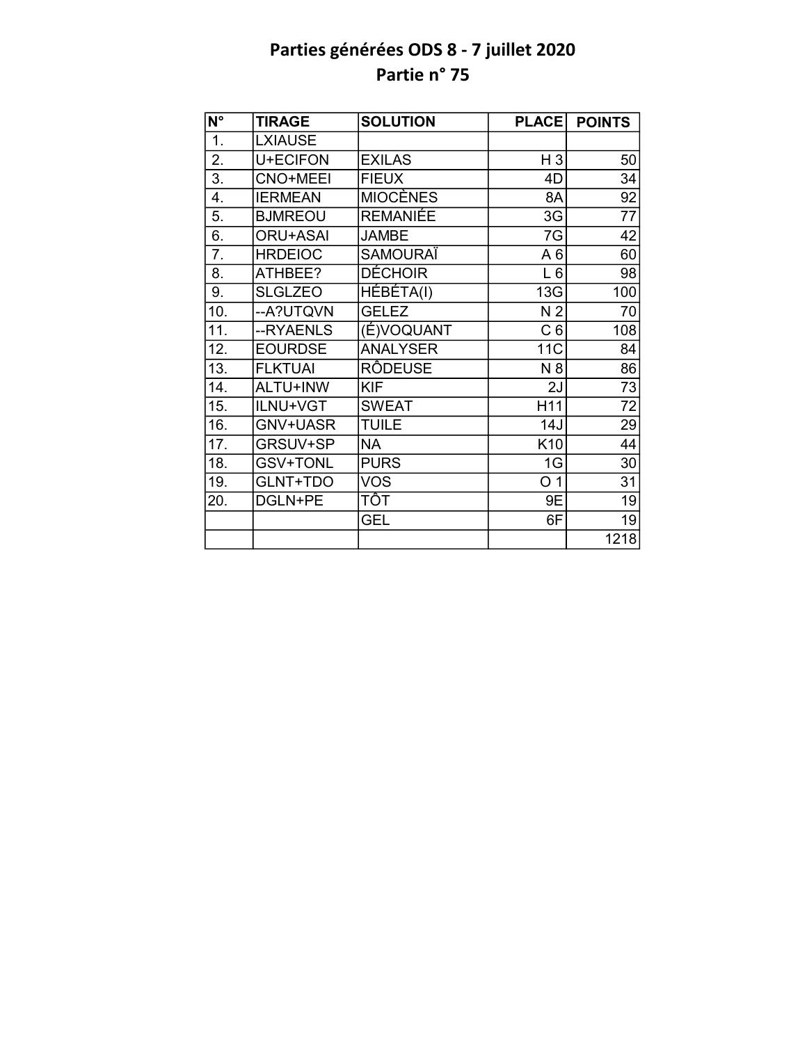# Parties générées ODS 8 - 7 juillet 2020
## Partie n° 75

| N° | TIRAGE | SOLUTION | PLACE | POINTS |
|---|---|---|---|---|
| 1. | LXIAUSE | | | |
| 2. | U+ECIFON | EXILAS | H 3 | 50 |
| 3. | CNO+MEEI | FIEUX | 4D | 34 |
| 4. | IERMEAN | MIOCÈNES | 8A | 92 |
| 5. | BJMREOU | REMANIÉE | 3G | 77 |
| 6. | ORU+ASAI | JAMBE | 7G | 42 |
| 7. | HRDEIOC | SAMOURAÏ | A 6 | 60 |
| 8. | ATHBEE? | DÉCHOIR | L 6 | 98 |
| 9. | SLGLZEO | HÉBÉTA(I) | 13G | 100 |
| 10. | --A?UTQVN | GELEZ | N 2 | 70 |
| 11. | --RYAENLS | (É)VOQUANT | C 6 | 108 |
| 12. | EOURDSE | ANALYSER | 11C | 84 |
| 13. | FLKTUAI | RÔDEUSE | N 8 | 86 |
| 14. | ALTU+INW | KIF | 2J | 73 |
| 15. | ILNU+VGT | SWEAT | H11 | 72 |
| 16. | GNV+UASR | TUILE | 14J | 29 |
| 17. | GRSUV+SP | NA | K10 | 44 |
| 18. | GSV+TONL | PURS | 1G | 30 |
| 19. | GLNT+TDO | VOS | O 1 | 31 |
| 20. | DGLN+PE | TÔT | 9E | 19 |
| | | GEL | 6F | 19 |
| | | | | 1218 |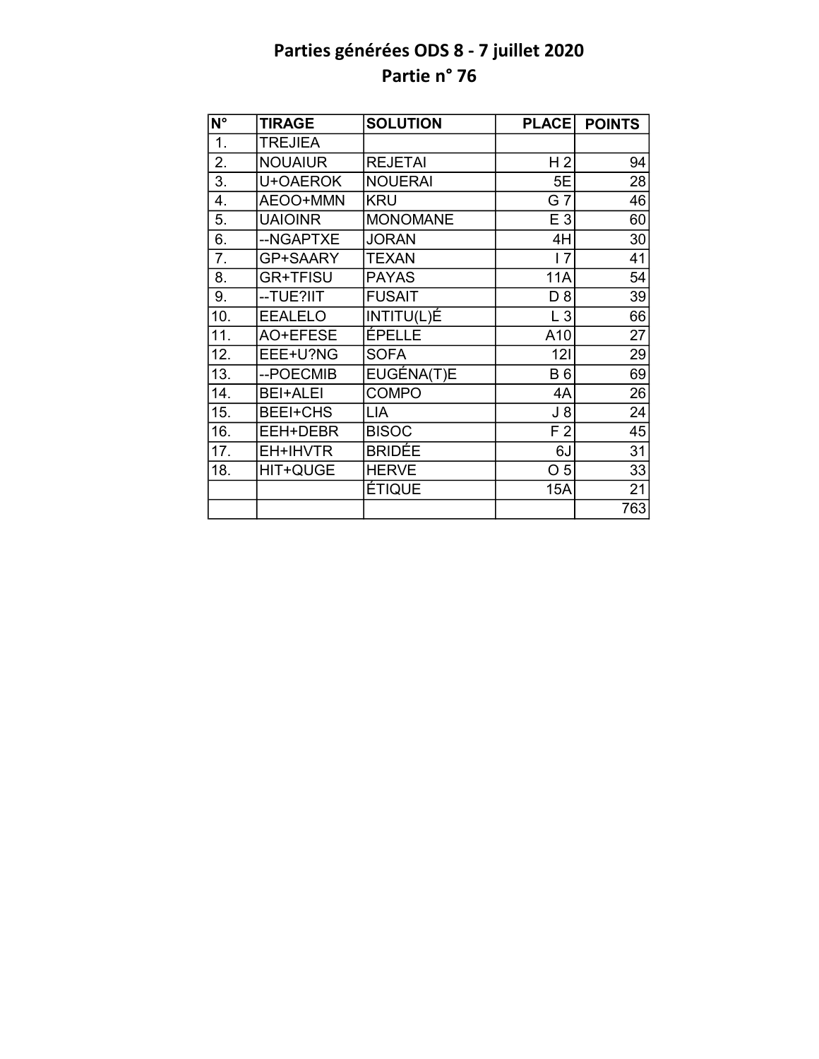# Parties générées ODS 8 - 7 juillet 2020
## Partie n° 76

| N° | TIRAGE | SOLUTION | PLACE | POINTS |
|---|---|---|---|---|
| 1. | TREJIEA | | | |
| 2. | NOUAIUR | REJETAI | H 2 | 94 |
| 3. | U+OAEROK | NOUERAI | 5E | 28 |
| 4. | AEOO+MMN | KRU | G 7 | 46 |
| 5. | UAIOINR | MONOMANE | E 3 | 60 |
| 6. | --NGAPTXE | JORAN | 4H | 30 |
| 7. | GP+SAARY | TEXAN | I 7 | 41 |
| 8. | GR+TFISU | PAYAS | 11A | 54 |
| 9. | --TUE?IIT | FUSAIT | D 8 | 39 |
| 10. | EEALELO | INTITU(L)É | L 3 | 66 |
| 11. | AO+EFESE | ÉPELLE | A10 | 27 |
| 12. | EEE+U?NG | SOFA | 12I | 29 |
| 13. | --POECMIB | EUGÉNA(T)E | B 6 | 69 |
| 14. | BEI+ALEI | COMPO | 4A | 26 |
| 15. | BEEI+CHS | LIA | J 8 | 24 |
| 16. | EEH+DEBR | BISOC | F 2 | 45 |
| 17. | EH+IHVTR | BRIDÉE | 6J | 31 |
| 18. | HIT+QUGE | HERVE | O 5 | 33 |
| | | ÉTIQUE | 15A | 21 |
| | | | | 763 |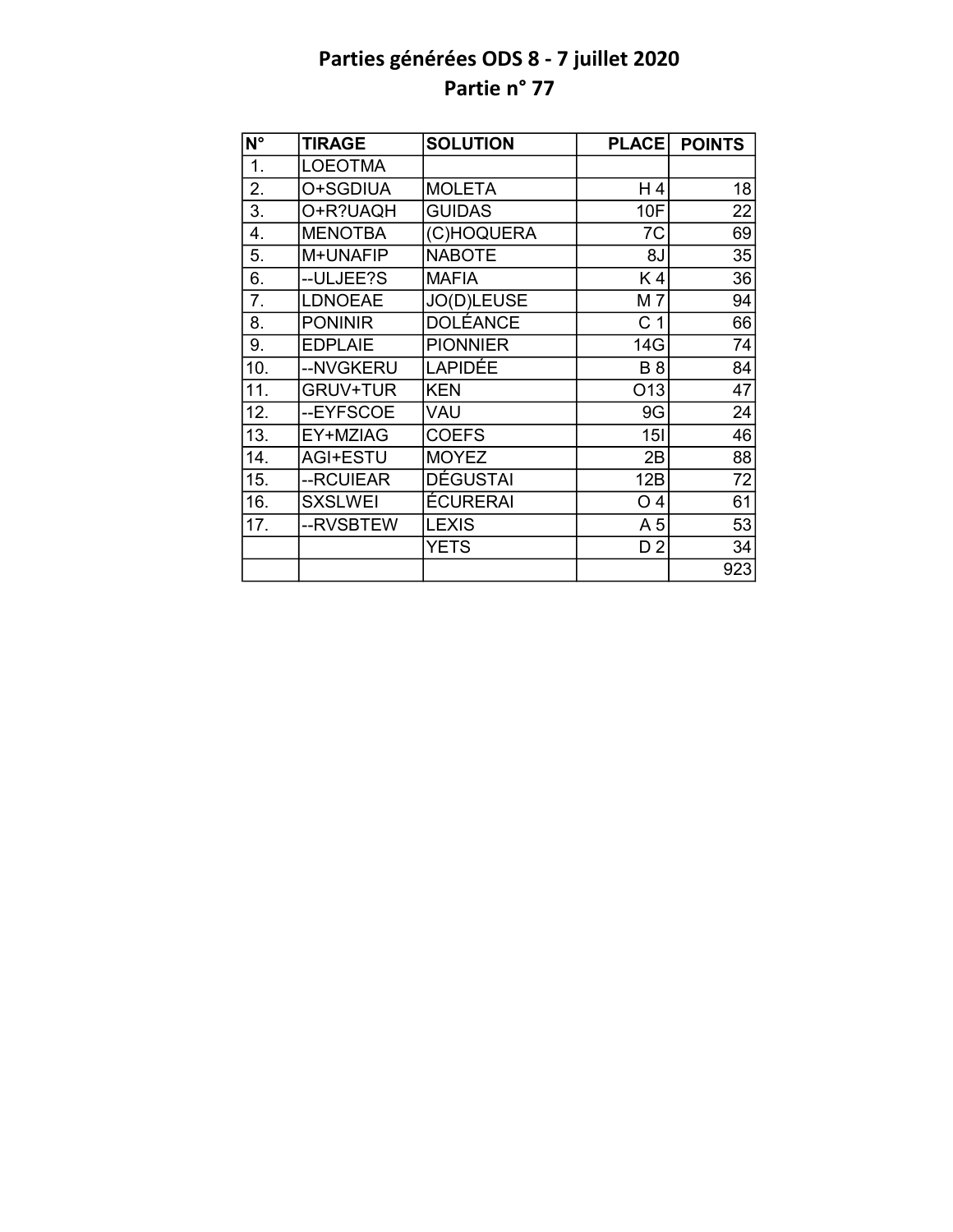# Parties générées ODS 8 - 7 juillet 2020
## Partie n° 77

| N° | TIRAGE | SOLUTION | PLACE | POINTS |
|---|---|---|---|---|
| 1. | LOEOTMA | | | |
| 2. | O+SGDIUA | MOLETA | H 4 | 18 |
| 3. | O+R?UAQH | GUIDAS | 10F | 22 |
| 4. | MENOTBA | (C)HOQUERA | 7C | 69 |
| 5. | M+UNAFIP | NABOTE | 8J | 35 |
| 6. | --ULJEE?S | MAFIA | K 4 | 36 |
| 7. | LDNOEAE | JO(D)LEUSE | M 7 | 94 |
| 8. | PONINIR | DOLÉANCE | C 1 | 66 |
| 9. | EDPLAIE | PIONNIER | 14G | 74 |
| 10. | --NVGKERU | LAPIDÉE | B 8 | 84 |
| 11. | GRUV+TUR | KEN | O13 | 47 |
| 12. | --EYFSCOE | VAU | 9G | 24 |
| 13. | EY+MZIAG | COEFS | 15I | 46 |
| 14. | AGI+ESTU | MOYEZ | 2B | 88 |
| 15. | --RCUIEAR | DÉGUSTAI | 12B | 72 |
| 16. | SXSLWEI | ÉCURERAI | O 4 | 61 |
| 17. | --RVSBTEW | LEXIS | A 5 | 53 |
| | | YETS | D 2 | 34 |
| | | | | 923 |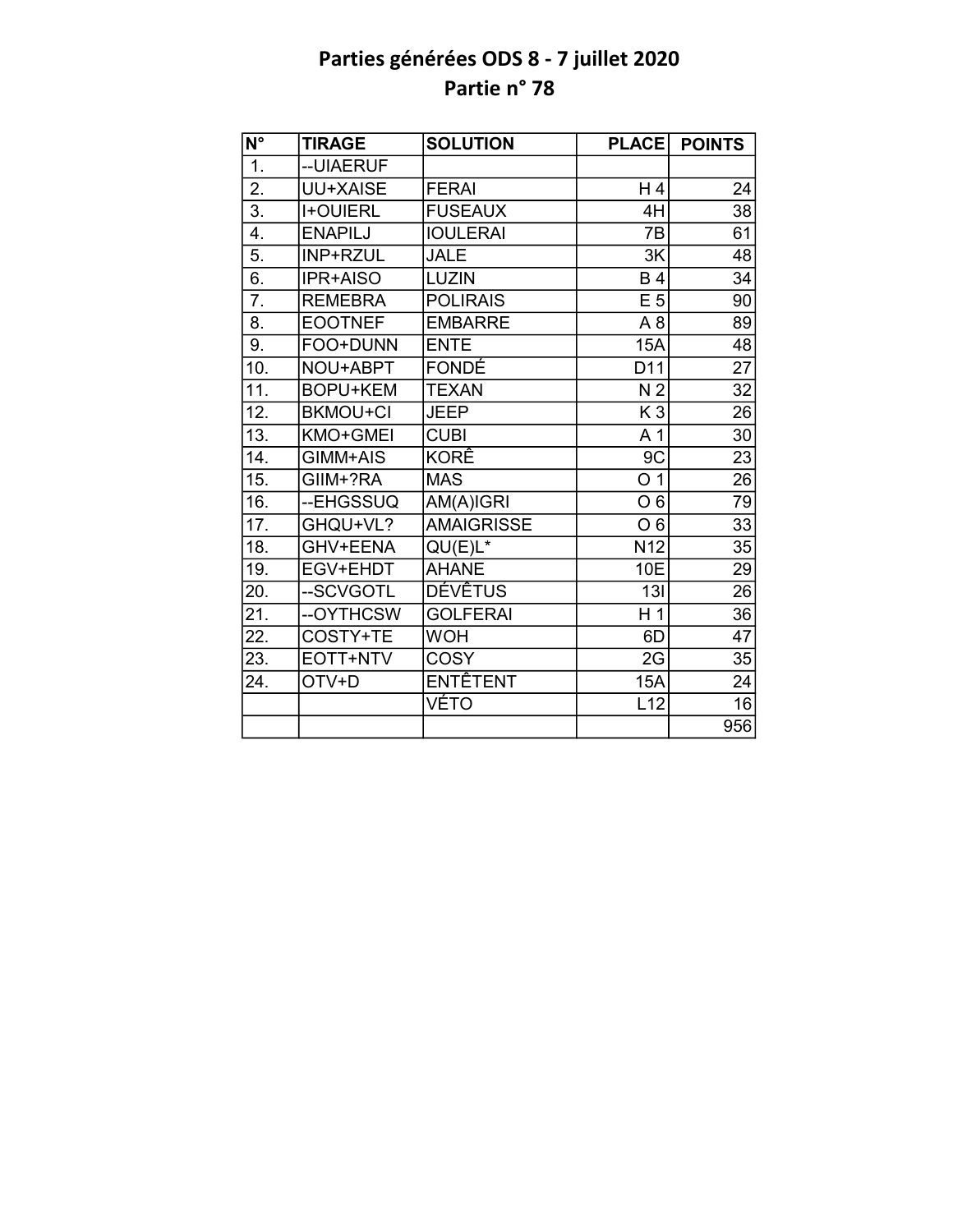# Parties générées ODS 8 - 7 juillet 2020
## Partie n° 78

| N° | TIRAGE | SOLUTION | PLACE | POINTS |
|---|---|---|---|---|
| 1. | --UIAERUF | | | |
| 2. | UU+XAISE | FERAI | H 4 | 24 |
| 3. | I+OUIERL | FUSEAUX | 4H | 38 |
| 4. | ENAPILJ | IOULERAI | 7B | 61 |
| 5. | INP+RZUL | JALE | 3K | 48 |
| 6. | IPR+AISO | LUZIN | B 4 | 34 |
| 7. | REMEBRA | POLIRAIS | E 5 | 90 |
| 8. | EOOTNEF | EMBARRE | A 8 | 89 |
| 9. | FOO+DUNN | ENTE | 15A | 48 |
| 10. | NOU+ABPT | FONDÉ | D11 | 27 |
| 11. | BOPU+KEM | TEXAN | N 2 | 32 |
| 12. | BKMOU+CI | JEEP | K 3 | 26 |
| 13. | KMO+GMEI | CUBI | A 1 | 30 |
| 14. | GIMM+AIS | KORÊ | 9C | 23 |
| 15. | GIIM+?RA | MAS | O 1 | 26 |
| 16. | --EHGSSUQ | AM(A)IGRI | O 6 | 79 |
| 17. | GHQU+VL? | AMAIGRISSE | O 6 | 33 |
| 18. | GHV+EENA | QU(E)L* | N12 | 35 |
| 19. | EGV+EHDT | AHANE | 10E | 29 |
| 20. | --SCVGOTL | DÉVÊTUS | 13I | 26 |
| 21. | --OYTHCSW | GOLFERAI | H 1 | 36 |
| 22. | COSTY+TE | WOH | 6D | 47 |
| 23. | EOTT+NTV | COSY | 2G | 35 |
| 24. | OTV+D | ENTÊTENT | 15A | 24 |
| | | VÉTO | L12 | 16 |
| | | | | 956 |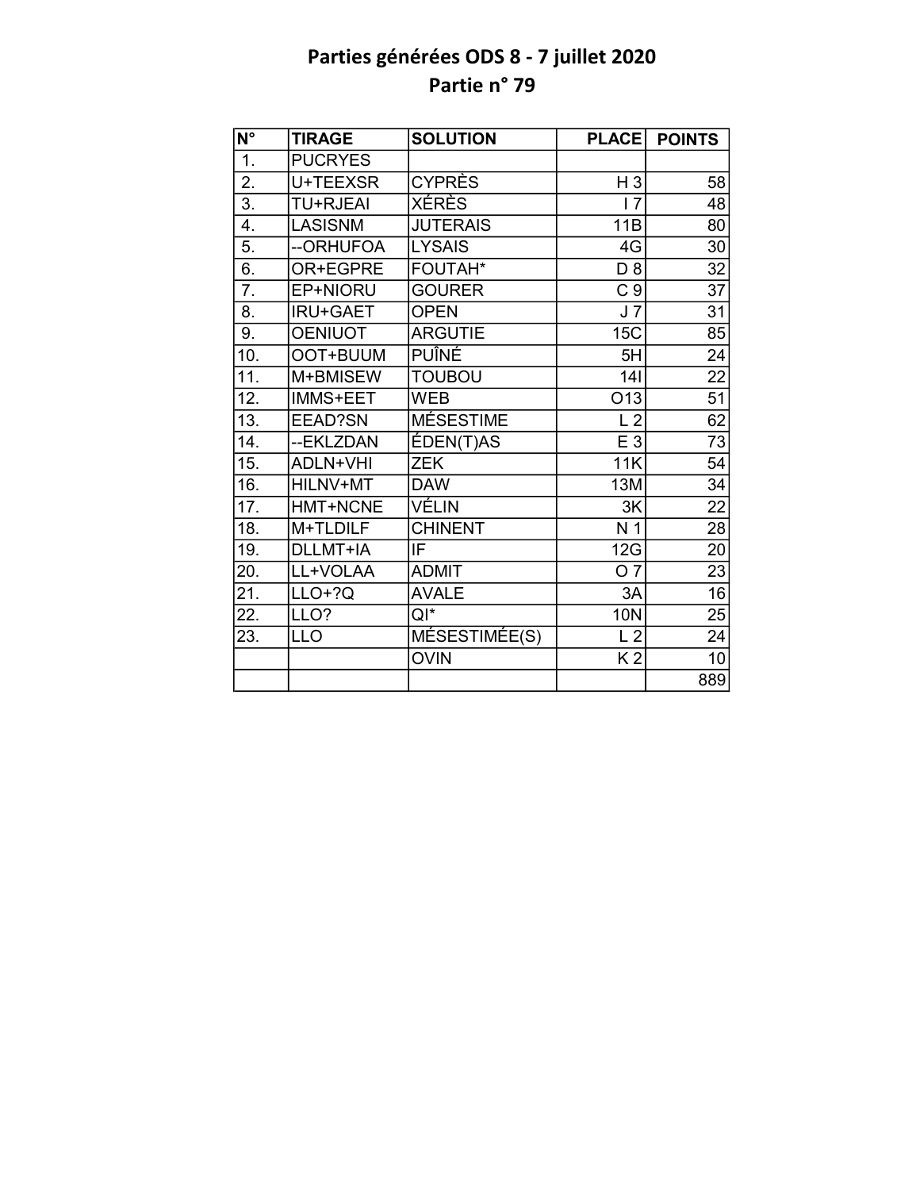# Parties générées ODS 8 - 7 juillet 2020
## Partie n° 79

| N° | TIRAGE | SOLUTION | PLACE | POINTS |
|---|---|---|---|---|
| 1. | PUCRYES | | | |
| 2. | U+TEEXSR | CYPRÈS | H 3 | 58 |
| 3. | TU+RJEAI | XÉRÈS | I 7 | 48 |
| 4. | LASISNM | JUTERAIS | 11B | 80 |
| 5. | --ORHUFOA | LYSAIS | 4G | 30 |
| 6. | OR+EGPRE | FOUTAH* | D 8 | 32 |
| 7. | EP+NIORU | GOURER | C 9 | 37 |
| 8. | IRU+GAET | OPEN | J 7 | 31 |
| 9. | OENIUOT | ARGUTIE | 15C | 85 |
| 10. | OOT+BUUM | PUÎNÉ | 5H | 24 |
| 11. | M+BMISEW | TOUBOU | 14I | 22 |
| 12. | IMMS+EET | WEB | O13 | 51 |
| 13. | EEAD?SN | MÉSESTIME | L 2 | 62 |
| 14. | --EKLZDAN | ÉDEN(T)AS | E 3 | 73 |
| 15. | ADLN+VHI | ZEK | 11K | 54 |
| 16. | HILNV+MT | DAW | 13M | 34 |
| 17. | HMT+NCNE | VÉLIN | 3K | 22 |
| 18. | M+TLDILF | CHINENT | N 1 | 28 |
| 19. | DLLMT+IA | IF | 12G | 20 |
| 20. | LL+VOLAA | ADMIT | O 7 | 23 |
| 21. | LLO+?Q | AVALE | 3A | 16 |
| 22. | LLO? | QI* | 10N | 25 |
| 23. | LLO | MÉSESTIMÉE(S) | L 2 | 24 |
| | | OVIN | K 2 | 10 |
| | | | | 889 |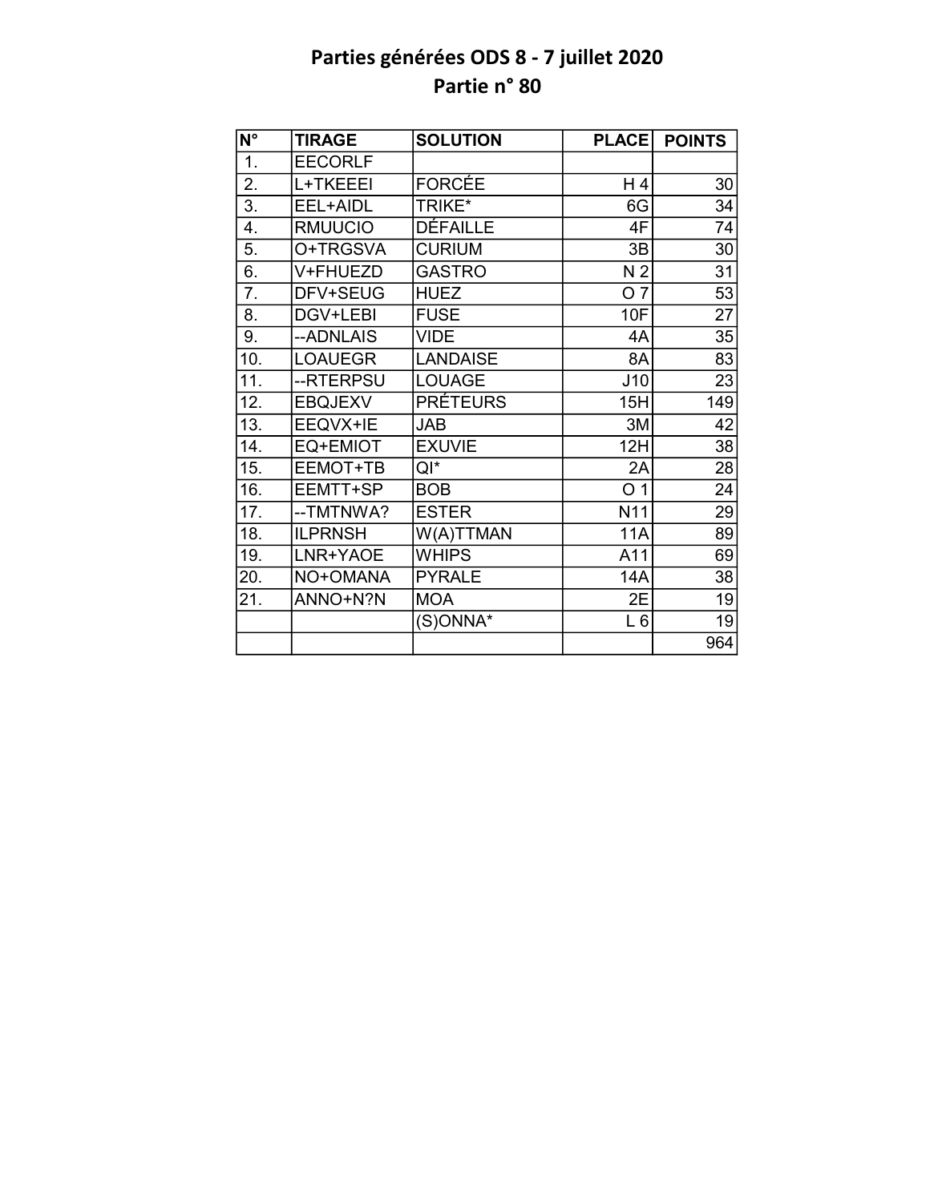# Parties générées ODS 8 - 7 juillet 2020
## Partie n° 80

| N° | TIRAGE | SOLUTION | PLACE | POINTS |
|---|---|---|---|---|
| 1. | EECORLF | | | |
| 2. | L+TKEEEI | FORCÉE | H 4 | 30 |
| 3. | EEL+AIDL | TRIKE* | 6G | 34 |
| 4. | RMUUCIO | DÉFAILLE | 4F | 74 |
| 5. | O+TRGSVA | CURIUM | 3B | 30 |
| 6. | V+FHUEZD | GASTRO | N 2 | 31 |
| 7. | DFV+SEUG | HUEZ | O 7 | 53 |
| 8. | DGV+LEBI | FUSE | 10F | 27 |
| 9. | --ADNLAIS | VIDE | 4A | 35 |
| 10. | LOAUEGR | LANDAISE | 8A | 83 |
| 11. | --RTERPSU | LOUAGE | J10 | 23 |
| 12. | EBQJEXV | PRÉTEURS | 15H | 149 |
| 13. | EEQVX+IE | JAB | 3M | 42 |
| 14. | EQ+EMIOT | EXUVIE | 12H | 38 |
| 15. | EEMOT+TB | QI* | 2A | 28 |
| 16. | EEMTT+SP | BOB | O 1 | 24 |
| 17. | --TMTNWA? | ESTER | N11 | 29 |
| 18. | ILPRNSH | W(A)TTMAN | 11A | 89 |
| 19. | LNR+YAOE | WHIPS | A11 | 69 |
| 20. | NO+OMANA | PYRALE | 14A | 38 |
| 21. | ANNO+N?N | MOA | 2E | 19 |
| | | (S)ONNA* | L 6 | 19 |
| | | | | 964 |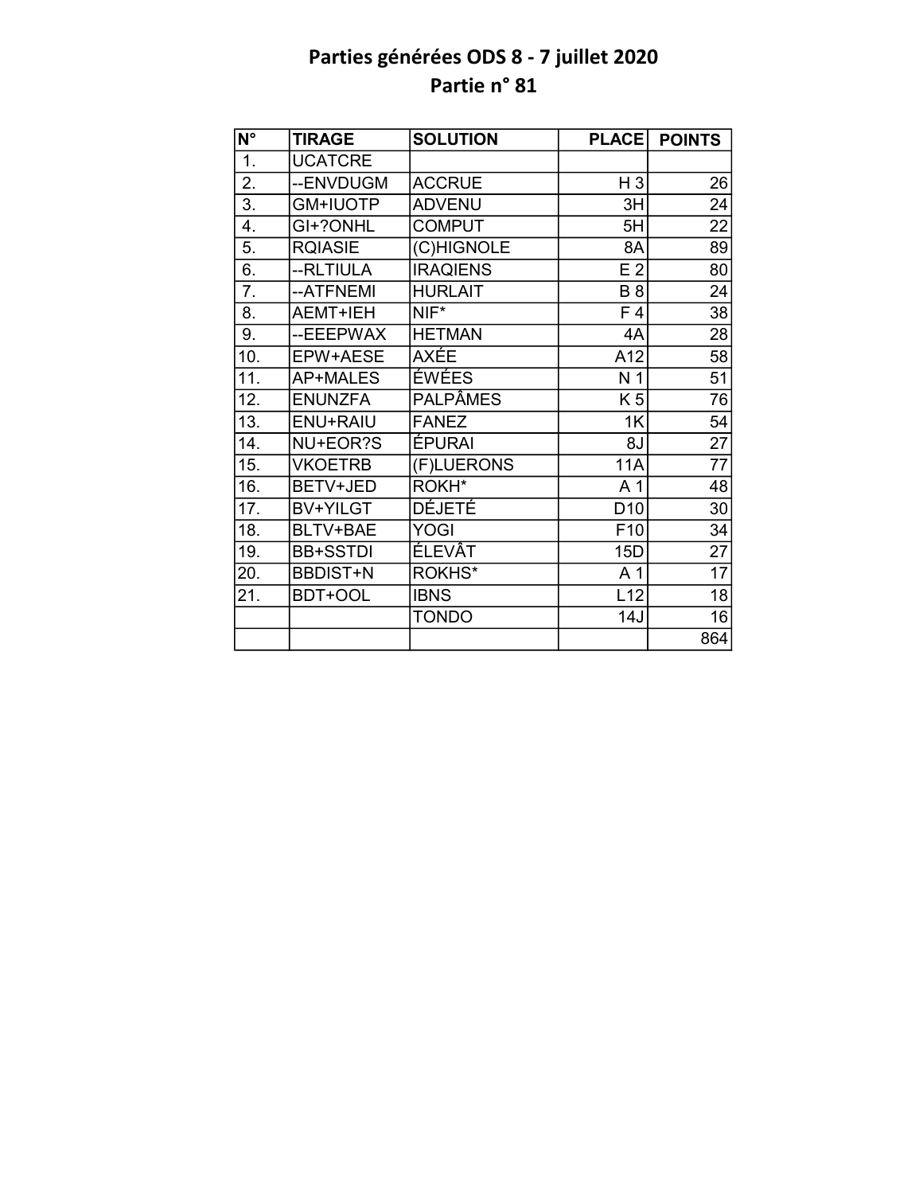# Parties générées ODS 8 - 7 juillet 2020
## Partie n° 81

| N° | TIRAGE | SOLUTION | PLACE | POINTS |
|---|---|---|---|---|
| 1. | UCATCRE | | | |
| 2. | --ENVDUGM | ACCRUE | H 3 | 26 |
| 3. | GM+IUOTP | ADVENU | 3H | 24 |
| 4. | GI+?ONHL | COMPUT | 5H | 22 |
| 5. | RQIASIE | (C)HIGNOLE | 8A | 89 |
| 6. | --RLTIULA | IRAQIENS | E 2 | 80 |
| 7. | --ATFNEMI | HURLAIT | B 8 | 24 |
| 8. | AEMT+IEH | NIF* | F 4 | 38 |
| 9. | --EEEPWAX | HETMAN | 4A | 28 |
| 10. | EPW+AESE | AXÉE | A12 | 58 |
| 11. | AP+MALES | ÉWÉES | N 1 | 51 |
| 12. | ENUNZFA | PALPÂMES | K 5 | 76 |
| 13. | ENU+RAIU | FANEZ | 1K | 54 |
| 14. | NU+EOR?S | ÉPURAI | 8J | 27 |
| 15. | VKOETRB | (F)LUERONS | 11A | 77 |
| 16. | BETV+JED | ROKH* | A 1 | 48 |
| 17. | BV+YILGT | DÉJETÉ | D10 | 30 |
| 18. | BLTV+BAE | YOGI | F10 | 34 |
| 19. | BB+SSTDI | ÉLEVÂT | 15D | 27 |
| 20. | BBDIST+N | ROKHS* | A 1 | 17 |
| 21. | BDT+OOL | IBNS | L12 | 18 |
| | | TONDO | 14J | 16 |
| | | | | 864 |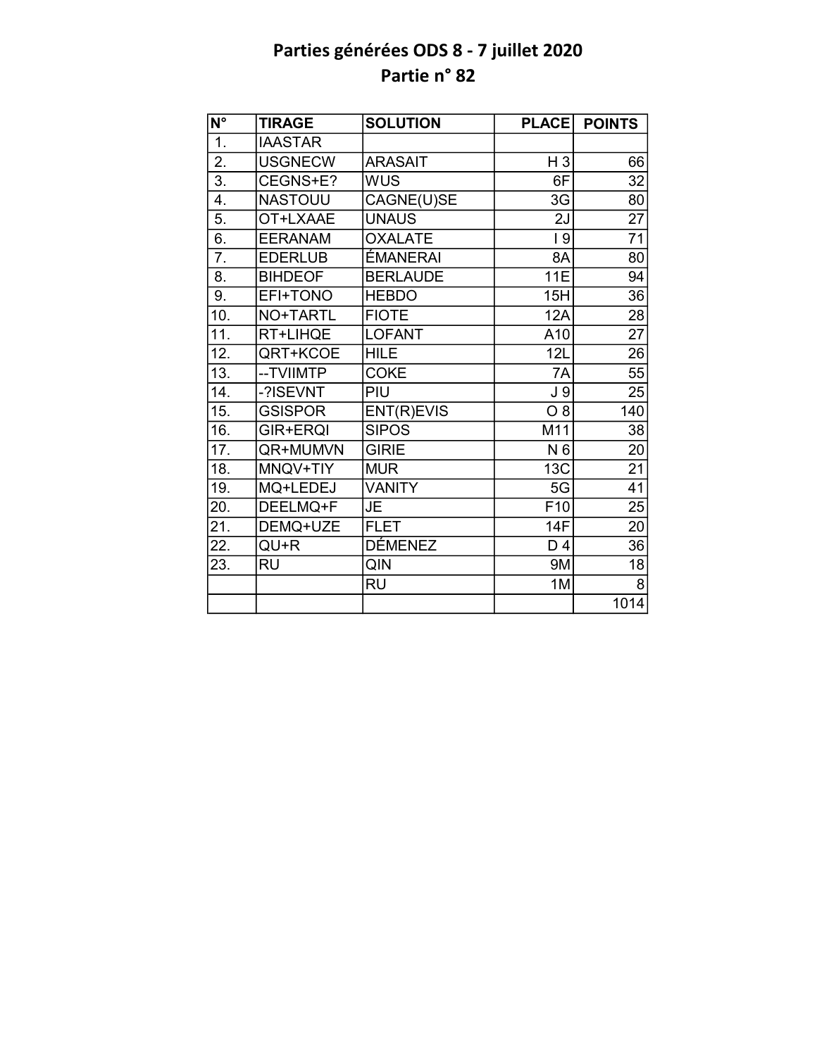# Parties générées ODS 8 - 7 juillet 2020
## Partie n° 82

| N° | TIRAGE | SOLUTION | PLACE | POINTS |
|---|---|---|---|---|
| 1. | IAASTAR | | | |
| 2. | USGNECW | ARASAIT | H 3 | 66 |
| 3. | CEGNS+E? | WUS | 6F | 32 |
| 4. | NASTOUU | CAGNE(U)SE | 3G | 80 |
| 5. | OT+LXAAE | UNAUS | 2J | 27 |
| 6. | EERANAM | OXALATE | I 9 | 71 |
| 7. | EDERLUB | ÉMANERAI | 8A | 80 |
| 8. | BIHDEOF | BERLAUDE | 11E | 94 |
| 9. | EFI+TONO | HEBDO | 15H | 36 |
| 10. | NO+TARTL | FIOTE | 12A | 28 |
| 11. | RT+LIHQE | LOFANT | A10 | 27 |
| 12. | QRT+KCOE | HILE | 12L | 26 |
| 13. | --TVIIMTP | COKE | 7A | 55 |
| 14. | -?ISEVNT | PIU | J 9 | 25 |
| 15. | GSISPOR | ENT(R)EVIS | O 8 | 140 |
| 16. | GIR+ERQI | SIPOS | M11 | 38 |
| 17. | QR+MUMVN | GIRIE | N 6 | 20 |
| 18. | MNQV+TIY | MUR | 13C | 21 |
| 19. | MQ+LEDEJ | VANITY | 5G | 41 |
| 20. | DEELMQ+F | JE | F10 | 25 |
| 21. | DEMQ+UZE | FLET | 14F | 20 |
| 22. | QU+R | DÉMENEZ | D 4 | 36 |
| 23. | RU | QIN | 9M | 18 |
| | | RU | 1M | 8 |
| | | | | 1014 |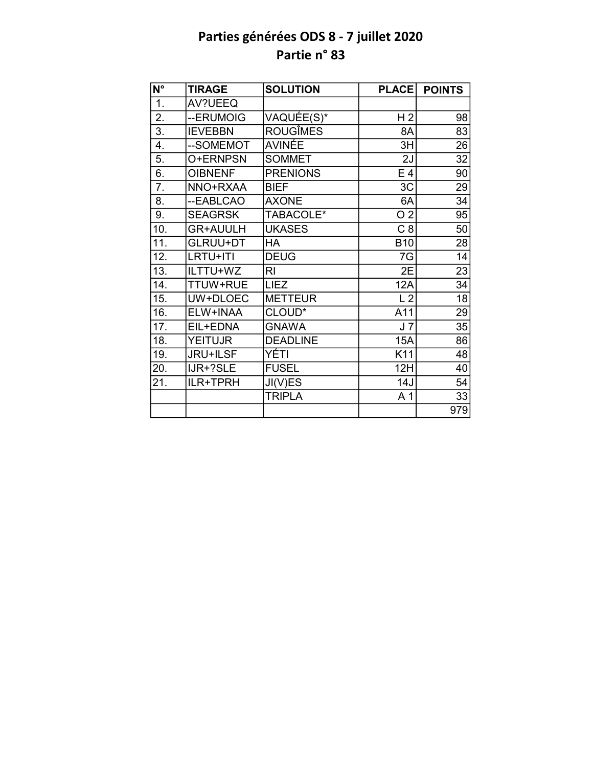# Parties générées ODS 8 - 7 juillet 2020
## Partie n° 83

| N° | TIRAGE | SOLUTION | PLACE | POINTS |
|---|---|---|---|---|
| 1. | AV?UEEQ | | | |
| 2. | --ERUMOIG | VAQUÉE(S)* | H 2 | 98 |
| 3. | IEVEBBN | ROUGÎMES | 8A | 83 |
| 4. | --SOMEMOT | AVINÉE | 3H | 26 |
| 5. | O+ERNPSN | SOMMET | 2J | 32 |
| 6. | OIBNENF | PRENIONS | E 4 | 90 |
| 7. | NNO+RXAA | BIEF | 3C | 29 |
| 8. | --EABLCAO | AXONE | 6A | 34 |
| 9. | SEAGRSK | TABACOLE* | O 2 | 95 |
| 10. | GR+AUULH | UKASES | C 8 | 50 |
| 11. | GLRUU+DT | HA | B10 | 28 |
| 12. | LRTU+ITI | DEUG | 7G | 14 |
| 13. | ILTTU+WZ | RI | 2E | 23 |
| 14. | TTUW+RUE | LIEZ | 12A | 34 |
| 15. | UW+DLOEC | METTEUR | L 2 | 18 |
| 16. | ELW+INAA | CLOUD* | A11 | 29 |
| 17. | EIL+EDNA | GNAWA | J 7 | 35 |
| 18. | YEITUJR | DEADLINE | 15A | 86 |
| 19. | JRU+ILSF | YÉTI | K11 | 48 |
| 20. | IJR+?SLE | FUSEL | 12H | 40 |
| 21. | ILR+TPRH | JI(V)ES | 14J | 54 |
| | | TRIPLA | A 1 | 33 |
| | | | | 979 |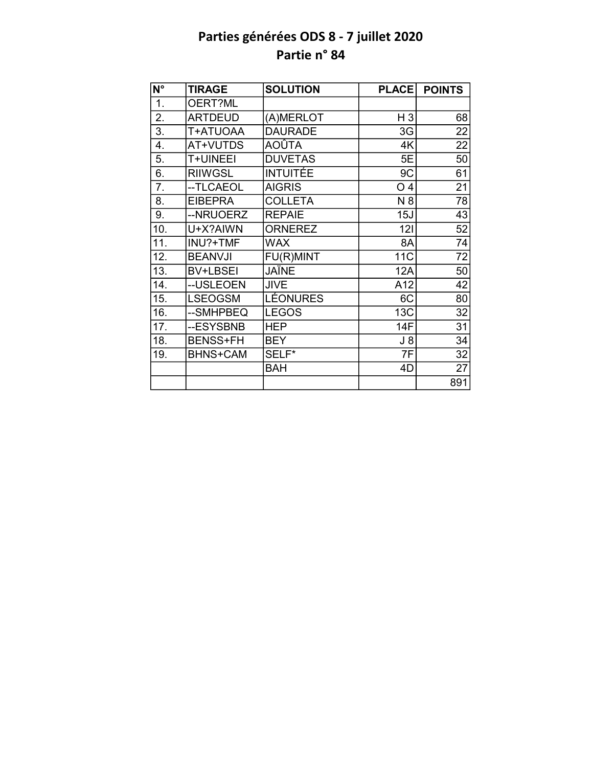# Parties générées ODS 8 - 7 juillet 2020
## Partie n° 84

| N° | TIRAGE | SOLUTION | PLACE | POINTS |
|---|---|---|---|---|
| 1. | OERT?ML | | | |
| 2. | ARTDEUD | (A)MERLOT | H 3 | 68 |
| 3. | T+ATUOAA | DAURADE | 3G | 22 |
| 4. | AT+VUTDS | AOÛTA | 4K | 22 |
| 5. | T+UINEEI | DUVETAS | 5E | 50 |
| 6. | RIIWGSL | INTUITÉE | 9C | 61 |
| 7. | --TLCAEOL | AIGRIS | O 4 | 21 |
| 8. | EIBEPRA | COLLETA | N 8 | 78 |
| 9. | --NRUOERZ | REPAIE | 15J | 43 |
| 10. | U+X?AIWN | ORNEREZ | 12I | 52 |
| 11. | INU?+TMF | WAX | 8A | 74 |
| 12. | BEANVJI | FU(R)MINT | 11C | 72 |
| 13. | BV+LBSEI | JAÏNE | 12A | 50 |
| 14. | --USLEOEN | JIVE | A12 | 42 |
| 15. | LSEOGSM | LÉONURES | 6C | 80 |
| 16. | --SMHPBEQ | LEGOS | 13C | 32 |
| 17. | --ESYSBNB | HEP | 14F | 31 |
| 18. | BENSS+FH | BEY | J 8 | 34 |
| 19. | BHNS+CAM | SELF* | 7F | 32 |
| | | BAH | 4D | 27 |
| | | | | 891 |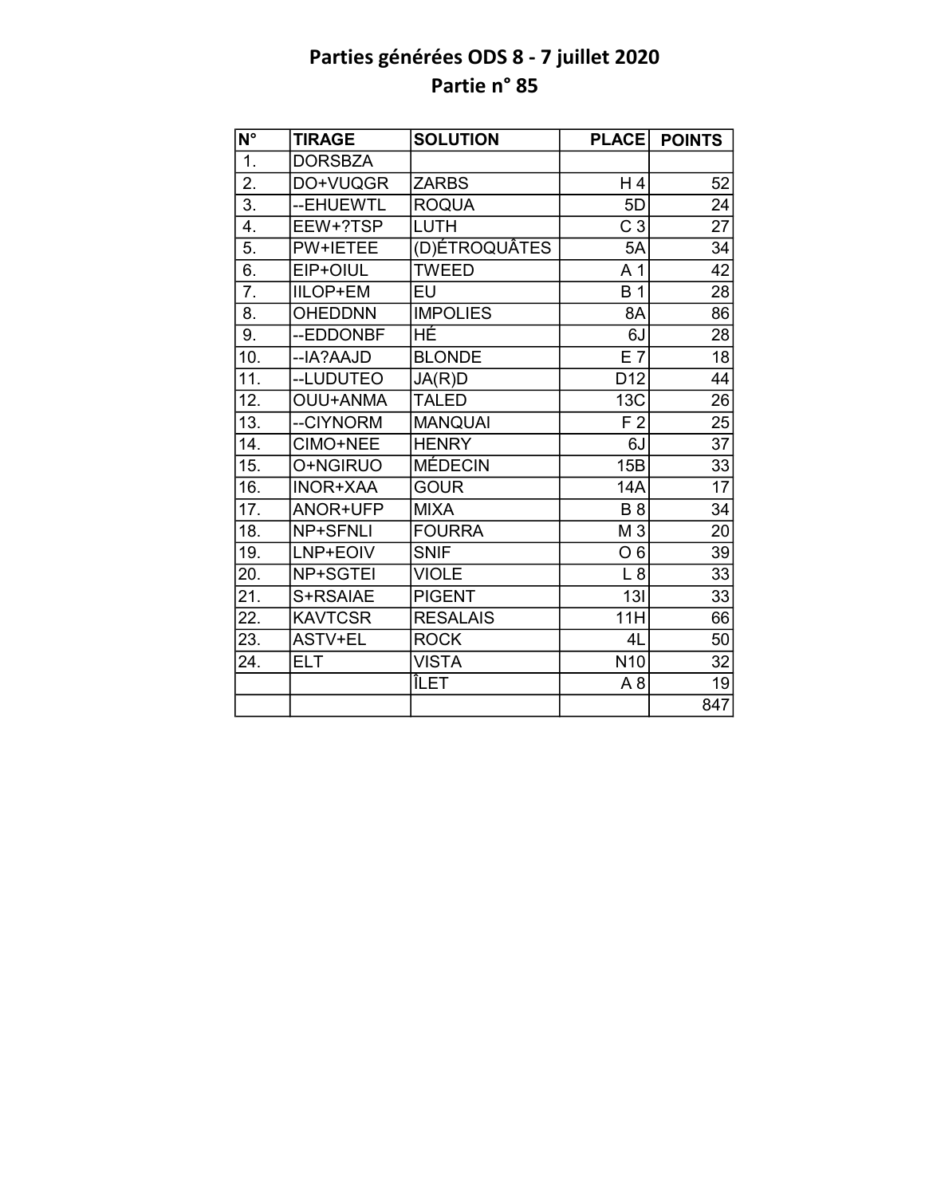# Parties générées ODS 8 - 7 juillet 2020
## Partie n° 85

| N° | TIRAGE | SOLUTION | PLACE | POINTS |
|---|---|---|---|---|
| 1. | DORSBZA | | | |
| 2. | DO+VUQGR | ZARBS | H 4 | 52 |
| 3. | --EHUEWTL | ROQUA | 5D | 24 |
| 4. | EEW+?TSP | LUTH | C 3 | 27 |
| 5. | PW+IETEE | (D)ÉTROQUÂTES | 5A | 34 |
| 6. | EIP+OIUL | TWEED | A 1 | 42 |
| 7. | IILOP+EM | EU | B 1 | 28 |
| 8. | OHEDDNN | IMPOLIES | 8A | 86 |
| 9. | --EDDONBF | HÉ | 6J | 28 |
| 10. | --IA?AAJD | BLONDE | E 7 | 18 |
| 11. | --LUDUTEO | JA(R)D | D12 | 44 |
| 12. | OUU+ANMA | TALED | 13C | 26 |
| 13. | --CIYNORM | MANQUAI | F 2 | 25 |
| 14. | CIMO+NEE | HENRY | 6J | 37 |
| 15. | O+NGIRUO | MÉDECIN | 15B | 33 |
| 16. | INOR+XAA | GOUR | 14A | 17 |
| 17. | ANOR+UFP | MIXA | B 8 | 34 |
| 18. | NP+SFNLI | FOURRA | M 3 | 20 |
| 19. | LNP+EOIV | SNIF | O 6 | 39 |
| 20. | NP+SGTEI | VIOLE | L 8 | 33 |
| 21. | S+RSAIAE | PIGENT | 13I | 33 |
| 22. | KAVTCSR | RESALAIS | 11H | 66 |
| 23. | ASTV+EL | ROCK | 4L | 50 |
| 24. | ELT | VISTA | N10 | 32 |
| | | ÎLET | A 8 | 19 |
| | | | | 847 |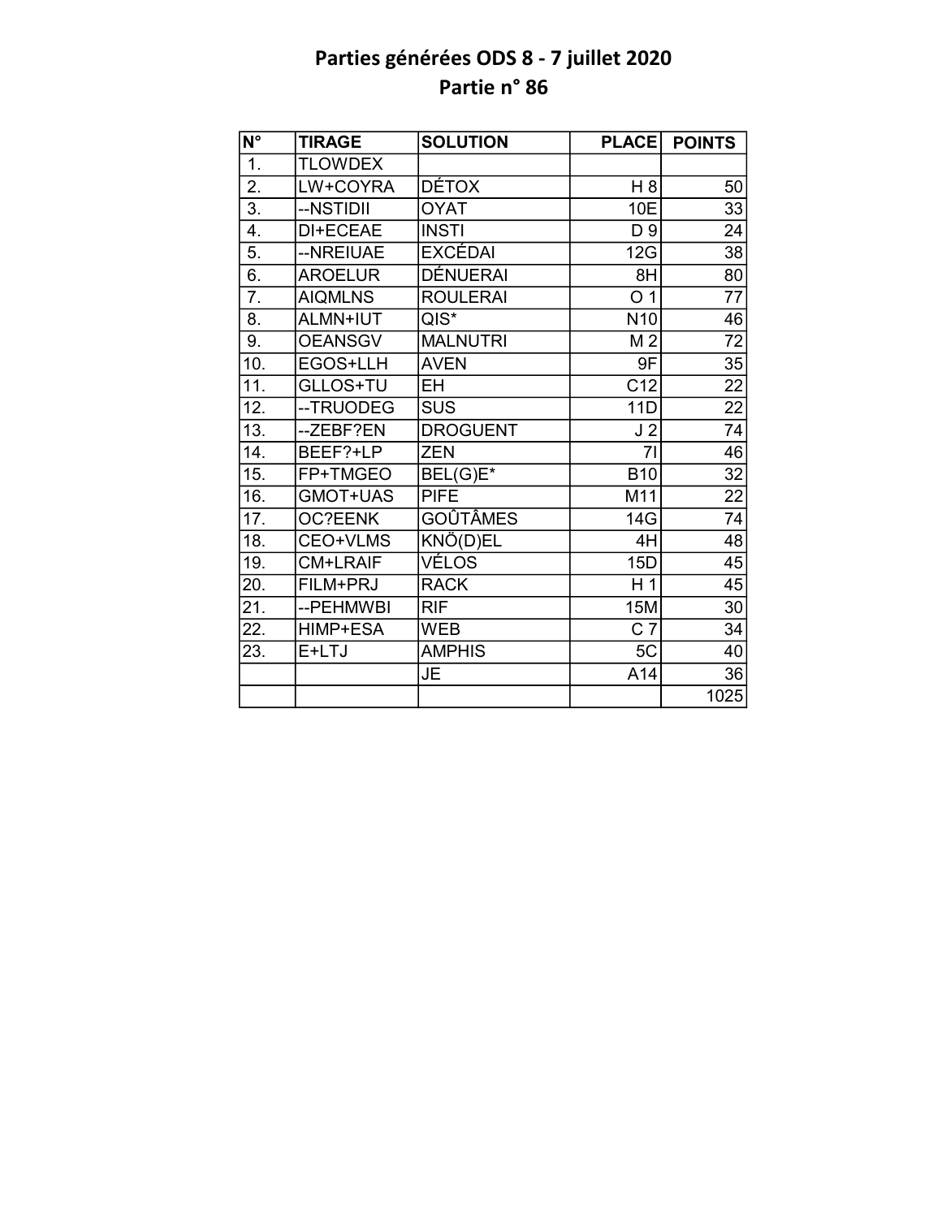# Parties générées ODS 8 - 7 juillet 2020
## Partie n° 86

| N° | TIRAGE | SOLUTION | PLACE | POINTS |
|---|---|---|---|---|
| 1. | TLOWDEX | | | |
| 2. | LW+COYRA | DÉTOX | H 8 | 50 |
| 3. | --NSTIDII | OYAT | 10E | 33 |
| 4. | DI+ECEAE | INSTI | D 9 | 24 |
| 5. | --NREIUAE | EXCÉDAI | 12G | 38 |
| 6. | AROELUR | DÉNUERAI | 8H | 80 |
| 7. | AIQMLNS | ROULERAI | O 1 | 77 |
| 8. | ALMN+IUT | QIS* | N10 | 46 |
| 9. | OEANSGV | MALNUTRI | M 2 | 72 |
| 10. | EGOS+LLH | AVEN | 9F | 35 |
| 11. | GLLOS+TU | EH | C12 | 22 |
| 12. | --TRUODEG | SUS | 11D | 22 |
| 13. | --ZEBF?EN | DROGUENT | J 2 | 74 |
| 14. | BEEF?+LP | ZEN | 7I | 46 |
| 15. | FP+TMGEO | BEL(G)E* | B10 | 32 |
| 16. | GMOT+UAS | PIFE | M11 | 22 |
| 17. | OC?EENK | GOÛTÂMES | 14G | 74 |
| 18. | CEO+VLMS | KNÖ(D)EL | 4H | 48 |
| 19. | CM+LRAIF | VÉLOS | 15D | 45 |
| 20. | FILM+PRJ | RACK | H 1 | 45 |
| 21. | --PEHMWBI | RIF | 15M | 30 |
| 22. | HIMP+ESA | WEB | C 7 | 34 |
| 23. | E+LTJ | AMPHIS | 5C | 40 |
| | | JE | A14 | 36 |
| | | | | 1025 |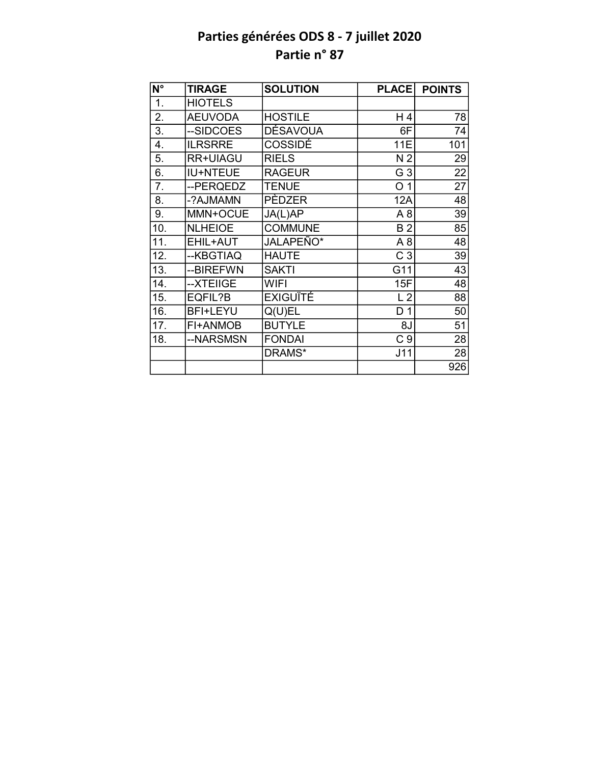# Parties générées ODS 8 - 7 juillet 2020
## Partie n° 87

| N° | TIRAGE | SOLUTION | PLACE | POINTS |
|---|---|---|---|---|
| 1. | HIOTELS | | | |
| 2. | AEUVODA | HOSTILE | H 4 | 78 |
| 3. | --SIDCOES | DÉSAVOUA | 6F | 74 |
| 4. | ILRSRRE | COSSIDÉ | 11E | 101 |
| 5. | RR+UIAGU | RIELS | N 2 | 29 |
| 6. | IU+NTEUE | RAGEUR | G 3 | 22 |
| 7. | --PERQEDZ | TENUE | O 1 | 27 |
| 8. | -?AJMAMN | PÈDZER | 12A | 48 |
| 9. | MMN+OCUE | JA(L)AP | A 8 | 39 |
| 10. | NLHEIOE | COMMUNE | B 2 | 85 |
| 11. | EHIL+AUT | JALAPEÑO* | A 8 | 48 |
| 12. | --KBGTIAQ | HAUTE | C 3 | 39 |
| 13. | --BIREFWN | SAKTI | G11 | 43 |
| 14. | --XTEIIGE | WIFI | 15F | 48 |
| 15. | EQFIL?B | EXIGUÏTÉ | L 2 | 88 |
| 16. | BFI+LEYU | Q(U)EL | D 1 | 50 |
| 17. | FI+ANMOB | BUTYLE | 8J | 51 |
| 18. | --NARSMSN | FONDAI | C 9 | 28 |
| | | DRAMS* | J11 | 28 |
| | | | | 926 |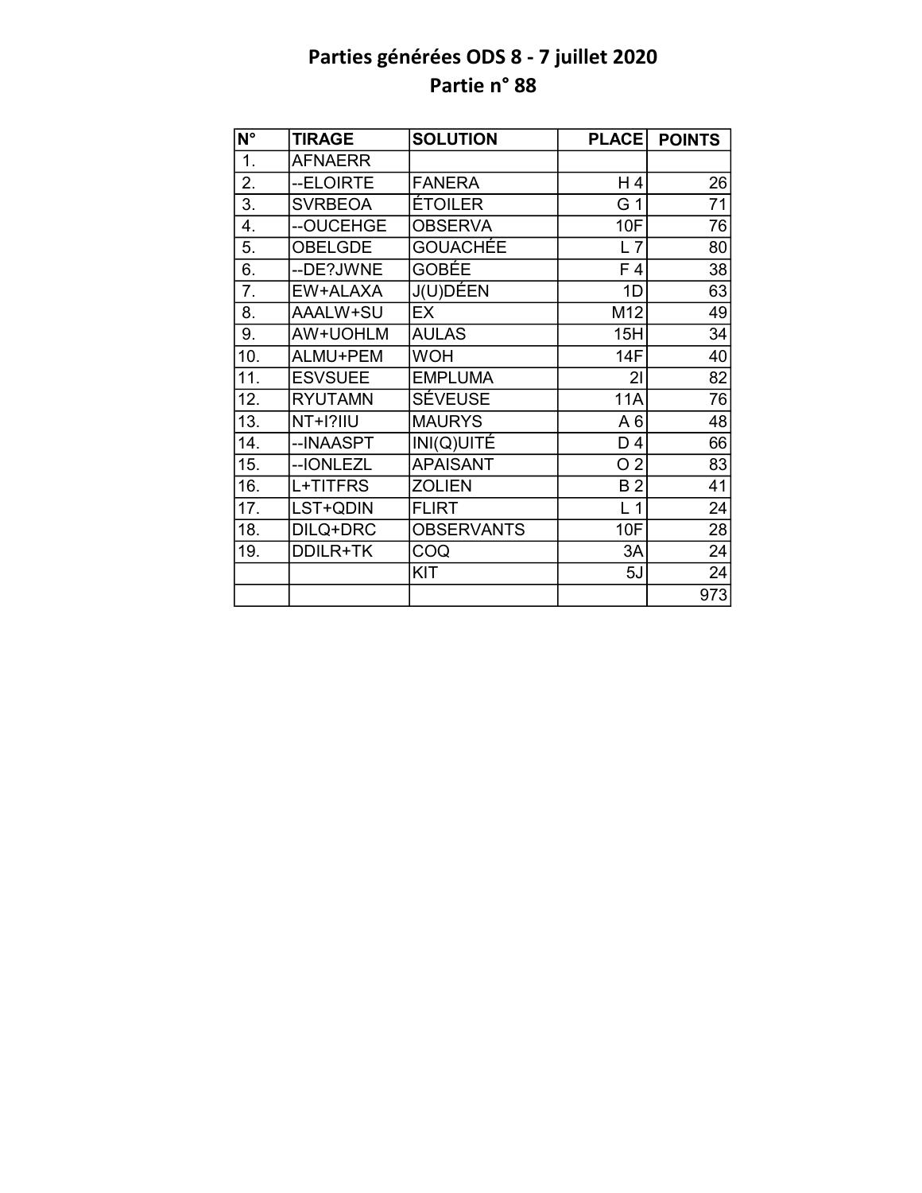# Parties générées ODS 8 - 7 juillet 2020
## Partie n° 88

| N° | TIRAGE | SOLUTION | PLACE | POINTS |
|---|---|---|---|---|
| 1. | AFNAERR | | | |
| 2. | --ELOIRTE | FANERA | H 4 | 26 |
| 3. | SVRBEOA | ÉTOILER | G 1 | 71 |
| 4. | --OUCEHGE | OBSERVA | 10F | 76 |
| 5. | OBELGDE | GOUACHÉE | L 7 | 80 |
| 6. | --DE?JWNE | GOBÉE | F 4 | 38 |
| 7. | EW+ALAXA | J(U)DÉEN | 1D | 63 |
| 8. | AAALW+SU | EX | M12 | 49 |
| 9. | AW+UOHLM | AULAS | 15H | 34 |
| 10. | ALMU+PEM | WOH | 14F | 40 |
| 11. | ESVSUEE | EMPLUMA | 2I | 82 |
| 12. | RYUTAMN | SÉVEUSE | 11A | 76 |
| 13. | NT+I?IIU | MAURYS | A 6 | 48 |
| 14. | --INAASPT | INI(Q)UITÉ | D 4 | 66 |
| 15. | --IONLEZL | APAISANT | O 2 | 83 |
| 16. | L+TITFRS | ZOLIEN | B 2 | 41 |
| 17. | LST+QDIN | FLIRT | L 1 | 24 |
| 18. | DILQ+DRC | OBSERVANTS | 10F | 28 |
| 19. | DDILR+TK | COQ | 3A | 24 |
| | | KIT | 5J | 24 |
| | | | | 973 |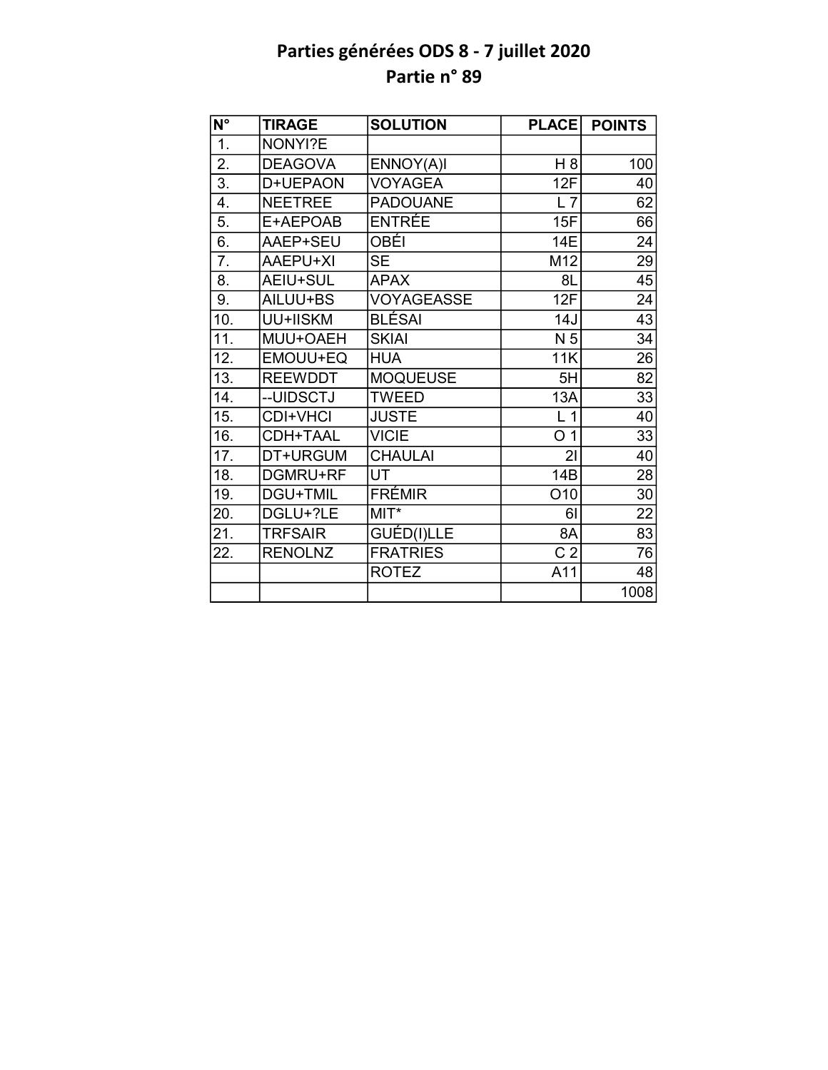# Parties générées ODS 8 - 7 juillet 2020
## Partie n° 89

| N° | TIRAGE | SOLUTION | PLACE | POINTS |
|---|---|---|---|---|
| 1. | NONYI?E | | | |
| 2. | DEAGOVA | ENNOY(A)I | H 8 | 100 |
| 3. | D+UEPAON | VOYAGEA | 12F | 40 |
| 4. | NEETREE | PADOUANE | L 7 | 62 |
| 5. | E+AEPOAB | ENTRÉE | 15F | 66 |
| 6. | AAEP+SEU | OBÉI | 14E | 24 |
| 7. | AAEPU+XI | SE | M12 | 29 |
| 8. | AEIU+SUL | APAX | 8L | 45 |
| 9. | AILUU+BS | VOYAGEASSE | 12F | 24 |
| 10. | UU+IISKM | BLÉSAI | 14J | 43 |
| 11. | MUU+OAEH | SKIAI | N 5 | 34 |
| 12. | EMOUU+EQ | HUA | 11K | 26 |
| 13. | REEWDDT | MOQUEUSE | 5H | 82 |
| 14. | --UIDSCTJ | TWEED | 13A | 33 |
| 15. | CDI+VHCI | JUSTE | L 1 | 40 |
| 16. | CDH+TAAL | VICIE | O 1 | 33 |
| 17. | DT+URGUM | CHAULAI | 2I | 40 |
| 18. | DGMRU+RF | UT | 14B | 28 |
| 19. | DGU+TMIL | FRÉMIR | O10 | 30 |
| 20. | DGLU+?LE | MIT* | 6I | 22 |
| 21. | TRFSAIR | GUÉD(I)LLE | 8A | 83 |
| 22. | RENOLNZ | FRATRIES | C 2 | 76 |
| | | ROTEZ | A11 | 48 |
| | | | | 1008 |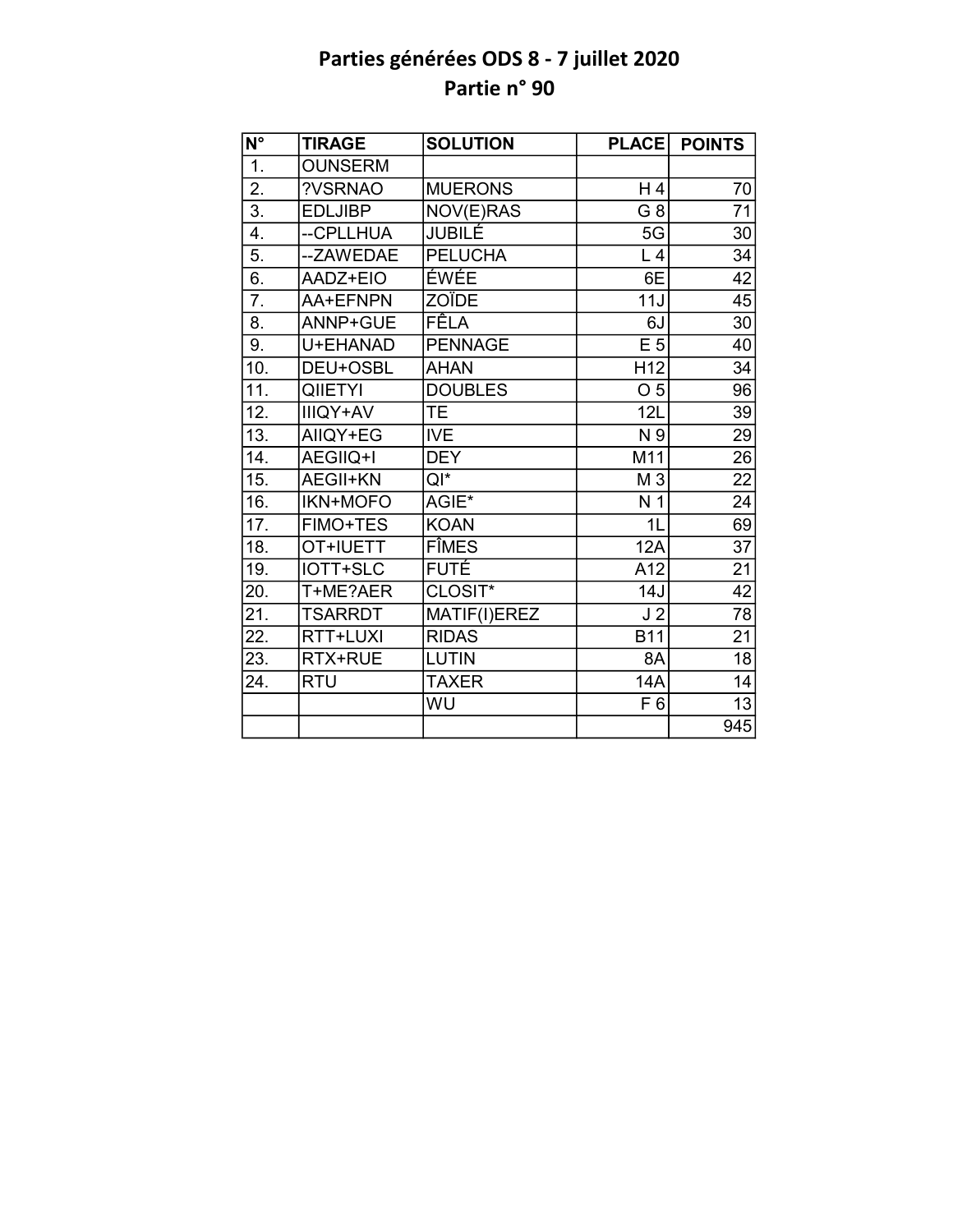# Parties générées ODS 8 - 7 juillet 2020
## Partie n° 90

| N° | TIRAGE | SOLUTION | PLACE | POINTS |
|---|---|---|---|---|
| 1. | OUNSERM | | | |
| 2. | ?VSRNAO | MUERONS | H 4 | 70 |
| 3. | EDLJIBP | NOV(E)RAS | G 8 | 71 |
| 4. | --CPLLHUA | JUBILÉ | 5G | 30 |
| 5. | --ZAWEDAE | PELUCHA | L 4 | 34 |
| 6. | AADZ+EIO | ÉWÉE | 6E | 42 |
| 7. | AA+EFNPN | ZOÏDE | 11J | 45 |
| 8. | ANNP+GUE | FÊLA | 6J | 30 |
| 9. | U+EHANAD | PENNAGE | E 5 | 40 |
| 10. | DEU+OSBL | AHAN | H12 | 34 |
| 11. | QIIETYI | DOUBLES | O 5 | 96 |
| 12. | IIIQY+AV | TE | 12L | 39 |
| 13. | AIIQY+EG | IVE | N 9 | 29 |
| 14. | AEGIIQ+I | DEY | M11 | 26 |
| 15. | AEGII+KN | QI* | M 3 | 22 |
| 16. | IKN+MOFO | AGIE* | N 1 | 24 |
| 17. | FIMO+TES | KOAN | 1L | 69 |
| 18. | OT+IUETT | FÎMES | 12A | 37 |
| 19. | IOTT+SLC | FUTÉ | A12 | 21 |
| 20. | T+ME?AER | CLOSIT* | 14J | 42 |
| 21. | TSARRDT | MATIF(I)EREZ | J 2 | 78 |
| 22. | RTT+LUXI | RIDAS | B11 | 21 |
| 23. | RTX+RUE | LUTIN | 8A | 18 |
| 24. | RTU | TAXER | 14A | 14 |
| | | WU | F 6 | 13 |
| | | | | 945 |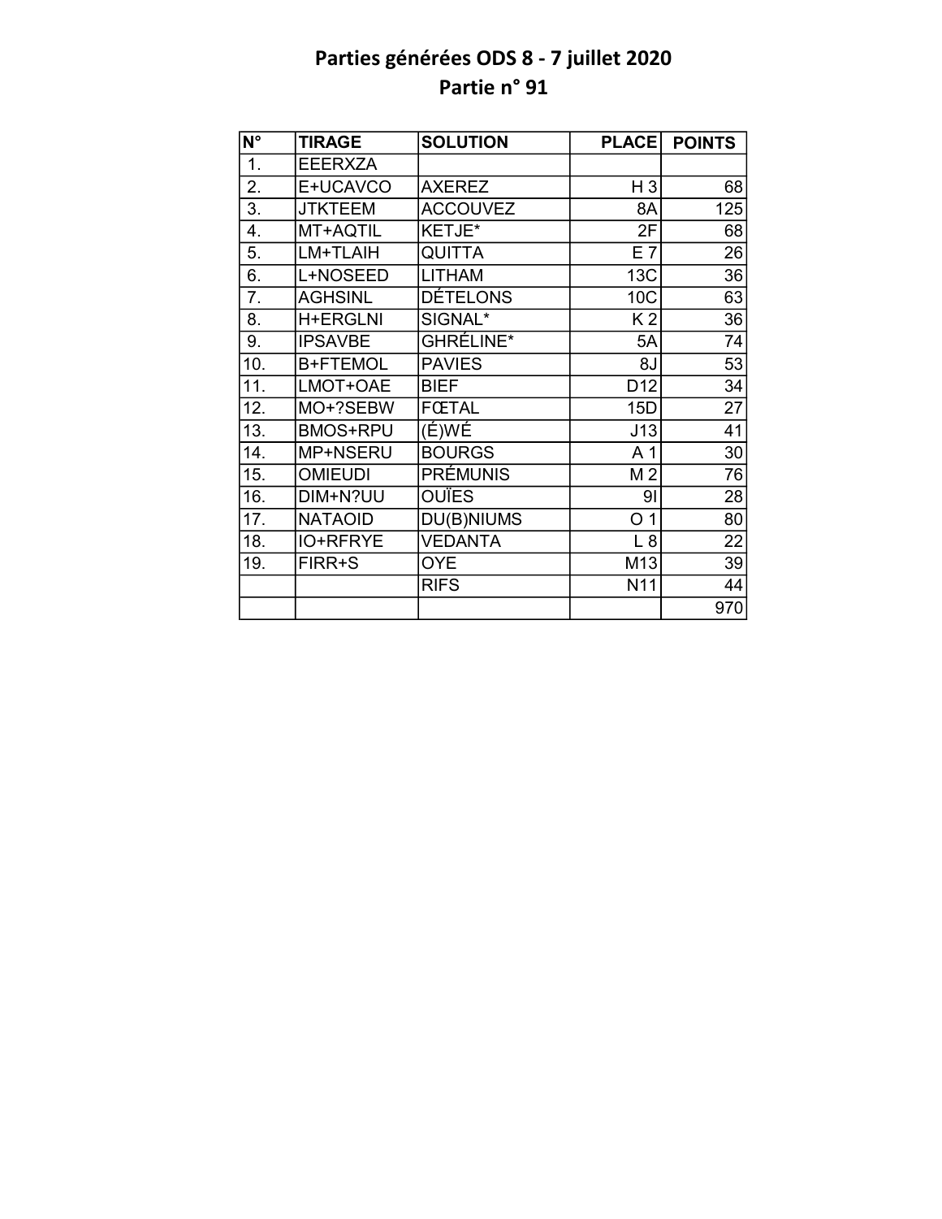# Parties générées ODS 8 - 7 juillet 2020
## Partie n° 91

| N° | TIRAGE | SOLUTION | PLACE | POINTS |
|---|---|---|---|---|
| 1. | EEERXZA | | | |
| 2. | E+UCAVCO | AXEREZ | H 3 | 68 |
| 3. | JTKTEEM | ACCOUVEZ | 8A | 125 |
| 4. | MT+AQTIL | KETJE* | 2F | 68 |
| 5. | LM+TLAIH | QUITTA | E 7 | 26 |
| 6. | L+NOSEED | LITHAM | 13C | 36 |
| 7. | AGHSINL | DÉTELONS | 10C | 63 |
| 8. | H+ERGLNI | SIGNAL* | K 2 | 36 |
| 9. | IPSAVBE | GHRÉLINE* | 5A | 74 |
| 10. | B+FTEMOL | PAVIES | 8J | 53 |
| 11. | LMOT+OAE | BIEF | D12 | 34 |
| 12. | MO+?SEBW | FŒTAL | 15D | 27 |
| 13. | BMOS+RPU | (É)WÉ | J13 | 41 |
| 14. | MP+NSERU | BOURGS | A 1 | 30 |
| 15. | OMIEUDI | PRÉMUNIS | M 2 | 76 |
| 16. | DIM+N?UU | OUÏES | 9I | 28 |
| 17. | NATAOID | DU(B)NIUMS | O 1 | 80 |
| 18. | IO+RFRYE | VEDANTA | L 8 | 22 |
| 19. | FIRR+S | OYE | M13 | 39 |
| | | RIFS | N11 | 44 |
| | | | | 970 |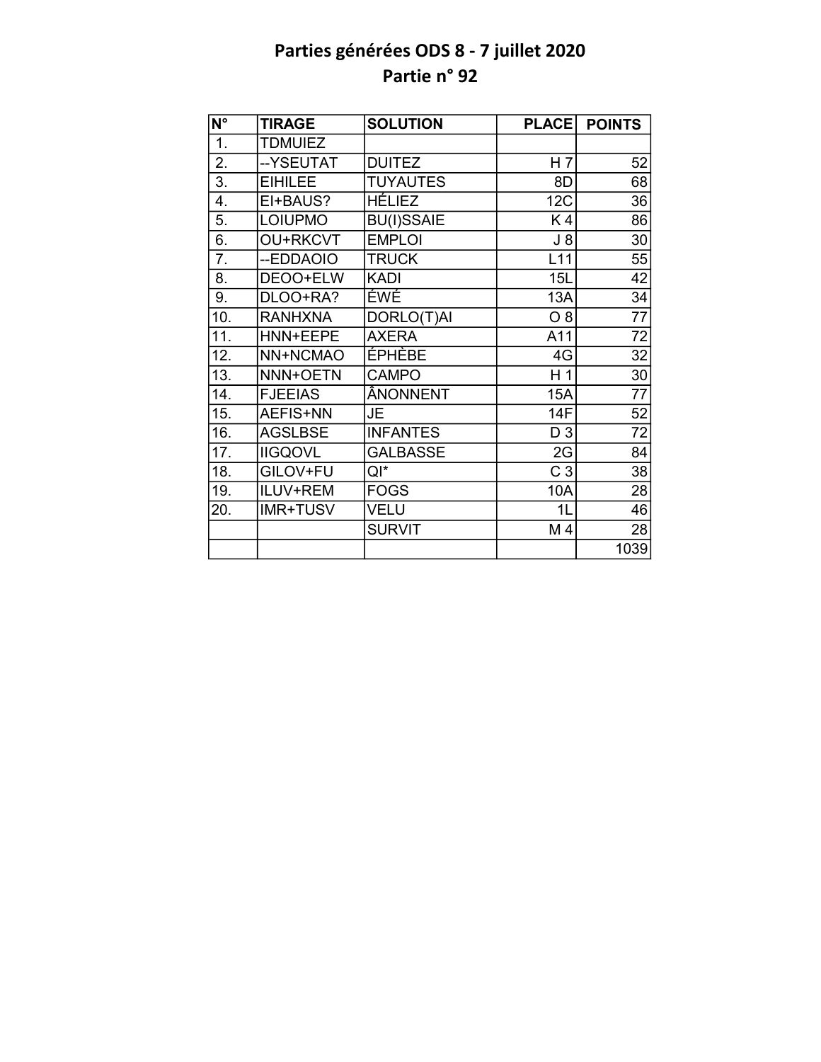# Parties générées ODS 8 - 7 juillet 2020
## Partie n° 92

| N° | TIRAGE | SOLUTION | PLACE | POINTS |
|---|---|---|---|---|
| 1. | TDMUIEZ | | | |
| 2. | --YSEUTAT | DUITEZ | H 7 | 52 |
| 3. | EIHILEE | TUYAUTES | 8D | 68 |
| 4. | EI+BAUS? | HÉLIEZ | 12C | 36 |
| 5. | LOIUPMO | BU(I)SSAIE | K 4 | 86 |
| 6. | OU+RKCVT | EMPLOI | J 8 | 30 |
| 7. | --EDDAOIO | TRUCK | L11 | 55 |
| 8. | DEOO+ELW | KADI | 15L | 42 |
| 9. | DLOO+RA? | ÉWÉ | 13A | 34 |
| 10. | RANHXNA | DORLO(T)AI | O 8 | 77 |
| 11. | HNN+EEPE | AXERA | A11 | 72 |
| 12. | NN+NCMAO | ÉPHÈBE | 4G | 32 |
| 13. | NNN+OETN | CAMPO | H 1 | 30 |
| 14. | FJEEIAS | ÂNONNENT | 15A | 77 |
| 15. | AEFIS+NN | JE | 14F | 52 |
| 16. | AGSLBSE | INFANTES | D 3 | 72 |
| 17. | IIGQOVL | GALBASSE | 2G | 84 |
| 18. | GILOV+FU | QI* | C 3 | 38 |
| 19. | ILUV+REM | FOGS | 10A | 28 |
| 20. | IMR+TUSV | VELU | 1L | 46 |
| | | SURVIT | M 4 | 28 |
| | | | | 1039 |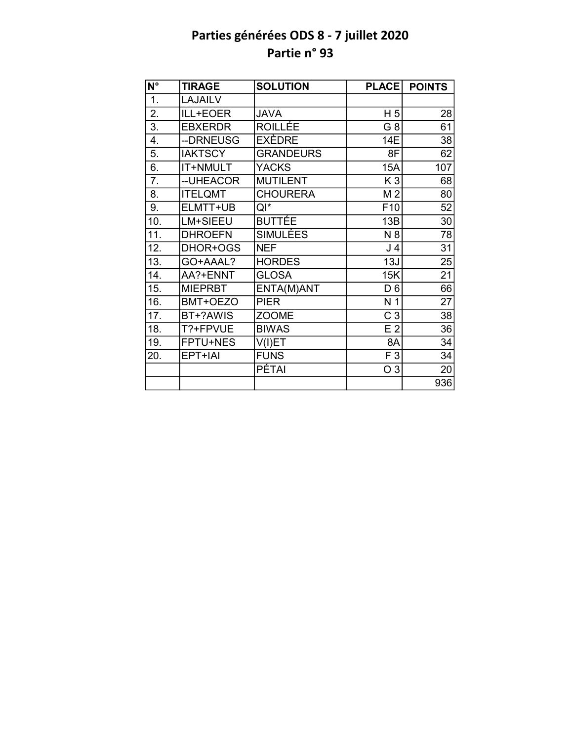# Parties générées ODS 8 - 7 juillet 2020
## Partie n° 93

| N° | TIRAGE | SOLUTION | PLACE | POINTS |
|---|---|---|---|---|
| 1. | LAJAILV | | | |
| 2. | ILL+EOER | JAVA | H 5 | 28 |
| 3. | EBXERDR | ROILLÉE | G 8 | 61 |
| 4. | --DRNEUSG | EXÈDRE | 14E | 38 |
| 5. | IAKTSCY | GRANDEURS | 8F | 62 |
| 6. | IT+NMULT | YACKS | 15A | 107 |
| 7. | --UHEACOR | MUTILENT | K 3 | 68 |
| 8. | ITELQMT | CHOURERA | M 2 | 80 |
| 9. | ELMTT+UB | QI* | F10 | 52 |
| 10. | LM+SIEEU | BUTTÉE | 13B | 30 |
| 11. | DHROEFN | SIMULÉES | N 8 | 78 |
| 12. | DHOR+OGS | NEF | J 4 | 31 |
| 13. | GO+AAAL? | HORDES | 13J | 25 |
| 14. | AA?+ENNT | GLOSA | 15K | 21 |
| 15. | MIEPRBT | ENTA(M)ANT | D 6 | 66 |
| 16. | BMT+OEZO | PIER | N 1 | 27 |
| 17. | BT+?AWIS | ZOOME | C 3 | 38 |
| 18. | T?+FPVUE | BIWAS | E 2 | 36 |
| 19. | FPTU+NES | V(I)ET | 8A | 34 |
| 20. | EPT+IAI | FUNS | F 3 | 34 |
| | | PÉTAI | O 3 | 20 |
| | | | | 936 |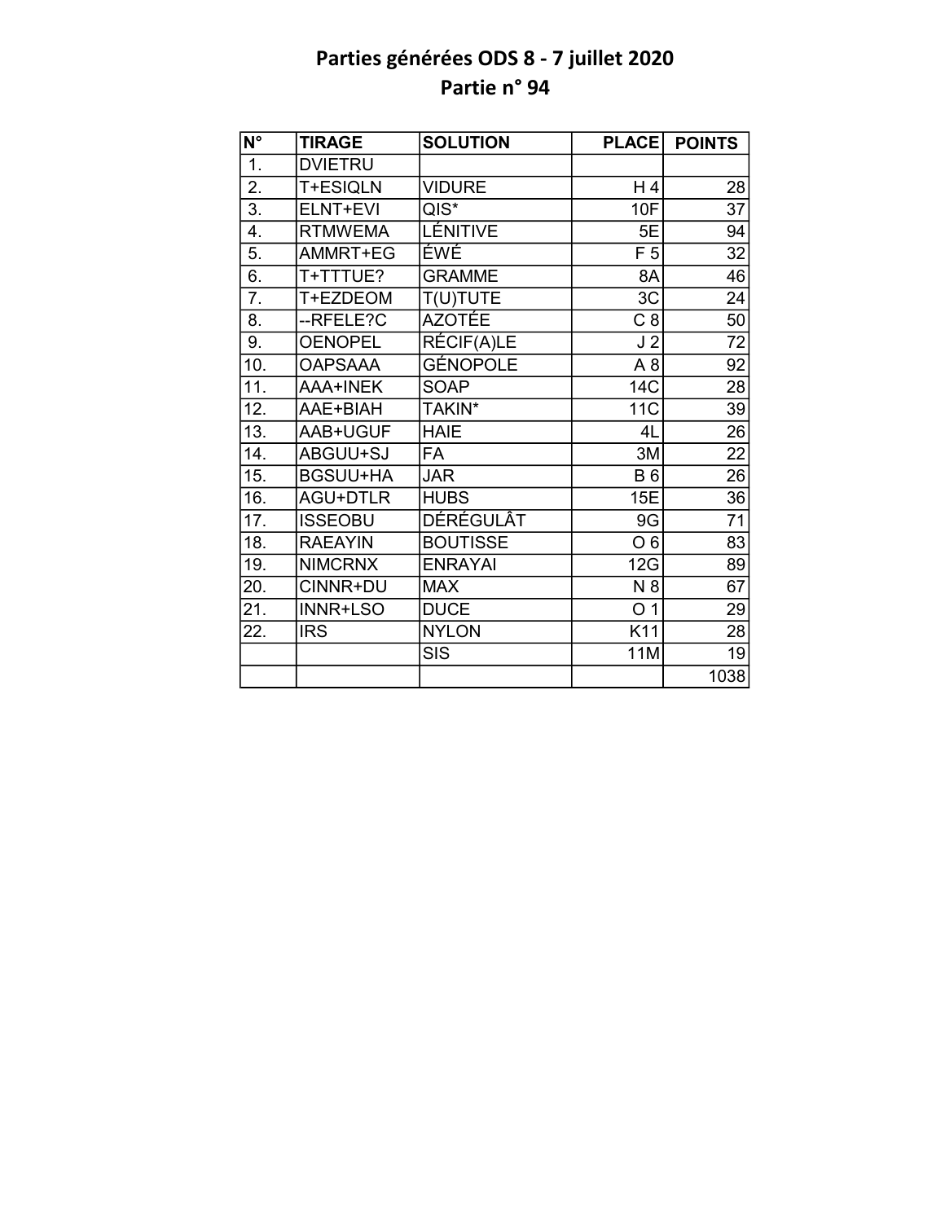# Parties générées ODS 8 - 7 juillet 2020
## Partie n° 94

| N° | TIRAGE | SOLUTION | PLACE | POINTS |
|---|---|---|---|---|
| 1. | DVIETRU | | | |
| 2. | T+ESIQLN | VIDURE | H 4 | 28 |
| 3. | ELNT+EVI | QIS* | 10F | 37 |
| 4. | RTMWEMA | LÉNITIVE | 5E | 94 |
| 5. | AMMRT+EG | ÉWÉ | F 5 | 32 |
| 6. | T+TTTUE? | GRAMME | 8A | 46 |
| 7. | T+EZDEOM | T(U)TUTE | 3C | 24 |
| 8. | --RFELE?C | AZOTÉE | C 8 | 50 |
| 9. | OENOPEL | RÉCIF(A)LE | J 2 | 72 |
| 10. | OAPSAAA | GÉNOPOLE | A 8 | 92 |
| 11. | AAA+INEK | SOAP | 14C | 28 |
| 12. | AAE+BIAH | TAKIN* | 11C | 39 |
| 13. | AAB+UGUF | HAIE | 4L | 26 |
| 14. | ABGUU+SJ | FA | 3M | 22 |
| 15. | BGSUU+HA | JAR | B 6 | 26 |
| 16. | AGU+DTLR | HUBS | 15E | 36 |
| 17. | ISSEOBU | DÉRÉGULÂT | 9G | 71 |
| 18. | RAEAYIN | BOUTISSE | O 6 | 83 |
| 19. | NIMCRNX | ENRAYAI | 12G | 89 |
| 20. | CINNR+DU | MAX | N 8 | 67 |
| 21. | INNR+LSO | DUCE | O 1 | 29 |
| 22. | IRS | NYLON | K11 | 28 |
| | | SIS | 11M | 19 |
| | | | | 1038 |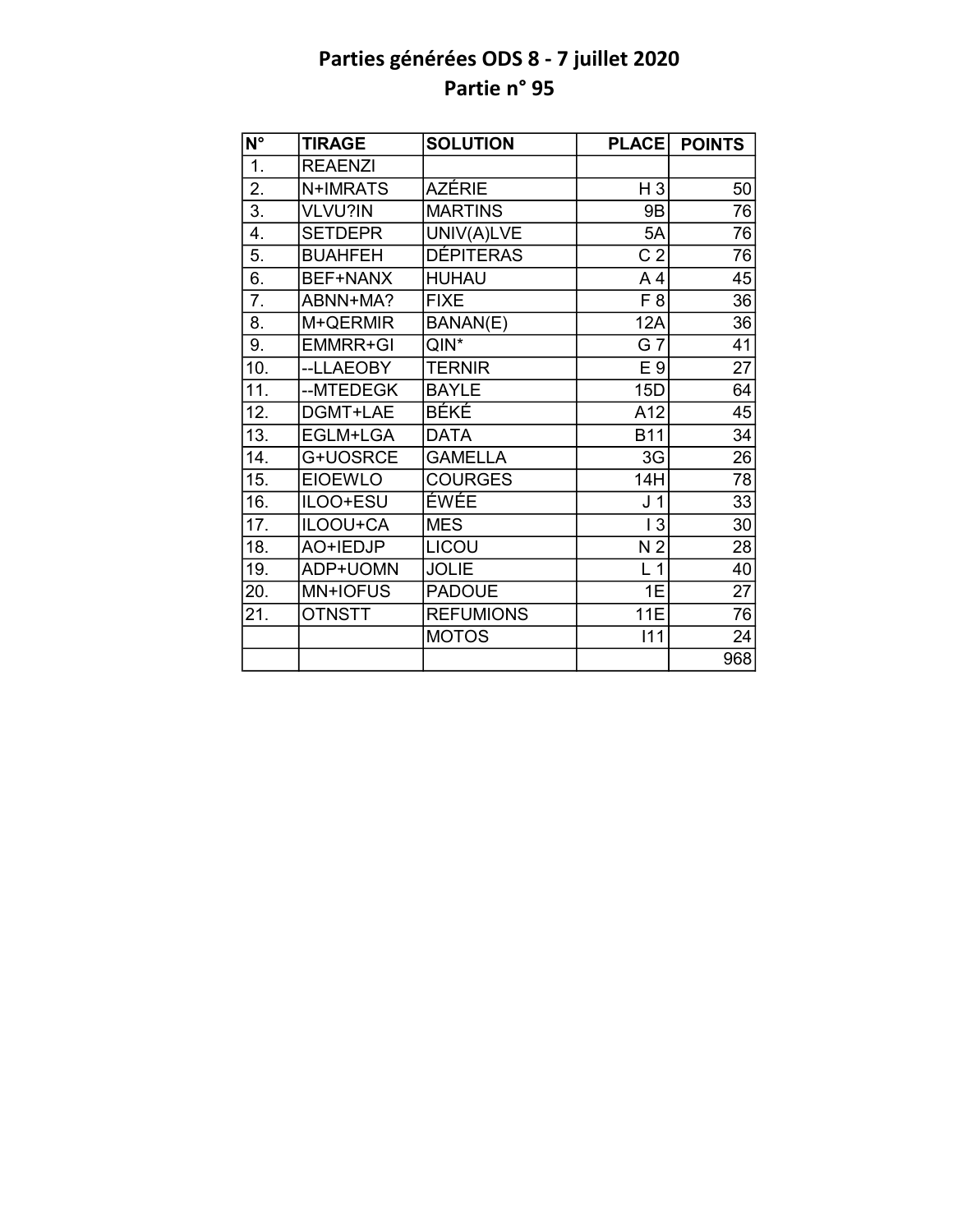# Parties générées ODS 8 - 7 juillet 2020
## Partie n° 95

| N° | TIRAGE | SOLUTION | PLACE | POINTS |
|---|---|---|---|---|
| 1. | REAENZI | | | |
| 2. | N+IMRATS | AZÉRIE | H 3 | 50 |
| 3. | VLVU?IN | MARTINS | 9B | 76 |
| 4. | SETDEPR | UNIV(A)LVE | 5A | 76 |
| 5. | BUAHFEH | DÉPITERAS | C 2 | 76 |
| 6. | BEF+NANX | HUHAU | A 4 | 45 |
| 7. | ABNN+MA? | FIXE | F 8 | 36 |
| 8. | M+QERMIR | BANAN(E) | 12A | 36 |
| 9. | EMMRR+GI | QIN* | G 7 | 41 |
| 10. | --LLAEOBY | TERNIR | E 9 | 27 |
| 11. | --MTEDEGK | BAYLE | 15D | 64 |
| 12. | DGMT+LAE | BÉKÉ | A12 | 45 |
| 13. | EGLM+LGA | DATA | B11 | 34 |
| 14. | G+UOSRCE | GAMELLA | 3G | 26 |
| 15. | EIOEWLO | COURGES | 14H | 78 |
| 16. | ILOO+ESU | ÉWÉE | J 1 | 33 |
| 17. | ILOOU+CA | MES | I 3 | 30 |
| 18. | AO+IEDJP | LICOU | N 2 | 28 |
| 19. | ADP+UOMN | JOLIE | L 1 | 40 |
| 20. | MN+IOFUS | PADOUE | 1E | 27 |
| 21. | OTNSTT | REFUMIONS | 11E | 76 |
| | | MOTOS | I11 | 24 |
| | | | | 968 |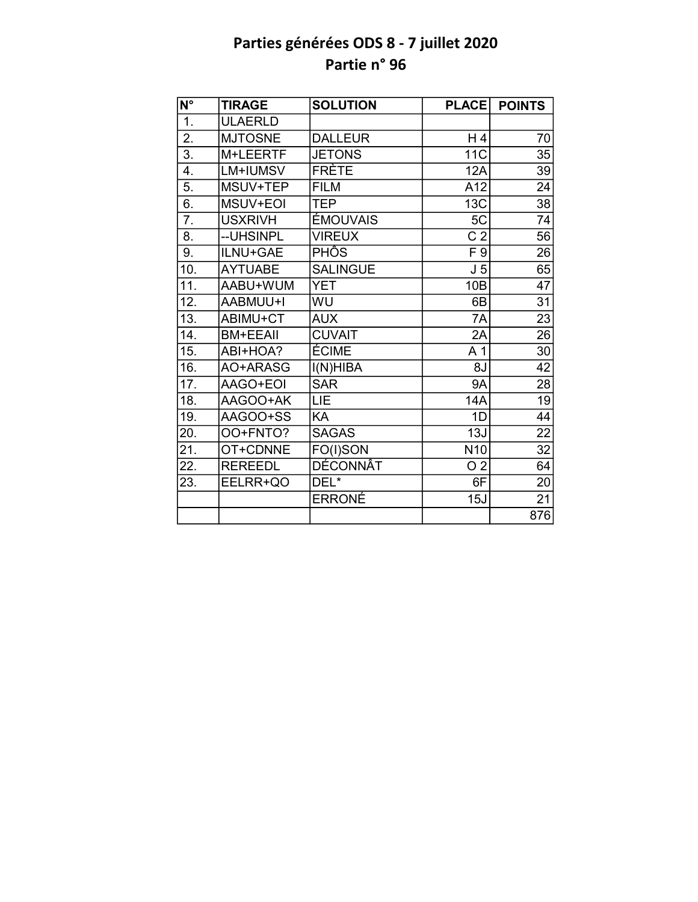# Parties générées ODS 8 - 7 juillet 2020

## Partie n° 96

| N° | TIRAGE | SOLUTION | PLACE | POINTS |
|---|---|---|---|---|
| 1. | ULAERLD | | | |
| 2. | MJTOSNE | DALLEUR | H 4 | 70 |
| 3. | M+LEERTF | JETONS | 11C | 35 |
| 4. | LM+IUMSV | FRÈTE | 12A | 39 |
| 5. | MSUV+TEP | FILM | A12 | 24 |
| 6. | MSUV+EOI | TEP | 13C | 38 |
| 7. | USXRIVH | ÉMOUVAIS | 5C | 74 |
| 8. | --UHSINPL | VIREUX | C 2 | 56 |
| 9. | ILNU+GAE | PHÔS | F 9 | 26 |
| 10. | AYTUABE | SALINGUE | J 5 | 65 |
| 11. | AABU+WUM | YET | 10B | 47 |
| 12. | AABMUU+I | WU | 6B | 31 |
| 13. | ABIMU+CT | AUX | 7A | 23 |
| 14. | BM+EEAII | CUVAIT | 2A | 26 |
| 15. | ABI+HOA? | ÉCIME | A 1 | 30 |
| 16. | AO+ARASG | I(N)HIBA | 8J | 42 |
| 17. | AAGO+EOI | SAR | 9A | 28 |
| 18. | AAGOO+AK | LIE | 14A | 19 |
| 19. | AAGOO+SS | KA | 1D | 44 |
| 20. | OO+FNTO? | SAGAS | 13J | 22 |
| 21. | OT+CDNNE | FO(I)SON | N10 | 32 |
| 22. | REREEDL | DÉCONNÂT | O 2 | 64 |
| 23. | EELRR+QO | DEL* | 6F | 20 |
| | | ERRONÉ | 15J | 21 |
| | | | | 876 |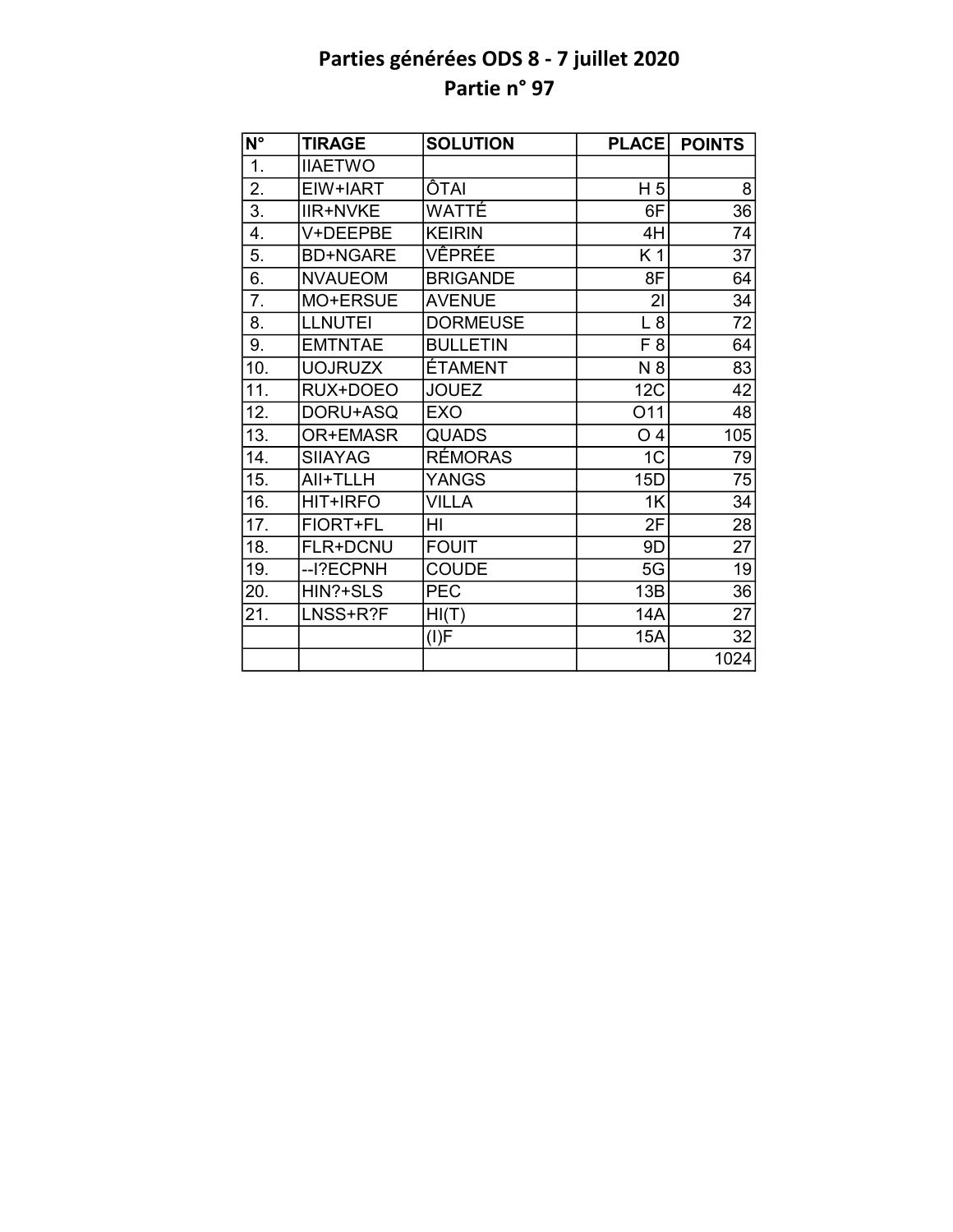# Parties générées ODS 8 - 7 juillet 2020
## Partie n° 97

| N° | TIRAGE | SOLUTION | PLACE | POINTS |
|---|---|---|---|---|
| 1. | IIAETWO | | | |
| 2. | EIW+IART | ÔTAI | H 5 | 8 |
| 3. | IIR+NVKE | WATTÉ | 6F | 36 |
| 4. | V+DEEPBE | KEIRIN | 4H | 74 |
| 5. | BD+NGARE | VÊPRÉE | K 1 | 37 |
| 6. | NVAUEOM | BRIGANDE | 8F | 64 |
| 7. | MO+ERSUE | AVENUE | 2I | 34 |
| 8. | LLNUTEI | DORMEUSE | L 8 | 72 |
| 9. | EMTNTAE | BULLETIN | F 8 | 64 |
| 10. | UOJRUZX | ÉTAMENT | N 8 | 83 |
| 11. | RUX+DOEO | JOUEZ | 12C | 42 |
| 12. | DORU+ASQ | EXO | O11 | 48 |
| 13. | OR+EMASR | QUADS | O 4 | 105 |
| 14. | SIIAYAG | RÉMORAS | 1C | 79 |
| 15. | AII+TLLH | YANGS | 15D | 75 |
| 16. | HIT+IRFO | VILLA | 1K | 34 |
| 17. | FIORT+FL | HI | 2F | 28 |
| 18. | FLR+DCNU | FOUIT | 9D | 27 |
| 19. | --I?ECPNH | COUDE | 5G | 19 |
| 20. | HIN?+SLS | PEC | 13B | 36 |
| 21. | LNSS+R?F | HI(T) | 14A | 27 |
| | | (I)F | 15A | 32 |
| | | | | 1024 |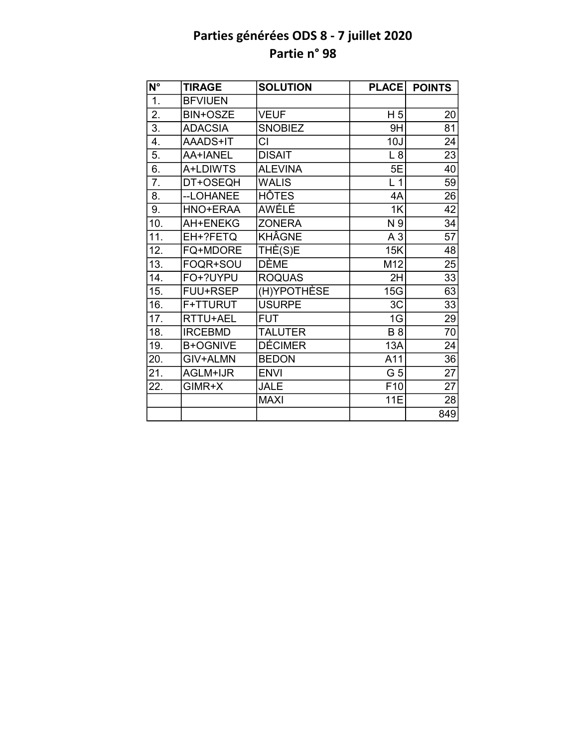# Parties générées ODS 8 - 7 juillet 2020

## Partie n° 98

| N° | TIRAGE | SOLUTION | PLACE | POINTS |
|---|---|---|---|---|
| 1. | BFVIUEN | | | |
| 2. | BIN+OSZE | VEUF | H 5 | 20 |
| 3. | ADACSIA | SNOBIEZ | 9H | 81 |
| 4. | AAADS+IT | CI | 10J | 24 |
| 5. | AA+IANEL | DISAIT | L 8 | 23 |
| 6. | A+LDIWTS | ALEVINA | 5E | 40 |
| 7. | DT+OSEQH | WALIS | L 1 | 59 |
| 8. | --LOHANEE | HÔTES | 4A | 26 |
| 9. | HNO+ERAA | AWÉLÉ | 1K | 42 |
| 10. | AH+ENEKG | ZONERA | N 9 | 34 |
| 11. | EH+?FETQ | KHÂGNE | A 3 | 57 |
| 12. | FQ+MDORE | THÈ(S)E | 15K | 48 |
| 13. | FOQR+SOU | DÈME | M12 | 25 |
| 14. | FO+?UYPU | ROQUAS | 2H | 33 |
| 15. | FUU+RSEP | (H)YPOTHÈSE | 15G | 63 |
| 16. | F+TTURUT | USURPE | 3C | 33 |
| 17. | RTTU+AEL | FUT | 1G | 29 |
| 18. | IRCEBMD | TALUTER | B 8 | 70 |
| 19. | B+OGNIVE | DÉCIMER | 13A | 24 |
| 20. | GIV+ALMN | BEDON | A11 | 36 |
| 21. | AGLM+IJR | ENVI | G 5 | 27 |
| 22. | GIMR+X | JALE | F10 | 27 |
| | | MAXI | 11E | 28 |
| | | | | 849 |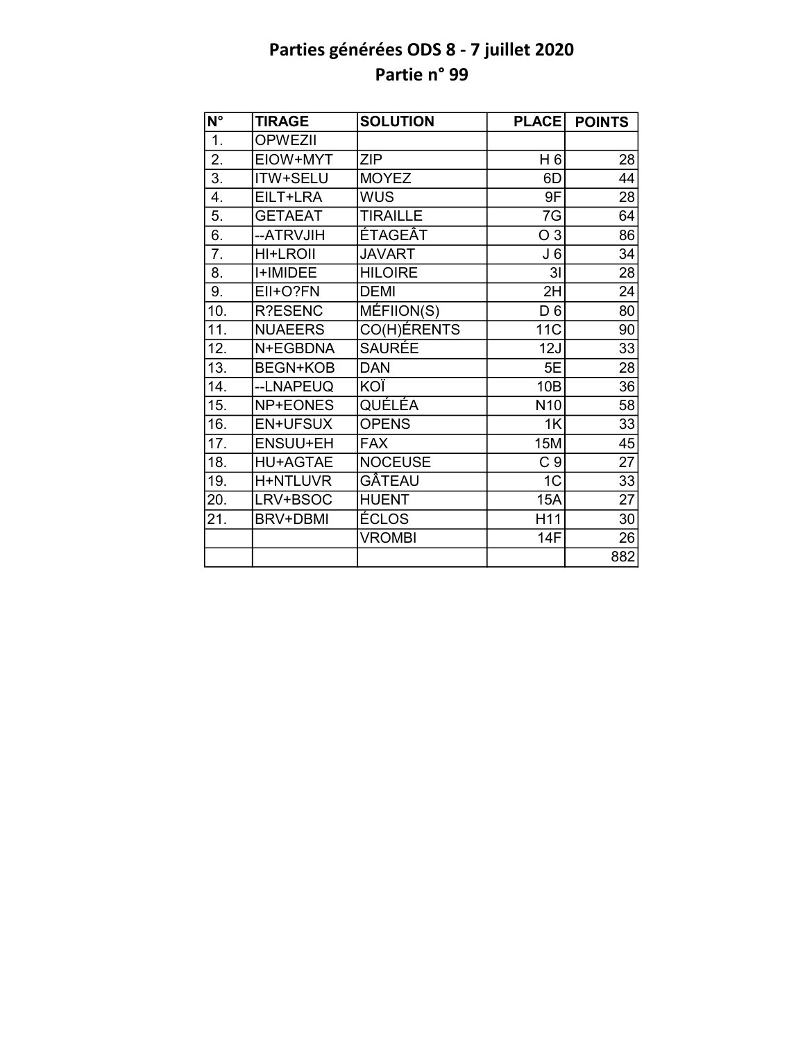# Parties générées ODS 8 - 7 juillet 2020

## Partie n° 99

| N° | TIRAGE | SOLUTION | PLACE | POINTS |
|---|---|---|---|---|
| 1. | OPWEZII | | | |
| 2. | EIOW+MYT | ZIP | H 6 | 28 |
| 3. | ITW+SELU | MOYEZ | 6D | 44 |
| 4. | EILT+LRA | WUS | 9F | 28 |
| 5. | GETAEAT | TIRAILLE | 7G | 64 |
| 6. | --ATRVJIH | ÉTAGEÂT | O 3 | 86 |
| 7. | HI+LROII | JAVART | J 6 | 34 |
| 8. | I+IMIDEE | HILOIRE | 3I | 28 |
| 9. | EII+O?FN | DEMI | 2H | 24 |
| 10. | R?ESENC | MÉFIION(S) | D 6 | 80 |
| 11. | NUAEERS | CO(H)ÉRENTS | 11C | 90 |
| 12. | N+EGBDNA | SAURÉE | 12J | 33 |
| 13. | BEGN+KOB | DAN | 5E | 28 |
| 14. | --LNAPEUQ | KOÏ | 10B | 36 |
| 15. | NP+EONES | QUÉLÉA | N10 | 58 |
| 16. | EN+UFSUX | OPENS | 1K | 33 |
| 17. | ENSUU+EH | FAX | 15M | 45 |
| 18. | HU+AGTAE | NOCEUSE | C 9 | 27 |
| 19. | H+NTLUVR | GÂTEAU | 1C | 33 |
| 20. | LRV+BSOC | HUENT | 15A | 27 |
| 21. | BRV+DBMI | ÉCLOS | H11 | 30 |
| | | VROMBI | 14F | 26 |
| | | | | 882 |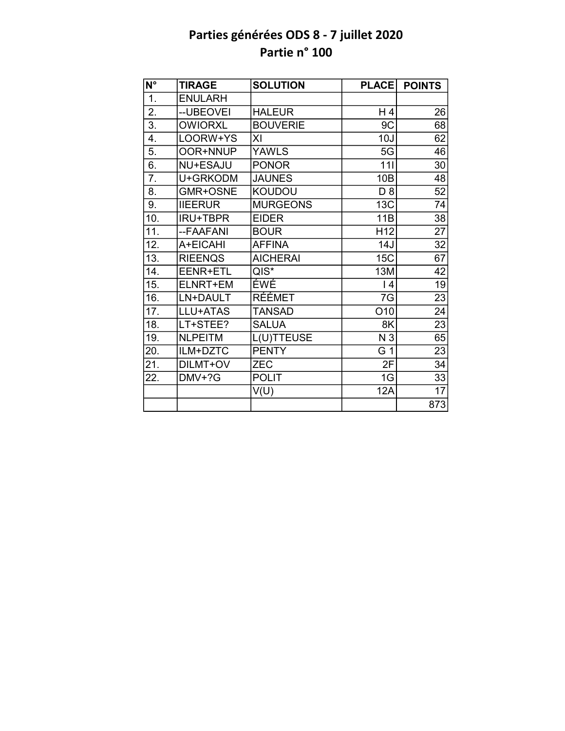# Parties générées ODS 8 - 7 juillet 2020
## Partie n° 100

| N° | TIRAGE | SOLUTION | PLACE | POINTS |
|---|---|---|---|---|
| 1. | ENULARH | | | |
| 2. | --UBEOVEI | HALEUR | H 4 | 26 |
| 3. | OWIORXL | BOUVERIE | 9C | 68 |
| 4. | LOORW+YS | XI | 10J | 62 |
| 5. | OOR+NNUP | YAWLS | 5G | 46 |
| 6. | NU+ESAJU | PONOR | 11I | 30 |
| 7. | U+GRKODM | JAUNES | 10B | 48 |
| 8. | GMR+OSNE | KOUDOU | D 8 | 52 |
| 9. | IIEERUR | MURGEONS | 13C | 74 |
| 10. | IRU+TBPR | EIDER | 11B | 38 |
| 11. | --FAAFANI | BOUR | H12 | 27 |
| 12. | A+EICAHI | AFFINA | 14J | 32 |
| 13. | RIEENQS | AICHERAI | 15C | 67 |
| 14. | EENR+ETL | QIS* | 13M | 42 |
| 15. | ELNRT+EM | ÉWÉ | I 4 | 19 |
| 16. | LN+DAULT | RÉÉMET | 7G | 23 |
| 17. | LLU+ATAS | TANSAD | O10 | 24 |
| 18. | LT+STEE? | SALUA | 8K | 23 |
| 19. | NLPEITM | L(U)TTEUSE | N 3 | 65 |
| 20. | ILM+DZTC | PENTY | G 1 | 23 |
| 21. | DILMT+OV | ZEC | 2F | 34 |
| 22. | DMV+?G | POLIT | 1G | 33 |
| | | V(U) | 12A | 17 |
| | | | | 873 |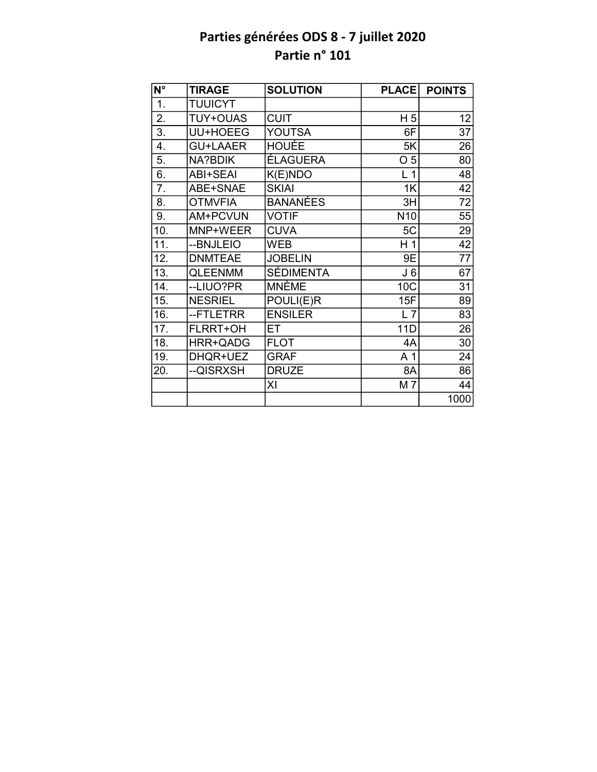# Parties générées ODS 8 - 7 juillet 2020
## Partie n° 101

| N° | TIRAGE | SOLUTION | PLACE | POINTS |
|---|---|---|---|---|
| 1. | TUUICYT | | | |
| 2. | TUY+OUAS | CUIT | H 5 | 12 |
| 3. | UU+HOEEG | YOUTSA | 6F | 37 |
| 4. | GU+LAAER | HOUÉE | 5K | 26 |
| 5. | NA?BDIK | ÉLAGUERA | O 5 | 80 |
| 6. | ABI+SEAI | K(E)NDO | L 1 | 48 |
| 7. | ABE+SNAE | SKIAI | 1K | 42 |
| 8. | OTMVFIA | BANANÉES | 3H | 72 |
| 9. | AM+PCVUN | VOTIF | N10 | 55 |
| 10. | MNP+WEER | CUVA | 5C | 29 |
| 11. | --BNJLEIO | WEB | H 1 | 42 |
| 12. | DNMTEAE | JOBELIN | 9E | 77 |
| 13. | QLEENMM | SÉDIMENTA | J 6 | 67 |
| 14. | --LIUO?PR | MNÈME | 10C | 31 |
| 15. | NESRIEL | POULI(E)R | 15F | 89 |
| 16. | --FTLETRR | ENSILER | L 7 | 83 |
| 17. | FLRRT+OH | ET | 11D | 26 |
| 18. | HRR+QADG | FLOT | 4A | 30 |
| 19. | DHQR+UEZ | GRAF | A 1 | 24 |
| 20. | --QISRXSH | DRUZE | 8A | 86 |
| | | XI | M 7 | 44 |
| | | | | 1000 |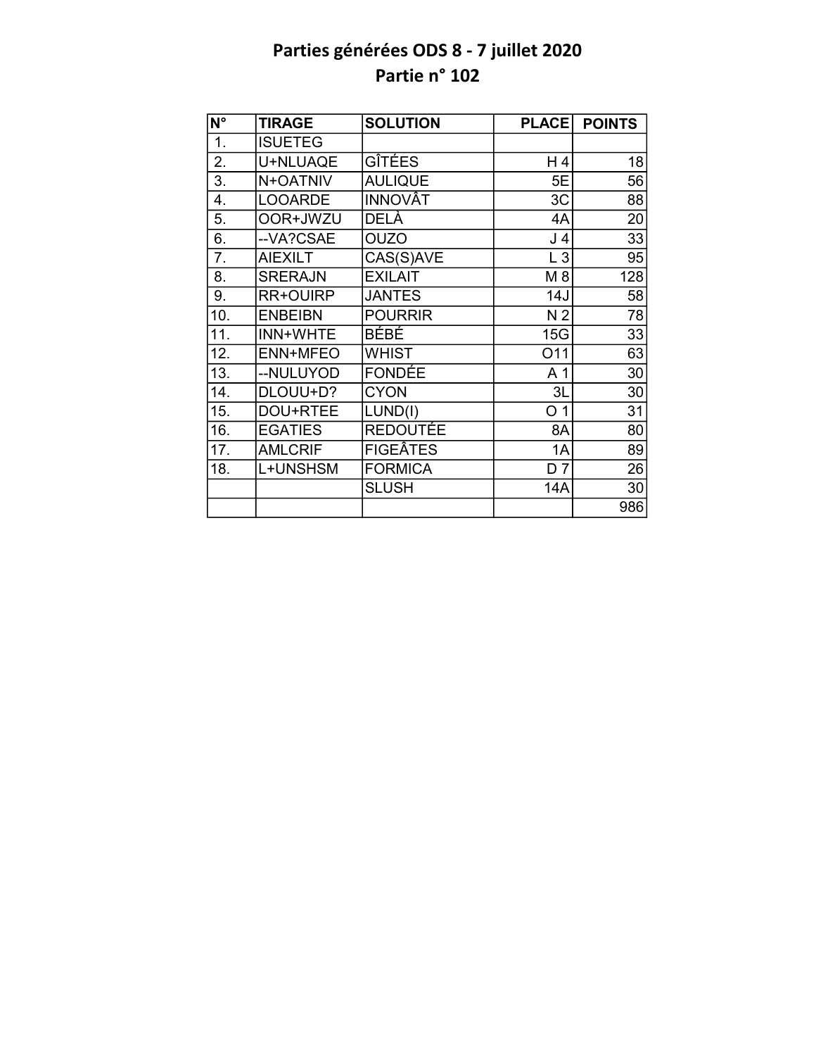# Parties générées ODS 8 - 7 juillet 2020
## Partie n° 102

| N° | TIRAGE | SOLUTION | PLACE | POINTS |
|---|---|---|---|---|
| 1. | ISUETEG | | | |
| 2. | U+NLUAQE | GÎTÉES | H 4 | 18 |
| 3. | N+OATNIV | AULIQUE | 5E | 56 |
| 4. | LOOARDE | INNOVÂT | 3C | 88 |
| 5. | OOR+JWZU | DELÀ | 4A | 20 |
| 6. | --VA?CSAE | OUZO | J 4 | 33 |
| 7. | AIEXILT | CAS(S)AVE | L 3 | 95 |
| 8. | SRERAJN | EXILAIT | M 8 | 128 |
| 9. | RR+OUIRP | JANTES | 14J | 58 |
| 10. | ENBEIBN | POURRIR | N 2 | 78 |
| 11. | INN+WHTE | BÉBÉ | 15G | 33 |
| 12. | ENN+MFEO | WHIST | O11 | 63 |
| 13. | --NULUYOD | FONDÉE | A 1 | 30 |
| 14. | DLOUU+D? | CYON | 3L | 30 |
| 15. | DOU+RTEE | LUND(I) | O 1 | 31 |
| 16. | EGATIES | REDOUTÉE | 8A | 80 |
| 17. | AMLCRIF | FIGEÂTES | 1A | 89 |
| 18. | L+UNSHSM | FORMICA | D 7 | 26 |
| | | SLUSH | 14A | 30 |
| | | | | 986 |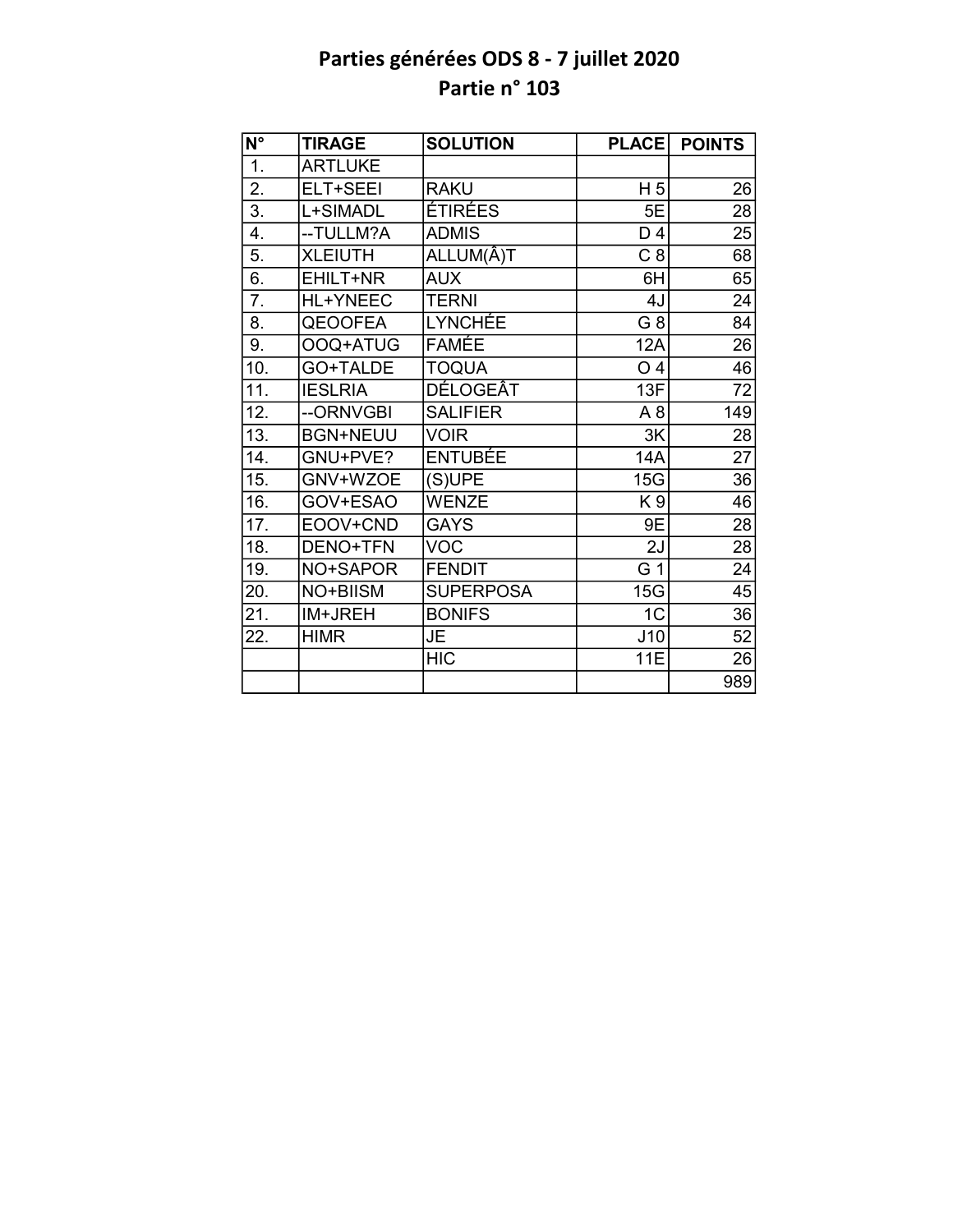# Parties générées ODS 8 - 7 juillet 2020
## Partie n° 103

| N° | TIRAGE | SOLUTION | PLACE | POINTS |
|---|---|---|---|---|
| 1. | ARTLUKE | | | |
| 2. | ELT+SEEI | RAKU | H 5 | 26 |
| 3. | L+SIMADL | ÉTIRÉES | 5E | 28 |
| 4. | --TULLM?A | ADMIS | D 4 | 25 |
| 5. | XLEIUTH | ALLUM(Â)T | C 8 | 68 |
| 6. | EHILT+NR | AUX | 6H | 65 |
| 7. | HL+YNEEC | TERNI | 4J | 24 |
| 8. | QEOOFEA | LYNCHÉE | G 8 | 84 |
| 9. | OOQ+ATUG | FAMÉE | 12A | 26 |
| 10. | GO+TALDE | TOQUA | O 4 | 46 |
| 11. | IESLRIA | DÉLOGEÂT | 13F | 72 |
| 12. | --ORNVGBI | SALIFIER | A 8 | 149 |
| 13. | BGN+NEUU | VOIR | 3K | 28 |
| 14. | GNU+PVE? | ENTUBÉE | 14A | 27 |
| 15. | GNV+WZOE | (S)UPE | 15G | 36 |
| 16. | GOV+ESAO | WENZE | K 9 | 46 |
| 17. | EOOV+CND | GAYS | 9E | 28 |
| 18. | DENO+TFN | VOC | 2J | 28 |
| 19. | NO+SAPOR | FENDIT | G 1 | 24 |
| 20. | NO+BIISM | SUPERPOSA | 15G | 45 |
| 21. | IM+JREH | BONIFS | 1C | 36 |
| 22. | HIMR | JE | J10 | 52 |
| | | HIC | 11E | 26 |
| | | | | 989 |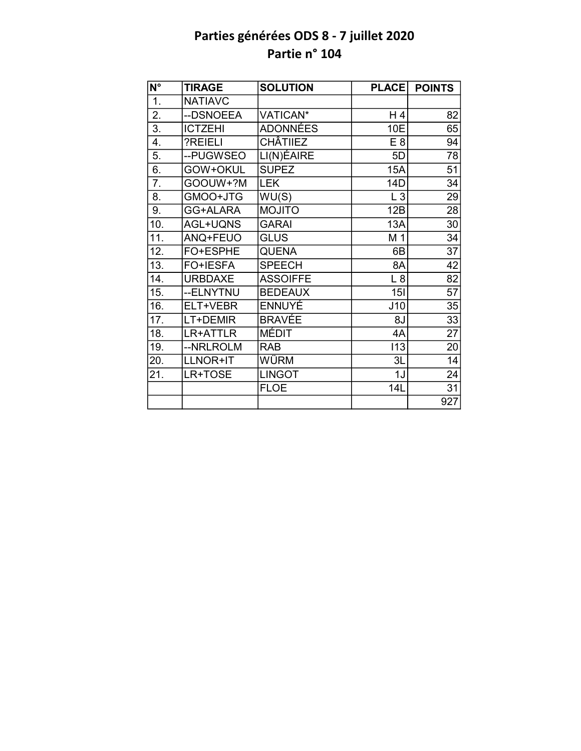# Parties générées ODS 8 - 7 juillet 2020
## Partie n° 104

| N° | TIRAGE | SOLUTION | PLACE | POINTS |
|---|---|---|---|---|
| 1. | NATIAVC | | | |
| 2. | --DSNOEEA | VATICAN* | H 4 | 82 |
| 3. | ICTZEHI | ADONNÉES | 10E | 65 |
| 4. | ?REIELI | CHÂTIIEZ | E 8 | 94 |
| 5. | --PUGWSEO | LI(N)ÉAIRE | 5D | 78 |
| 6. | GOW+OKUL | SUPEZ | 15A | 51 |
| 7. | GOOUW+?M | LEK | 14D | 34 |
| 8. | GMOO+JTG | WU(S) | L 3 | 29 |
| 9. | GG+ALARA | MOJITO | 12B | 28 |
| 10. | AGL+UQNS | GARAI | 13A | 30 |
| 11. | ANQ+FEUO | GLUS | M 1 | 34 |
| 12. | FO+ESPHE | QUENA | 6B | 37 |
| 13. | FO+IESFA | SPEECH | 8A | 42 |
| 14. | URBDAXE | ASSOIFFE | L 8 | 82 |
| 15. | --ELNYTNU | BEDEAUX | 15I | 57 |
| 16. | ELT+VEBR | ENNUYÉ | J10 | 35 |
| 17. | LT+DEMIR | BRAVÉE | 8J | 33 |
| 18. | LR+ATTLR | MÉDIT | 4A | 27 |
| 19. | --NRLROLM | RAB | I13 | 20 |
| 20. | LLNOR+IT | WÜRM | 3L | 14 |
| 21. | LR+TOSE | LINGOT | 1J | 24 |
| | | FLOE | 14L | 31 |
| | | | | 927 |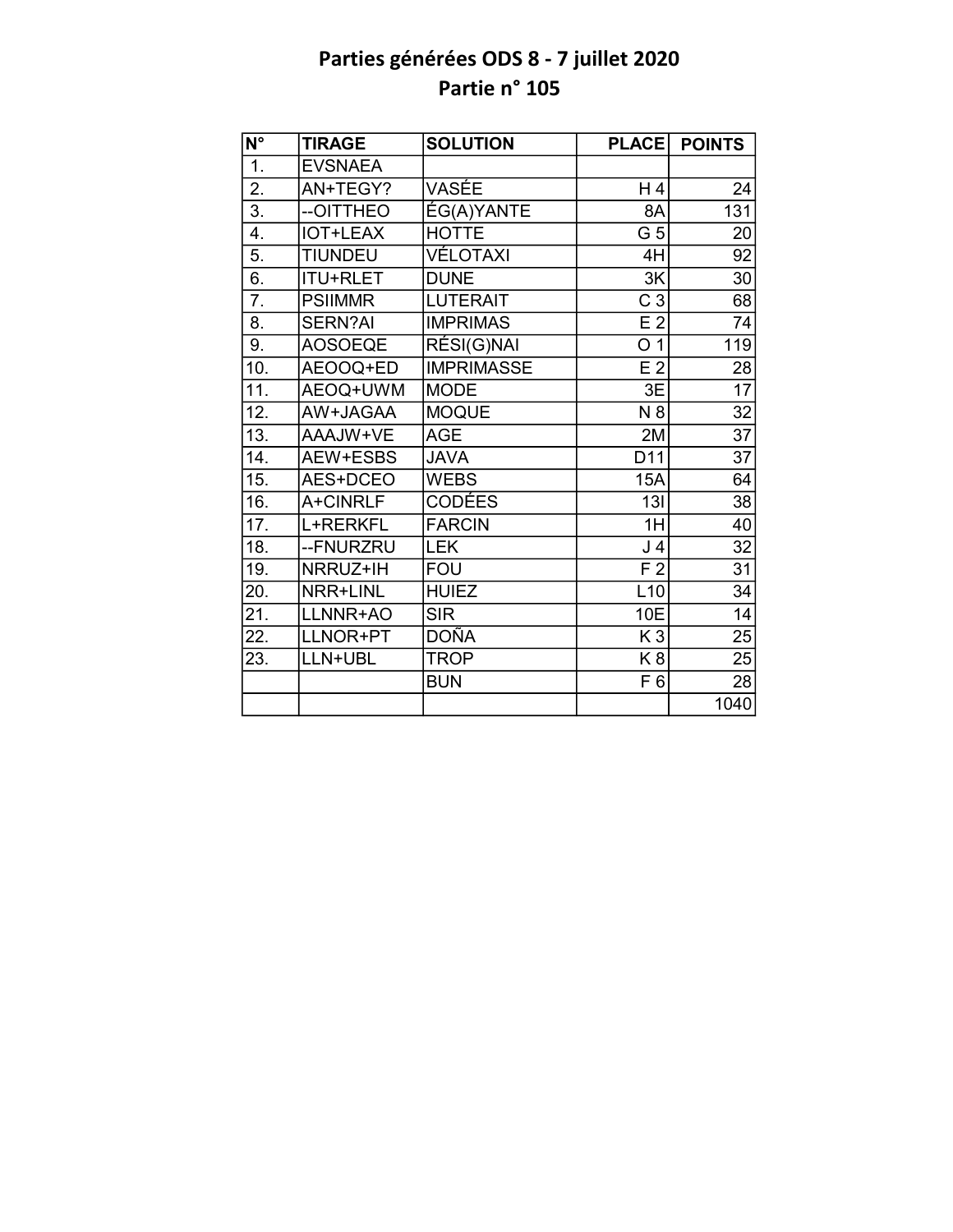# Parties générées ODS 8 - 7 juillet 2020
## Partie n° 105

| N° | TIRAGE | SOLUTION | PLACE | POINTS |
|---|---|---|---|---|
| 1. | EVSNAEA | | | |
| 2. | AN+TEGY? | VASÉE | H 4 | 24 |
| 3. | --OITTHEO | ÉG(A)YANTE | 8A | 131 |
| 4. | IOT+LEAX | HOTTE | G 5 | 20 |
| 5. | TIUNDEU | VÉLOTAXI | 4H | 92 |
| 6. | ITU+RLET | DUNE | 3K | 30 |
| 7. | PSIIMMR | LUTERAIT | C 3 | 68 |
| 8. | SERN?AI | IMPRIMAS | E 2 | 74 |
| 9. | AOSOEQE | RÉSI(G)NAI | O 1 | 119 |
| 10. | AEOOQ+ED | IMPRIMASSE | E 2 | 28 |
| 11. | AEOQ+UWM | MODE | 3E | 17 |
| 12. | AW+JAGAA | MOQUE | N 8 | 32 |
| 13. | AAAJW+VE | AGE | 2M | 37 |
| 14. | AEW+ESBS | JAVA | D11 | 37 |
| 15. | AES+DCEO | WEBS | 15A | 64 |
| 16. | A+CINRLF | CODÉES | 13I | 38 |
| 17. | L+RERKFL | FARCIN | 1H | 40 |
| 18. | --FNURZRU | LEK | J 4 | 32 |
| 19. | NRRUZ+IH | FOU | F 2 | 31 |
| 20. | NRR+LINL | HUIEZ | L10 | 34 |
| 21. | LLNNR+AO | SIR | 10E | 14 |
| 22. | LLNOR+PT | DOÑA | K 3 | 25 |
| 23. | LLN+UBL | TROP | K 8 | 25 |
| | | BUN | F 6 | 28 |
| | | | | 1040 |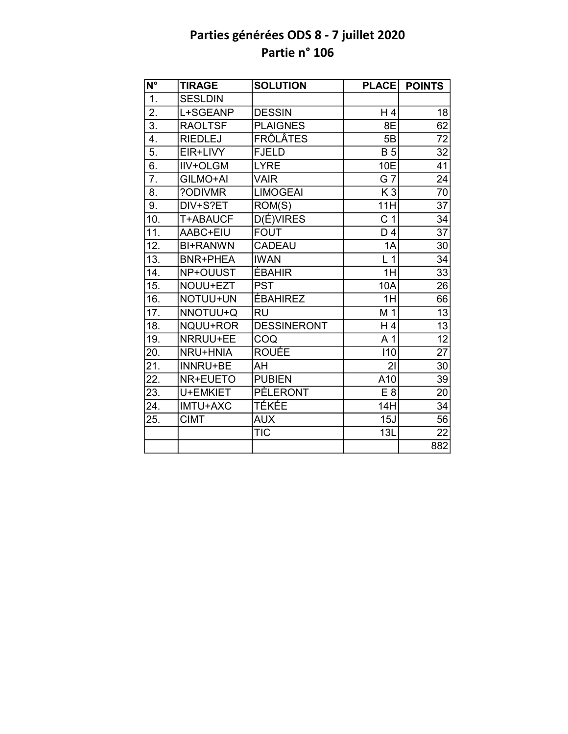# Parties générées ODS 8 - 7 juillet 2020
## Partie n° 106

| N° | TIRAGE | SOLUTION | PLACE | POINTS |
|---|---|---|---|---|
| 1. | SESLDIN | | | |
| 2. | L+SGEANP | DESSIN | H 4 | 18 |
| 3. | RAOLTSF | PLAIGNES | 8E | 62 |
| 4. | RIEDLEJ | FRÔLÂTES | 5B | 72 |
| 5. | EIR+LIVY | FJELD | B 5 | 32 |
| 6. | IIV+OLGM | LYRE | 10E | 41 |
| 7. | GILMO+AI | VAIR | G 7 | 24 |
| 8. | ?ODIVMR | LIMOGEAI | K 3 | 70 |
| 9. | DIV+S?ET | ROM(S) | 11H | 37 |
| 10. | T+ABAUCF | D(É)VIRES | C 1 | 34 |
| 11. | AABC+EIU | FOUT | D 4 | 37 |
| 12. | BI+RANWN | CADEAU | 1A | 30 |
| 13. | BNR+PHEA | IWAN | L 1 | 34 |
| 14. | NP+OUUST | ÉBAHIR | 1H | 33 |
| 15. | NOUU+EZT | PST | 10A | 26 |
| 16. | NOTUU+UN | ÉBAHIREZ | 1H | 66 |
| 17. | NNOTUU+Q | RU | M 1 | 13 |
| 18. | NQUU+ROR | DESSINERONT | H 4 | 13 |
| 19. | NRRUU+EE | COQ | A 1 | 12 |
| 20. | NRU+HNIA | ROUÉE | I10 | 27 |
| 21. | INNRU+BE | AH | 2I | 30 |
| 22. | NR+EUETO | PUBIEN | A10 | 39 |
| 23. | U+EMKIET | PÈLERONT | E 8 | 20 |
| 24. | IMTU+AXC | TÉKÉE | 14H | 34 |
| 25. | CIMT | AUX | 15J | 56 |
| | | TIC | 13L | 22 |
| | | | | 882 |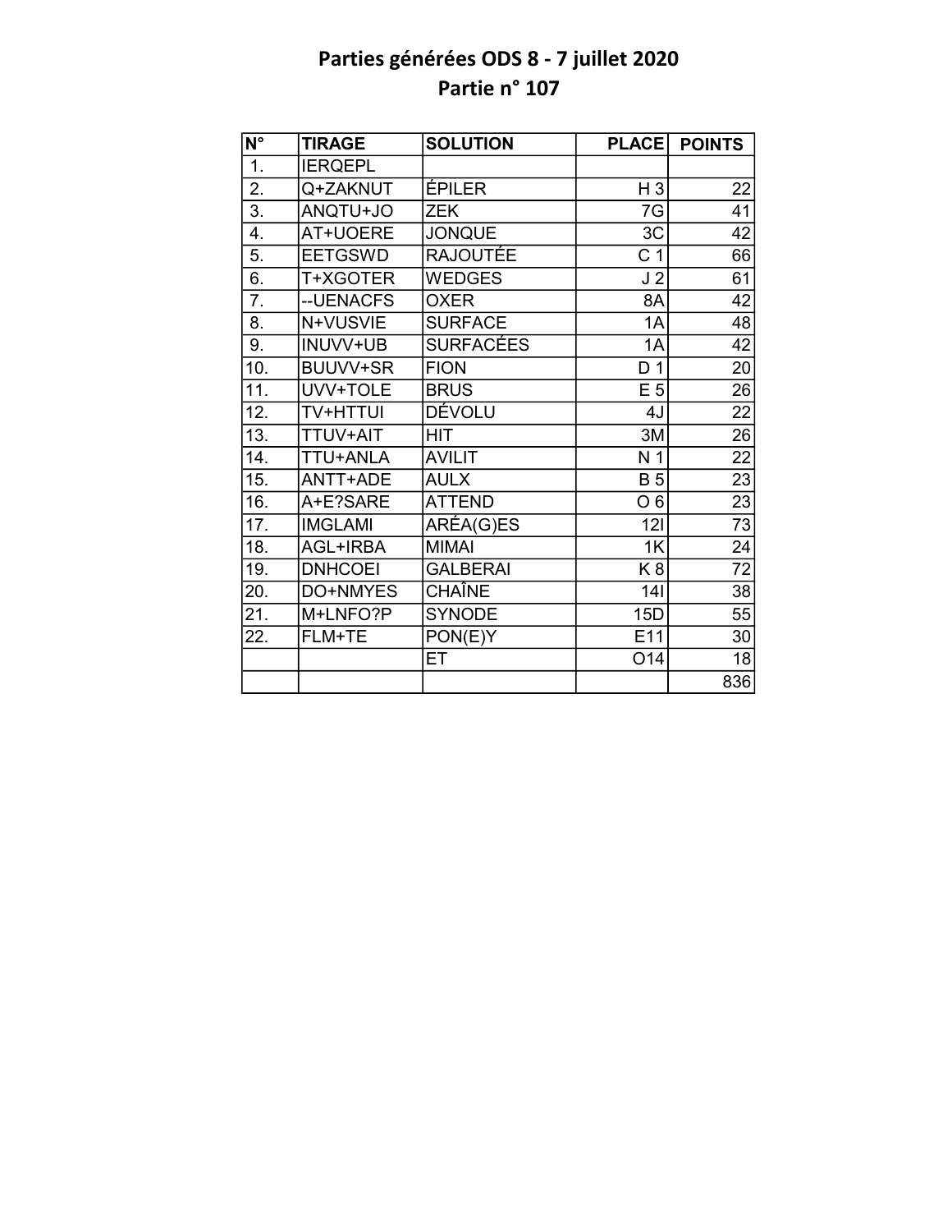# Parties générées ODS 8 - 7 juillet 2020
## Partie n° 107

| N° | TIRAGE | SOLUTION | PLACE | POINTS |
|---|---|---|---|---|
| 1. | IERQEPL | | | |
| 2. | Q+ZAKNUT | ÉPILER | H 3 | 22 |
| 3. | ANQTU+JO | ZEK | 7G | 41 |
| 4. | AT+UOERE | JONQUE | 3C | 42 |
| 5. | EETGSWD | RAJOUTÉE | C 1 | 66 |
| 6. | T+XGOTER | WEDGES | J 2 | 61 |
| 7. | --UENACFS | OXER | 8A | 42 |
| 8. | N+VUSVIE | SURFACE | 1A | 48 |
| 9. | INUVV+UB | SURFACÉES | 1A | 42 |
| 10. | BUUVV+SR | FION | D 1 | 20 |
| 11. | UVV+TOLE | BRUS | E 5 | 26 |
| 12. | TV+HTTUI | DÉVOLU | 4J | 22 |
| 13. | TTUV+AIT | HIT | 3M | 26 |
| 14. | TTU+ANLA | AVILIT | N 1 | 22 |
| 15. | ANTT+ADE | AULX | B 5 | 23 |
| 16. | A+E?SARE | ATTEND | O 6 | 23 |
| 17. | IMGLAMI | ARÉA(G)ES | 12I | 73 |
| 18. | AGL+IRBA | MIMAI | 1K | 24 |
| 19. | DNHCOEI | GALBERAI | K 8 | 72 |
| 20. | DO+NMYES | CHAÎNE | 14I | 38 |
| 21. | M+LNFO?P | SYNODE | 15D | 55 |
| 22. | FLM+TE | PON(E)Y | E11 | 30 |
| | | ET | O14 | 18 |
| | | | | 836 |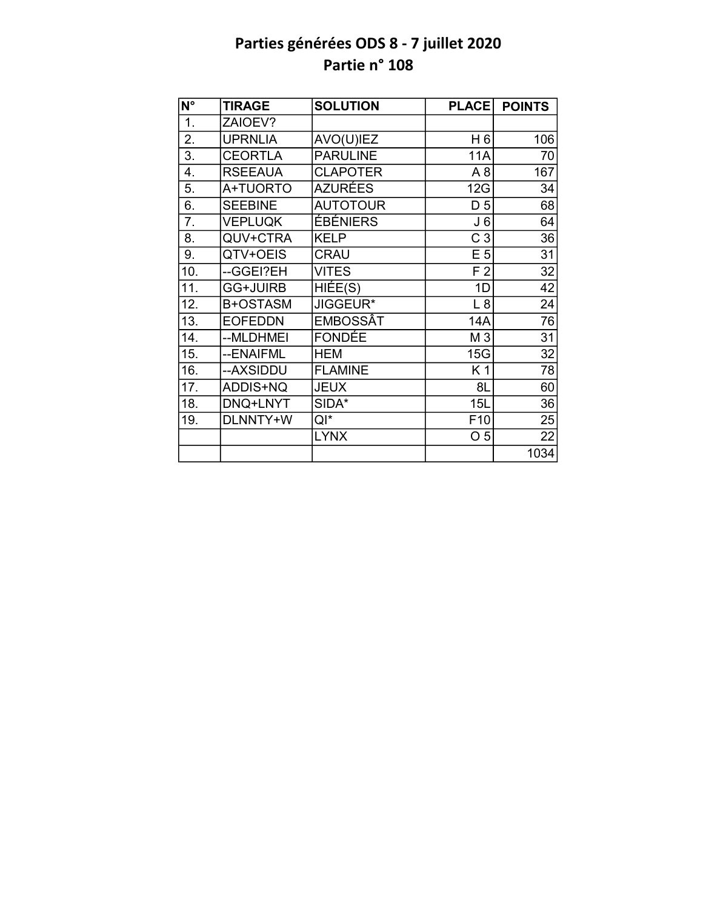# Parties générées ODS 8 - 7 juillet 2020
## Partie n° 108

| N° | TIRAGE | SOLUTION | PLACE | POINTS |
|---|---|---|---|---|
| 1. | ZAIOEV? | | | |
| 2. | UPRNLIA | AVO(U)IEZ | H 6 | 106 |
| 3. | CEORTLA | PARULINE | 11A | 70 |
| 4. | RSEEAUA | CLAPOTER | A 8 | 167 |
| 5. | A+TUORTO | AZURÉES | 12G | 34 |
| 6. | SEEBINE | AUTOTOUR | D 5 | 68 |
| 7. | VEPLUQK | ÉBÉNIERS | J 6 | 64 |
| 8. | QUV+CTRA | KELP | C 3 | 36 |
| 9. | QTV+OEIS | CRAU | E 5 | 31 |
| 10. | --GGEI?EH | VITES | F 2 | 32 |
| 11. | GG+JUIRB | HIÉE(S) | 1D | 42 |
| 12. | B+OSTASM | JIGGEUR* | L 8 | 24 |
| 13. | EOFEDDN | EMBOSSÂT | 14A | 76 |
| 14. | --MLDHMEI | FONDÉE | M 3 | 31 |
| 15. | --ENAIFML | HEM | 15G | 32 |
| 16. | --AXSIDDU | FLAMINE | K 1 | 78 |
| 17. | ADDIS+NQ | JEUX | 8L | 60 |
| 18. | DNQ+LNYT | SIDA* | 15L | 36 |
| 19. | DLNNTY+W | QI* | F10 | 25 |
| | | LYNX | O 5 | 22 |
| | | | | 1034 |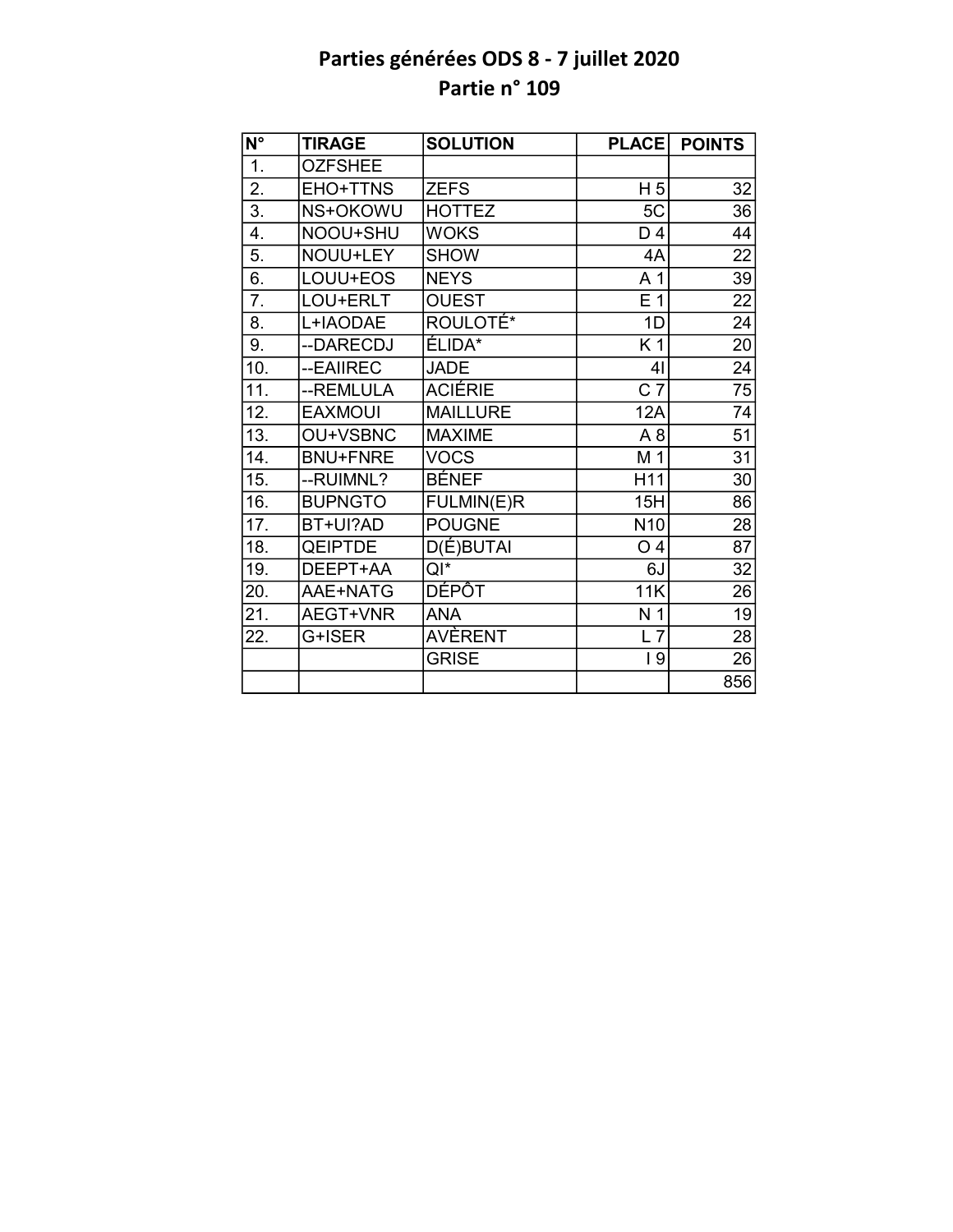# Parties générées ODS 8 - 7 juillet 2020
## Partie n° 109

| N° | TIRAGE | SOLUTION | PLACE | POINTS |
|---|---|---|---|---|
| 1. | OZFSHEE | | | |
| 2. | EHO+TTNS | ZEFS | H 5 | 32 |
| 3. | NS+OKOWU | HOTTEZ | 5C | 36 |
| 4. | NOOU+SHU | WOKS | D 4 | 44 |
| 5. | NOUU+LEY | SHOW | 4A | 22 |
| 6. | LOUU+EOS | NEYS | A 1 | 39 |
| 7. | LOU+ERLT | OUEST | E 1 | 22 |
| 8. | L+IAODAE | ROULOTÉ* | 1D | 24 |
| 9. | --DARECDJ | ÉLIDA* | K 1 | 20 |
| 10. | --EAIIREC | JADE | 4I | 24 |
| 11. | --REMLULA | ACIÉRIE | C 7 | 75 |
| 12. | EAXMOUI | MAILLURE | 12A | 74 |
| 13. | OU+VSBNC | MAXIME | A 8 | 51 |
| 14. | BNU+FNRE | VOCS | M 1 | 31 |
| 15. | --RUIMNL? | BÉNEF | H11 | 30 |
| 16. | BUPNGTO | FULMIN(E)R | 15H | 86 |
| 17. | BT+UI?AD | POUGNE | N10 | 28 |
| 18. | QEIPTDE | D(É)BUTAI | O 4 | 87 |
| 19. | DEEPT+AA | QI* | 6J | 32 |
| 20. | AAE+NATG | DÉPÔT | 11K | 26 |
| 21. | AEGT+VNR | ANA | N 1 | 19 |
| 22. | G+ISER | AVÈRENT | L 7 | 28 |
| | | GRISE | I 9 | 26 |
| | | | | 856 |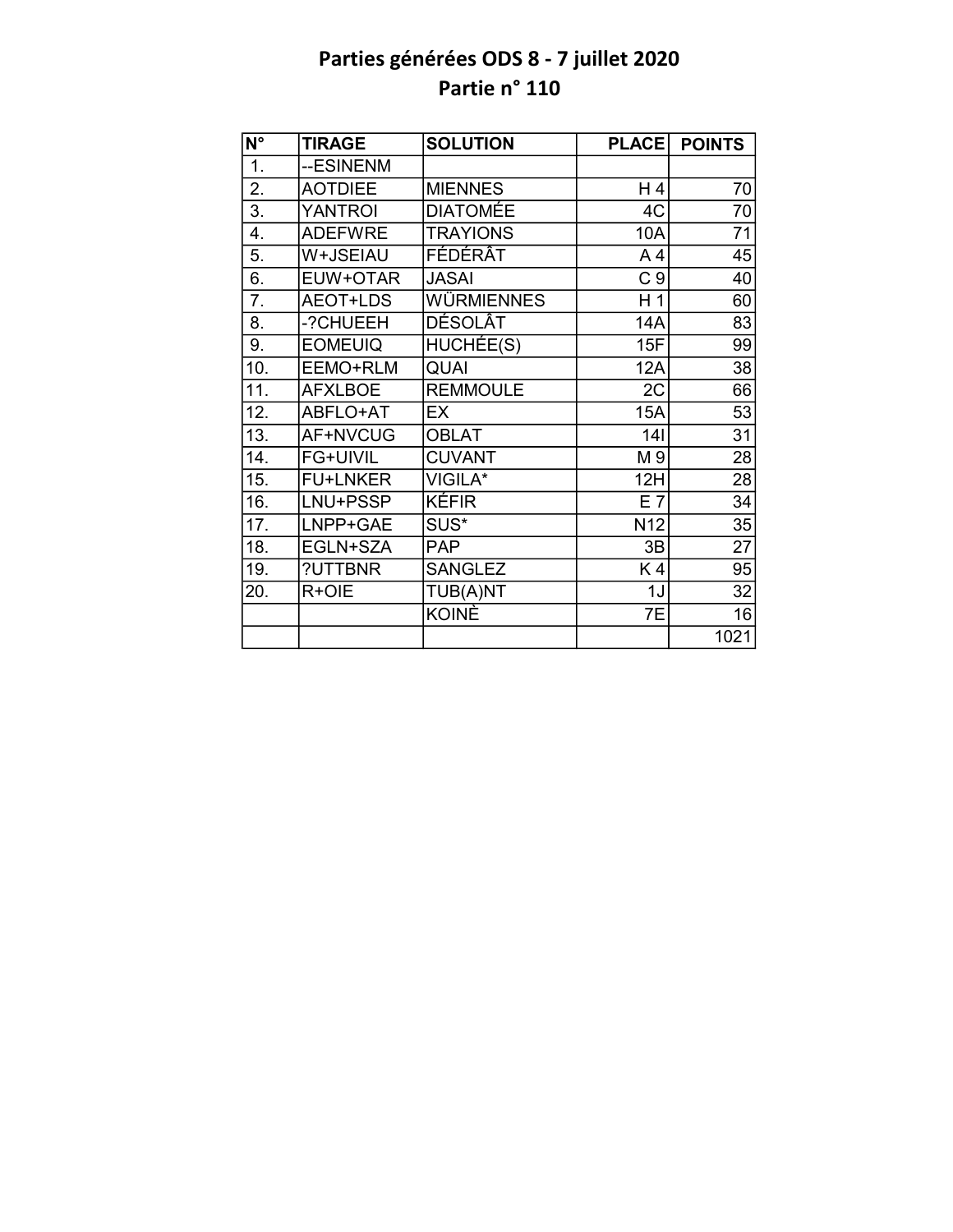# Parties générées ODS 8 - 7 juillet 2020
## Partie n° 110

| N° | TIRAGE | SOLUTION | PLACE | POINTS |
|---|---|---|---|---|
| 1. | --ESINENM | | | |
| 2. | AOTDIEE | MIENNES | H 4 | 70 |
| 3. | YANTROI | DIATOMÉE | 4C | 70 |
| 4. | ADEFWRE | TRAYIONS | 10A | 71 |
| 5. | W+JSEIAU | FÉDÉRÂT | A 4 | 45 |
| 6. | EUW+OTAR | JASAI | C 9 | 40 |
| 7. | AEOT+LDS | WÜRMIENNES | H 1 | 60 |
| 8. | -?CHUEEH | DÉSOLÂT | 14A | 83 |
| 9. | EOMEUIQ | HUCHÉE(S) | 15F | 99 |
| 10. | EEMO+RLM | QUAI | 12A | 38 |
| 11. | AFXLBOE | REMMOULE | 2C | 66 |
| 12. | ABFLO+AT | EX | 15A | 53 |
| 13. | AF+NVCUG | OBLAT | 14I | 31 |
| 14. | FG+UIVIL | CUVANT | M 9 | 28 |
| 15. | FU+LNKER | VIGILA* | 12H | 28 |
| 16. | LNU+PSSP | KÉFIR | E 7 | 34 |
| 17. | LNPP+GAE | SUS* | N12 | 35 |
| 18. | EGLN+SZA | PAP | 3B | 27 |
| 19. | ?UTTBNR | SANGLEZ | K 4 | 95 |
| 20. | R+OIE | TUB(A)NT | 1J | 32 |
| | | KOINÈ | 7E | 16 |
| | | | | 1021 |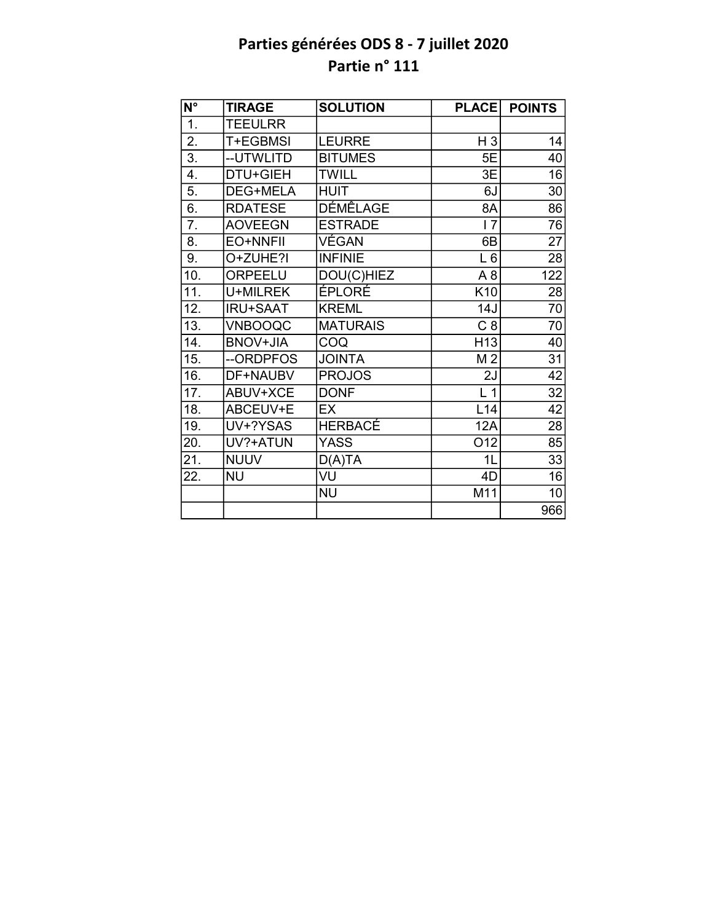# Parties générées ODS 8 - 7 juillet 2020
## Partie n° 111

| N° | TIRAGE | SOLUTION | PLACE | POINTS |
|---|---|---|---|---|
| 1. | TEEULRR | | | |
| 2. | T+EGBMSI | LEURRE | H 3 | 14 |
| 3. | --UTWLITD | BITUMES | 5E | 40 |
| 4. | DTU+GIEH | TWILL | 3E | 16 |
| 5. | DEG+MELA | HUIT | 6J | 30 |
| 6. | RDATESE | DÉMÊLAGE | 8A | 86 |
| 7. | AOVEEGN | ESTRADE | I 7 | 76 |
| 8. | EO+NNFII | VÉGAN | 6B | 27 |
| 9. | O+ZUHE?I | INFINIE | L 6 | 28 |
| 10. | ORPEELU | DOU(C)HIEZ | A 8 | 122 |
| 11. | U+MILREK | ÉPLORÉ | K10 | 28 |
| 12. | IRU+SAAT | KREML | 14J | 70 |
| 13. | VNBOOQC | MATURAIS | C 8 | 70 |
| 14. | BNOV+JIA | COQ | H13 | 40 |
| 15. | --ORDPFOS | JOINTA | M 2 | 31 |
| 16. | DF+NAUBV | PROJOS | 2J | 42 |
| 17. | ABUV+XCE | DONF | L 1 | 32 |
| 18. | ABCEUV+E | EX | L14 | 42 |
| 19. | UV+?YSAS | HERBACÉ | 12A | 28 |
| 20. | UV?+ATUN | YASS | O12 | 85 |
| 21. | NUUV | D(A)TA | 1L | 33 |
| 22. | NU | VU | 4D | 16 |
| | | NU | M11 | 10 |
| | | | | 966 |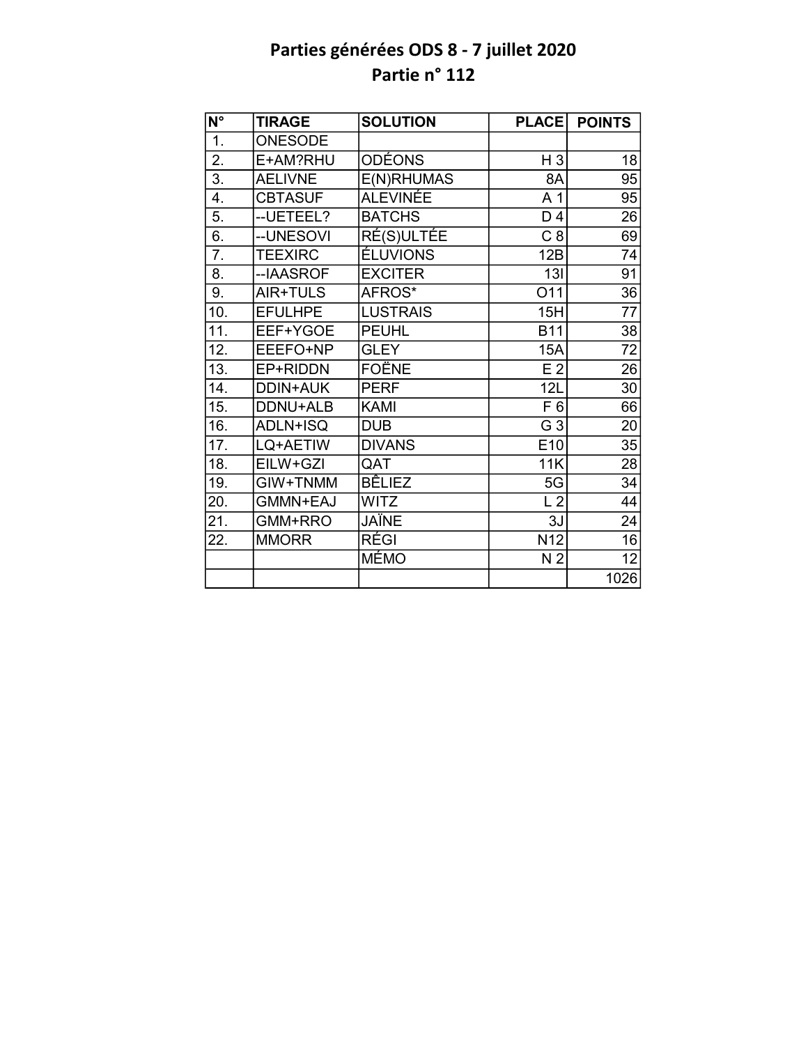# Parties générées ODS 8 - 7 juillet 2020
## Partie n° 112

| N° | TIRAGE | SOLUTION | PLACE | POINTS |
|---|---|---|---|---|
| 1. | ONESODE | | | |
| 2. | E+AM?RHU | ODÉONS | H 3 | 18 |
| 3. | AELIVNE | E(N)RHUMAS | 8A | 95 |
| 4. | CBTASUF | ALEVINÉE | A 1 | 95 |
| 5. | --UETEEL? | BATCHS | D 4 | 26 |
| 6. | --UNESOVI | RÉ(S)ULTÉE | C 8 | 69 |
| 7. | TEEXIRC | ÉLUVIONS | 12B | 74 |
| 8. | --IAASROF | EXCITER | 13I | 91 |
| 9. | AIR+TULS | AFROS* | O11 | 36 |
| 10. | EFULHPE | LUSTRAIS | 15H | 77 |
| 11. | EEF+YGOE | PEUHL | B11 | 38 |
| 12. | EEEFO+NP | GLEY | 15A | 72 |
| 13. | EP+RIDDN | FOËNE | E 2 | 26 |
| 14. | DDIN+AUK | PERF | 12L | 30 |
| 15. | DDNU+ALB | KAMI | F 6 | 66 |
| 16. | ADLN+ISQ | DUB | G 3 | 20 |
| 17. | LQ+AETIW | DIVANS | E10 | 35 |
| 18. | EILW+GZI | QAT | 11K | 28 |
| 19. | GIW+TNMM | BÊLIEZ | 5G | 34 |
| 20. | GMMN+EAJ | WITZ | L 2 | 44 |
| 21. | GMM+RRO | JAÏNE | 3J | 24 |
| 22. | MMORR | RÉGI | N12 | 16 |
| | | MÉMO | N 2 | 12 |
| | | | | 1026 |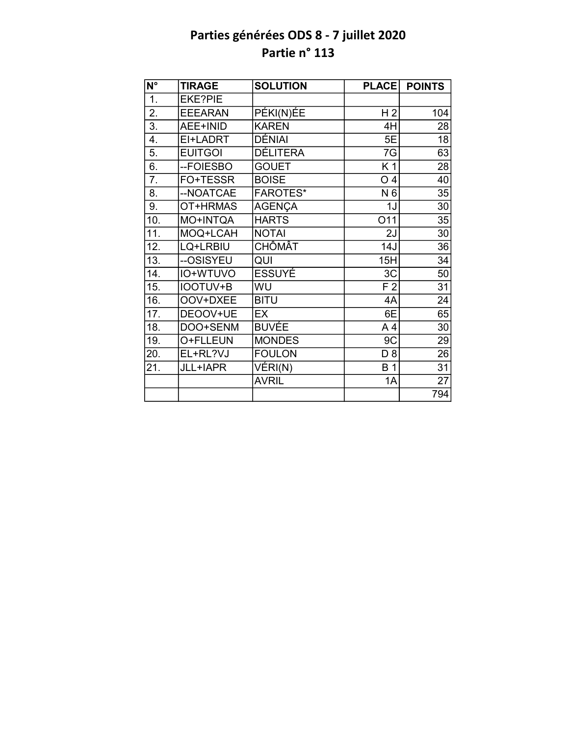# Parties générées ODS 8 - 7 juillet 2020
## Partie n° 113

| N° | TIRAGE | SOLUTION | PLACE | POINTS |
|---|---|---|---|---|
| 1. | EKE?PIE | | | |
| 2. | EEEARAN | PÉKI(N)ÉE | H 2 | 104 |
| 3. | AEE+INID | KAREN | 4H | 28 |
| 4. | EI+LADRT | DÉNIAI | 5E | 18 |
| 5. | EUITGOI | DÉLITERA | 7G | 63 |
| 6. | --FOIESBO | GOUET | K 1 | 28 |
| 7. | FO+TESSR | BOISE | O 4 | 40 |
| 8. | --NOATCAE | FAROTES* | N 6 | 35 |
| 9. | OT+HRMAS | AGENÇA | 1J | 30 |
| 10. | MO+INTQA | HARTS | O11 | 35 |
| 11. | MOQ+LCAH | NOTAI | 2J | 30 |
| 12. | LQ+LRBIU | CHÔMÂT | 14J | 36 |
| 13. | --OSISYEU | QUI | 15H | 34 |
| 14. | IO+WTUVO | ESSUYÉ | 3C | 50 |
| 15. | IOOTUV+B | WU | F 2 | 31 |
| 16. | OOV+DXEE | BITU | 4A | 24 |
| 17. | DEOOV+UE | EX | 6E | 65 |
| 18. | DOO+SENM | BUVÉE | A 4 | 30 |
| 19. | O+FLLEUN | MONDES | 9C | 29 |
| 20. | EL+RL?VJ | FOULON | D 8 | 26 |
| 21. | JLL+IAPR | VÉRI(N) | B 1 | 31 |
| | | AVRIL | 1A | 27 |
| | | | | 794 |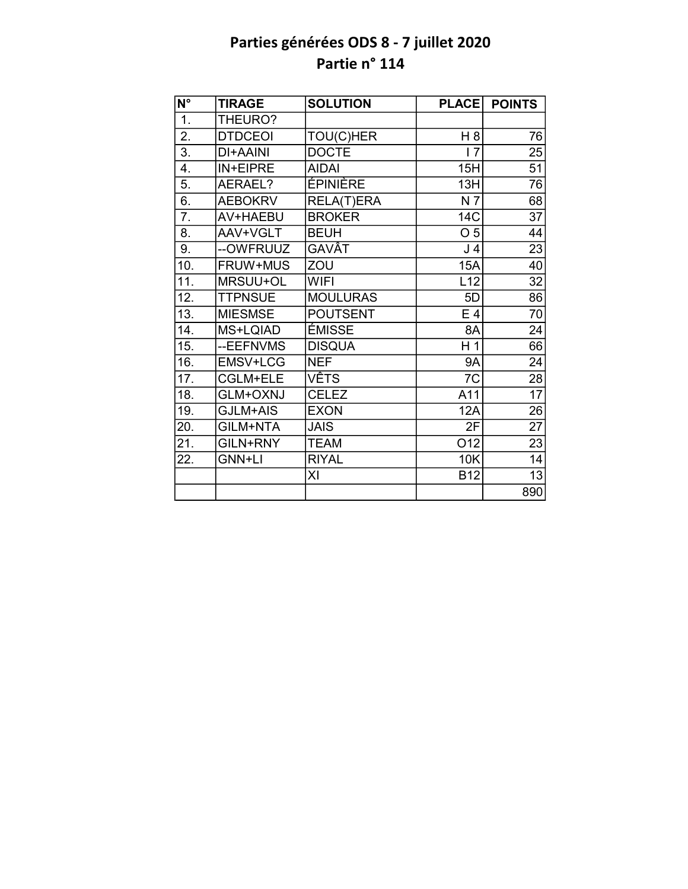# Parties générées ODS 8 - 7 juillet 2020
## Partie n° 114

| N° | TIRAGE | SOLUTION | PLACE | POINTS |
|---|---|---|---|---|
| 1. | THEURO? | | | |
| 2. | DTDCEOI | TOU(C)HER | H 8 | 76 |
| 3. | DI+AAINI | DOCTE | I 7 | 25 |
| 4. | IN+EIPRE | AIDAI | 15H | 51 |
| 5. | AERAEL? | ÉPINIÈRE | 13H | 76 |
| 6. | AEBOKRV | RELA(T)ERA | N 7 | 68 |
| 7. | AV+HAEBU | BROKER | 14C | 37 |
| 8. | AAV+VGLT | BEUH | O 5 | 44 |
| 9. | --OWFRUUZ | GAVÂT | J 4 | 23 |
| 10. | FRUW+MUS | ZOU | 15A | 40 |
| 11. | MRSUU+OL | WIFI | L12 | 32 |
| 12. | TTPNSUE | MOULURAS | 5D | 86 |
| 13. | MIESMSE | POUTSENT | E 4 | 70 |
| 14. | MS+LQIAD | ÉMISSE | 8A | 24 |
| 15. | --EEFNVMS | DISQUA | H 1 | 66 |
| 16. | EMSV+LCG | NEF | 9A | 24 |
| 17. | CGLM+ELE | VÊTS | 7C | 28 |
| 18. | GLM+OXNJ | CELEZ | A11 | 17 |
| 19. | GJLM+AIS | EXON | 12A | 26 |
| 20. | GILM+NTA | JAIS | 2F | 27 |
| 21. | GILN+RNY | TEAM | O12 | 23 |
| 22. | GNN+LI | RIYAL | 10K | 14 |
| | | XI | B12 | 13 |
| | | | | 890 |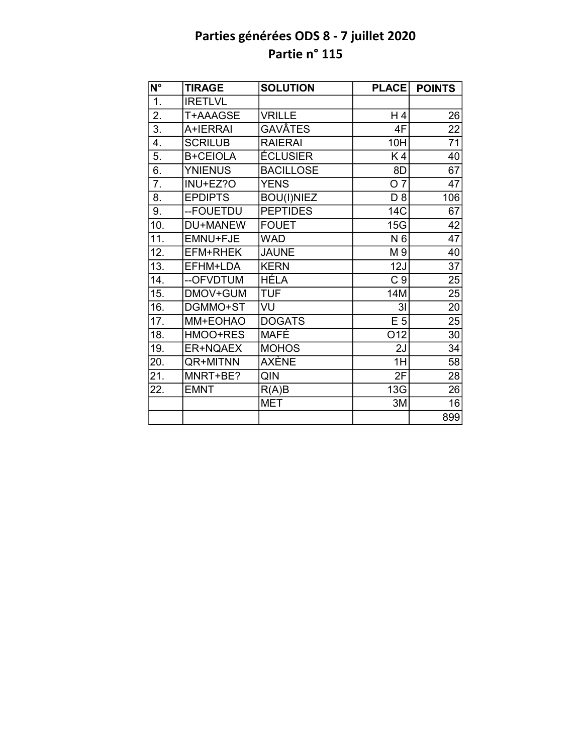# Parties générées ODS 8 - 7 juillet 2020
## Partie n° 115

| N° | TIRAGE | SOLUTION | PLACE | POINTS |
|---|---|---|---|---|
| 1. | IRETLVL | | | |
| 2. | T+AAAGSE | VRILLE | H 4 | 26 |
| 3. | A+IERRAI | GAVÂTES | 4F | 22 |
| 4. | SCRILUB | RAIERAI | 10H | 71 |
| 5. | B+CEIOLA | ÉCLUSIER | K 4 | 40 |
| 6. | YNIENUS | BACILLOSE | 8D | 67 |
| 7. | INU+EZ?O | YENS | O 7 | 47 |
| 8. | EPDIPTS | BOU(I)NIEZ | D 8 | 106 |
| 9. | --FOUETDU | PEPTIDES | 14C | 67 |
| 10. | DU+MANEW | FOUET | 15G | 42 |
| 11. | EMNU+FJE | WAD | N 6 | 47 |
| 12. | EFM+RHEK | JAUNE | M 9 | 40 |
| 13. | EFHM+LDA | KERN | 12J | 37 |
| 14. | --OFVDTUM | HÉLA | C 9 | 25 |
| 15. | DMOV+GUM | TUF | 14M | 25 |
| 16. | DGMMO+ST | VU | 3I | 20 |
| 17. | MM+EOHAO | DOGATS | E 5 | 25 |
| 18. | HMOO+RES | MAFÉ | O12 | 30 |
| 19. | ER+NQAEX | MOHOS | 2J | 34 |
| 20. | QR+MITNN | AXÈNE | 1H | 58 |
| 21. | MNRT+BE? | QIN | 2F | 28 |
| 22. | EMNT | R(A)B | 13G | 26 |
| | | MET | 3M | 16 |
| | | | | 899 |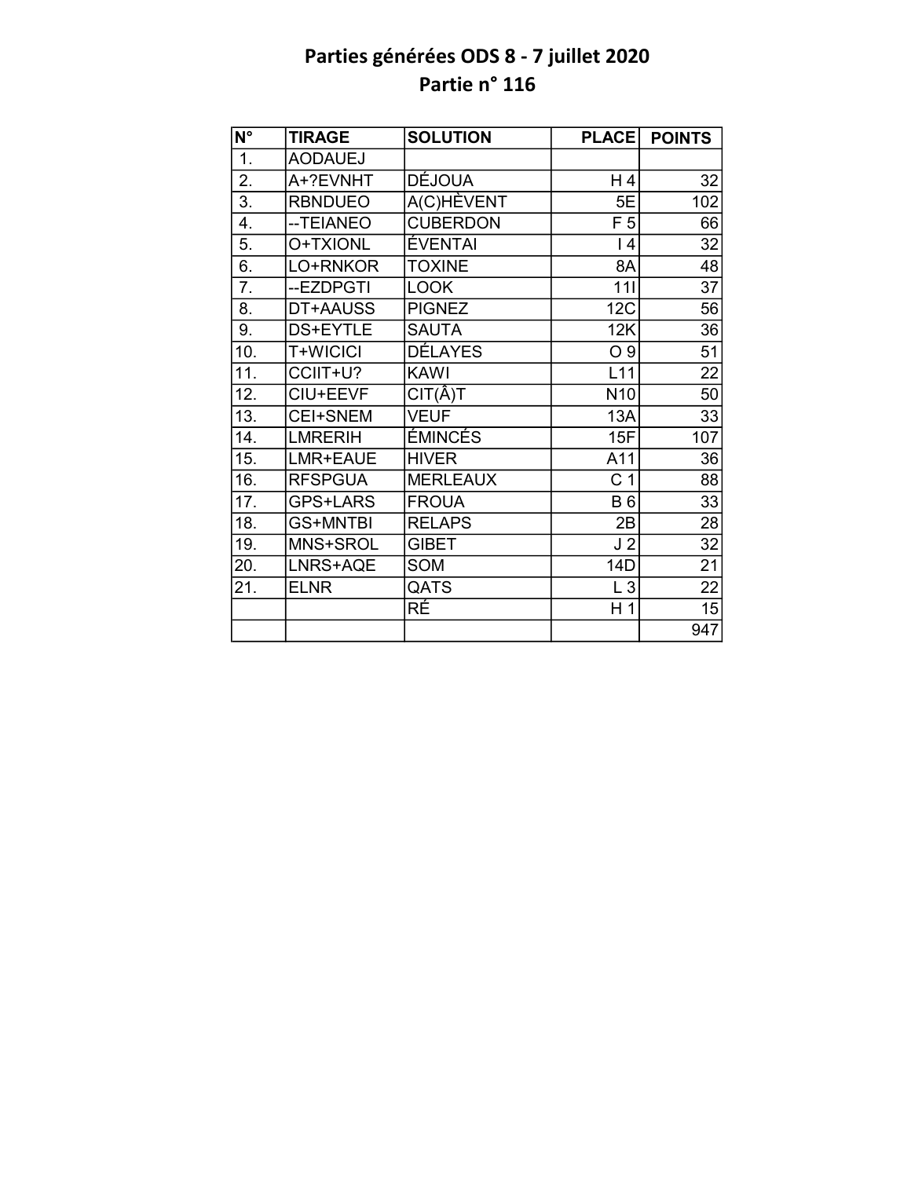# Parties générées ODS 8 - 7 juillet 2020
## Partie n° 116

| N° | TIRAGE | SOLUTION | PLACE | POINTS |
|---|---|---|---|---|
| 1. | AODAUEJ | | | |
| 2. | A+?EVNHT | DÉJOUA | H 4 | 32 |
| 3. | RBNDUEO | A(C)HÈVENT | 5E | 102 |
| 4. | --TEIANEO | CUBERDON | F 5 | 66 |
| 5. | O+TXIONL | ÉVENTAI | I 4 | 32 |
| 6. | LO+RNKOR | TOXINE | 8A | 48 |
| 7. | --EZDPGTI | LOOK | 11I | 37 |
| 8. | DT+AAUSS | PIGNEZ | 12C | 56 |
| 9. | DS+EYTLE | SAUTA | 12K | 36 |
| 10. | T+WICICI | DÉLAYES | O 9 | 51 |
| 11. | CCIIT+U? | KAWI | L11 | 22 |
| 12. | CIU+EEVF | CIT(Â)T | N10 | 50 |
| 13. | CEI+SNEM | VEUF | 13A | 33 |
| 14. | LMRERIH | ÉMINCÉS | 15F | 107 |
| 15. | LMR+EAUE | HIVER | A11 | 36 |
| 16. | RFSPGUA | MERLEAUX | C 1 | 88 |
| 17. | GPS+LARS | FROUA | B 6 | 33 |
| 18. | GS+MNTBI | RELAPS | 2B | 28 |
| 19. | MNS+SROL | GIBET | J 2 | 32 |
| 20. | LNRS+AQE | SOM | 14D | 21 |
| 21. | ELNR | QATS | L 3 | 22 |
| | | RÉ | H 1 | 15 |
| | | | | 947 |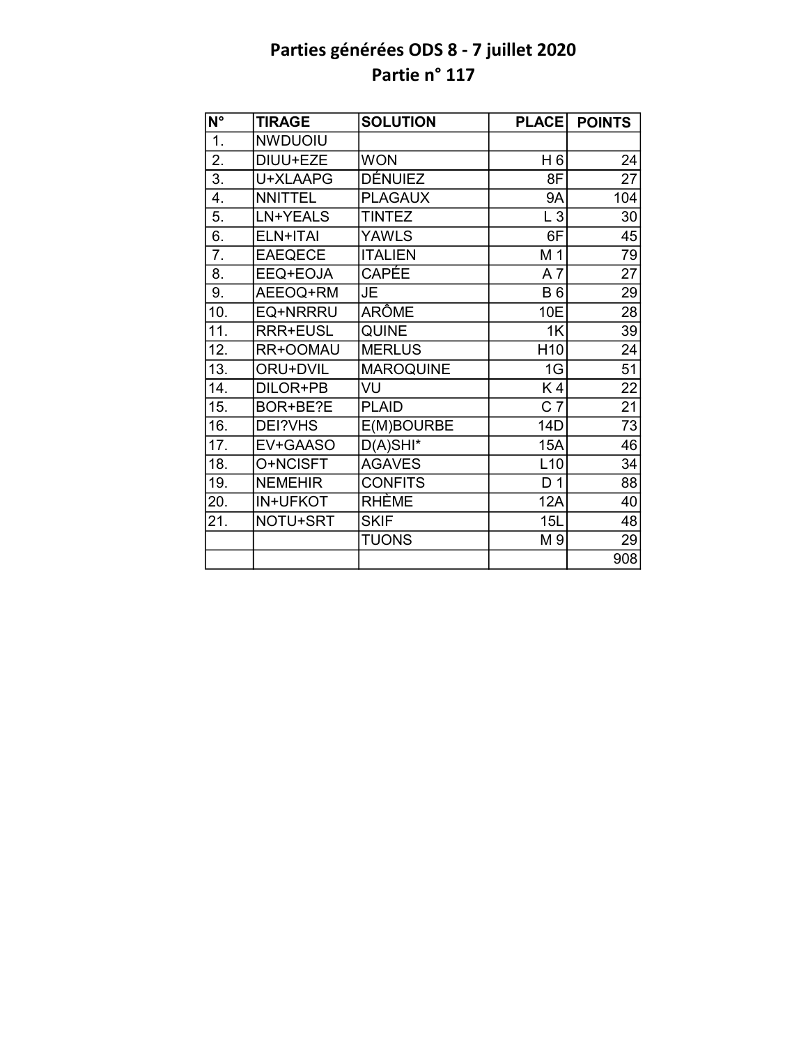# Parties générées ODS 8 - 7 juillet 2020
## Partie n° 117

| N° | TIRAGE | SOLUTION | PLACE | POINTS |
|---|---|---|---|---|
| 1. | NWDUOIU | | | |
| 2. | DIUU+EZE | WON | H 6 | 24 |
| 3. | U+XLAAPG | DÉNUIEZ | 8F | 27 |
| 4. | NNITTEL | PLAGAUX | 9A | 104 |
| 5. | LN+YEALS | TINTEZ | L 3 | 30 |
| 6. | ELN+ITAI | YAWLS | 6F | 45 |
| 7. | EAEQECE | ITALIEN | M 1 | 79 |
| 8. | EEQ+EOJA | CAPÉE | A 7 | 27 |
| 9. | AEEOQ+RM | JE | B 6 | 29 |
| 10. | EQ+NRRRU | ARÔME | 10E | 28 |
| 11. | RRR+EUSL | QUINE | 1K | 39 |
| 12. | RR+OOMAU | MERLUS | H10 | 24 |
| 13. | ORU+DVIL | MAROQUINE | 1G | 51 |
| 14. | DILOR+PB | VU | K 4 | 22 |
| 15. | BOR+BE?E | PLAID | C 7 | 21 |
| 16. | DEI?VHS | E(M)BOURBE | 14D | 73 |
| 17. | EV+GAASO | D(A)SHI* | 15A | 46 |
| 18. | O+NCISFT | AGAVES | L10 | 34 |
| 19. | NEMEHIR | CONFITS | D 1 | 88 |
| 20. | IN+UFKOT | RHÈME | 12A | 40 |
| 21. | NOTU+SRT | SKIF | 15L | 48 |
| | | TUONS | M 9 | 29 |
| | | | | 908 |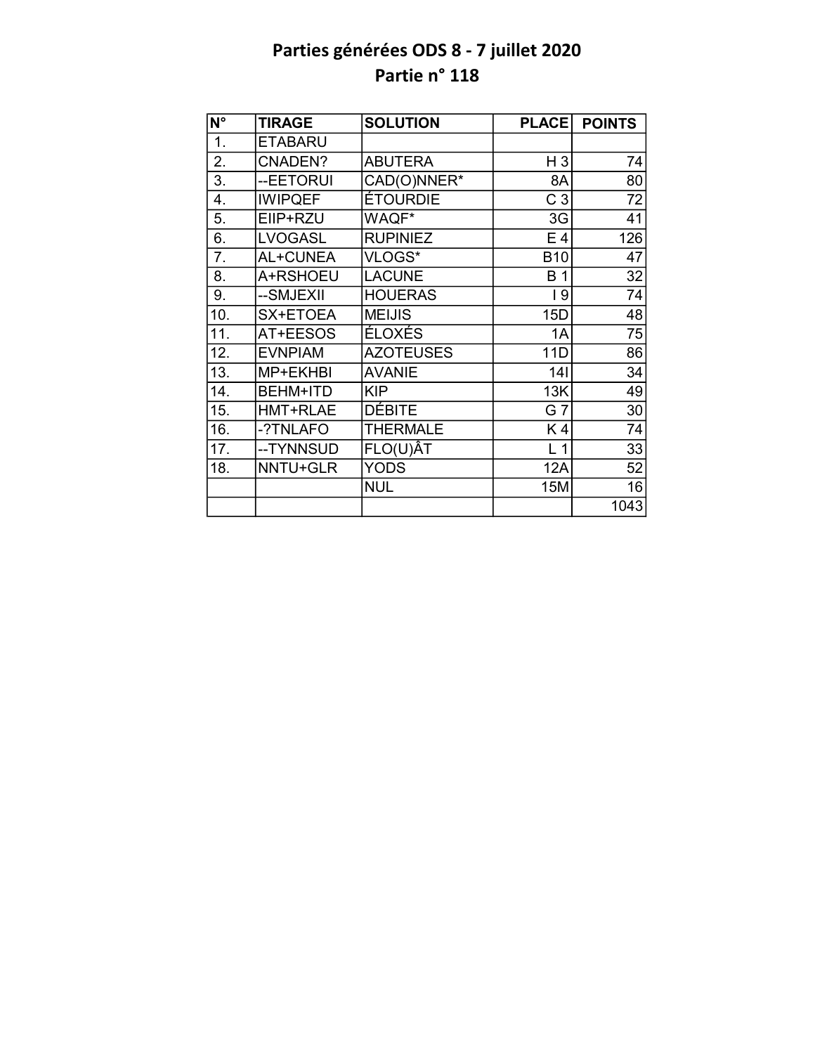# Parties générées ODS 8 - 7 juillet 2020
## Partie n° 118

| N° | TIRAGE | SOLUTION | PLACE | POINTS |
|---|---|---|---|---|
| 1. | ETABARU | | | |
| 2. | CNADEN? | ABUTERA | H 3 | 74 |
| 3. | --EETORUI | CAD(O)NNER* | 8A | 80 |
| 4. | IWIPQEF | ÉTOURDIE | C 3 | 72 |
| 5. | EIIP+RZU | WAQF* | 3G | 41 |
| 6. | LVOGASL | RUPINIEZ | E 4 | 126 |
| 7. | AL+CUNEA | VLOGS* | B10 | 47 |
| 8. | A+RSHOEU | LACUNE | B 1 | 32 |
| 9. | --SMJEXII | HOUERAS | I 9 | 74 |
| 10. | SX+ETOEA | MEIJIS | 15D | 48 |
| 11. | AT+EESOS | ÉLOXÉS | 1A | 75 |
| 12. | EVNPIAM | AZOTEUSES | 11D | 86 |
| 13. | MP+EKHBI | AVANIE | 14I | 34 |
| 14. | BEHM+ITD | KIP | 13K | 49 |
| 15. | HMT+RLAE | DÉBITE | G 7 | 30 |
| 16. | -?TNLAFO | THERMALE | K 4 | 74 |
| 17. | --TYNNSUD | FLO(U)ÂT | L 1 | 33 |
| 18. | NNTU+GLR | YODS | 12A | 52 |
| | | NUL | 15M | 16 |
| | | | | 1043 |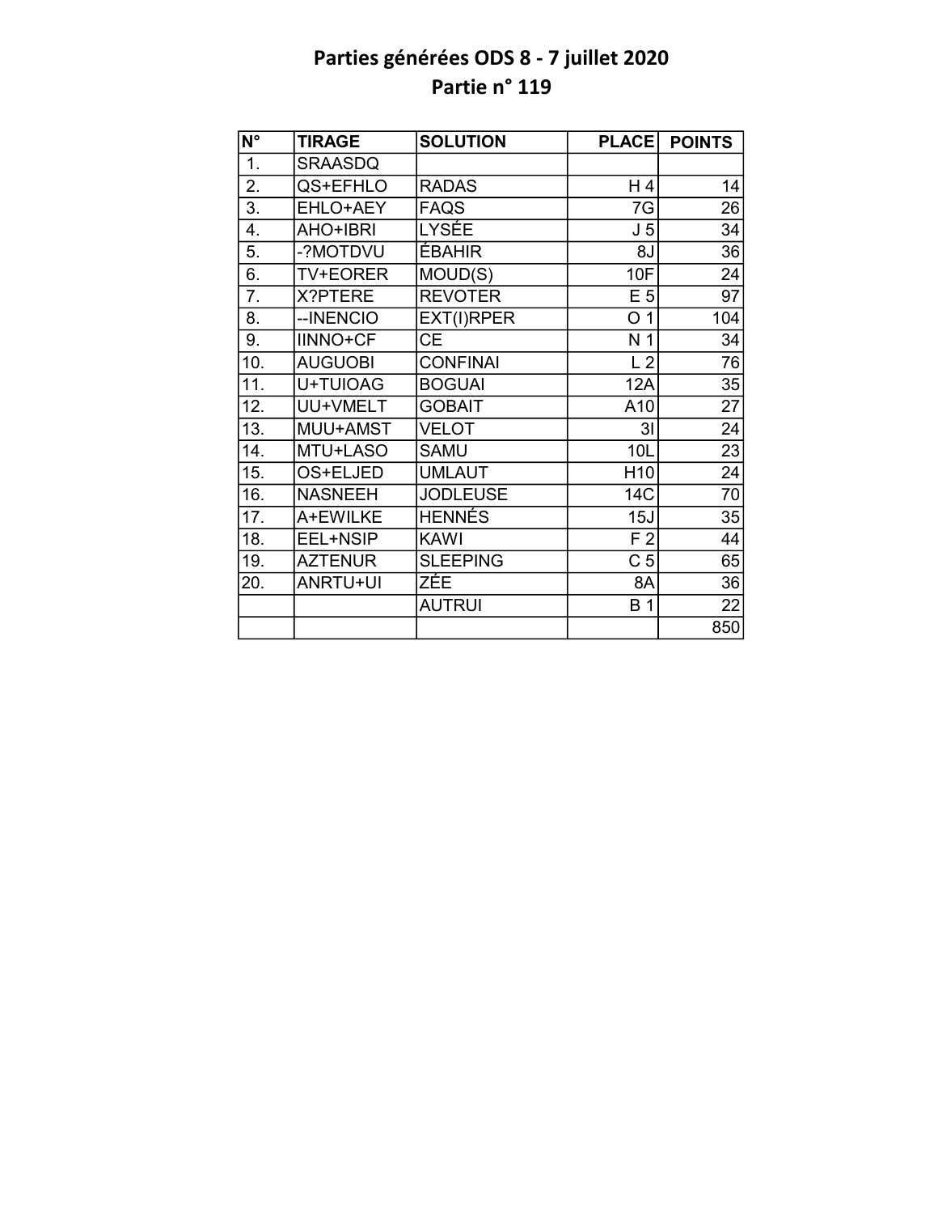# Parties générées ODS 8 - 7 juillet 2020
## Partie n° 119

| N° | TIRAGE | SOLUTION | PLACE | POINTS |
|---|---|---|---|---|
| 1. | SRAASDQ | | | |
| 2. | QS+EFHLO | RADAS | H 4 | 14 |
| 3. | EHLO+AEY | FAQS | 7G | 26 |
| 4. | AHO+IBRI | LYSÉE | J 5 | 34 |
| 5. | -?MOTDVU | ÉBAHIR | 8J | 36 |
| 6. | TV+EORER | MOUD(S) | 10F | 24 |
| 7. | X?PTERE | REVOTER | E 5 | 97 |
| 8. | --INENCIO | EXT(I)RPER | O 1 | 104 |
| 9. | IINNO+CF | CE | N 1 | 34 |
| 10. | AUGUOBI | CONFINAI | L 2 | 76 |
| 11. | U+TUIOAG | BOGUAI | 12A | 35 |
| 12. | UU+VMELT | GOBAIT | A10 | 27 |
| 13. | MUU+AMST | VELOT | 3I | 24 |
| 14. | MTU+LASO | SAMU | 10L | 23 |
| 15. | OS+ELJED | UMLAUT | H10 | 24 |
| 16. | NASNEEH | JODLEUSE | 14C | 70 |
| 17. | A+EWILKE | HENNÉS | 15J | 35 |
| 18. | EEL+NSIP | KAWI | F 2 | 44 |
| 19. | AZTENUR | SLEEPING | C 5 | 65 |
| 20. | ANRTU+UI | ZÉE | 8A | 36 |
| | | AUTRUI | B 1 | 22 |
| | | | | 850 |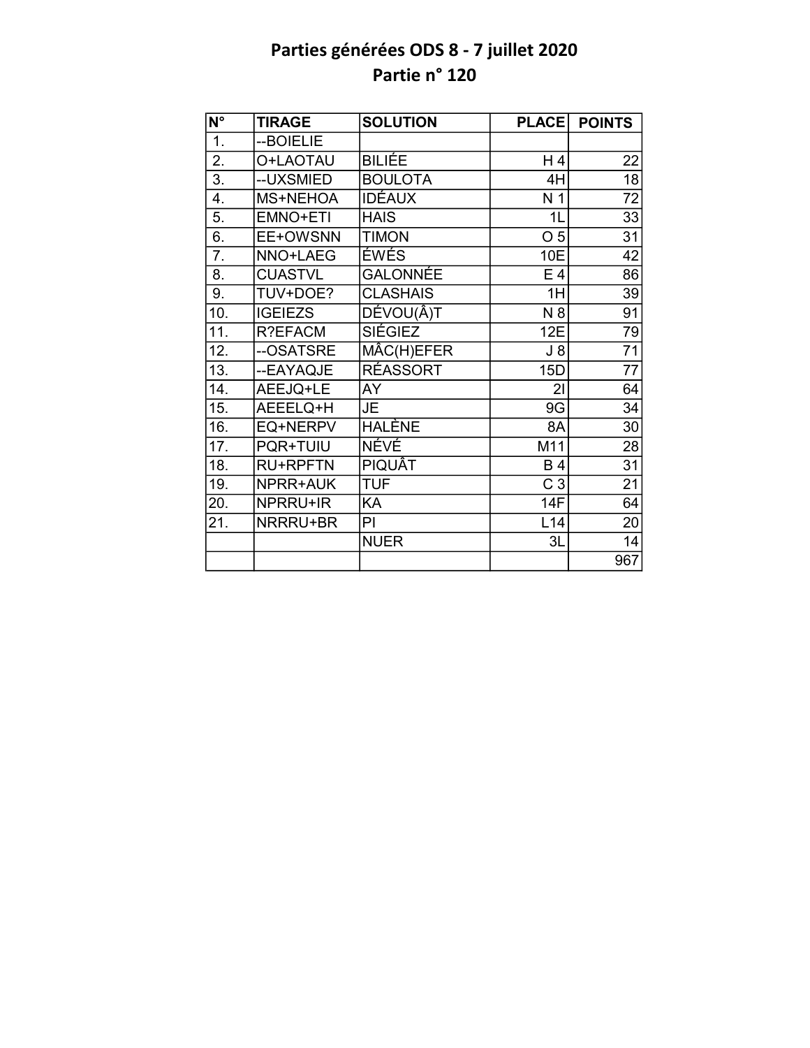# Parties générées ODS 8 - 7 juillet 2020
## Partie n° 120

| N° | TIRAGE | SOLUTION | PLACE | POINTS |
|---|---|---|---|---|
| 1. | --BOIELIE | | | |
| 2. | O+LAOTAU | BILIÉE | H 4 | 22 |
| 3. | --UXSMIED | BOULOTA | 4H | 18 |
| 4. | MS+NEHOA | IDÉAUX | N 1 | 72 |
| 5. | EMNO+ETI | HAIS | 1L | 33 |
| 6. | EE+OWSNN | TIMON | O 5 | 31 |
| 7. | NNO+LAEG | ÉWÉS | 10E | 42 |
| 8. | CUASTVL | GALONNÉE | E 4 | 86 |
| 9. | TUV+DOE? | CLASHAIS | 1H | 39 |
| 10. | IGEIEZS | DÉVOU(Â)T | N 8 | 91 |
| 11. | R?EFACM | SIÉGIEZ | 12E | 79 |
| 12. | --OSATSRE | MÂC(H)EFER | J 8 | 71 |
| 13. | --EAYAQJE | RÉASSORT | 15D | 77 |
| 14. | AEEJQ+LE | AY | 2I | 64 |
| 15. | AEEELQ+H | JE | 9G | 34 |
| 16. | EQ+NERPV | HALÈNE | 8A | 30 |
| 17. | PQR+TUIU | NÉVÉ | M11 | 28 |
| 18. | RU+RPFTN | PIQUÂT | B 4 | 31 |
| 19. | NPRR+AUK | TUF | C 3 | 21 |
| 20. | NPRRU+IR | KA | 14F | 64 |
| 21. | NRRRU+BR | PI | L14 | 20 |
| | | NUER | 3L | 14 |
| | | | | 967 |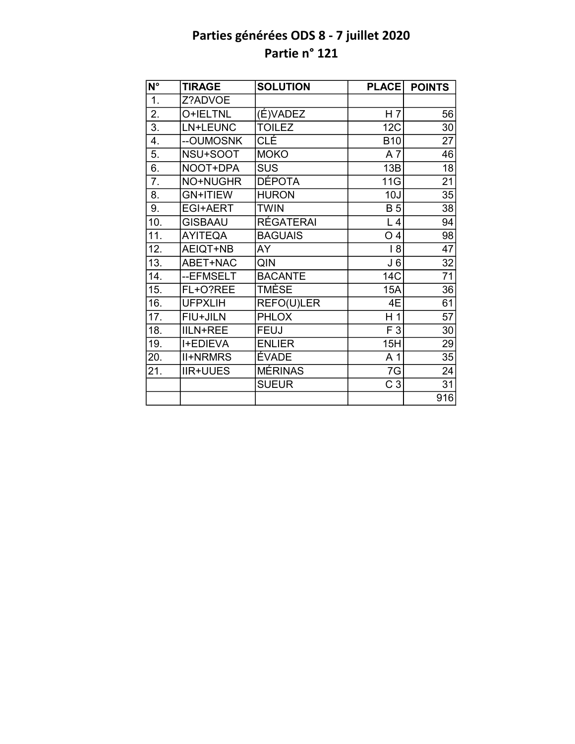# Parties générées ODS 8 - 7 juillet 2020
## Partie n° 121

| N° | TIRAGE | SOLUTION | PLACE | POINTS |
|---|---|---|---|---|
| 1. | Z?ADVOE | | | |
| 2. | O+IELTNL | (É)VADEZ | H 7 | 56 |
| 3. | LN+LEUNC | TOILEZ | 12C | 30 |
| 4. | --OUMOSNK | CLÉ | B10 | 27 |
| 5. | NSU+SOOT | MOKO | A 7 | 46 |
| 6. | NOOT+DPA | SUS | 13B | 18 |
| 7. | NO+NUGHR | DÉPOTA | 11G | 21 |
| 8. | GN+ITIEW | HURON | 10J | 35 |
| 9. | EGI+AERT | TWIN | B 5 | 38 |
| 10. | GISBAAU | RÉGATERAI | L 4 | 94 |
| 11. | AYITEQA | BAGUAIS | O 4 | 98 |
| 12. | AEIQT+NB | AY | I 8 | 47 |
| 13. | ABET+NAC | QIN | J 6 | 32 |
| 14. | --EFMSELT | BACANTE | 14C | 71 |
| 15. | FL+O?REE | TMÈSE | 15A | 36 |
| 16. | UFPXLIH | REFO(U)LER | 4E | 61 |
| 17. | FIU+JILN | PHLOX | H 1 | 57 |
| 18. | IILN+REE | FEUJ | F 3 | 30 |
| 19. | I+EDIEVA | ENLIER | 15H | 29 |
| 20. | II+NRMRS | ÉVADE | A 1 | 35 |
| 21. | IIR+UUES | MÉRINAS | 7G | 24 |
| | | SUEUR | C 3 | 31 |
| | | | | 916 |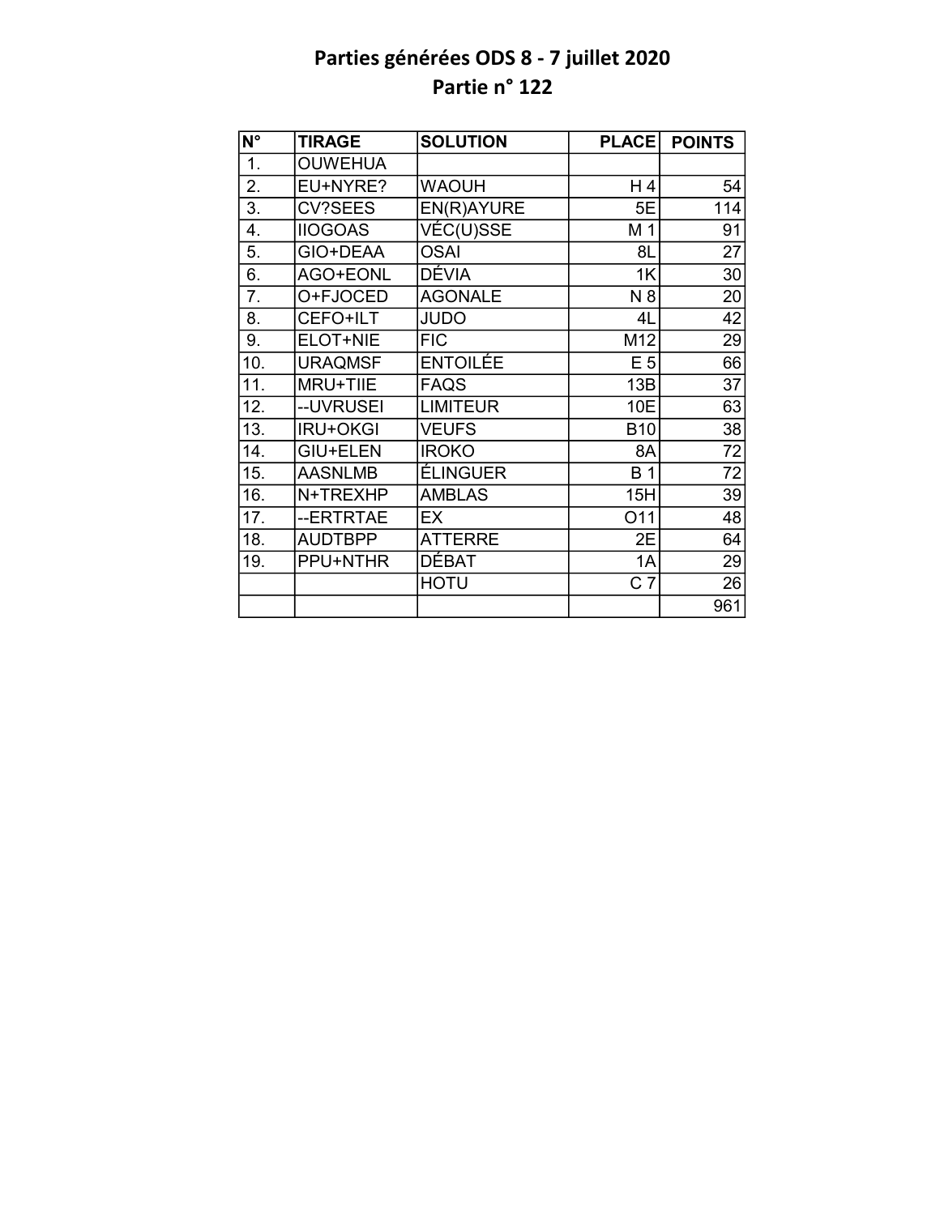# Parties générées ODS 8 - 7 juillet 2020
## Partie n° 122

| N° | TIRAGE | SOLUTION | PLACE | POINTS |
|---|---|---|---|---|
| 1. | OUWEHUA | | | |
| 2. | EU+NYRE? | WAOUH | H 4 | 54 |
| 3. | CV?SEES | EN(R)AYURE | 5E | 114 |
| 4. | IIOGOAS | VÉC(U)SSE | M 1 | 91 |
| 5. | GIO+DEAA | OSAI | 8L | 27 |
| 6. | AGO+EONL | DÉVIA | 1K | 30 |
| 7. | O+FJOCED | AGONALE | N 8 | 20 |
| 8. | CEFO+ILT | JUDO | 4L | 42 |
| 9. | ELOT+NIE | FIC | M12 | 29 |
| 10. | URAQMSF | ENTOILÉE | E 5 | 66 |
| 11. | MRU+TIIE | FAQS | 13B | 37 |
| 12. | --UVRUSEI | LIMITEUR | 10E | 63 |
| 13. | IRU+OKGI | VEUFS | B10 | 38 |
| 14. | GIU+ELEN | IROKO | 8A | 72 |
| 15. | AASNLMB | ÉLINGUER | B 1 | 72 |
| 16. | N+TREXHP | AMBLAS | 15H | 39 |
| 17. | --ERTRTAE | EX | O11 | 48 |
| 18. | AUDTBPP | ATTERRE | 2E | 64 |
| 19. | PPU+NTHR | DÉBAT | 1A | 29 |
| | | HOTU | C 7 | 26 |
| | | | | 961 |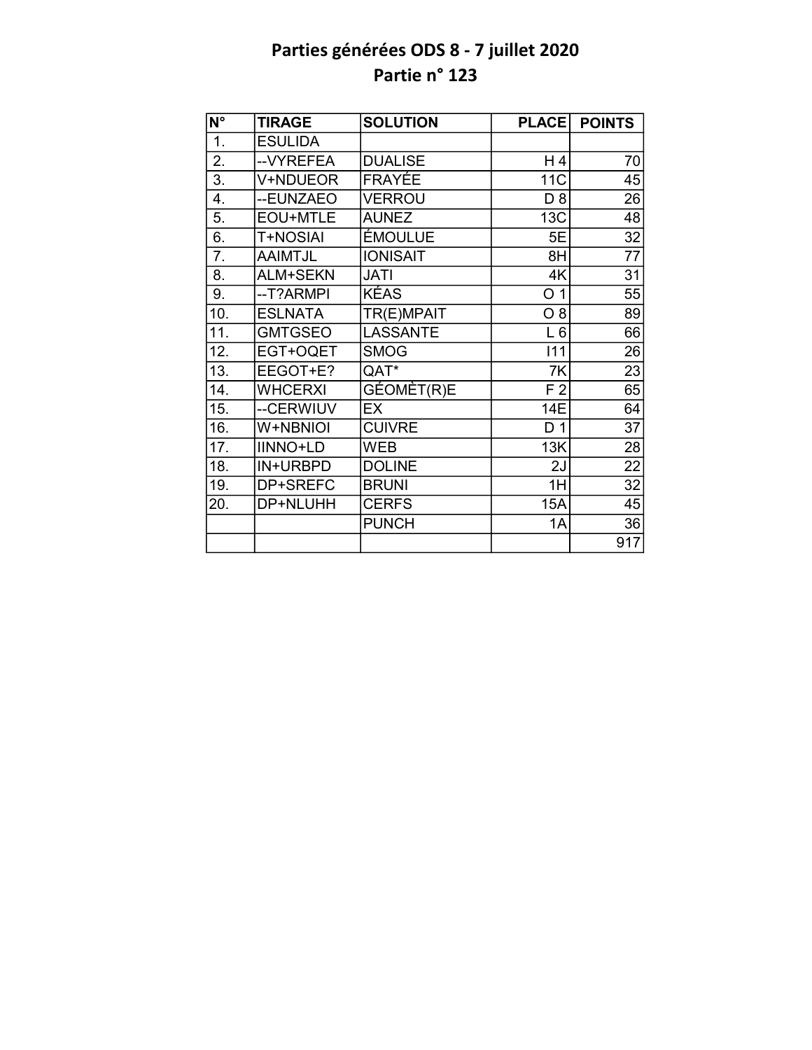# Parties générées ODS 8 - 7 juillet 2020
## Partie n° 123

| N° | TIRAGE | SOLUTION | PLACE | POINTS |
|---|---|---|---|---|
| 1. | ESULIDA | | | |
| 2. | --VYREFEA | DUALISE | H 4 | 70 |
| 3. | V+NDUEOR | FRAYÉE | 11C | 45 |
| 4. | --EUNZAEO | VERROU | D 8 | 26 |
| 5. | EOU+MTLE | AUNEZ | 13C | 48 |
| 6. | T+NOSIAI | ÉMOULUE | 5E | 32 |
| 7. | AAIMTJL | IONISAIT | 8H | 77 |
| 8. | ALM+SEKN | JATI | 4K | 31 |
| 9. | --T?ARMPI | KÉAS | O 1 | 55 |
| 10. | ESLNATA | TR(E)MPAIT | O 8 | 89 |
| 11. | GMTGSEO | LASSANTE | L 6 | 66 |
| 12. | EGT+OQET | SMOG | I11 | 26 |
| 13. | EEGOT+E? | QAT* | 7K | 23 |
| 14. | WHCERXI | GÉOMÈT(R)E | F 2 | 65 |
| 15. | --CERWIUV | EX | 14E | 64 |
| 16. | W+NBNIOI | CUIVRE | D 1 | 37 |
| 17. | IINNO+LD | WEB | 13K | 28 |
| 18. | IN+URBPD | DOLINE | 2J | 22 |
| 19. | DP+SREFC | BRUNI | 1H | 32 |
| 20. | DP+NLUHH | CERFS | 15A | 45 |
| | | PUNCH | 1A | 36 |
| | | | | 917 |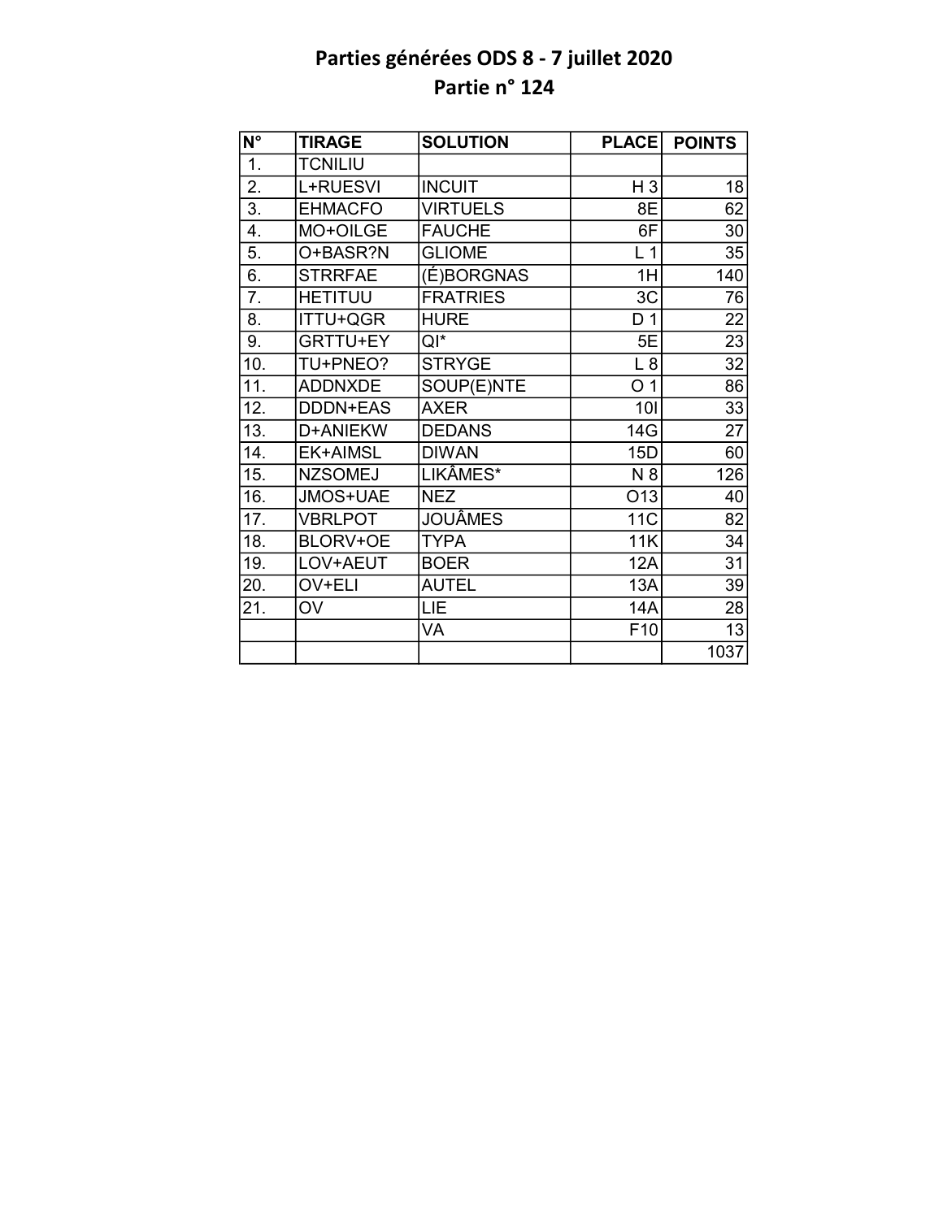# Parties générées ODS 8 - 7 juillet 2020
## Partie n° 124

| N° | TIRAGE | SOLUTION | PLACE | POINTS |
|---|---|---|---|---|
| 1. | TCNILIU | | | |
| 2. | L+RUESVI | INCUIT | H 3 | 18 |
| 3. | EHMACFO | VIRTUELS | 8E | 62 |
| 4. | MO+OILGE | FAUCHE | 6F | 30 |
| 5. | O+BASR?N | GLIOME | L 1 | 35 |
| 6. | STRRFAE | (É)BORGNAS | 1H | 140 |
| 7. | HETITUU | FRATRIES | 3C | 76 |
| 8. | ITTU+QGR | HURE | D 1 | 22 |
| 9. | GRTTU+EY | QI* | 5E | 23 |
| 10. | TU+PNEO? | STRYGE | L 8 | 32 |
| 11. | ADDNXDE | SOUP(E)NTE | O 1 | 86 |
| 12. | DDDN+EAS | AXER | 10I | 33 |
| 13. | D+ANIEKW | DEDANS | 14G | 27 |
| 14. | EK+AIMSL | DIWAN | 15D | 60 |
| 15. | NZSOMEJ | LIKÂMES* | N 8 | 126 |
| 16. | JMOS+UAE | NEZ | O13 | 40 |
| 17. | VBRLPOT | JOUÂMES | 11C | 82 |
| 18. | BLORV+OE | TYPA | 11K | 34 |
| 19. | LOV+AEUT | BOER | 12A | 31 |
| 20. | OV+ELI | AUTEL | 13A | 39 |
| 21. | OV | LIE | 14A | 28 |
| | | VA | F10 | 13 |
| | | | | 1037 |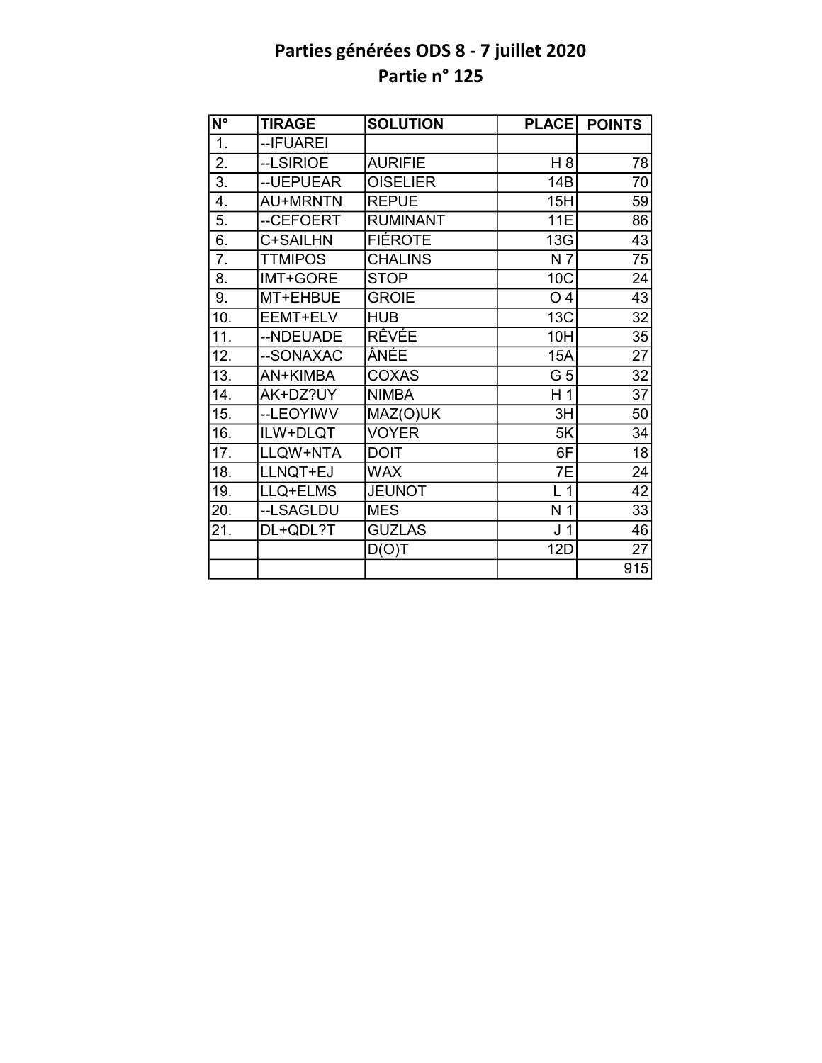# Parties générées ODS 8 - 7 juillet 2020
## Partie n° 125

| N° | TIRAGE | SOLUTION | PLACE | POINTS |
|---|---|---|---|---|
| 1. | --IFUAREI | | | |
| 2. | --LSIRIOE | AURIFIE | H 8 | 78 |
| 3. | --UEPUEAR | OISELIER | 14B | 70 |
| 4. | AU+MRNTN | REPUE | 15H | 59 |
| 5. | --CEFOERT | RUMINANT | 11E | 86 |
| 6. | C+SAILHN | FIÉROTE | 13G | 43 |
| 7. | TTMIPOS | CHALINS | N 7 | 75 |
| 8. | IMT+GORE | STOP | 10C | 24 |
| 9. | MT+EHBUE | GROIE | O 4 | 43 |
| 10. | EEMT+ELV | HUB | 13C | 32 |
| 11. | --NDEUADE | RÊVÉE | 10H | 35 |
| 12. | --SONAXAC | ÂNÉE | 15A | 27 |
| 13. | AN+KIMBA | COXAS | G 5 | 32 |
| 14. | AK+DZ?UY | NIMBA | H 1 | 37 |
| 15. | --LEOYIWV | MAZ(O)UK | 3H | 50 |
| 16. | ILW+DLQT | VOYER | 5K | 34 |
| 17. | LLQW+NTA | DOIT | 6F | 18 |
| 18. | LLNQT+EJ | WAX | 7E | 24 |
| 19. | LLQ+ELMS | JEUNOT | L 1 | 42 |
| 20. | --LSAGLDU | MES | N 1 | 33 |
| 21. | DL+QDL?T | GUZLAS | J 1 | 46 |
| | | D(O)T | 12D | 27 |
| | | | | 915 |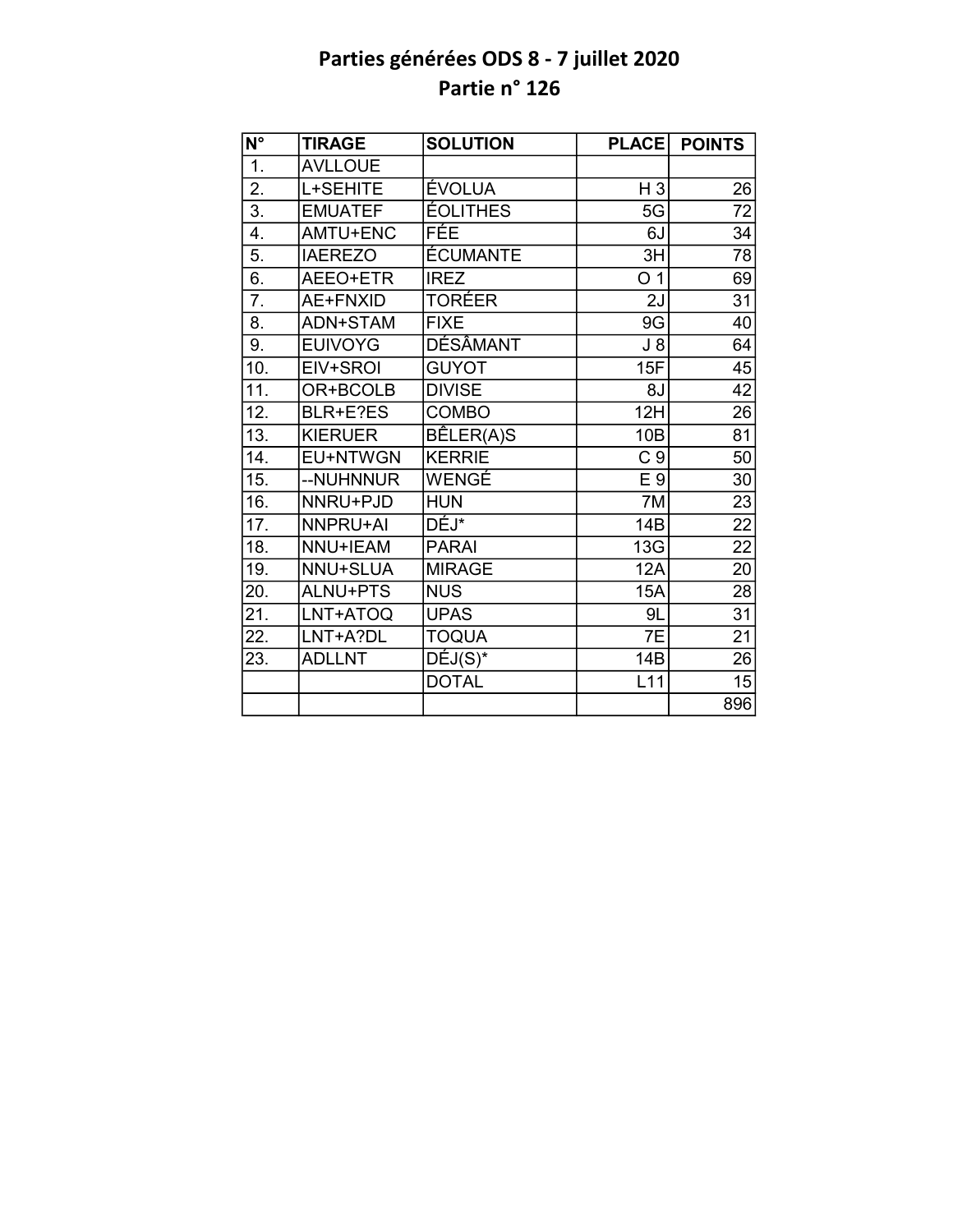# Parties générées ODS 8 - 7 juillet 2020

## Partie n° 126

| N° | TIRAGE | SOLUTION | PLACE | POINTS |
|---|---|---|---|---|
| 1. | AVLLOUE | | | |
| 2. | L+SEHITE | ÉVOLUA | H 3 | 26 |
| 3. | EMUATEF | ÉOLITHES | 5G | 72 |
| 4. | AMTU+ENC | FÉE | 6J | 34 |
| 5. | IAEREZO | ÉCUMANTE | 3H | 78 |
| 6. | AEEO+ETR | IREZ | O 1 | 69 |
| 7. | AE+FNXID | TORÉER | 2J | 31 |
| 8. | ADN+STAM | FIXE | 9G | 40 |
| 9. | EUIVOYG | DÉSÂMANT | J 8 | 64 |
| 10. | EIV+SROI | GUYOT | 15F | 45 |
| 11. | OR+BCOLB | DIVISE | 8J | 42 |
| 12. | BLR+E?ES | COMBO | 12H | 26 |
| 13. | KIERUER | BÊLER(A)S | 10B | 81 |
| 14. | EU+NTWGN | KERRIE | C 9 | 50 |
| 15. | --NUHNNUR | WENGÉ | E 9 | 30 |
| 16. | NNRU+PJD | HUN | 7M | 23 |
| 17. | NNPRU+AI | DÉJ* | 14B | 22 |
| 18. | NNU+IEAM | PARAI | 13G | 22 |
| 19. | NNU+SLUA | MIRAGE | 12A | 20 |
| 20. | ALNU+PTS | NUS | 15A | 28 |
| 21. | LNT+ATOQ | UPAS | 9L | 31 |
| 22. | LNT+A?DL | TOQUA | 7E | 21 |
| 23. | ADLLNT | DÉJ(S)* | 14B | 26 |
| | | DOTAL | L11 | 15 |
| | | | | 896 |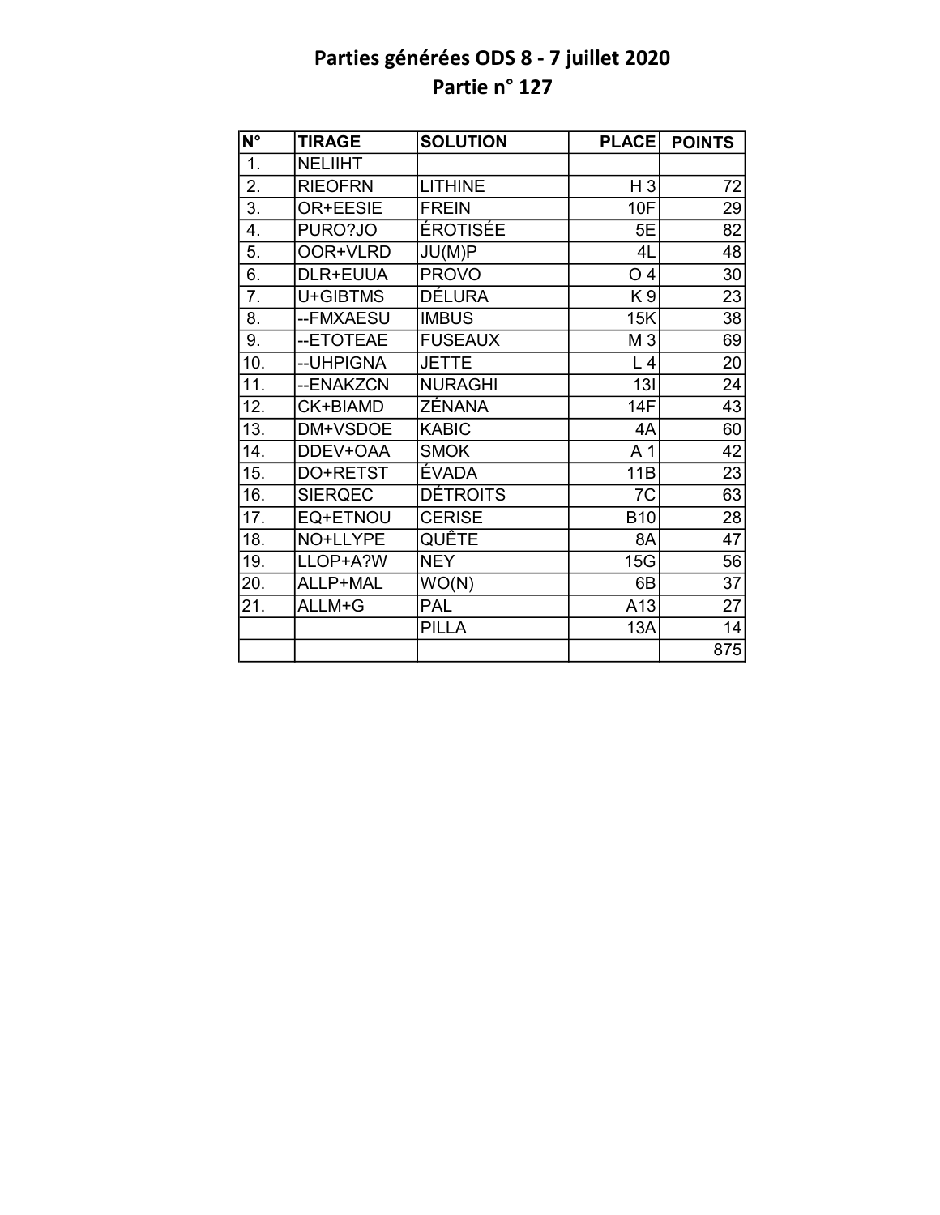# Parties générées ODS 8 - 7 juillet 2020
## Partie n° 127

| N° | TIRAGE | SOLUTION | PLACE | POINTS |
|---|---|---|---|---|
| 1. | NELIIHT | | | |
| 2. | RIEOFRN | LITHINE | H 3 | 72 |
| 3. | OR+EESIE | FREIN | 10F | 29 |
| 4. | PURO?JO | ÉROTISÉE | 5E | 82 |
| 5. | OOR+VLRD | JU(M)P | 4L | 48 |
| 6. | DLR+EUUA | PROVO | O 4 | 30 |
| 7. | U+GIBTMS | DÉLURA | K 9 | 23 |
| 8. | --FMXAESU | IMBUS | 15K | 38 |
| 9. | --ETOTEAE | FUSEAUX | M 3 | 69 |
| 10. | --UHPIGNA | JETTE | L 4 | 20 |
| 11. | --ENAKZCN | NURAGHI | 13I | 24 |
| 12. | CK+BIAMD | ZÉNANA | 14F | 43 |
| 13. | DM+VSDOE | KABIC | 4A | 60 |
| 14. | DDEV+OAA | SMOK | A 1 | 42 |
| 15. | DO+RETST | ÉVADA | 11B | 23 |
| 16. | SIERQEC | DÉTROITS | 7C | 63 |
| 17. | EQ+ETNOU | CERISE | B10 | 28 |
| 18. | NO+LLYPE | QUÊTE | 8A | 47 |
| 19. | LLOP+A?W | NEY | 15G | 56 |
| 20. | ALLP+MAL | WO(N) | 6B | 37 |
| 21. | ALLM+G | PAL | A13 | 27 |
| | | PILLA | 13A | 14 |
| | | | | 875 |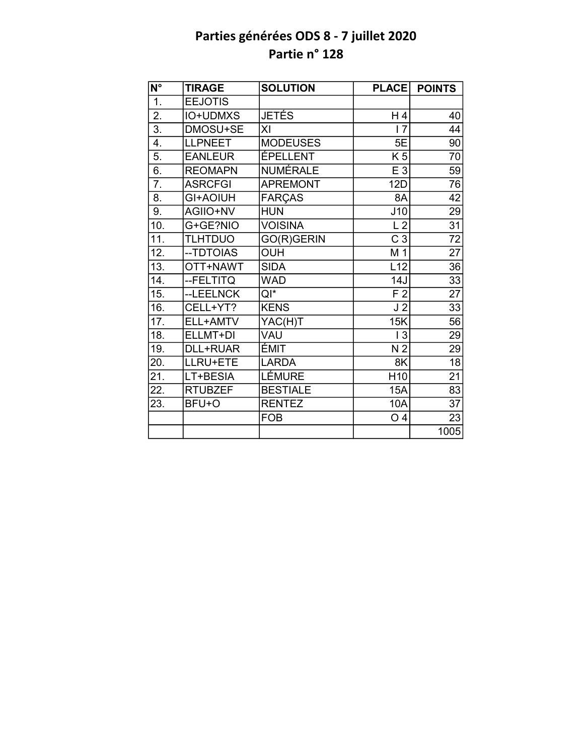# Parties générées ODS 8 - 7 juillet 2020
## Partie n° 128

| N° | TIRAGE | SOLUTION | PLACE | POINTS |
|---|---|---|---|---|
| 1. | EEJOTIS | | | |
| 2. | IO+UDMXS | JETÉS | H 4 | 40 |
| 3. | DMOSU+SE | XI | I 7 | 44 |
| 4. | LLPNEET | MODEUSES | 5E | 90 |
| 5. | EANLEUR | ÉPELLENT | K 5 | 70 |
| 6. | REOMAPN | NUMÉRALE | E 3 | 59 |
| 7. | ASRCFGI | APREMONT | 12D | 76 |
| 8. | GI+AOIUH | FARÇAS | 8A | 42 |
| 9. | AGIIO+NV | HUN | J10 | 29 |
| 10. | G+GE?NIO | VOISINA | L 2 | 31 |
| 11. | TLHTDUO | GO(R)GERIN | C 3 | 72 |
| 12. | --TDTOIAS | OUH | M 1 | 27 |
| 13. | OTT+NAWT | SIDA | L12 | 36 |
| 14. | --FELTITQ | WAD | 14J | 33 |
| 15. | --LEELNCK | QI* | F 2 | 27 |
| 16. | CELL+YT? | KENS | J 2 | 33 |
| 17. | ELL+AMTV | YAC(H)T | 15K | 56 |
| 18. | ELLMT+DI | VAU | I 3 | 29 |
| 19. | DLL+RUAR | ÉMIT | N 2 | 29 |
| 20. | LLRU+ETE | LARDA | 8K | 18 |
| 21. | LT+BESIA | LÉMURE | H10 | 21 |
| 22. | RTUBZEF | BESTIALE | 15A | 83 |
| 23. | BFU+O | RENTEZ | 10A | 37 |
| | | FOB | O 4 | 23 |
| | | | | 1005 |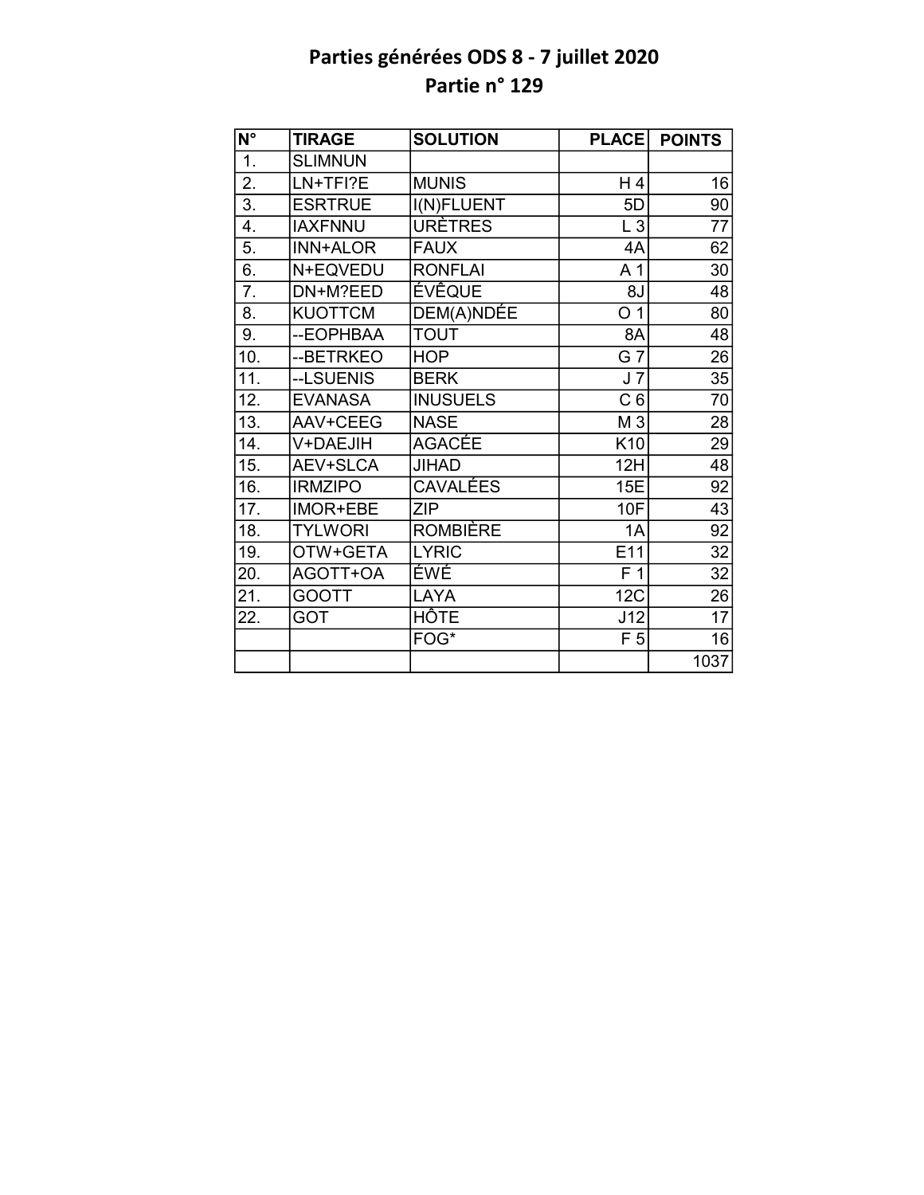# Parties générées ODS 8 - 7 juillet 2020
## Partie n° 129

| N° | TIRAGE | SOLUTION | PLACE | POINTS |
|---|---|---|---|---|
| 1. | SLIMNUN | | | |
| 2. | LN+TFI?E | MUNIS | H 4 | 16 |
| 3. | ESRTRUE | I(N)FLUENT | 5D | 90 |
| 4. | IAXFNNU | URÈTRES | L 3 | 77 |
| 5. | INN+ALOR | FAUX | 4A | 62 |
| 6. | N+EQVEDU | RONFLAI | A 1 | 30 |
| 7. | DN+M?EED | ÉVÊQUE | 8J | 48 |
| 8. | KUOTTCM | DEM(A)NDÉE | O 1 | 80 |
| 9. | --EOPHBAA | TOUT | 8A | 48 |
| 10. | --BETRKEO | HOP | G 7 | 26 |
| 11. | --LSUENIS | BERK | J 7 | 35 |
| 12. | EVANASA | INUSUELS | C 6 | 70 |
| 13. | AAV+CEEG | NASE | M 3 | 28 |
| 14. | V+DAEJIH | AGACÉE | K10 | 29 |
| 15. | AEV+SLCA | JIHAD | 12H | 48 |
| 16. | IRMZIPO | CAVALÉES | 15E | 92 |
| 17. | IMOR+EBE | ZIP | 10F | 43 |
| 18. | TYLWORI | ROMBIÈRE | 1A | 92 |
| 19. | OTW+GETA | LYRIC | E11 | 32 |
| 20. | AGOTT+OA | ÉWÉ | F 1 | 32 |
| 21. | GOOTT | LAYA | 12C | 26 |
| 22. | GOT | HÔTE | J12 | 17 |
| | | FOG* | F 5 | 16 |
| | | | | 1037 |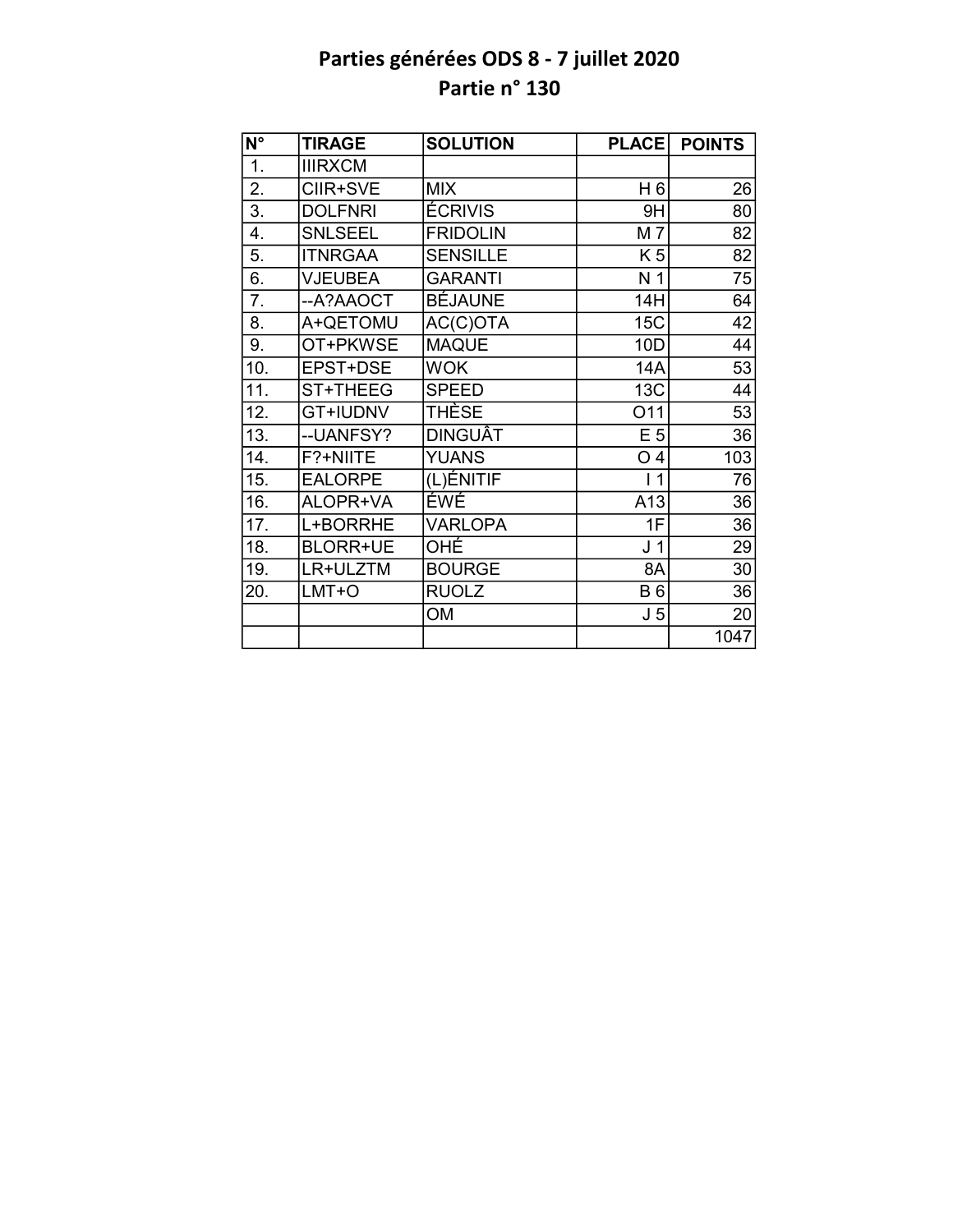# Parties générées ODS 8 - 7 juillet 2020

## Partie n° 130

| N° | TIRAGE | SOLUTION | PLACE | POINTS |
|---|---|---|---|---|
| 1. | IIIRXCM | | | |
| 2. | CIIR+SVE | MIX | H 6 | 26 |
| 3. | DOLFNRI | ÉCRIVIS | 9H | 80 |
| 4. | SNLSEEL | FRIDOLIN | M 7 | 82 |
| 5. | ITNRGAA | SENSILLE | K 5 | 82 |
| 6. | VJEUBEA | GARANTI | N 1 | 75 |
| 7. | --A?AAOCT | BÉJAUNE | 14H | 64 |
| 8. | A+QETOMU | AC(C)OTA | 15C | 42 |
| 9. | OT+PKWSE | MAQUE | 10D | 44 |
| 10. | EPST+DSE | WOK | 14A | 53 |
| 11. | ST+THEEG | SPEED | 13C | 44 |
| 12. | GT+IUDNV | THÈSE | O11 | 53 |
| 13. | --UANFSY? | DINGUÂT | E 5 | 36 |
| 14. | F?+NIITE | YUANS | O 4 | 103 |
| 15. | EALORPE | (L)ÉNITIF | I 1 | 76 |
| 16. | ALOPR+VA | ÉWÉ | A13 | 36 |
| 17. | L+BORRHE | VARLOPA | 1F | 36 |
| 18. | BLORR+UE | OHÉ | J 1 | 29 |
| 19. | LR+ULZTM | BOURGE | 8A | 30 |
| 20. | LMT+O | RUOLZ | B 6 | 36 |
| | | OM | J 5 | 20 |
| | | | | 1047 |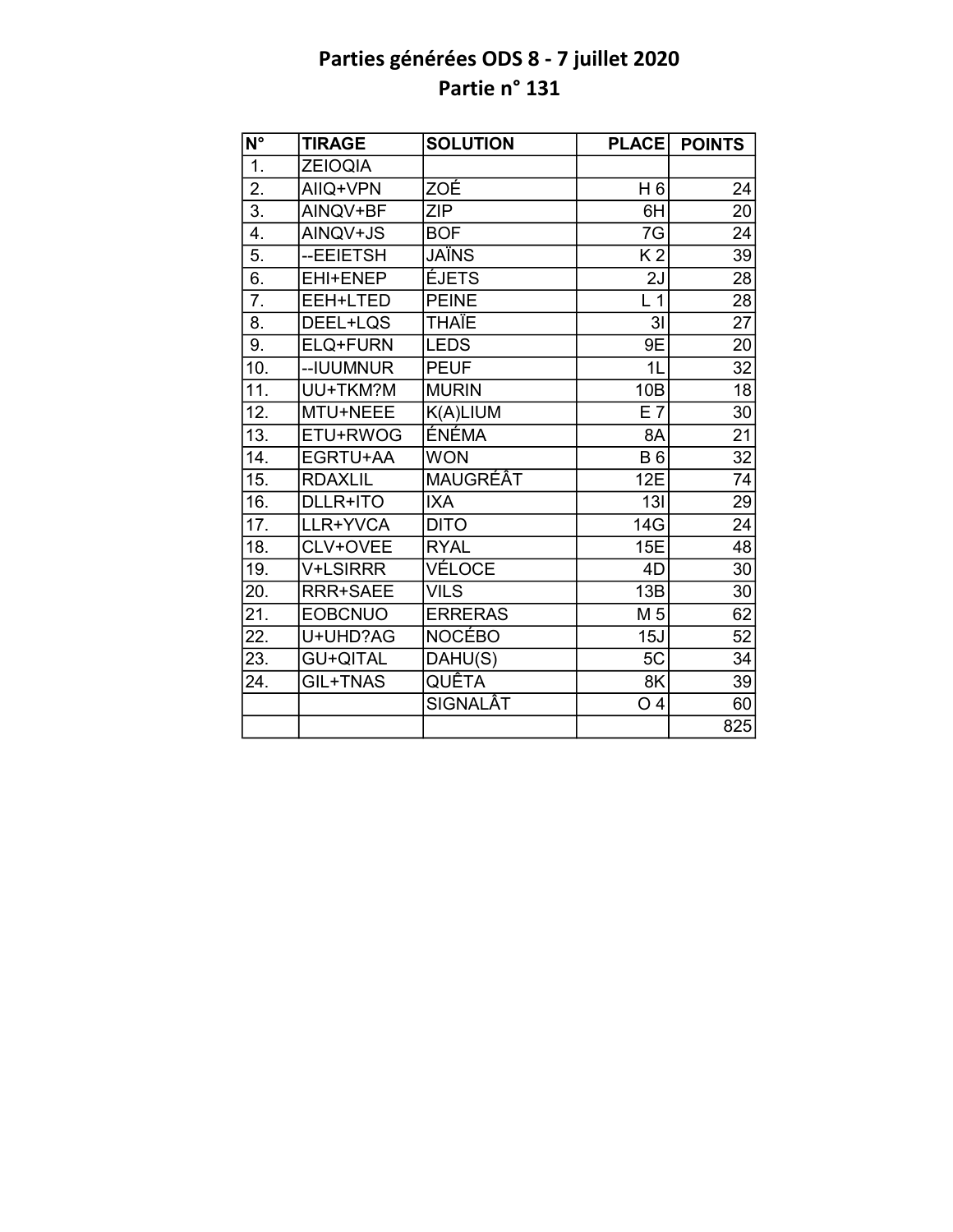# Parties générées ODS 8 - 7 juillet 2020
## Partie n° 131

| N° | TIRAGE | SOLUTION | PLACE | POINTS |
|---|---|---|---|---|
| 1. | ZEIOQIA | | | |
| 2. | AIIQ+VPN | ZOÉ | H 6 | 24 |
| 3. | AINQV+BF | ZIP | 6H | 20 |
| 4. | AINQV+JS | BOF | 7G | 24 |
| 5. | --EEIETSH | JAÏNS | K 2 | 39 |
| 6. | EHI+ENEP | ÉJETS | 2J | 28 |
| 7. | EEH+LTED | PEINE | L 1 | 28 |
| 8. | DEEL+LQS | THAÏE | 3I | 27 |
| 9. | ELQ+FURN | LEDS | 9E | 20 |
| 10. | --IUUMNUR | PEUF | 1L | 32 |
| 11. | UU+TKM?M | MURIN | 10B | 18 |
| 12. | MTU+NEEE | K(A)LIUM | E 7 | 30 |
| 13. | ETU+RWOG | ÉNÉMA | 8A | 21 |
| 14. | EGRTU+AA | WON | B 6 | 32 |
| 15. | RDAXLIL | MAUGRÉÂT | 12E | 74 |
| 16. | DLLR+ITO | IXA | 13I | 29 |
| 17. | LLR+YVCA | DITO | 14G | 24 |
| 18. | CLV+OVEE | RYAL | 15E | 48 |
| 19. | V+LSIRRR | VÉLOCE | 4D | 30 |
| 20. | RRR+SAEE | VILS | 13B | 30 |
| 21. | EOBCNUO | ERRERAS | M 5 | 62 |
| 22. | U+UHD?AG | NOCÉBO | 15J | 52 |
| 23. | GU+QITAL | DAHU(S) | 5C | 34 |
| 24. | GIL+TNAS | QUÊTA | 8K | 39 |
| | | SIGNALÂT | O 4 | 60 |
| | | | | 825 |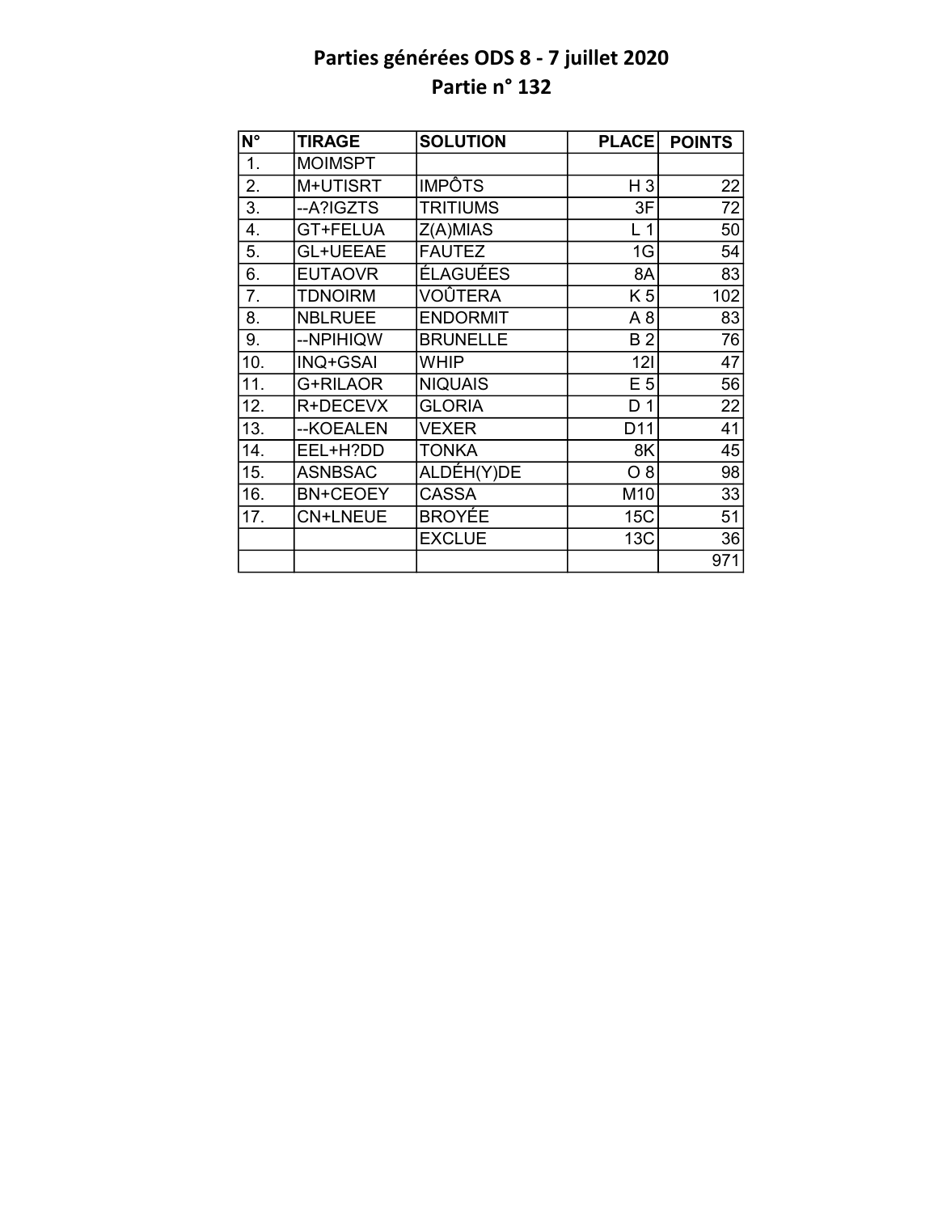# Parties générées ODS 8 - 7 juillet 2020
## Partie n° 132

| N° | TIRAGE | SOLUTION | PLACE | POINTS |
|---|---|---|---|---|
| 1. | MOIMSPT | | | |
| 2. | M+UTISRT | IMPÔTS | H 3 | 22 |
| 3. | --A?IGZTS | TRITIUMS | 3F | 72 |
| 4. | GT+FELUA | Z(A)MIAS | L 1 | 50 |
| 5. | GL+UEEAE | FAUTEZ | 1G | 54 |
| 6. | EUTAOVR | ÉLAGUÉES | 8A | 83 |
| 7. | TDNOIRM | VOÛTERA | K 5 | 102 |
| 8. | NBLRUEE | ENDORMIT | A 8 | 83 |
| 9. | --NPIHIQW | BRUNELLE | B 2 | 76 |
| 10. | INQ+GSAI | WHIP | 12I | 47 |
| 11. | G+RILAOR | NIQUAIS | E 5 | 56 |
| 12. | R+DECEVX | GLORIA | D 1 | 22 |
| 13. | --KOEALEN | VEXER | D11 | 41 |
| 14. | EEL+H?DD | TONKA | 8K | 45 |
| 15. | ASNBSAC | ALDÉH(Y)DE | O 8 | 98 |
| 16. | BN+CEOEY | CASSA | M10 | 33 |
| 17. | CN+LNEUE | BROYÉE | 15C | 51 |
| | | EXCLUE | 13C | 36 |
| | | | | 971 |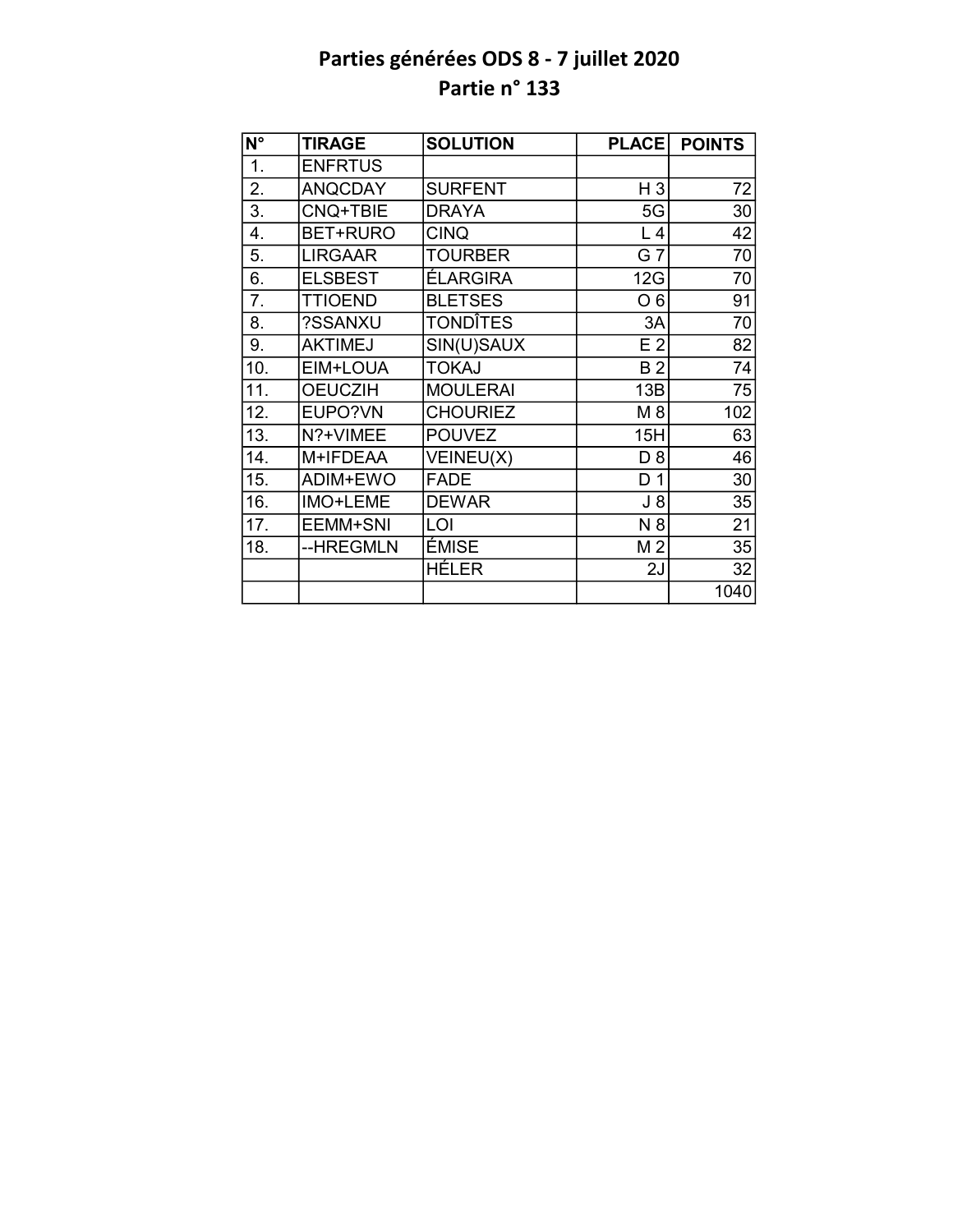# Parties générées ODS 8 - 7 juillet 2020

## Partie n° 133

| N° | TIRAGE | SOLUTION | PLACE | POINTS |
|---|---|---|---|---|
| 1. | ENFRTUS | | | |
| 2. | ANQCDAY | SURFENT | H 3 | 72 |
| 3. | CNQ+TBIE | DRAYA | 5G | 30 |
| 4. | BET+RURO | CINQ | L 4 | 42 |
| 5. | LIRGAAR | TOURBER | G 7 | 70 |
| 6. | ELSBEST | ÉLARGIRA | 12G | 70 |
| 7. | TTIOEND | BLETSES | O 6 | 91 |
| 8. | ?SSANXU | TONDÎTES | 3A | 70 |
| 9. | AKTIMEJ | SIN(U)SAUX | E 2 | 82 |
| 10. | EIM+LOUA | TOKAJ | B 2 | 74 |
| 11. | OEUCZIH | MOULERAI | 13B | 75 |
| 12. | EUPO?VN | CHOURIEZ | M 8 | 102 |
| 13. | N?+VIMEE | POUVEZ | 15H | 63 |
| 14. | M+IFDEAA | VEINEU(X) | D 8 | 46 |
| 15. | ADIM+EWO | FADE | D 1 | 30 |
| 16. | IMO+LEME | DEWAR | J 8 | 35 |
| 17. | EEMM+SNI | LOI | N 8 | 21 |
| 18. | --HREGMLN | ÉMISE | M 2 | 35 |
| | | HÉLER | 2J | 32 |
| | | | | 1040 |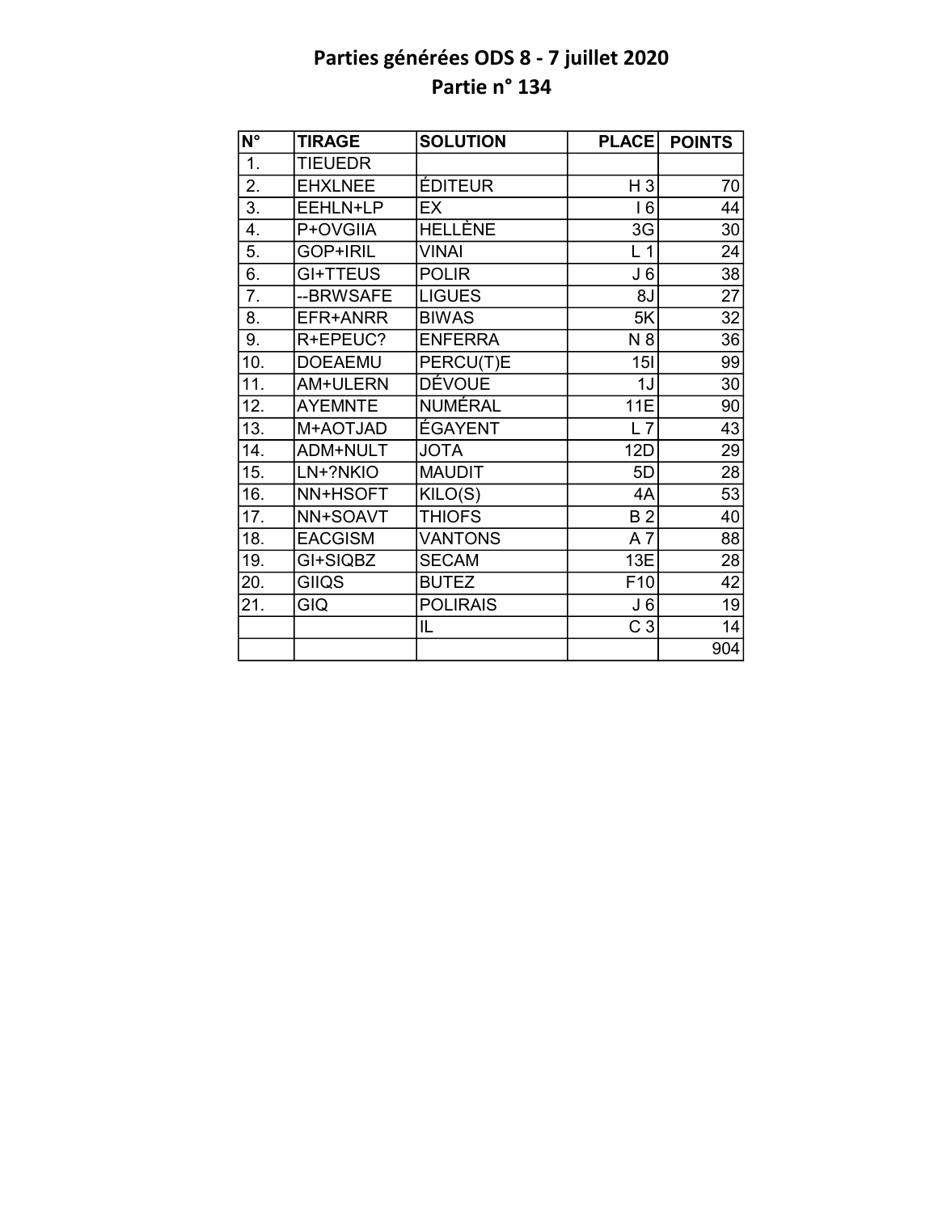# Parties générées ODS 8 - 7 juillet 2020
## Partie n° 134

| N° | TIRAGE | SOLUTION | PLACE | POINTS |
|---|---|---|---|---|
| 1. | TIEUEDR | | | |
| 2. | EHXLNEE | ÉDITEUR | H 3 | 70 |
| 3. | EEHLN+LP | EX | I 6 | 44 |
| 4. | P+OVGIIA | HELLÈNE | 3G | 30 |
| 5. | GOP+IRIL | VINAI | L 1 | 24 |
| 6. | GI+TTEUS | POLIR | J 6 | 38 |
| 7. | --BRWSAFE | LIGUES | 8J | 27 |
| 8. | EFR+ANRR | BIWAS | 5K | 32 |
| 9. | R+EPEUC? | ENFERRA | N 8 | 36 |
| 10. | DOEAEMU | PERCU(T)E | 15I | 99 |
| 11. | AM+ULERN | DÉVOUE | 1J | 30 |
| 12. | AYEMNTE | NUMÉRAL | 11E | 90 |
| 13. | M+AOTJAD | ÉGAYENT | L 7 | 43 |
| 14. | ADM+NULT | JOTA | 12D | 29 |
| 15. | LN+?NKIO | MAUDIT | 5D | 28 |
| 16. | NN+HSOFT | KILO(S) | 4A | 53 |
| 17. | NN+SOAVT | THIOFS | B 2 | 40 |
| 18. | EACGISM | VANTONS | A 7 | 88 |
| 19. | GI+SIQBZ | SECAM | 13E | 28 |
| 20. | GIIQS | BUTEZ | F10 | 42 |
| 21. | GIQ | POLIRAIS | J 6 | 19 |
| | | IL | C 3 | 14 |
| | | | | 904 |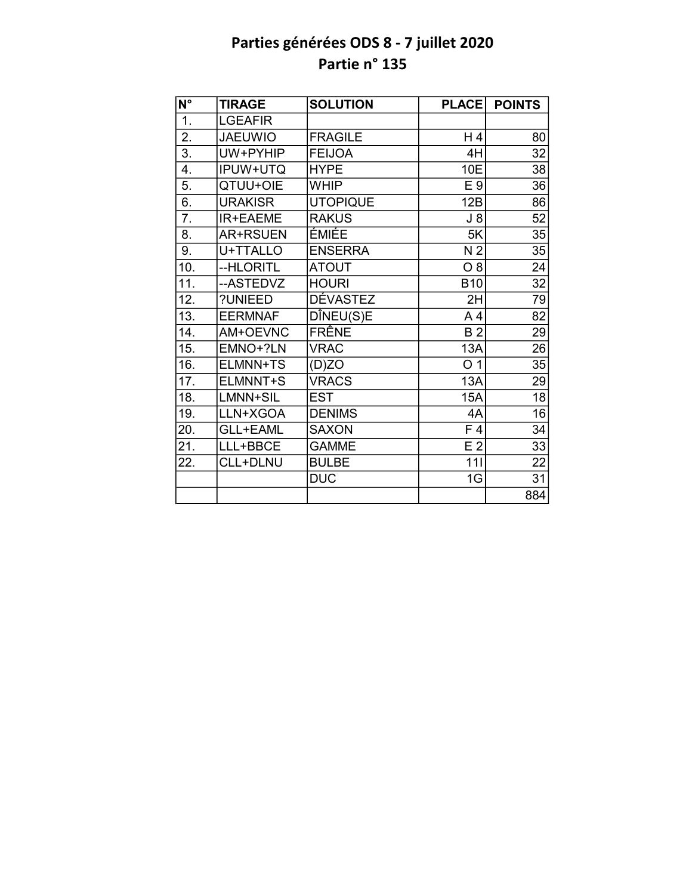# Parties générées ODS 8 - 7 juillet 2020
## Partie n° 135

| N° | TIRAGE | SOLUTION | PLACE | POINTS |
|---|---|---|---|---|
| 1. | LGEAFIR | | | |
| 2. | JAEUWIO | FRAGILE | H 4 | 80 |
| 3. | UW+PYHIP | FEIJOA | 4H | 32 |
| 4. | IPUW+UTQ | HYPE | 10E | 38 |
| 5. | QTUU+OIE | WHIP | E 9 | 36 |
| 6. | URAKISR | UTOPIQUE | 12B | 86 |
| 7. | IR+EAEME | RAKUS | J 8 | 52 |
| 8. | AR+RSUEN | ÉMIÉE | 5K | 35 |
| 9. | U+TTALLO | ENSERRA | N 2 | 35 |
| 10. | --HLORITL | ATOUT | O 8 | 24 |
| 11. | --ASTEDVZ | HOURI | B10 | 32 |
| 12. | ?UNIEED | DÉVASTEZ | 2H | 79 |
| 13. | EERMNAF | DÎNEU(S)E | A 4 | 82 |
| 14. | AM+OEVNC | FRÊNE | B 2 | 29 |
| 15. | EMNO+?LN | VRAC | 13A | 26 |
| 16. | ELMNN+TS | (D)ZO | O 1 | 35 |
| 17. | ELMNNT+S | VRACS | 13A | 29 |
| 18. | LMNN+SIL | EST | 15A | 18 |
| 19. | LLN+XGOA | DENIMS | 4A | 16 |
| 20. | GLL+EAML | SAXON | F 4 | 34 |
| 21. | LLL+BBCE | GAMME | E 2 | 33 |
| 22. | CLL+DLNU | BULBE | 11I | 22 |
| | | DUC | 1G | 31 |
| | | | | 884 |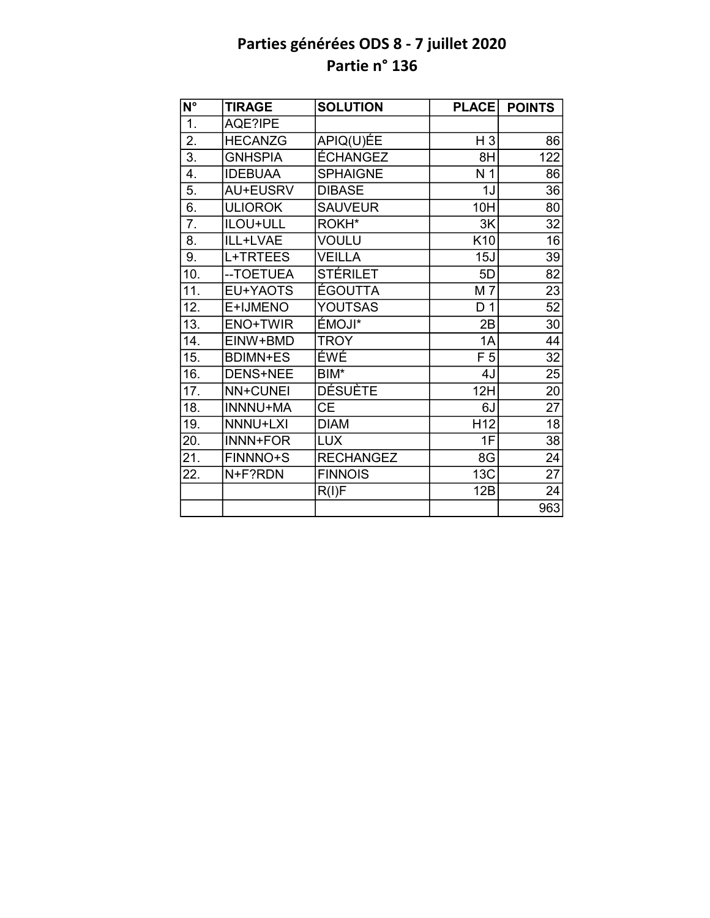# Parties générées ODS 8 - 7 juillet 2020

## Partie n° 136

| N° | TIRAGE | SOLUTION | PLACE | POINTS |
|---|---|---|---|---|
| 1. | AQE?IPE | | | |
| 2. | HECANZG | APIQ(U)ÉE | H 3 | 86 |
| 3. | GNHSPIA | ÉCHANGEZ | 8H | 122 |
| 4. | IDEBUAA | SPHAIGNE | N 1 | 86 |
| 5. | AU+EUSRV | DIBASE | 1J | 36 |
| 6. | ULIOROK | SAUVEUR | 10H | 80 |
| 7. | ILOU+ULL | ROKH* | 3K | 32 |
| 8. | ILL+LVAE | VOULU | K10 | 16 |
| 9. | L+TRTEES | VEILLA | 15J | 39 |
| 10. | --TOETUEA | STÉRILET | 5D | 82 |
| 11. | EU+YAOTS | ÉGOUTTA | M 7 | 23 |
| 12. | E+IJMENO | YOUTSAS | D 1 | 52 |
| 13. | ENO+TWIR | ÉMOJI* | 2B | 30 |
| 14. | EINW+BMD | TROY | 1A | 44 |
| 15. | BDIMN+ES | ÉWÉ | F 5 | 32 |
| 16. | DENS+NEE | BIM* | 4J | 25 |
| 17. | NN+CUNEI | DÉSUÈTE | 12H | 20 |
| 18. | INNNU+MA | CE | 6J | 27 |
| 19. | NNNU+LXI | DIAM | H12 | 18 |
| 20. | INNN+FOR | LUX | 1F | 38 |
| 21. | FINNNO+S | RECHANGEZ | 8G | 24 |
| 22. | N+F?RDN | FINNOIS | 13C | 27 |
| | | R(I)F | 12B | 24 |
| | | | | 963 |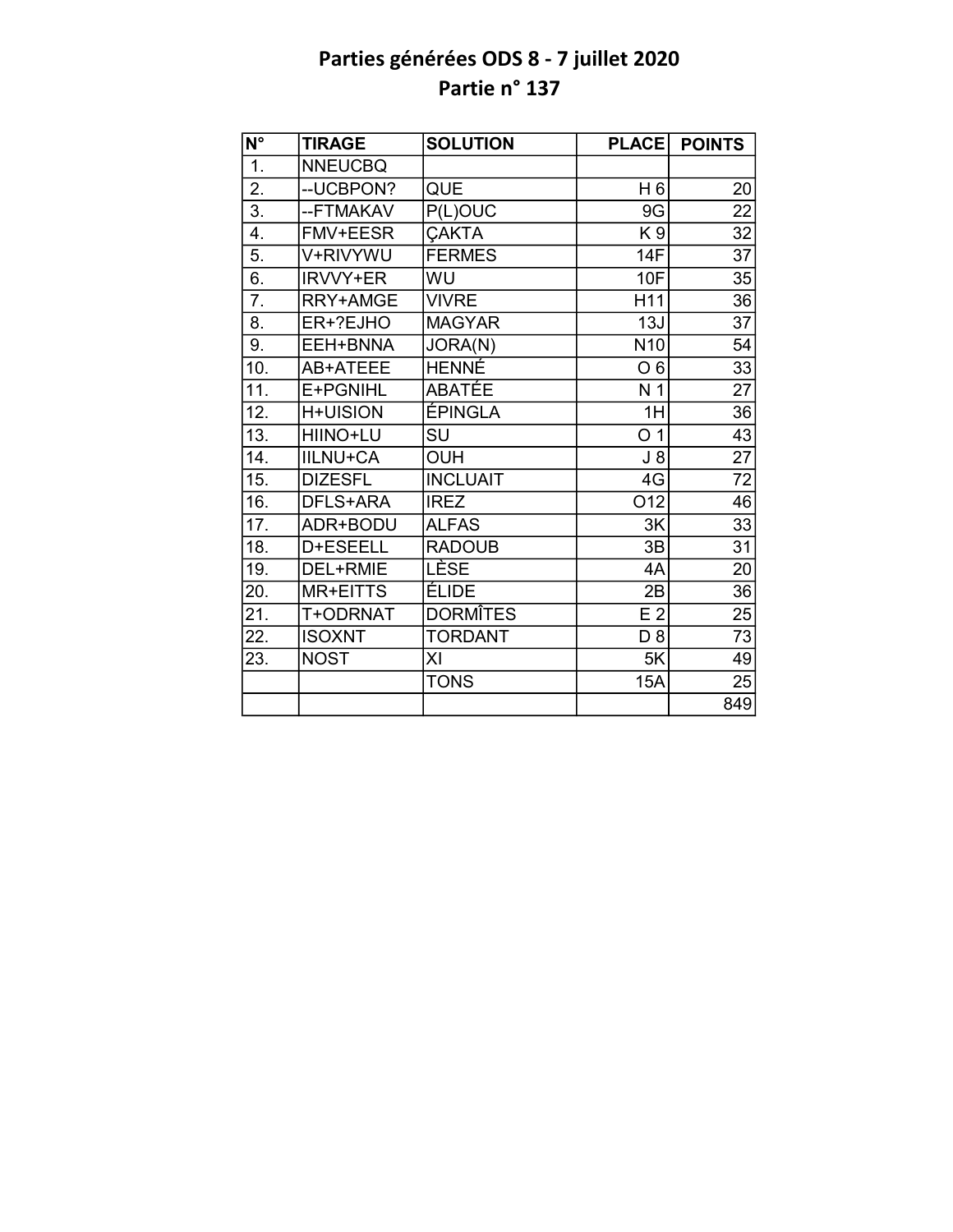# Parties générées ODS 8 - 7 juillet 2020
## Partie n° 137

| N° | TIRAGE | SOLUTION | PLACE | POINTS |
|---|---|---|---|---|
| 1. | NNEUCBQ | | | |
| 2. | --UCBPON? | QUE | H 6 | 20 |
| 3. | --FTMAKAV | P(L)OUC | 9G | 22 |
| 4. | FMV+EESR | ÇAKTA | K 9 | 32 |
| 5. | V+RIVYWU | FERMES | 14F | 37 |
| 6. | IRVVY+ER | WU | 10F | 35 |
| 7. | RRY+AMGE | VIVRE | H11 | 36 |
| 8. | ER+?EJHO | MAGYAR | 13J | 37 |
| 9. | EEH+BNNA | JORA(N) | N10 | 54 |
| 10. | AB+ATEEE | HENNÉ | O 6 | 33 |
| 11. | E+PGNIHL | ABATÉE | N 1 | 27 |
| 12. | H+UISION | ÉPINGLA | 1H | 36 |
| 13. | HIINO+LU | SU | O 1 | 43 |
| 14. | IILNU+CA | OUH | J 8 | 27 |
| 15. | DIZESFL | INCLUAIT | 4G | 72 |
| 16. | DFLS+ARA | IREZ | O12 | 46 |
| 17. | ADR+BODU | ALFAS | 3K | 33 |
| 18. | D+ESEELL | RADOUB | 3B | 31 |
| 19. | DEL+RMIE | LÈSE | 4A | 20 |
| 20. | MR+EITTS | ÉLIDE | 2B | 36 |
| 21. | T+ODRNAT | DORMÎTES | E 2 | 25 |
| 22. | ISOXNT | TORDANT | D 8 | 73 |
| 23. | NOST | XI | 5K | 49 |
| | | TONS | 15A | 25 |
| | | | | 849 |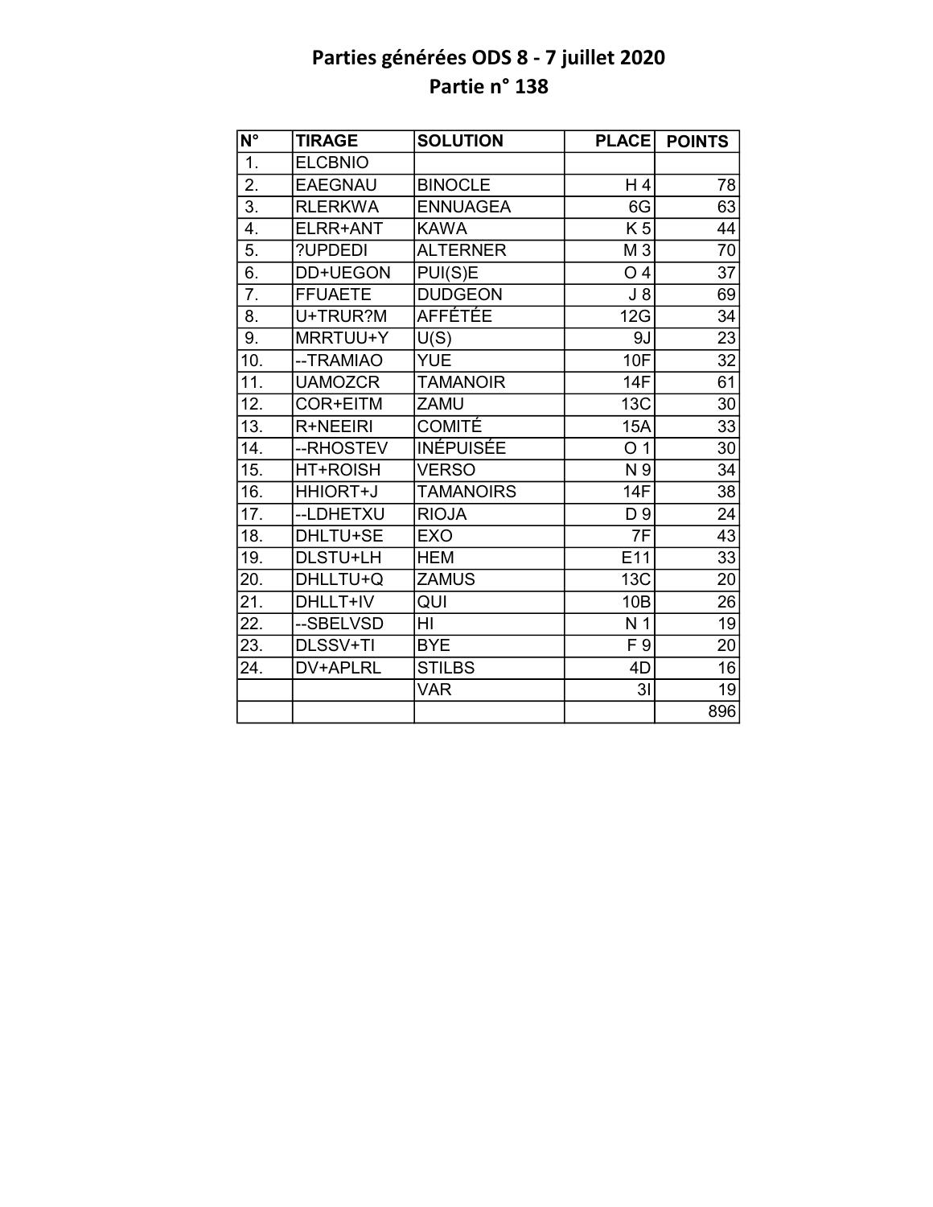# Parties générées ODS 8 - 7 juillet 2020
## Partie n° 138

| N° | TIRAGE | SOLUTION | PLACE | POINTS |
|---|---|---|---|---|
| 1. | ELCBNIO | | | |
| 2. | EAEGNAU | BINOCLE | H 4 | 78 |
| 3. | RLERKWA | ENNUAGEA | 6G | 63 |
| 4. | ELRR+ANT | KAWA | K 5 | 44 |
| 5. | ?UPDEDI | ALTERNER | M 3 | 70 |
| 6. | DD+UEGON | PUI(S)E | O 4 | 37 |
| 7. | FFUAETE | DUDGEON | J 8 | 69 |
| 8. | U+TRUR?M | AFFÉTÉE | 12G | 34 |
| 9. | MRRTUU+Y | U(S) | 9J | 23 |
| 10. | --TRAMIAO | YUE | 10F | 32 |
| 11. | UAMOZCR | TAMANOIR | 14F | 61 |
| 12. | COR+EITM | ZAMU | 13C | 30 |
| 13. | R+NEEIRI | COMITÉ | 15A | 33 |
| 14. | --RHOSTEV | INÉPUISÉE | O 1 | 30 |
| 15. | HT+ROISH | VERSO | N 9 | 34 |
| 16. | HHIORT+J | TAMANOIRS | 14F | 38 |
| 17. | --LDHETXU | RIOJA | D 9 | 24 |
| 18. | DHLTU+SE | EXO | 7F | 43 |
| 19. | DLSTU+LH | HEM | E11 | 33 |
| 20. | DHLLTU+Q | ZAMUS | 13C | 20 |
| 21. | DHLLT+IV | QUI | 10B | 26 |
| 22. | --SBELVSD | HI | N 1 | 19 |
| 23. | DLSSV+TI | BYE | F 9 | 20 |
| 24. | DV+APLRL | STILBS | 4D | 16 |
| | | VAR | 3I | 19 |
| | | | | 896 |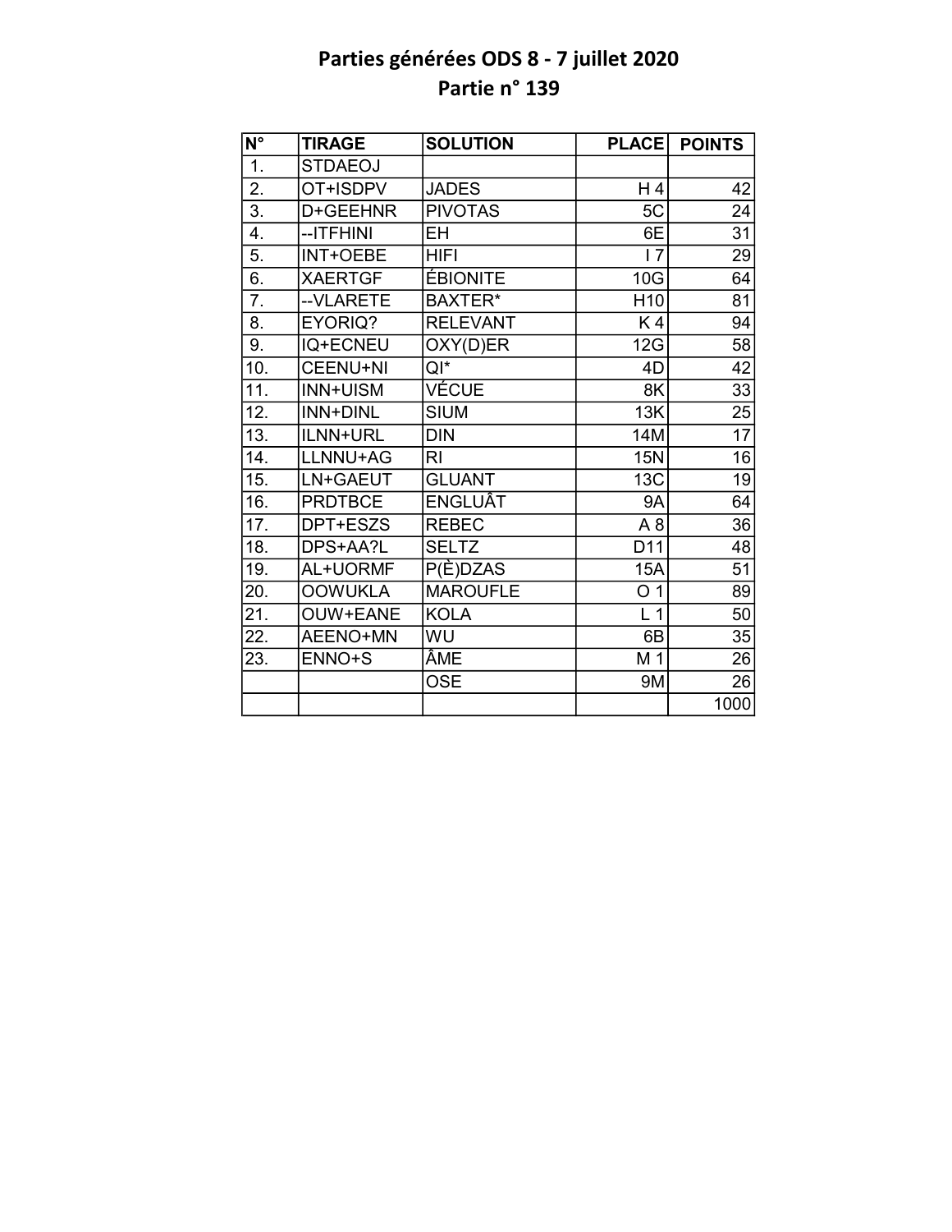# Parties générées ODS 8 - 7 juillet 2020
## Partie n° 139

| N° | TIRAGE | SOLUTION | PLACE | POINTS |
|---|---|---|---|---|
| 1. | STDAEOJ | | | |
| 2. | OT+ISDPV | JADES | H 4 | 42 |
| 3. | D+GEEHNR | PIVOTAS | 5C | 24 |
| 4. | --ITFHINI | EH | 6E | 31 |
| 5. | INT+OEBE | HIFI | I 7 | 29 |
| 6. | XAERTGF | ÉBIONITE | 10G | 64 |
| 7. | --VLARETE | BAXTER* | H10 | 81 |
| 8. | EYORIQ? | RELEVANT | K 4 | 94 |
| 9. | IQ+ECNEU | OXY(D)ER | 12G | 58 |
| 10. | CEENU+NI | QI* | 4D | 42 |
| 11. | INN+UISM | VÉCUE | 8K | 33 |
| 12. | INN+DINL | SIUM | 13K | 25 |
| 13. | ILNN+URL | DIN | 14M | 17 |
| 14. | LLNNU+AG | RI | 15N | 16 |
| 15. | LN+GAEUT | GLUANT | 13C | 19 |
| 16. | PRDTBCE | ENGLUÂT | 9A | 64 |
| 17. | DPT+ESZS | REBEC | A 8 | 36 |
| 18. | DPS+AA?L | SELTZ | D11 | 48 |
| 19. | AL+UORMF | P(È)DZAS | 15A | 51 |
| 20. | OOWUKLA | MAROUFLE | O 1 | 89 |
| 21. | OUW+EANE | KOLA | L 1 | 50 |
| 22. | AEENO+MN | WU | 6B | 35 |
| 23. | ENNO+S | ÂME | M 1 | 26 |
| | | OSE | 9M | 26 |
| | | | | 1000 |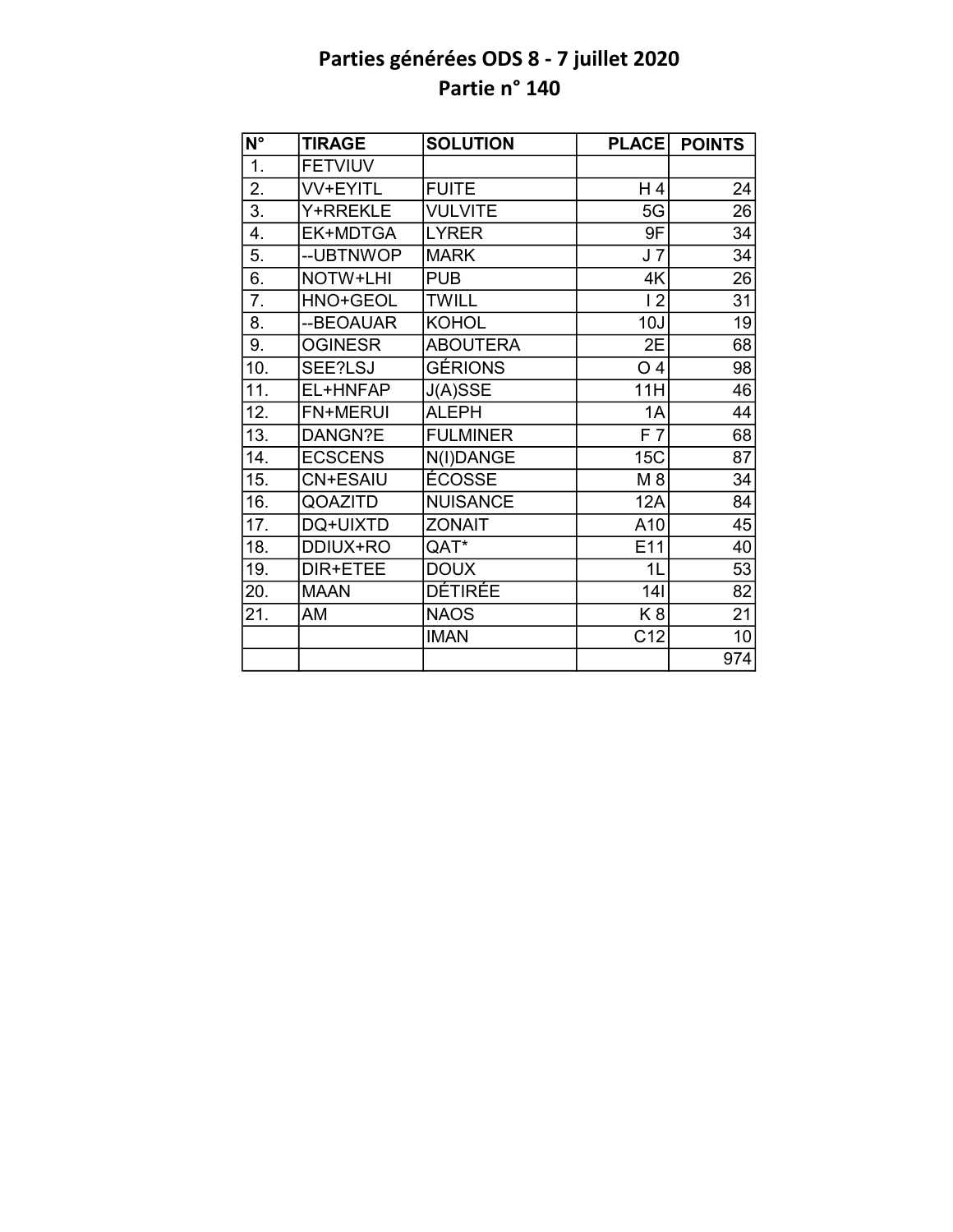# Parties générées ODS 8 - 7 juillet 2020
## Partie n° 140

| N° | TIRAGE | SOLUTION | PLACE | POINTS |
|---|---|---|---|---|
| 1. | FETVIUV | | | |
| 2. | VV+EYITL | FUITE | H 4 | 24 |
| 3. | Y+RREKLE | VULVITE | 5G | 26 |
| 4. | EK+MDTGA | LYRER | 9F | 34 |
| 5. | --UBTNWOP | MARK | J 7 | 34 |
| 6. | NOTW+LHI | PUB | 4K | 26 |
| 7. | HNO+GEOL | TWILL | I 2 | 31 |
| 8. | --BEOAUAR | KOHOL | 10J | 19 |
| 9. | OGINESR | ABOUTERA | 2E | 68 |
| 10. | SEE?LSJ | GÉRIONS | O 4 | 98 |
| 11. | EL+HNFAP | J(A)SSE | 11H | 46 |
| 12. | FN+MERUI | ALEPH | 1A | 44 |
| 13. | DANGN?E | FULMINER | F 7 | 68 |
| 14. | ECSCENS | N(I)DANGE | 15C | 87 |
| 15. | CN+ESAIU | ÉCOSSE | M 8 | 34 |
| 16. | QOAZITD | NUISANCE | 12A | 84 |
| 17. | DQ+UIXTD | ZONAIT | A10 | 45 |
| 18. | DDIUX+RO | QAT* | E11 | 40 |
| 19. | DIR+ETEE | DOUX | 1L | 53 |
| 20. | MAAN | DÉTIRÉE | 14I | 82 |
| 21. | AM | NAOS | K 8 | 21 |
| | | IMAN | C12 | 10 |
| | | | | 974 |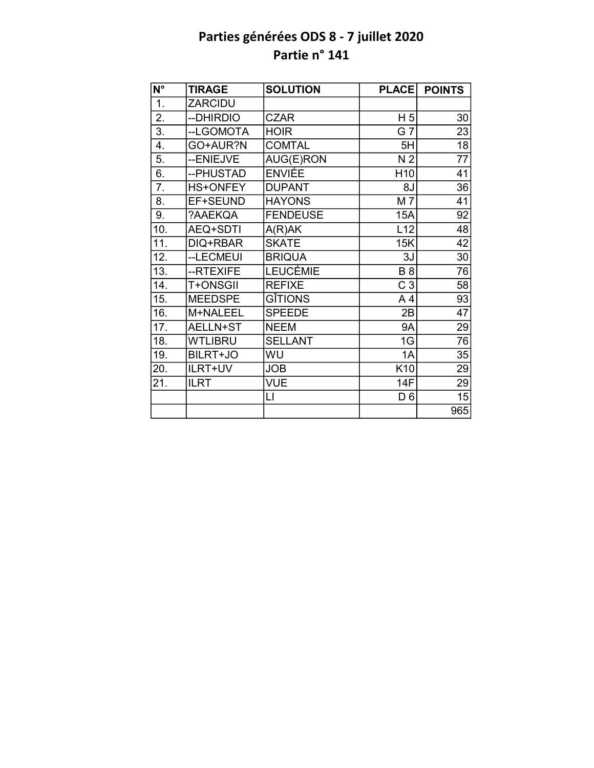# Parties générées ODS 8 - 7 juillet 2020
## Partie n° 141

| N° | TIRAGE | SOLUTION | PLACE | POINTS |
|---|---|---|---|---|
| 1. | ZARCIDU | | | |
| 2. | --DHIRDIO | CZAR | H 5 | 30 |
| 3. | --LGOMOTA | HOIR | G 7 | 23 |
| 4. | GO+AUR?N | COMTAL | 5H | 18 |
| 5. | --ENIEJVE | AUG(E)RON | N 2 | 77 |
| 6. | --PHUSTAD | ENVIÉE | H10 | 41 |
| 7. | HS+ONFEY | DUPANT | 8J | 36 |
| 8. | EF+SEUND | HAYONS | M 7 | 41 |
| 9. | ?AAEKQA | FENDEUSE | 15A | 92 |
| 10. | AEQ+SDTI | A(R)AK | L12 | 48 |
| 11. | DIQ+RBAR | SKATE | 15K | 42 |
| 12. | --LECMEUI | BRIQUA | 3J | 30 |
| 13. | --RTEXIFE | LEUCÉMIE | B 8 | 76 |
| 14. | T+ONSGII | REFIXE | C 3 | 58 |
| 15. | MEEDSPE | GÎTIONS | A 4 | 93 |
| 16. | M+NALEEL | SPEEDE | 2B | 47 |
| 17. | AELLN+ST | NEEM | 9A | 29 |
| 18. | WTLIBRU | SELLANT | 1G | 76 |
| 19. | BILRT+JO | WU | 1A | 35 |
| 20. | ILRT+UV | JOB | K10 | 29 |
| 21. | ILRT | VUE | 14F | 29 |
| | | LI | D 6 | 15 |
| | | | | 965 |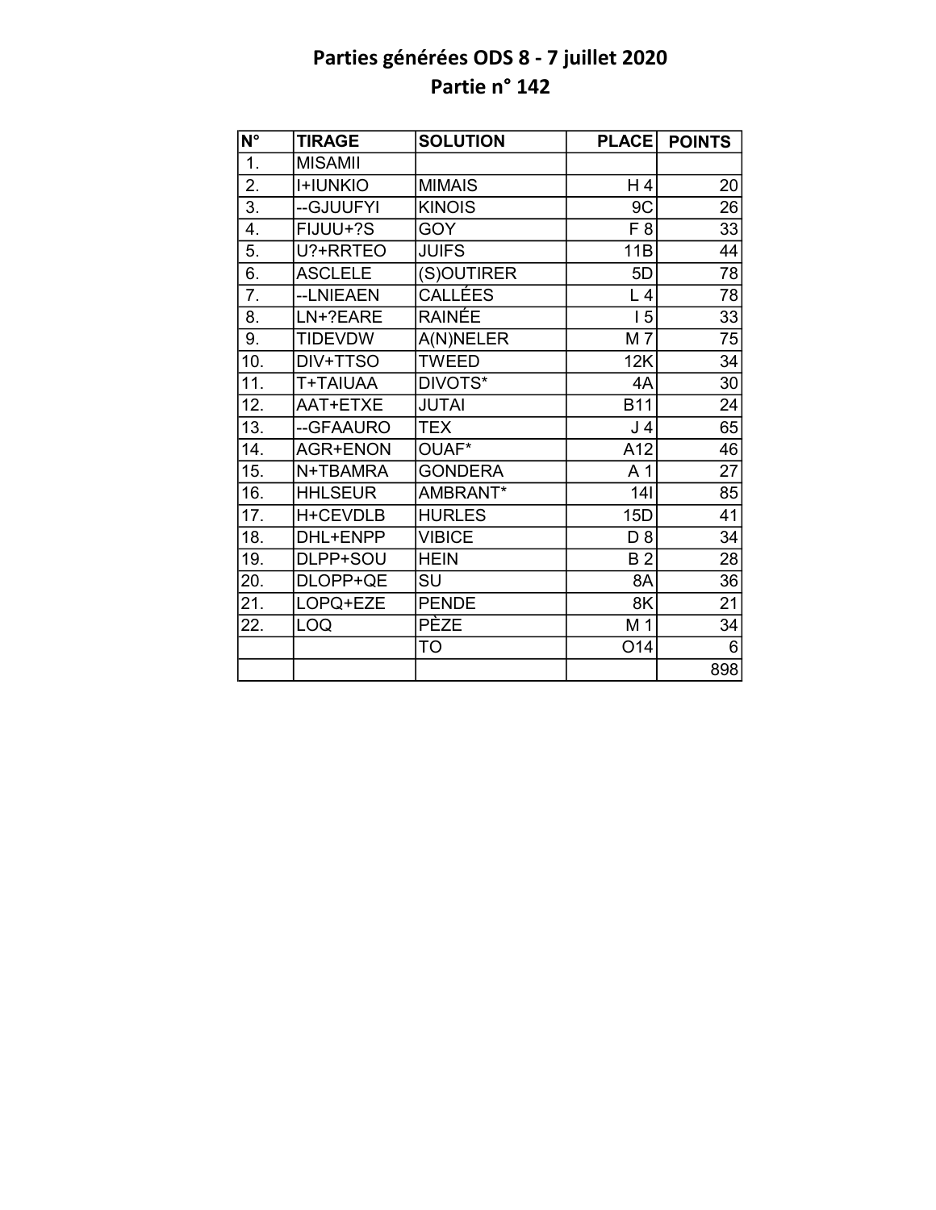# Parties générées ODS 8 - 7 juillet 2020
## Partie n° 142

| N° | TIRAGE | SOLUTION | PLACE | POINTS |
|---|---|---|---|---|
| 1. | MISAMII | | | |
| 2. | I+IUNKIO | MIMAIS | H 4 | 20 |
| 3. | --GJUUFYI | KINOIS | 9C | 26 |
| 4. | FIJUU+?S | GOY | F 8 | 33 |
| 5. | U?+RRTEO | JUIFS | 11B | 44 |
| 6. | ASCLELE | (S)OUTIRER | 5D | 78 |
| 7. | --LNIEAEN | CALLÉES | L 4 | 78 |
| 8. | LN+?EARE | RAINÉE | I 5 | 33 |
| 9. | TIDEVDW | A(N)NELER | M 7 | 75 |
| 10. | DIV+TTSO | TWEED | 12K | 34 |
| 11. | T+TAIUAA | DIVOTS* | 4A | 30 |
| 12. | AAT+ETXE | JUTAI | B11 | 24 |
| 13. | --GFAAURO | TEX | J 4 | 65 |
| 14. | AGR+ENON | OUAF* | A12 | 46 |
| 15. | N+TBAMRA | GONDERA | A 1 | 27 |
| 16. | HHLSEUR | AMBRANT* | 14I | 85 |
| 17. | H+CEVDLB | HURLES | 15D | 41 |
| 18. | DHL+ENPP | VIBICE | D 8 | 34 |
| 19. | DLPP+SOU | HEIN | B 2 | 28 |
| 20. | DLOPP+QE | SU | 8A | 36 |
| 21. | LOPQ+EZE | PENDE | 8K | 21 |
| 22. | LOQ | PÈZE | M 1 | 34 |
| | | TO | O14 | 6 |
| | | | | 898 |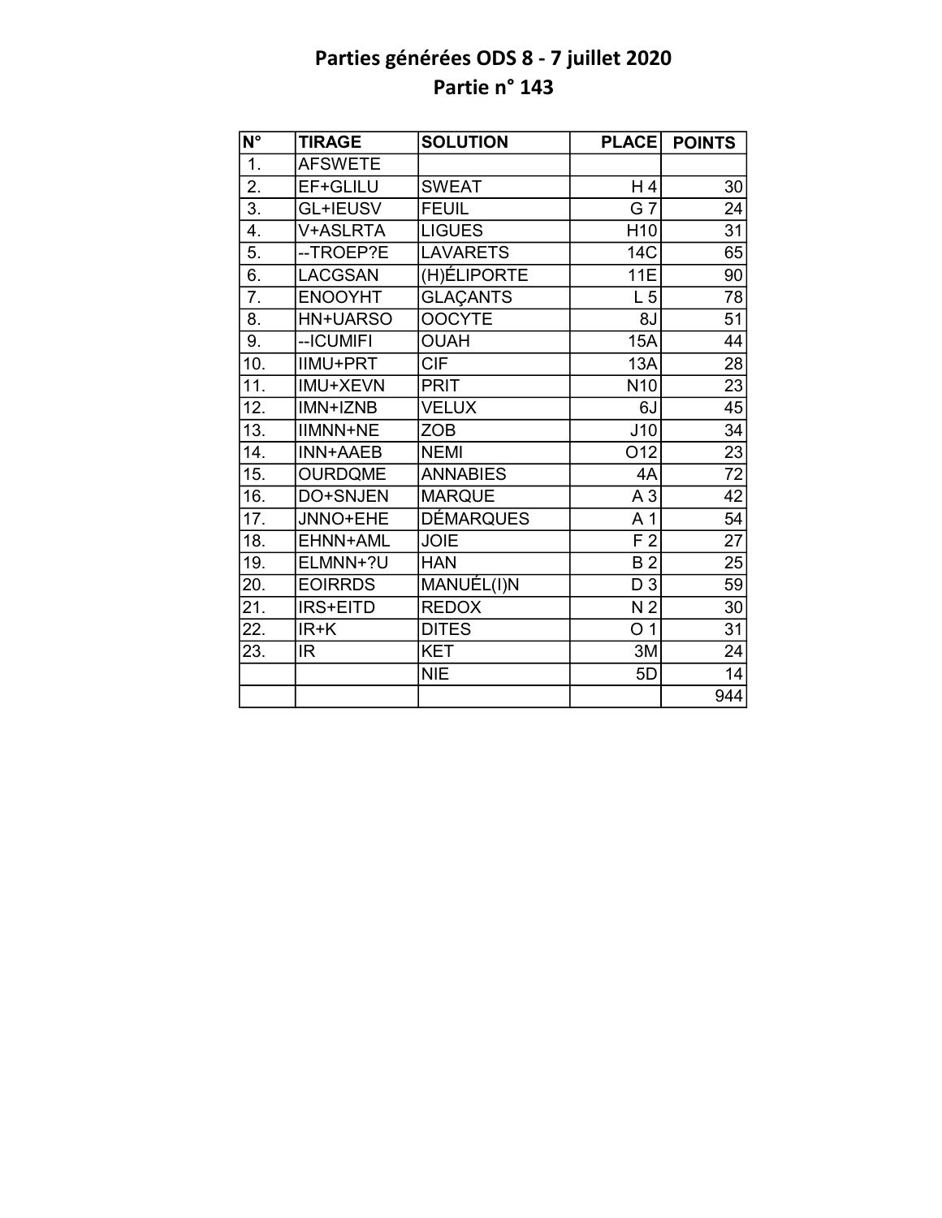# Parties générées ODS 8 - 7 juillet 2020
## Partie n° 143

| N° | TIRAGE | SOLUTION | PLACE | POINTS |
|---|---|---|---|---|
| 1. | AFSWETE | | | |
| 2. | EF+GLILU | SWEAT | H 4 | 30 |
| 3. | GL+IEUSV | FEUIL | G 7 | 24 |
| 4. | V+ASLRTA | LIGUES | H10 | 31 |
| 5. | --TROEP?E | LAVARETS | 14C | 65 |
| 6. | LACGSAN | (H)ÉLIPORTE | 11E | 90 |
| 7. | ENOOYHT | GLAÇANTS | L 5 | 78 |
| 8. | HN+UARSO | OOCYTE | 8J | 51 |
| 9. | --ICUMIFI | OUAH | 15A | 44 |
| 10. | IIMU+PRT | CIF | 13A | 28 |
| 11. | IMU+XEVN | PRIT | N10 | 23 |
| 12. | IMN+IZNB | VELUX | 6J | 45 |
| 13. | IIMNN+NE | ZOB | J10 | 34 |
| 14. | INN+AAEB | NEMI | O12 | 23 |
| 15. | OURDQME | ANNABIES | 4A | 72 |
| 16. | DO+SNJEN | MARQUE | A 3 | 42 |
| 17. | JNNO+EHE | DÉMARQUES | A 1 | 54 |
| 18. | EHNN+AML | JOIE | F 2 | 27 |
| 19. | ELMNN+?U | HAN | B 2 | 25 |
| 20. | EOIRRDS | MANUÉL(I)N | D 3 | 59 |
| 21. | IRS+EITD | REDOX | N 2 | 30 |
| 22. | IR+K | DITES | O 1 | 31 |
| 23. | IR | KET | 3M | 24 |
| | | NIE | 5D | 14 |
| | | | | 944 |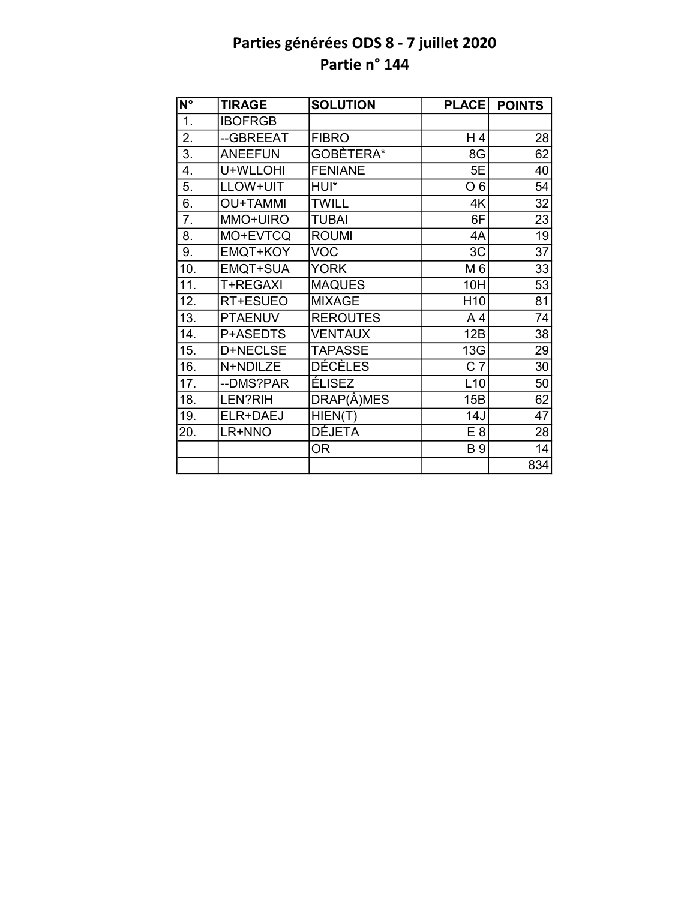# Parties générées ODS 8 - 7 juillet 2020
## Partie n° 144

| N° | TIRAGE | SOLUTION | PLACE | POINTS |
|---|---|---|---|---|
| 1. | IBOFRGB | | | |
| 2. | --GBREEAT | FIBRO | H 4 | 28 |
| 3. | ANEEFUN | GOBÈTERA* | 8G | 62 |
| 4. | U+WLLOHI | FENIANE | 5E | 40 |
| 5. | LLOW+UIT | HUI* | O 6 | 54 |
| 6. | OU+TAMMI | TWILL | 4K | 32 |
| 7. | MMO+UIRO | TUBAI | 6F | 23 |
| 8. | MO+EVTCQ | ROUMI | 4A | 19 |
| 9. | EMQT+KOY | VOC | 3C | 37 |
| 10. | EMQT+SUA | YORK | M 6 | 33 |
| 11. | T+REGAXI | MAQUES | 10H | 53 |
| 12. | RT+ESUEO | MIXAGE | H10 | 81 |
| 13. | PTAENUV | REROUTES | A 4 | 74 |
| 14. | P+ASEDTS | VENTAUX | 12B | 38 |
| 15. | D+NECLSE | TAPASSE | 13G | 29 |
| 16. | N+NDILZE | DÉCÈLES | C 7 | 30 |
| 17. | --DMS?PAR | ÉLISEZ | L10 | 50 |
| 18. | LEN?RIH | DRAP(Â)MES | 15B | 62 |
| 19. | ELR+DAEJ | HIEN(T) | 14J | 47 |
| 20. | LR+NNO | DÉJETA | E 8 | 28 |
| | | OR | B 9 | 14 |
| | | | | 834 |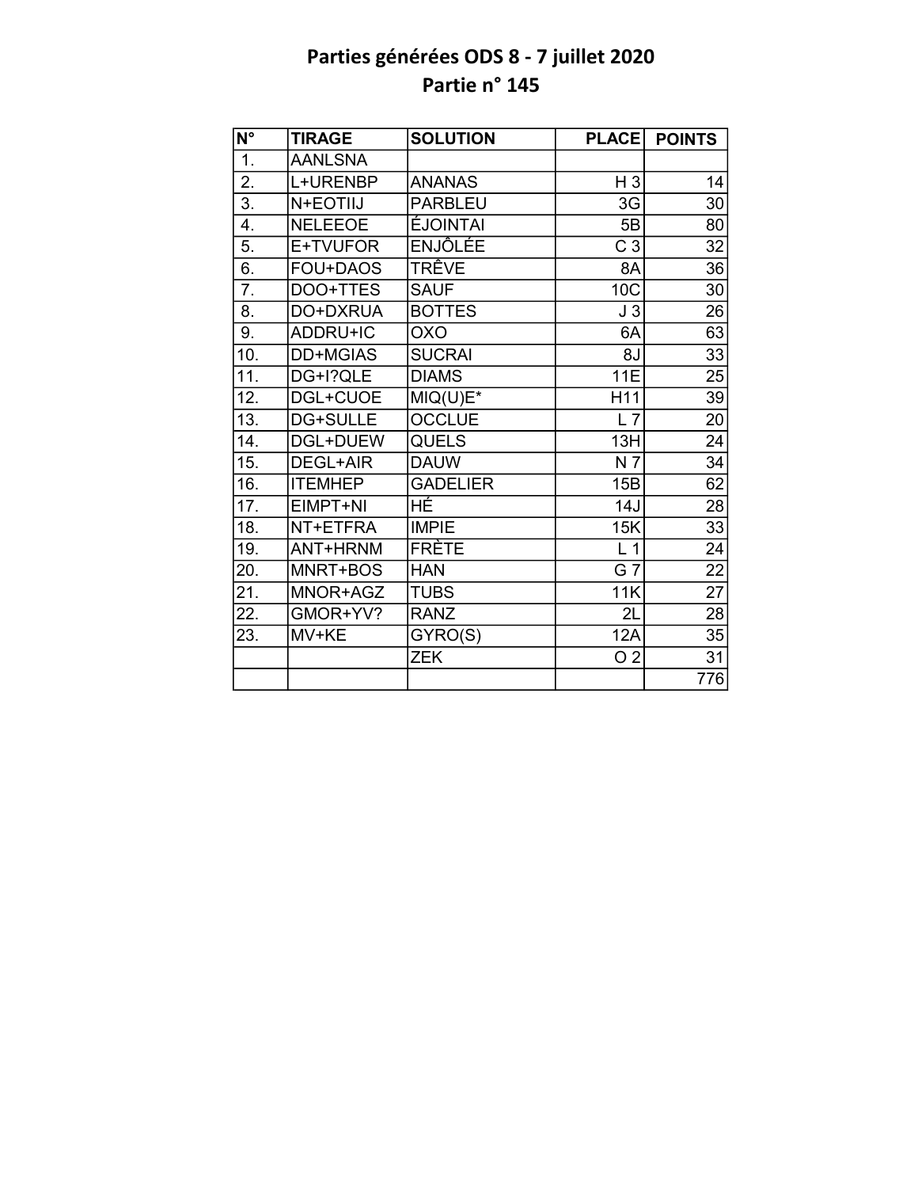# Parties générées ODS 8 - 7 juillet 2020
## Partie n° 145

| N° | TIRAGE | SOLUTION | PLACE | POINTS |
|---|---|---|---|---|
| 1. | AANLSNA | | | |
| 2. | L+URENBP | ANANAS | H 3 | 14 |
| 3. | N+EOTIIJ | PARBLEU | 3G | 30 |
| 4. | NELEEOE | ÉJOINTAI | 5B | 80 |
| 5. | E+TVUFOR | ENJÔLÉE | C 3 | 32 |
| 6. | FOU+DAOS | TRÊVE | 8A | 36 |
| 7. | DOO+TTES | SAUF | 10C | 30 |
| 8. | DO+DXRUA | BOTTES | J 3 | 26 |
| 9. | ADDRU+IC | OXO | 6A | 63 |
| 10. | DD+MGIAS | SUCRAI | 8J | 33 |
| 11. | DG+I?QLE | DIAMS | 11E | 25 |
| 12. | DGL+CUOE | MIQ(U)E* | H11 | 39 |
| 13. | DG+SULLE | OCCLUE | L 7 | 20 |
| 14. | DGL+DUEW | QUELS | 13H | 24 |
| 15. | DEGL+AIR | DAUW | N 7 | 34 |
| 16. | ITEMHEP | GADELIER | 15B | 62 |
| 17. | EIMPT+NI | HÉ | 14J | 28 |
| 18. | NT+ETFRA | IMPIE | 15K | 33 |
| 19. | ANT+HRNM | FRÈTE | L 1 | 24 |
| 20. | MNRT+BOS | HAN | G 7 | 22 |
| 21. | MNOR+AGZ | TUBS | 11K | 27 |
| 22. | GMOR+YV? | RANZ | 2L | 28 |
| 23. | MV+KE | GYRO(S) | 12A | 35 |
| | | ZEK | O 2 | 31 |
| | | | | 776 |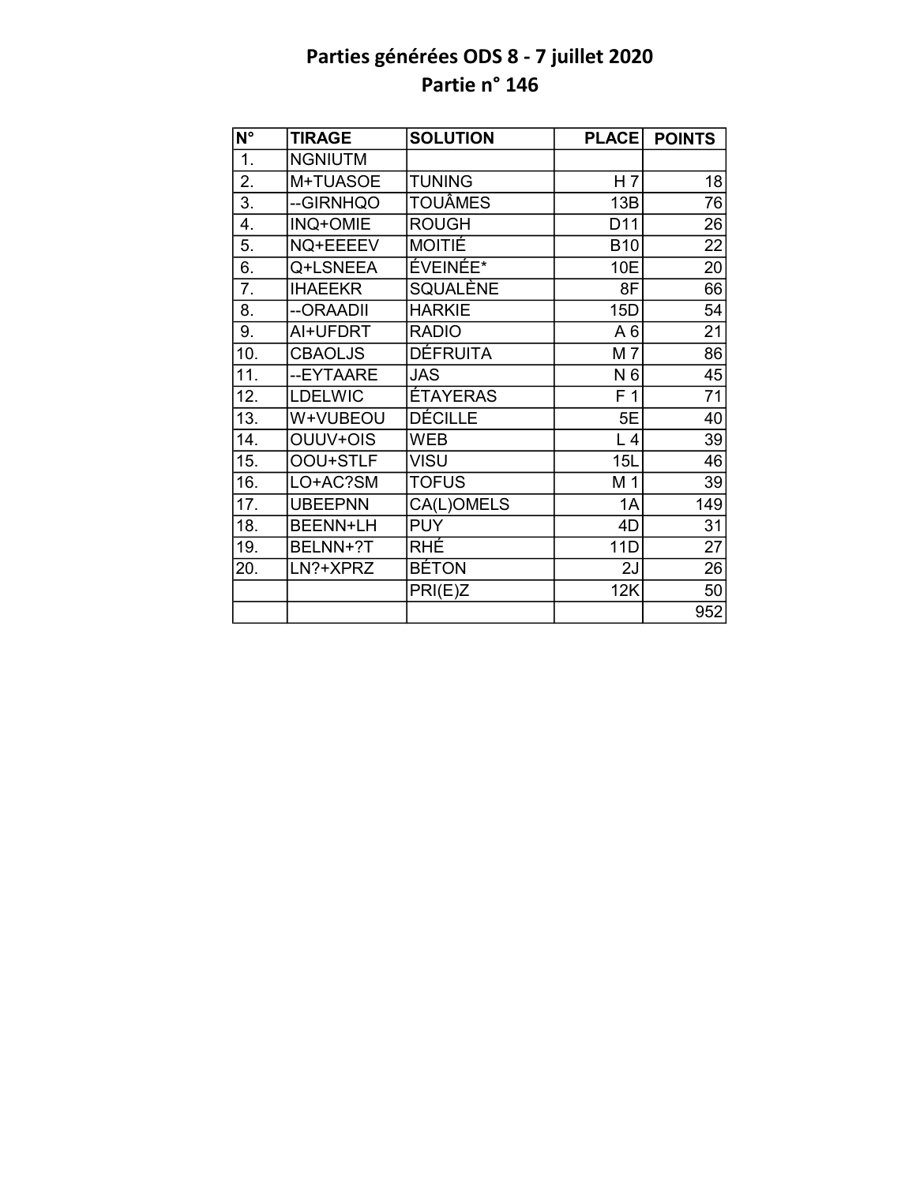# Parties générées ODS 8 - 7 juillet 2020
## Partie n° 146

| N° | TIRAGE | SOLUTION | PLACE | POINTS |
|---|---|---|---|---|
| 1. | NGNIUTM | | | |
| 2. | M+TUASOE | TUNING | H 7 | 18 |
| 3. | --GIRNHQO | TOUÂMES | 13B | 76 |
| 4. | INQ+OMIE | ROUGH | D11 | 26 |
| 5. | NQ+EEEEV | MOITIÉ | B10 | 22 |
| 6. | Q+LSNEEA | ÉVEINÉE* | 10E | 20 |
| 7. | IHAEEKR | SQUALÈNE | 8F | 66 |
| 8. | --ORAADII | HARKIE | 15D | 54 |
| 9. | AI+UFDRT | RADIO | A 6 | 21 |
| 10. | CBAOLJS | DÉFRUITA | M 7 | 86 |
| 11. | --EYTAARE | JAS | N 6 | 45 |
| 12. | LDELWIC | ÉTAYERAS | F 1 | 71 |
| 13. | W+VUBEOU | DÉCILLE | 5E | 40 |
| 14. | OUUV+OIS | WEB | L 4 | 39 |
| 15. | OOU+STLF | VISU | 15L | 46 |
| 16. | LO+AC?SM | TOFUS | M 1 | 39 |
| 17. | UBEEPNN | CA(L)OMELS | 1A | 149 |
| 18. | BEENN+LH | PUY | 4D | 31 |
| 19. | BELNN+?T | RHÉ | 11D | 27 |
| 20. | LN?+XPRZ | BÉTON | 2J | 26 |
| | | PRI(E)Z | 12K | 50 |
| | | | | 952 |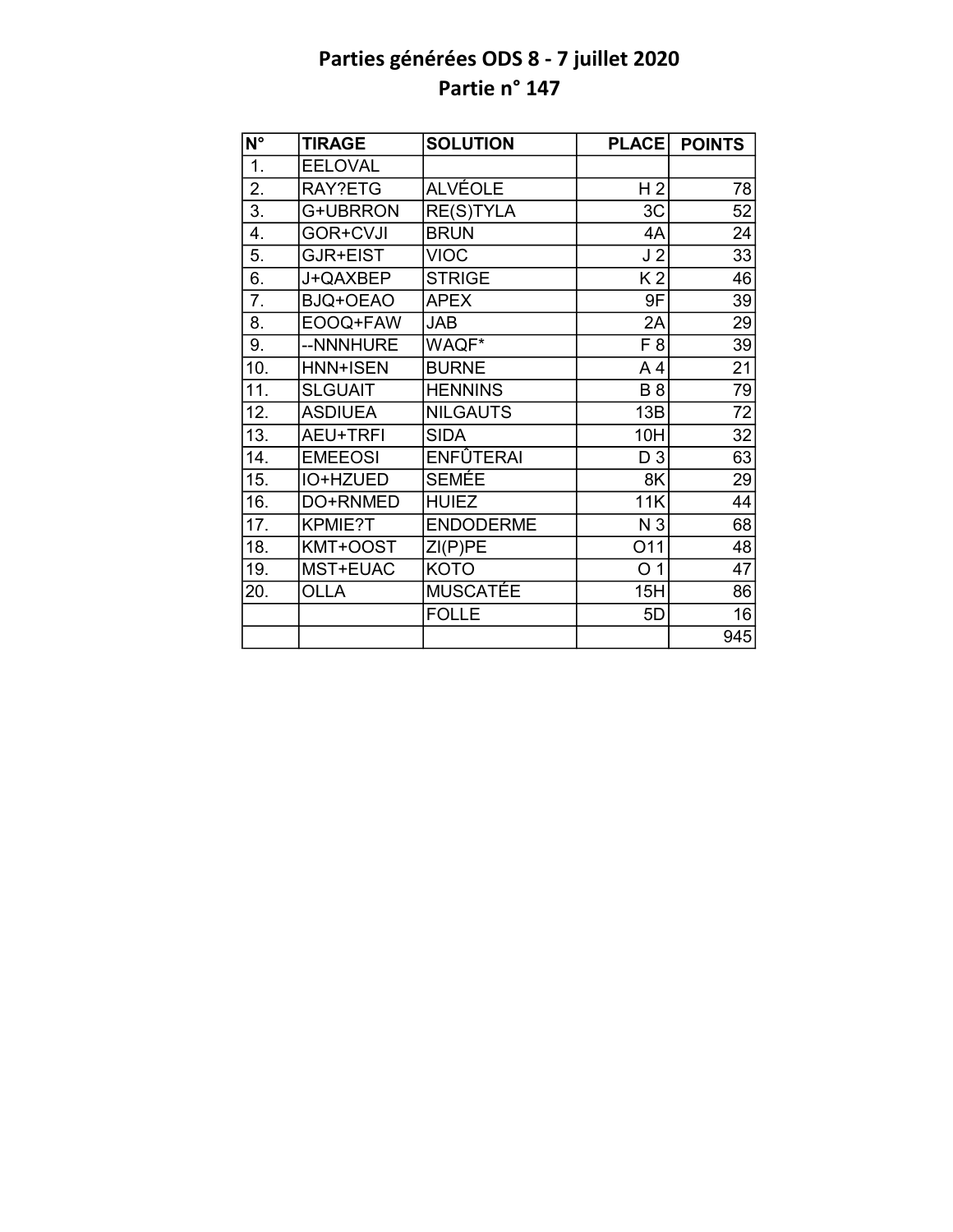# Parties générées ODS 8 - 7 juillet 2020
## Partie n° 147

| N° | TIRAGE | SOLUTION | PLACE | POINTS |
|---|---|---|---|---|
| 1. | EELOVAL | | | |
| 2. | RAY?ETG | ALVÉOLE | H 2 | 78 |
| 3. | G+UBRRON | RE(S)TYLA | 3C | 52 |
| 4. | GOR+CVJI | BRUN | 4A | 24 |
| 5. | GJR+EIST | VIOC | J 2 | 33 |
| 6. | J+QAXBEP | STRIGE | K 2 | 46 |
| 7. | BJQ+OEAO | APEX | 9F | 39 |
| 8. | EOOQ+FAW | JAB | 2A | 29 |
| 9. | --NNNHURE | WAQF* | F 8 | 39 |
| 10. | HNN+ISEN | BURNE | A 4 | 21 |
| 11. | SLGUAIT | HENNINS | B 8 | 79 |
| 12. | ASDIUEA | NILGAUTS | 13B | 72 |
| 13. | AEU+TRFI | SIDA | 10H | 32 |
| 14. | EMEEOSI | ENFÛTERAI | D 3 | 63 |
| 15. | IO+HZUED | SEMÉE | 8K | 29 |
| 16. | DO+RNMED | HUIEZ | 11K | 44 |
| 17. | KPMIE?T | ENDODERME | N 3 | 68 |
| 18. | KMT+OOST | ZI(P)PE | O11 | 48 |
| 19. | MST+EUAC | KOTO | O 1 | 47 |
| 20. | OLLA | MUSCATÉE | 15H | 86 |
| | | FOLLE | 5D | 16 |
| | | | | 945 |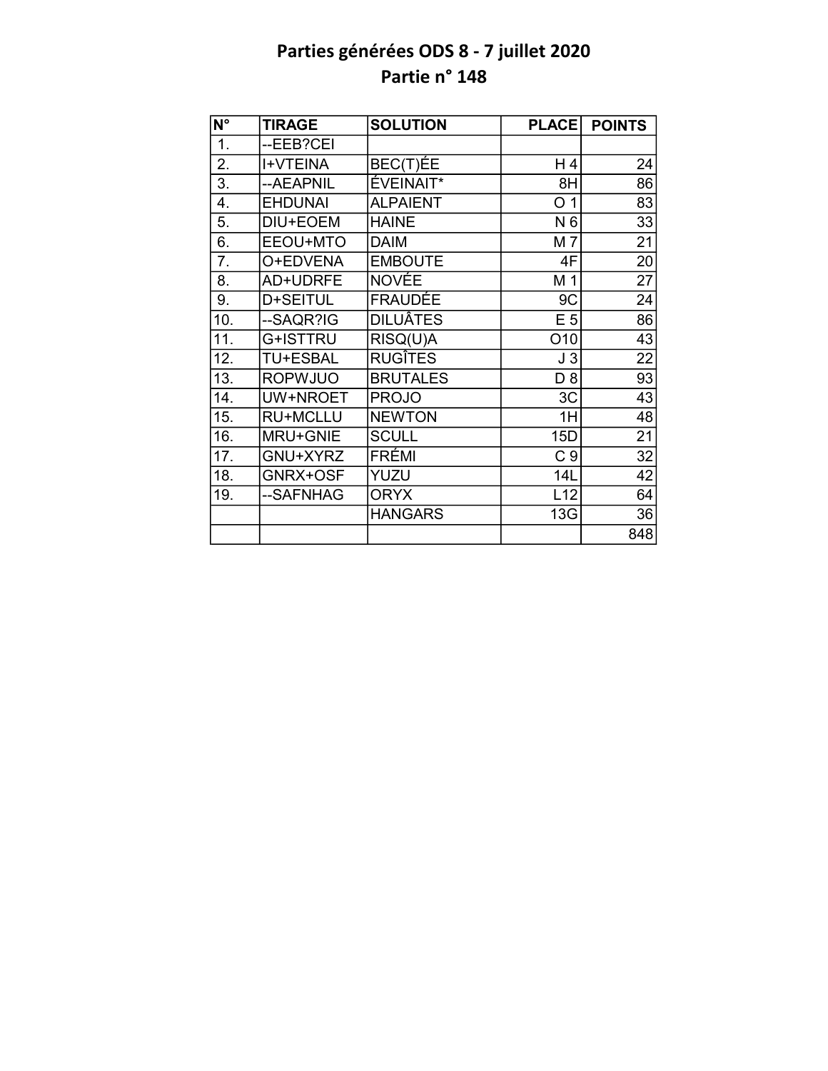# Parties générées ODS 8 - 7 juillet 2020
## Partie n° 148

| N° | TIRAGE | SOLUTION | PLACE | POINTS |
|---|---|---|---|---|
| 1. | --EEB?CEI | | | |
| 2. | I+VTEINA | BEC(T)ÉE | H 4 | 24 |
| 3. | --AEAPNIL | ÉVEINAIT* | 8H | 86 |
| 4. | EHDUNAI | ALPAIENT | O 1 | 83 |
| 5. | DIU+EOEM | HAINE | N 6 | 33 |
| 6. | EEOU+MTO | DAIM | M 7 | 21 |
| 7. | O+EDVENA | EMBOUTE | 4F | 20 |
| 8. | AD+UDRFE | NOVÉE | M 1 | 27 |
| 9. | D+SEITUL | FRAUDÉE | 9C | 24 |
| 10. | --SAQR?IG | DILUÂTES | E 5 | 86 |
| 11. | G+ISTTRU | RISQ(U)A | O10 | 43 |
| 12. | TU+ESBAL | RUGÎTES | J 3 | 22 |
| 13. | ROPWJUO | BRUTALES | D 8 | 93 |
| 14. | UW+NROET | PROJO | 3C | 43 |
| 15. | RU+MCLLU | NEWTON | 1H | 48 |
| 16. | MRU+GNIE | SCULL | 15D | 21 |
| 17. | GNU+XYRZ | FRÉMI | C 9 | 32 |
| 18. | GNRX+OSF | YUZU | 14L | 42 |
| 19. | --SAFNHAG | ORYX | L12 | 64 |
| | | HANGARS | 13G | 36 |
| | | | | 848 |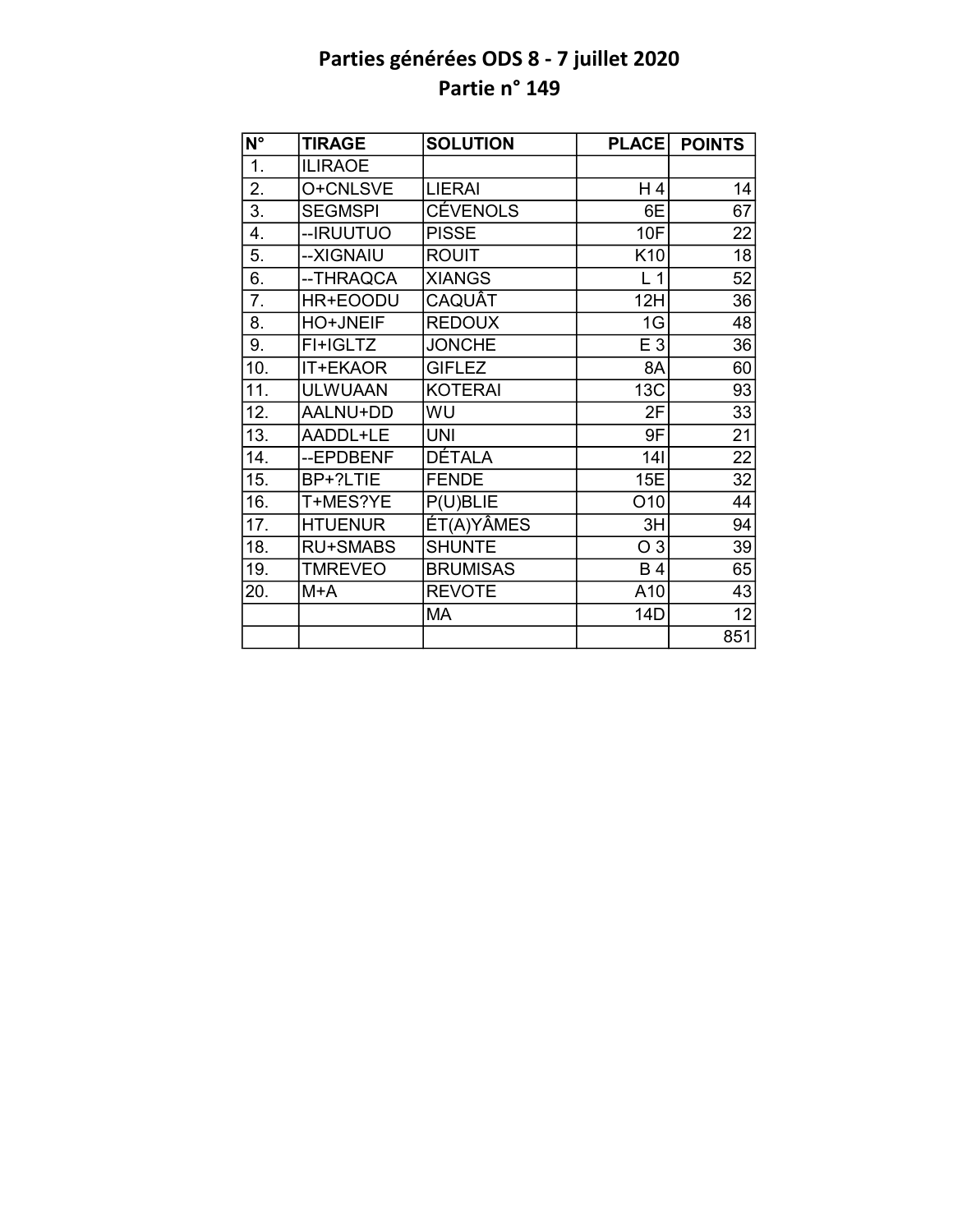# Parties générées ODS 8 - 7 juillet 2020

## Partie n° 149

| N° | TIRAGE | SOLUTION | PLACE | POINTS |
|---|---|---|---|---|
| 1. | ILIRAOE | | | |
| 2. | O+CNLSVE | LIERAI | H 4 | 14 |
| 3. | SEGMSPI | CÉVENOLS | 6E | 67 |
| 4. | --IRUUTUO | PISSE | 10F | 22 |
| 5. | --XIGNAIU | ROUIT | K10 | 18 |
| 6. | --THRAQCA | XIANGS | L 1 | 52 |
| 7. | HR+EOODU | CAQUÂT | 12H | 36 |
| 8. | HO+JNEIF | REDOUX | 1G | 48 |
| 9. | FI+IGLTZ | JONCHE | E 3 | 36 |
| 10. | IT+EKAOR | GIFLEZ | 8A | 60 |
| 11. | ULWUAAN | KOTERAI | 13C | 93 |
| 12. | AALNU+DD | WU | 2F | 33 |
| 13. | AADDL+LE | UNI | 9F | 21 |
| 14. | --EPDBENF | DÉTALA | 14I | 22 |
| 15. | BP+?LTIE | FENDE | 15E | 32 |
| 16. | T+MES?YE | P(U)BLIE | O10 | 44 |
| 17. | HTUENUR | ÉT(A)YÂMES | 3H | 94 |
| 18. | RU+SMABS | SHUNTE | O 3 | 39 |
| 19. | TMREVEO | BRUMISAS | B 4 | 65 |
| 20. | M+A | REVOTE | A10 | 43 |
| | | MA | 14D | 12 |
| | | | | 851 |